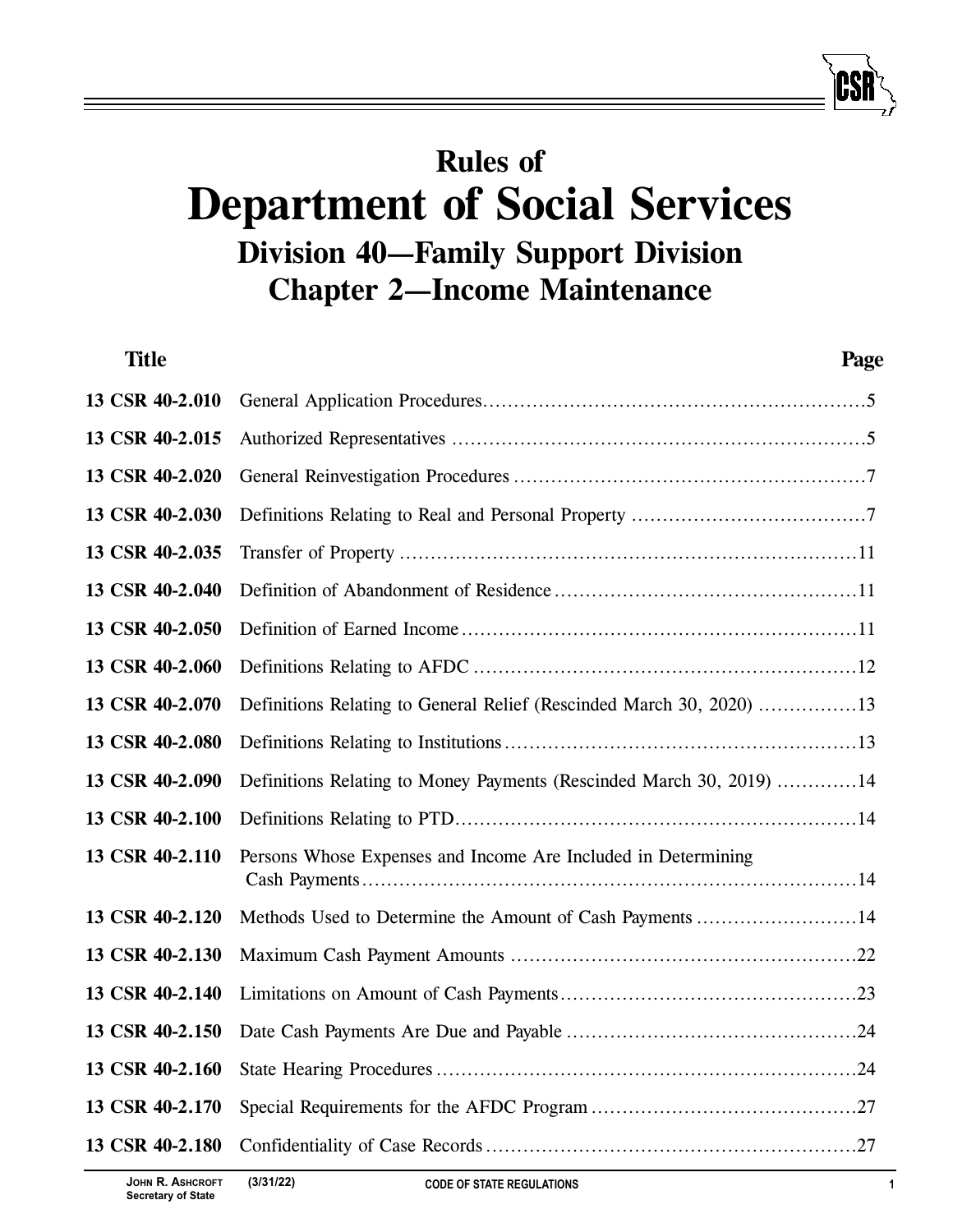# Rules of
# Department of Social Services
## Division 40—Family Support Division
## Chapter 2—Income Maintenance

| Title | | Page |
|---|---|---|
| 13 CSR 40-2.010 | General Application Procedures | 5 |
| 13 CSR 40-2.015 | Authorized Representatives | 5 |
| 13 CSR 40-2.020 | General Reinvestigation Procedures | 7 |
| 13 CSR 40-2.030 | Definitions Relating to Real and Personal Property | 7 |
| 13 CSR 40-2.035 | Transfer of Property | 11 |
| 13 CSR 40-2.040 | Definition of Abandonment of Residence | 11 |
| 13 CSR 40-2.050 | Definition of Earned Income | 11 |
| 13 CSR 40-2.060 | Definitions Relating to AFDC | 12 |
| 13 CSR 40-2.070 | Definitions Relating to General Relief (Rescinded March 30, 2020) | 13 |
| 13 CSR 40-2.080 | Definitions Relating to Institutions | 13 |
| 13 CSR 40-2.090 | Definitions Relating to Money Payments (Rescinded March 30, 2019) | 14 |
| 13 CSR 40-2.100 | Definitions Relating to PTD | 14 |
| 13 CSR 40-2.110 | Persons Whose Expenses and Income Are Included in Determining Cash Payments | 14 |
| 13 CSR 40-2.120 | Methods Used to Determine the Amount of Cash Payments | 14 |
| 13 CSR 40-2.130 | Maximum Cash Payment Amounts | 22 |
| 13 CSR 40-2.140 | Limitations on Amount of Cash Payments | 23 |
| 13 CSR 40-2.150 | Date Cash Payments Are Due and Payable | 24 |
| 13 CSR 40-2.160 | State Hearing Procedures | 24 |
| 13 CSR 40-2.170 | Special Requirements for the AFDC Program | 27 |
| 13 CSR 40-2.180 | Confidentiality of Case Records | 27 |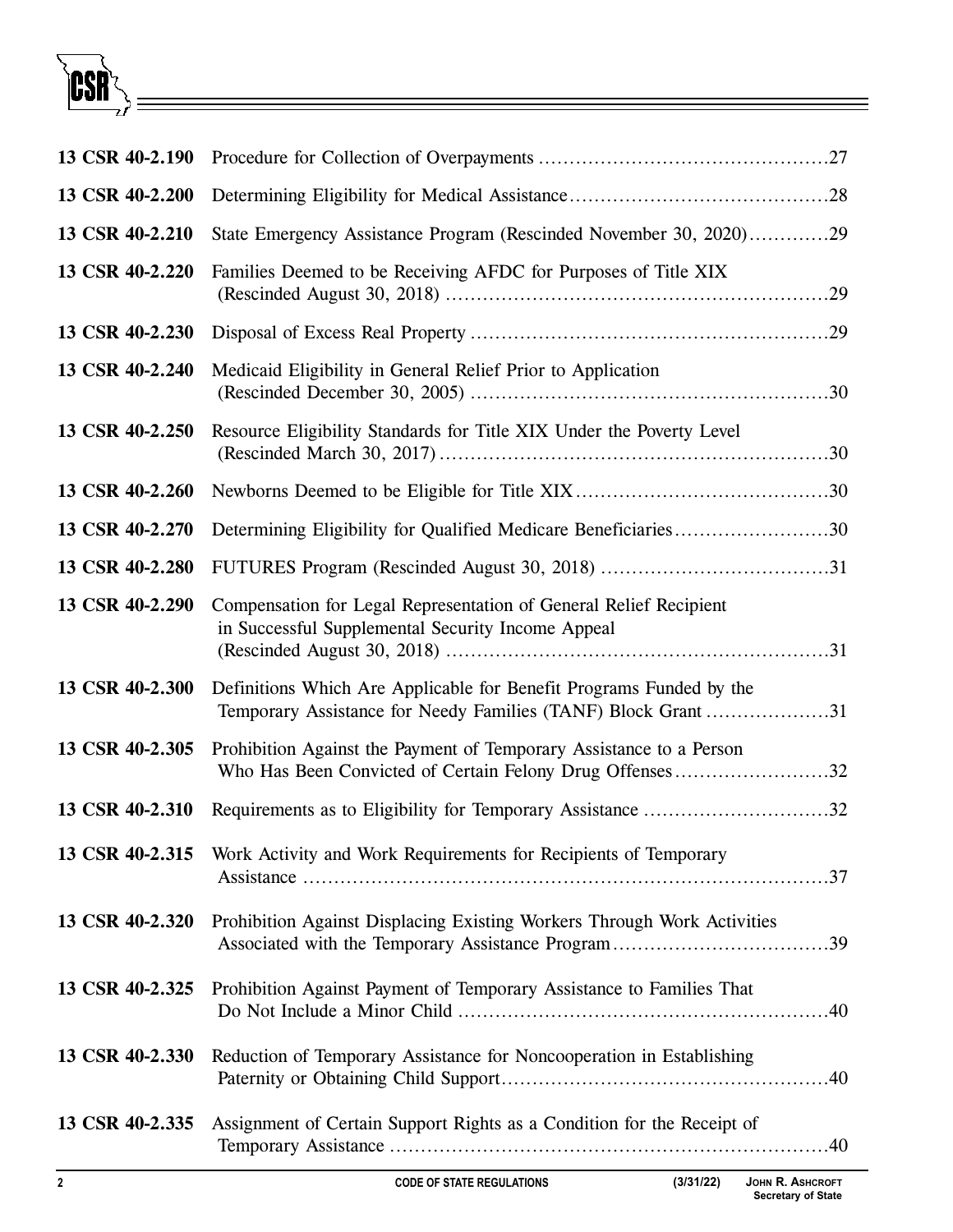| | | |
|---|---|---|
| **13 CSR 40-2.190** | Procedure for Collection of Overpayments | 27 |
| **13 CSR 40-2.200** | Determining Eligibility for Medical Assistance | 28 |
| **13 CSR 40-2.210** | State Emergency Assistance Program (Rescinded November 30, 2020) | 29 |
| **13 CSR 40-2.220** | Families Deemed to be Receiving AFDC for Purposes of Title XIX (Rescinded August 30, 2018) | 29 |
| **13 CSR 40-2.230** | Disposal of Excess Real Property | 29 |
| **13 CSR 40-2.240** | Medicaid Eligibility in General Relief Prior to Application (Rescinded December 30, 2005) | 30 |
| **13 CSR 40-2.250** | Resource Eligibility Standards for Title XIX Under the Poverty Level (Rescinded March 30, 2017) | 30 |
| **13 CSR 40-2.260** | Newborns Deemed to be Eligible for Title XIX | 30 |
| **13 CSR 40-2.270** | Determining Eligibility for Qualified Medicare Beneficiaries | 30 |
| **13 CSR 40-2.280** | FUTURES Program (Rescinded August 30, 2018) | 31 |
| **13 CSR 40-2.290** | Compensation for Legal Representation of General Relief Recipient in Successful Supplemental Security Income Appeal (Rescinded August 30, 2018) | 31 |
| **13 CSR 40-2.300** | Definitions Which Are Applicable for Benefit Programs Funded by the Temporary Assistance for Needy Families (TANF) Block Grant | 31 |
| **13 CSR 40-2.305** | Prohibition Against the Payment of Temporary Assistance to a Person Who Has Been Convicted of Certain Felony Drug Offenses | 32 |
| **13 CSR 40-2.310** | Requirements as to Eligibility for Temporary Assistance | 32 |
| **13 CSR 40-2.315** | Work Activity and Work Requirements for Recipients of Temporary Assistance | 37 |
| **13 CSR 40-2.320** | Prohibition Against Displacing Existing Workers Through Work Activities Associated with the Temporary Assistance Program | 39 |
| **13 CSR 40-2.325** | Prohibition Against Payment of Temporary Assistance to Families That Do Not Include a Minor Child | 40 |
| **13 CSR 40-2.330** | Reduction of Temporary Assistance for Noncooperation in Establishing Paternity or Obtaining Child Support | 40 |
| **13 CSR 40-2.335** | Assignment of Certain Support Rights as a Condition for the Receipt of Temporary Assistance | 40 |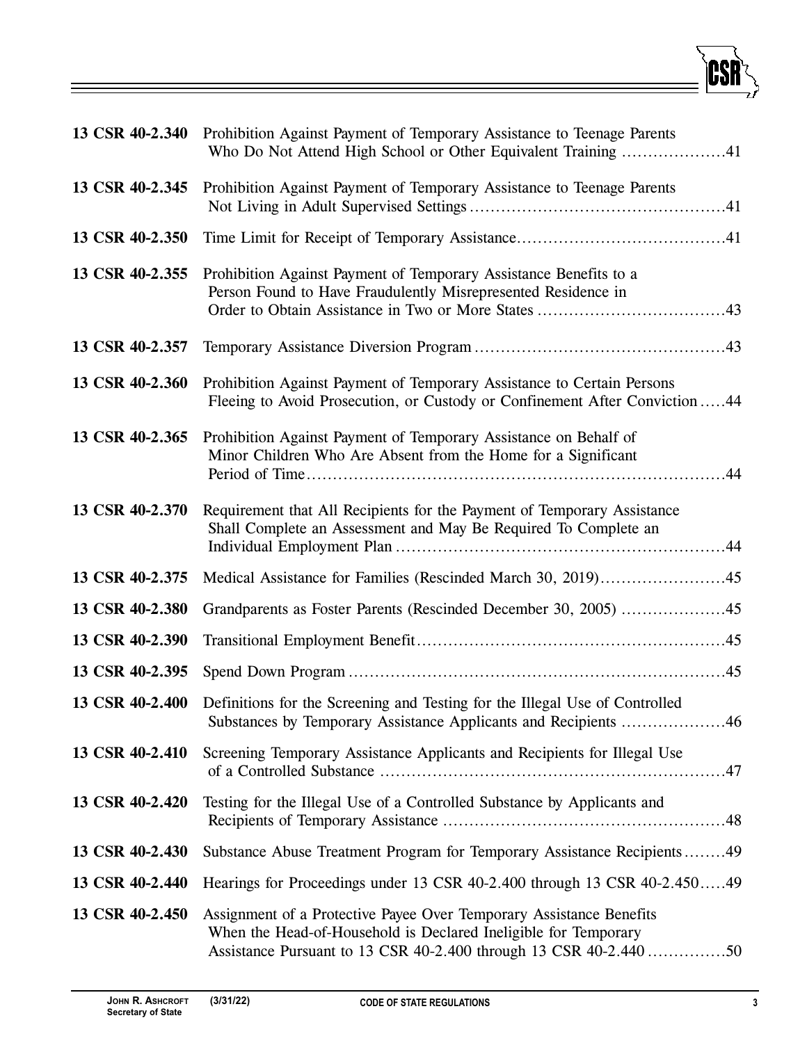| | | |
|---|---|---|
| **13 CSR 40-2.340** | Prohibition Against Payment of Temporary Assistance to Teenage Parents Who Do Not Attend High School or Other Equivalent Training | 41 |
| **13 CSR 40-2.345** | Prohibition Against Payment of Temporary Assistance to Teenage Parents Not Living in Adult Supervised Settings | 41 |
| **13 CSR 40-2.350** | Time Limit for Receipt of Temporary Assistance | 41 |
| **13 CSR 40-2.355** | Prohibition Against Payment of Temporary Assistance Benefits to a Person Found to Have Fraudulently Misrepresented Residence in Order to Obtain Assistance in Two or More States | 43 |
| **13 CSR 40-2.357** | Temporary Assistance Diversion Program | 43 |
| **13 CSR 40-2.360** | Prohibition Against Payment of Temporary Assistance to Certain Persons Fleeing to Avoid Prosecution, or Custody or Confinement After Conviction | 44 |
| **13 CSR 40-2.365** | Prohibition Against Payment of Temporary Assistance on Behalf of Minor Children Who Are Absent from the Home for a Significant Period of Time | 44 |
| **13 CSR 40-2.370** | Requirement that All Recipients for the Payment of Temporary Assistance Shall Complete an Assessment and May Be Required To Complete an Individual Employment Plan | 44 |
| **13 CSR 40-2.375** | Medical Assistance for Families (Rescinded March 30, 2019) | 45 |
| **13 CSR 40-2.380** | Grandparents as Foster Parents (Rescinded December 30, 2005) | 45 |
| **13 CSR 40-2.390** | Transitional Employment Benefit | 45 |
| **13 CSR 40-2.395** | Spend Down Program | 45 |
| **13 CSR 40-2.400** | Definitions for the Screening and Testing for the Illegal Use of Controlled Substances by Temporary Assistance Applicants and Recipients | 46 |
| **13 CSR 40-2.410** | Screening Temporary Assistance Applicants and Recipients for Illegal Use of a Controlled Substance | 47 |
| **13 CSR 40-2.420** | Testing for the Illegal Use of a Controlled Substance by Applicants and Recipients of Temporary Assistance | 48 |
| **13 CSR 40-2.430** | Substance Abuse Treatment Program for Temporary Assistance Recipients | 49 |
| **13 CSR 40-2.440** | Hearings for Proceedings under 13 CSR 40-2.400 through 13 CSR 40-2.450 | 49 |
| **13 CSR 40-2.450** | Assignment of a Protective Payee Over Temporary Assistance Benefits When the Head-of-Household is Declared Ineligible for Temporary Assistance Pursuant to 13 CSR 40-2.400 through 13 CSR 40-2.440 | 50 |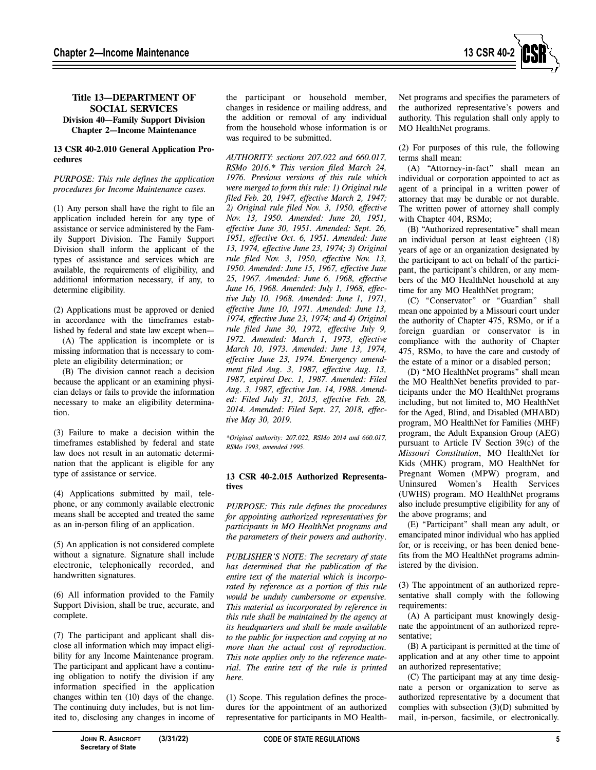**Title 13—DEPARTMENT OF SOCIAL SERVICES**
**Division 40—Family Support Division**
**Chapter 2—Income Maintenance**

**13 CSR 40-2.010 General Application Procedures**

*PURPOSE: This rule defines the application procedures for Income Maintenance cases.*

(1) Any person shall have the right to file an application included herein for any type of assistance or service administered by the Family Support Division. The Family Support Division shall inform the applicant of the types of assistance and services which are available, the requirements of eligibility, and additional information necessary, if any, to determine eligibility.

(2) Applications must be approved or denied in accordance with the timeframes established by federal and state law except when—

(A) The application is incomplete or is missing information that is necessary to complete an eligibility determination; or

(B) The division cannot reach a decision because the applicant or an examining physician delays or fails to provide the information necessary to make an eligibility determination.

(3) Failure to make a decision within the timeframes established by federal and state law does not result in an automatic determination that the applicant is eligible for any type of assistance or service.

(4) Applications submitted by mail, telephone, or any commonly available electronic means shall be accepted and treated the same as an in-person filing of an application.

(5) An application is not considered complete without a signature. Signature shall include electronic, telephonically recorded, and handwritten signatures.

(6) All information provided to the Family Support Division, shall be true, accurate, and complete.

(7) The participant and applicant shall disclose all information which may impact eligibility for any Income Maintenance program. The participant and applicant have a continuing obligation to notify the division if any information specified in the application changes within ten (10) days of the change. The continuing duty includes, but is not limited to, disclosing any changes in income of the participant or household member, changes in residence or mailing address, and the addition or removal of any individual from the household whose information is or was required to be submitted.

*AUTHORITY: sections 207.022 and 660.017, RSMo 2016.\* This version filed March 24, 1976. Previous versions of this rule which were merged to form this rule: 1) Original rule filed Feb. 20, 1947, effective March 2, 1947; 2) Original rule filed Nov. 3, 1950, effective Nov. 13, 1950. Amended: June 20, 1951, effective June 30, 1951. Amended: Sept. 26, 1951, effective Oct. 6, 1951. Amended: June 13, 1974, effective June 23, 1974; 3) Original rule filed Nov. 3, 1950, effective Nov. 13, 1950. Amended: June 15, 1967, effective June 25, 1967. Amended: June 6, 1968, effective June 16, 1968. Amended: July 1, 1968, effective July 10, 1968. Amended: June 1, 1971, effective June 10, 1971. Amended: June 13, 1974, effective June 23, 1974; and 4) Original rule filed June 30, 1972, effective July 9, 1972. Amended: March 1, 1973, effective March 10, 1973. Amended: June 13, 1974, effective June 23, 1974. Emergency amendment filed Aug. 3, 1987, effective Aug. 13, 1987, expired Dec. 1, 1987. Amended: Filed Aug. 3, 1987, effective Jan. 14, 1988. Amended: Filed July 31, 2013, effective Feb. 28, 2014. Amended: Filed Sept. 27, 2018, effective May 30, 2019.*

*\*Original authority: 207.022, RSMo 2014 and 660.017, RSMo 1993, amended 1995.*

**13 CSR 40-2.015 Authorized Representatives**

*PURPOSE: This rule defines the procedures for appointing authorized representatives for participants in MO HealthNet programs and the parameters of their powers and authority.*

*PUBLISHER'S NOTE: The secretary of state has determined that the publication of the entire text of the material which is incorporated by reference as a portion of this rule would be unduly cumbersome or expensive. This material as incorporated by reference in this rule shall be maintained by the agency at its headquarters and shall be made available to the public for inspection and copying at no more than the actual cost of reproduction. This note applies only to the reference material. The entire text of the rule is printed here.*

(1) Scope. This regulation defines the procedures for the appointment of an authorized representative for participants in MO HealthNet programs and specifies the parameters of the authorized representative's powers and authority. This regulation shall only apply to MO HealthNet programs.

(2) For purposes of this rule, the following terms shall mean:

(A) "Attorney-in-fact" shall mean an individual or corporation appointed to act as agent of a principal in a written power of attorney that may be durable or not durable. The written power of attorney shall comply with Chapter 404, RSMo;

(B) "Authorized representative" shall mean an individual person at least eighteen (18) years of age or an organization designated by the participant to act on behalf of the participant, the participant's children, or any members of the MO HealthNet household at any time for any MO HealthNet program;

(C) "Conservator" or "Guardian" shall mean one appointed by a Missouri court under the authority of Chapter 475, RSMo, or if a foreign guardian or conservator is in compliance with the authority of Chapter 475, RSMo, to have the care and custody of the estate of a minor or a disabled person;

(D) "MO HealthNet programs" shall mean the MO HealthNet benefits provided to participants under the MO HealthNet programs including, but not limited to, MO HealthNet for the Aged, Blind, and Disabled (MHABD) program, MO HealthNet for Families (MHF) program, the Adult Expansion Group (AEG) pursuant to Article IV Section 39(c) of the *Missouri Constitution*, MO HealthNet for Kids (MHK) program, MO HealthNet for Pregnant Women (MPW) program, and Uninsured Women's Health Services (UWHS) program. MO HealthNet programs also include presumptive eligibility for any of the above programs; and

(E) "Participant" shall mean any adult, or emancipated minor individual who has applied for, or is receiving, or has been denied benefits from the MO HealthNet programs administered by the division.

(3) The appointment of an authorized representative shall comply with the following requirements:

(A) A participant must knowingly designate the appointment of an authorized representative;

(B) A participant is permitted at the time of application and at any other time to appoint an authorized representative;

(C) The participant may at any time designate a person or organization to serve as authorized representative by a document that complies with subsection (3)(D) submitted by mail, in-person, facsimile, or electronically.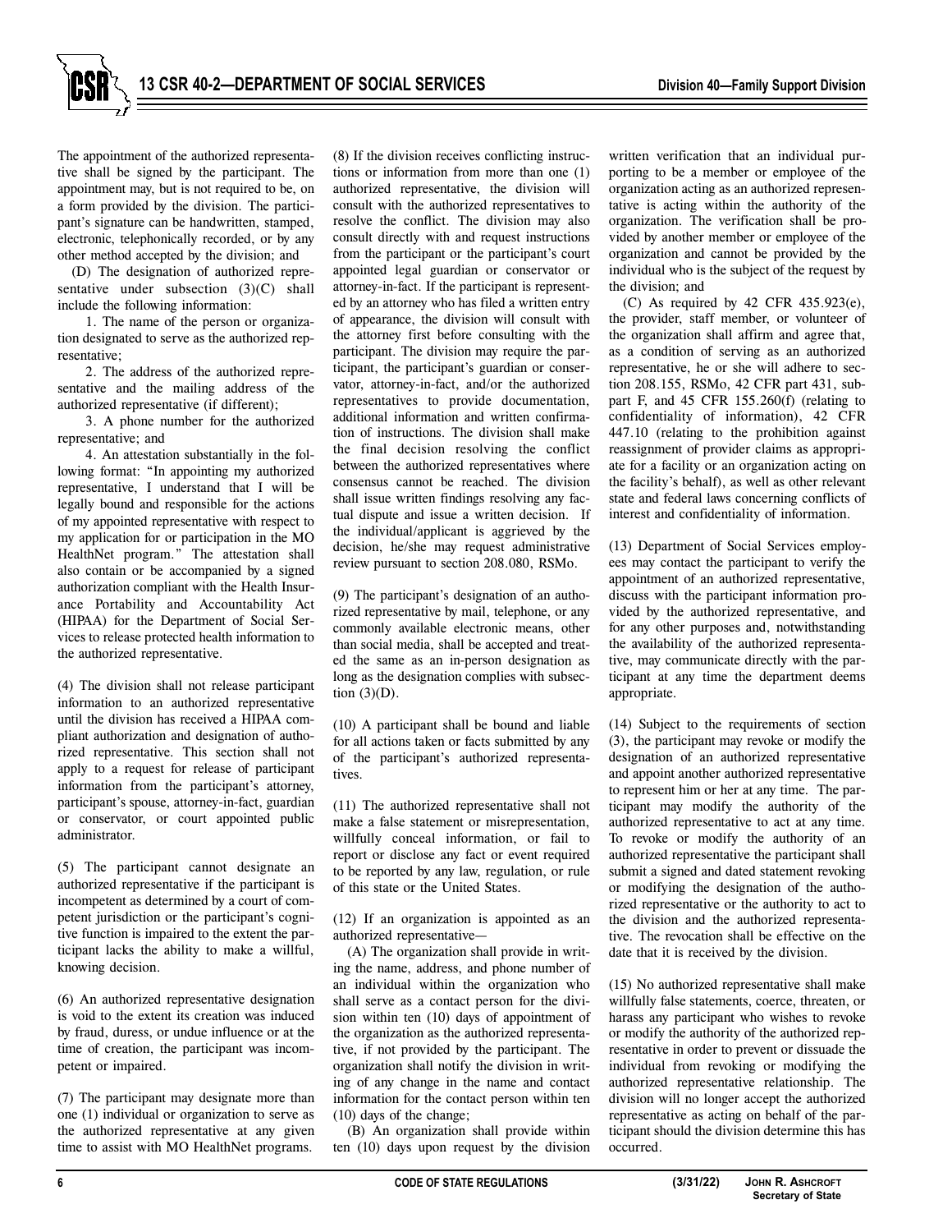The appointment of the authorized representative shall be signed by the participant. The appointment may, but is not required to be, on a form provided by the division. The participant's signature can be handwritten, stamped, electronic, telephonically recorded, or by any other method accepted by the division; and

(D) The designation of authorized representative under subsection (3)(C) shall include the following information:

1. The name of the person or organization designated to serve as the authorized representative;

2. The address of the authorized representative and the mailing address of the authorized representative (if different);

3. A phone number for the authorized representative; and

4. An attestation substantially in the following format: "In appointing my authorized representative, I understand that I will be legally bound and responsible for the actions of my appointed representative with respect to my application for or participation in the MO HealthNet program." The attestation shall also contain or be accompanied by a signed authorization compliant with the Health Insurance Portability and Accountability Act (HIPAA) for the Department of Social Services to release protected health information to the authorized representative.

(4) The division shall not release participant information to an authorized representative until the division has received a HIPAA compliant authorization and designation of authorized representative. This section shall not apply to a request for release of participant information from the participant's attorney, participant's spouse, attorney-in-fact, guardian or conservator, or court appointed public administrator.

(5) The participant cannot designate an authorized representative if the participant is incompetent as determined by a court of competent jurisdiction or the participant's cognitive function is impaired to the extent the participant lacks the ability to make a willful, knowing decision.

(6) An authorized representative designation is void to the extent its creation was induced by fraud, duress, or undue influence or at the time of creation, the participant was incompetent or impaired.

(7) The participant may designate more than one (1) individual or organization to serve as the authorized representative at any given time to assist with MO HealthNet programs.

(8) If the division receives conflicting instructions or information from more than one (1) authorized representative, the division will consult with the authorized representatives to resolve the conflict. The division may also consult directly with and request instructions from the participant or the participant's court appointed legal guardian or conservator or attorney-in-fact. If the participant is represented by an attorney who has filed a written entry of appearance, the division will consult with the attorney first before consulting with the participant. The division may require the participant, the participant's guardian or conservator, attorney-in-fact, and/or the authorized representatives to provide documentation, additional information and written confirmation of instructions. The division shall make the final decision resolving the conflict between the authorized representatives where consensus cannot be reached. The division shall issue written findings resolving any factual dispute and issue a written decision. If the individual/applicant is aggrieved by the decision, he/she may request administrative review pursuant to section 208.080, RSMo.

(9) The participant's designation of an authorized representative by mail, telephone, or any commonly available electronic means, other than social media, shall be accepted and treated the same as an in-person designation as long as the designation complies with subsection (3)(D).

(10) A participant shall be bound and liable for all actions taken or facts submitted by any of the participant's authorized representatives.

(11) The authorized representative shall not make a false statement or misrepresentation, willfully conceal information, or fail to report or disclose any fact or event required to be reported by any law, regulation, or rule of this state or the United States.

(12) If an organization is appointed as an authorized representative—

(A) The organization shall provide in writing the name, address, and phone number of an individual within the organization who shall serve as a contact person for the division within ten (10) days of appointment of the organization as the authorized representative, if not provided by the participant. The organization shall notify the division in writing of any change in the name and contact information for the contact person within ten (10) days of the change;

(B) An organization shall provide within ten (10) days upon request by the division written verification that an individual purporting to be a member or employee of the organization acting as an authorized representative is acting within the authority of the organization. The verification shall be provided by another member or employee of the organization and cannot be provided by the individual who is the subject of the request by the division; and

(C) As required by 42 CFR 435.923(e), the provider, staff member, or volunteer of the organization shall affirm and agree that, as a condition of serving as an authorized representative, he or she will adhere to section 208.155, RSMo, 42 CFR part 431, subpart F, and 45 CFR 155.260(f) (relating to confidentiality of information), 42 CFR 447.10 (relating to the prohibition against reassignment of provider claims as appropriate for a facility or an organization acting on the facility's behalf), as well as other relevant state and federal laws concerning conflicts of interest and confidentiality of information.

(13) Department of Social Services employees may contact the participant to verify the appointment of an authorized representative, discuss with the participant information provided by the authorized representative, and for any other purposes and, notwithstanding the availability of the authorized representative, may communicate directly with the participant at any time the department deems appropriate.

(14) Subject to the requirements of section (3), the participant may revoke or modify the designation of an authorized representative and appoint another authorized representative to represent him or her at any time. The participant may modify the authority of the authorized representative to act at any time. To revoke or modify the authority of an authorized representative the participant shall submit a signed and dated statement revoking or modifying the designation of the authorized representative or the authority to act to the division and the authorized representative. The revocation shall be effective on the date that it is received by the division.

(15) No authorized representative shall make willfully false statements, coerce, threaten, or harass any participant who wishes to revoke or modify the authority of the authorized representative in order to prevent or dissuade the individual from revoking or modifying the authorized representative relationship. The division will no longer accept the authorized representative as acting on behalf of the participant should the division determine this has occurred.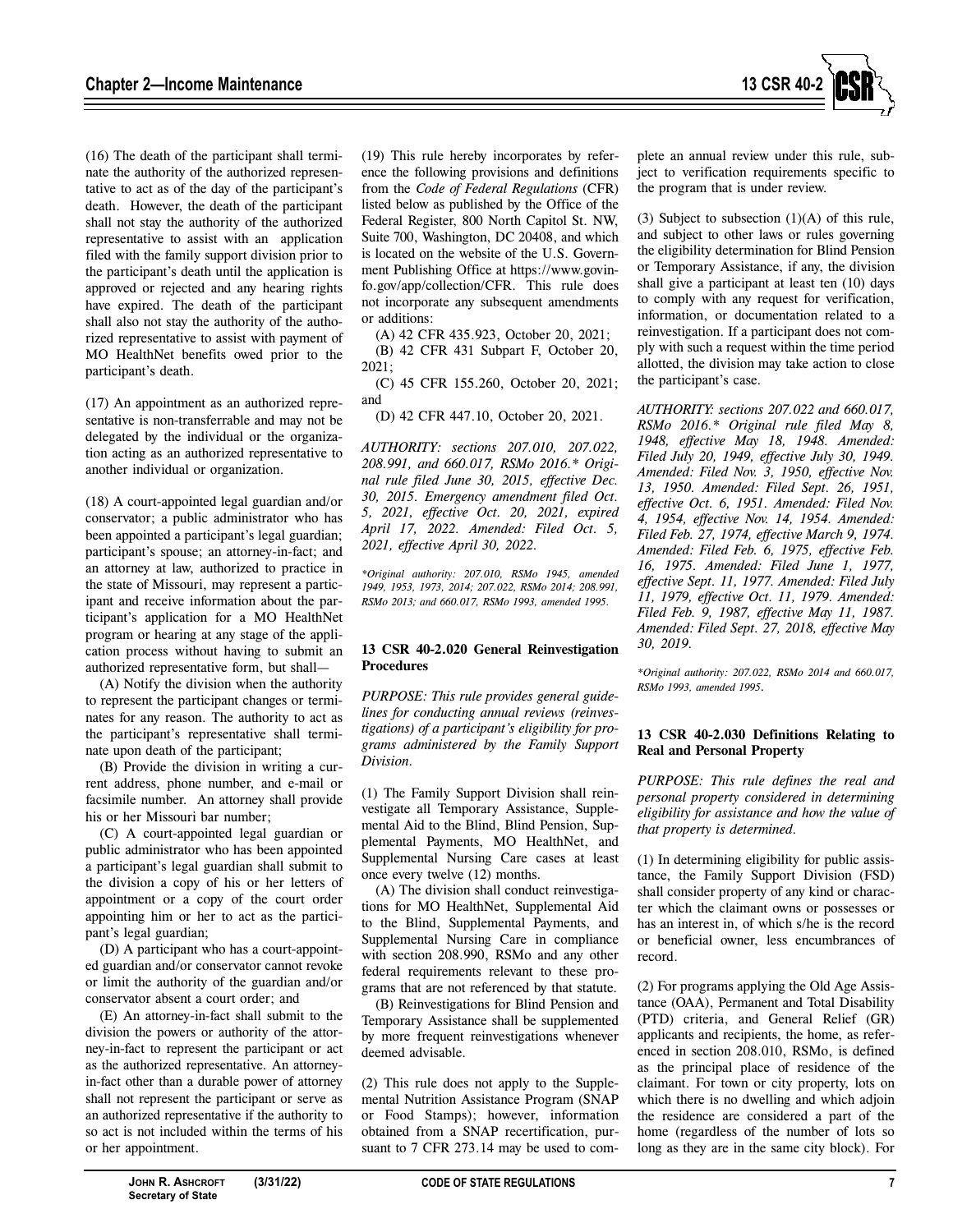(16) The death of the participant shall terminate the authority of the authorized representative to act as of the day of the participant's death. However, the death of the participant shall not stay the authority of the authorized representative to assist with an application filed with the family support division prior to the participant's death until the application is approved or rejected and any hearing rights have expired. The death of the participant shall also not stay the authority of the authorized representative to assist with payment of MO HealthNet benefits owed prior to the participant's death.

(17) An appointment as an authorized representative is non-transferrable and may not be delegated by the individual or the organization acting as an authorized representative to another individual or organization.

(18) A court-appointed legal guardian and/or conservator; a public administrator who has been appointed a participant's legal guardian; participant's spouse; an attorney-in-fact; and an attorney at law, authorized to practice in the state of Missouri, may represent a participant and receive information about the participant's application for a MO HealthNet program or hearing at any stage of the application process without having to submit an authorized representative form, but shall—

(A) Notify the division when the authority to represent the participant changes or terminates for any reason. The authority to act as the participant's representative shall terminate upon death of the participant;

(B) Provide the division in writing a current address, phone number, and e-mail or facsimile number. An attorney shall provide his or her Missouri bar number;

(C) A court-appointed legal guardian or public administrator who has been appointed a participant's legal guardian shall submit to the division a copy of his or her letters of appointment or a copy of the court order appointing him or her to act as the participant's legal guardian;

(D) A participant who has a court-appointed guardian and/or conservator cannot revoke or limit the authority of the guardian and/or conservator absent a court order; and

(E) An attorney-in-fact shall submit to the division the powers or authority of the attorney-in-fact to represent the participant or act as the authorized representative. An attorney-in-fact other than a durable power of attorney shall not represent the participant or serve as an authorized representative if the authority to so act is not included within the terms of his or her appointment.

(19) This rule hereby incorporates by reference the following provisions and definitions from the *Code of Federal Regulations* (CFR) listed below as published by the Office of the Federal Register, 800 North Capitol St. NW, Suite 700, Washington, DC 20408, and which is located on the website of the U.S. Government Publishing Office at https://www.govinfo.gov/app/collection/CFR. This rule does not incorporate any subsequent amendments or additions:

(A) 42 CFR 435.923, October 20, 2021;

(B) 42 CFR 431 Subpart F, October 20, 2021;

(C) 45 CFR 155.260, October 20, 2021; and

(D) 42 CFR 447.10, October 20, 2021.

*AUTHORITY: sections 207.010, 207.022, 208.991, and 660.017, RSMo 2016.\* Original rule filed June 30, 2015, effective Dec. 30, 2015. Emergency amendment filed Oct. 5, 2021, effective Oct. 20, 2021, expired April 17, 2022. Amended: Filed Oct. 5, 2021, effective April 30, 2022.*

*\*Original authority: 207.010, RSMo 1945, amended 1949, 1953, 1973, 2014; 207.022, RSMo 2014; 208.991, RSMo 2013; and 660.017, RSMo 1993, amended 1995.*

### 13 CSR 40-2.020 General Reinvestigation Procedures

*PURPOSE: This rule provides general guidelines for conducting annual reviews (reinvestigations) of a participant's eligibility for programs administered by the Family Support Division.*

(1) The Family Support Division shall reinvestigate all Temporary Assistance, Supplemental Aid to the Blind, Blind Pension, Supplemental Payments, MO HealthNet, and Supplemental Nursing Care cases at least once every twelve (12) months.

(A) The division shall conduct reinvestigations for MO HealthNet, Supplemental Aid to the Blind, Supplemental Payments, and Supplemental Nursing Care in compliance with section 208.990, RSMo and any other federal requirements relevant to these programs that are not referenced by that statute.

(B) Reinvestigations for Blind Pension and Temporary Assistance shall be supplemented by more frequent reinvestigations whenever deemed advisable.

(2) This rule does not apply to the Supplemental Nutrition Assistance Program (SNAP or Food Stamps); however, information obtained from a SNAP recertification, pursuant to 7 CFR 273.14 may be used to complete an annual review under this rule, subject to verification requirements specific to the program that is under review.

(3) Subject to subsection (1)(A) of this rule, and subject to other laws or rules governing the eligibility determination for Blind Pension or Temporary Assistance, if any, the division shall give a participant at least ten (10) days to comply with any request for verification, information, or documentation related to a reinvestigation. If a participant does not comply with such a request within the time period allotted, the division may take action to close the participant's case.

*AUTHORITY: sections 207.022 and 660.017, RSMo 2016.\* Original rule filed May 8, 1948, effective May 18, 1948. Amended: Filed July 20, 1949, effective July 30, 1949. Amended: Filed Nov. 3, 1950, effective Nov. 13, 1950. Amended: Filed Sept. 26, 1951, effective Oct. 6, 1951. Amended: Filed Nov. 4, 1954, effective Nov. 14, 1954. Amended: Filed Feb. 27, 1974, effective March 9, 1974. Amended: Filed Feb. 6, 1975, effective Feb. 16, 1975. Amended: Filed June 1, 1977, effective Sept. 11, 1977. Amended: Filed July 11, 1979, effective Oct. 11, 1979. Amended: Filed Feb. 9, 1987, effective May 11, 1987. Amended: Filed Sept. 27, 2018, effective May 30, 2019.*

*\*Original authority: 207.022, RSMo 2014 and 660.017, RSMo 1993, amended 1995.*

### 13 CSR 40-2.030 Definitions Relating to Real and Personal Property

*PURPOSE: This rule defines the real and personal property considered in determining eligibility for assistance and how the value of that property is determined.*

(1) In determining eligibility for public assistance, the Family Support Division (FSD) shall consider property of any kind or character which the claimant owns or possesses or has an interest in, of which s/he is the record or beneficial owner, less encumbrances of record.

(2) For programs applying the Old Age Assistance (OAA), Permanent and Total Disability (PTD) criteria, and General Relief (GR) applicants and recipients, the home, as referenced in section 208.010, RSMo, is defined as the principal place of residence of the claimant. For town or city property, lots on which there is no dwelling and which adjoin the residence are considered a part of the home (regardless of the number of lots so long as they are in the same city block). For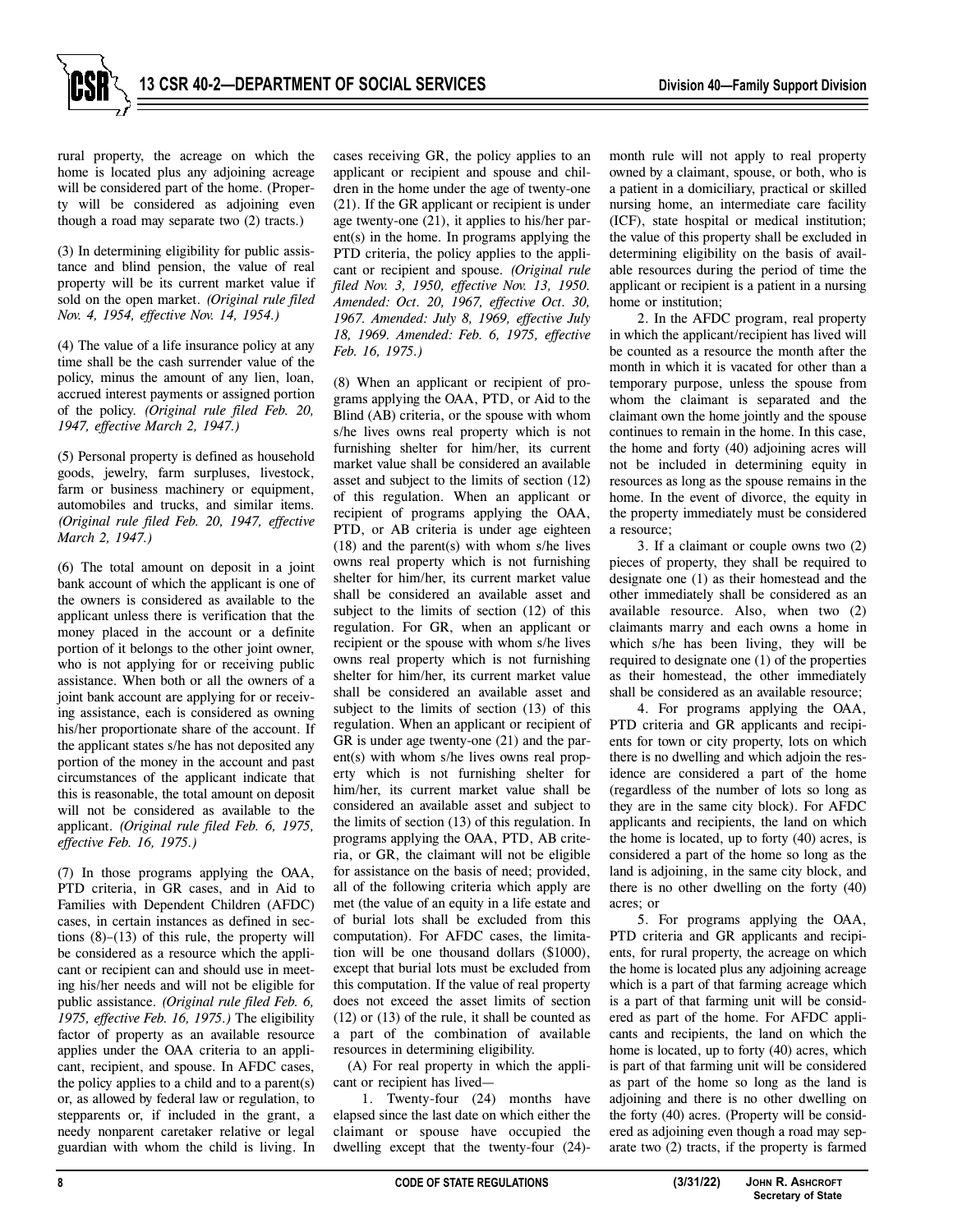rural property, the acreage on which the home is located plus any adjoining acreage will be considered part of the home. (Property will be considered as adjoining even though a road may separate two (2) tracts.)

(3) In determining eligibility for public assistance and blind pension, the value of real property will be its current market value if sold on the open market. *(Original rule filed Nov. 4, 1954, effective Nov. 14, 1954.)*

(4) The value of a life insurance policy at any time shall be the cash surrender value of the policy, minus the amount of any lien, loan, accrued interest payments or assigned portion of the policy. *(Original rule filed Feb. 20, 1947, effective March 2, 1947.)*

(5) Personal property is defined as household goods, jewelry, farm surpluses, livestock, farm or business machinery or equipment, automobiles and trucks, and similar items. *(Original rule filed Feb. 20, 1947, effective March 2, 1947.)*

(6) The total amount on deposit in a joint bank account of which the applicant is one of the owners is considered as available to the applicant unless there is verification that the money placed in the account or a definite portion of it belongs to the other joint owner, who is not applying for or receiving public assistance. When both or all the owners of a joint bank account are applying for or receiving assistance, each is considered as owning his/her proportionate share of the account. If the applicant states s/he has not deposited any portion of the money in the account and past circumstances of the applicant indicate that this is reasonable, the total amount on deposit will not be considered as available to the applicant. *(Original rule filed Feb. 6, 1975, effective Feb. 16, 1975.)*

(7) In those programs applying the OAA, PTD criteria, in GR cases, and in Aid to Families with Dependent Children (AFDC) cases, in certain instances as defined in sections (8)–(13) of this rule, the property will be considered as a resource which the applicant or recipient can and should use in meeting his/her needs and will not be eligible for public assistance. *(Original rule filed Feb. 6, 1975, effective Feb. 16, 1975.)* The eligibility factor of property as an available resource applies under the OAA criteria to an applicant, recipient, and spouse. In AFDC cases, the policy applies to a child and to a parent(s) or, as allowed by federal law or regulation, to stepparents or, if included in the grant, a needy nonparent caretaker relative or legal guardian with whom the child is living. In cases receiving GR, the policy applies to an applicant or recipient and spouse and children in the home under the age of twenty-one (21). If the GR applicant or recipient is under age twenty-one (21), it applies to his/her parent(s) in the home. In programs applying the PTD criteria, the policy applies to the applicant or recipient and spouse. *(Original rule filed Nov. 3, 1950, effective Nov. 13, 1950. Amended: Oct. 20, 1967, effective Oct. 30, 1967. Amended: July 8, 1969, effective July 18, 1969. Amended: Feb. 6, 1975, effective Feb. 16, 1975.)*

(8) When an applicant or recipient of programs applying the OAA, PTD, or Aid to the Blind (AB) criteria, or the spouse with whom s/he lives owns real property which is not furnishing shelter for him/her, its current market value shall be considered an available asset and subject to the limits of section (12) of this regulation. When an applicant or recipient of programs applying the OAA, PTD, or AB criteria is under age eighteen (18) and the parent(s) with whom s/he lives owns real property which is not furnishing shelter for him/her, its current market value shall be considered an available asset and subject to the limits of section (12) of this regulation. For GR, when an applicant or recipient or the spouse with whom s/he lives owns real property which is not furnishing shelter for him/her, its current market value shall be considered an available asset and subject to the limits of section (13) of this regulation. When an applicant or recipient of GR is under age twenty-one (21) and the parent(s) with whom s/he lives owns real property which is not furnishing shelter for him/her, its current market value shall be considered an available asset and subject to the limits of section (13) of this regulation. In programs applying the OAA, PTD, AB criteria, or GR, the claimant will not be eligible for assistance on the basis of need; provided, all of the following criteria which apply are met (the value of an equity in a life estate and of burial lots shall be excluded from this computation). For AFDC cases, the limitation will be one thousand dollars ($1000), except that burial lots must be excluded from this computation. If the value of real property does not exceed the asset limits of section (12) or (13) of the rule, it shall be counted as a part of the combination of available resources in determining eligibility.

(A) For real property in which the applicant or recipient has lived—

1. Twenty-four (24) months have elapsed since the last date on which either the claimant or spouse have occupied the dwelling except that the twenty-four (24)-month rule will not apply to real property owned by a claimant, spouse, or both, who is a patient in a domiciliary, practical or skilled nursing home, an intermediate care facility (ICF), state hospital or medical institution; the value of this property shall be excluded in determining eligibility on the basis of available resources during the period of time the applicant or recipient is a patient in a nursing home or institution;

2. In the AFDC program, real property in which the applicant/recipient has lived will be counted as a resource the month after the month in which it is vacated for other than a temporary purpose, unless the spouse from whom the claimant is separated and the claimant own the home jointly and the spouse continues to remain in the home. In this case, the home and forty (40) adjoining acres will not be included in determining equity in resources as long as the spouse remains in the home. In the event of divorce, the equity in the property immediately must be considered a resource;

3. If a claimant or couple owns two (2) pieces of property, they shall be required to designate one (1) as their homestead and the other immediately shall be considered as an available resource. Also, when two (2) claimants marry and each owns a home in which s/he has been living, they will be required to designate one (1) of the properties as their homestead, the other immediately shall be considered as an available resource;

4. For programs applying the OAA, PTD criteria and GR applicants and recipients for town or city property, lots on which there is no dwelling and which adjoin the residence are considered a part of the home (regardless of the number of lots so long as they are in the same city block). For AFDC applicants and recipients, the land on which the home is located, up to forty (40) acres, is considered a part of the home so long as the land is adjoining, in the same city block, and there is no other dwelling on the forty (40) acres; or

5. For programs applying the OAA, PTD criteria and GR applicants and recipients, for rural property, the acreage on which the home is located plus any adjoining acreage which is a part of that farming acreage which is a part of that farming unit will be considered as part of the home. For AFDC applicants and recipients, the land on which the home is located, up to forty (40) acres, which is part of that farming unit will be considered as part of the home so long as the land is adjoining and there is no other dwelling on the forty (40) acres. (Property will be considered as adjoining even though a road may separate two (2) tracts, if the property is farmed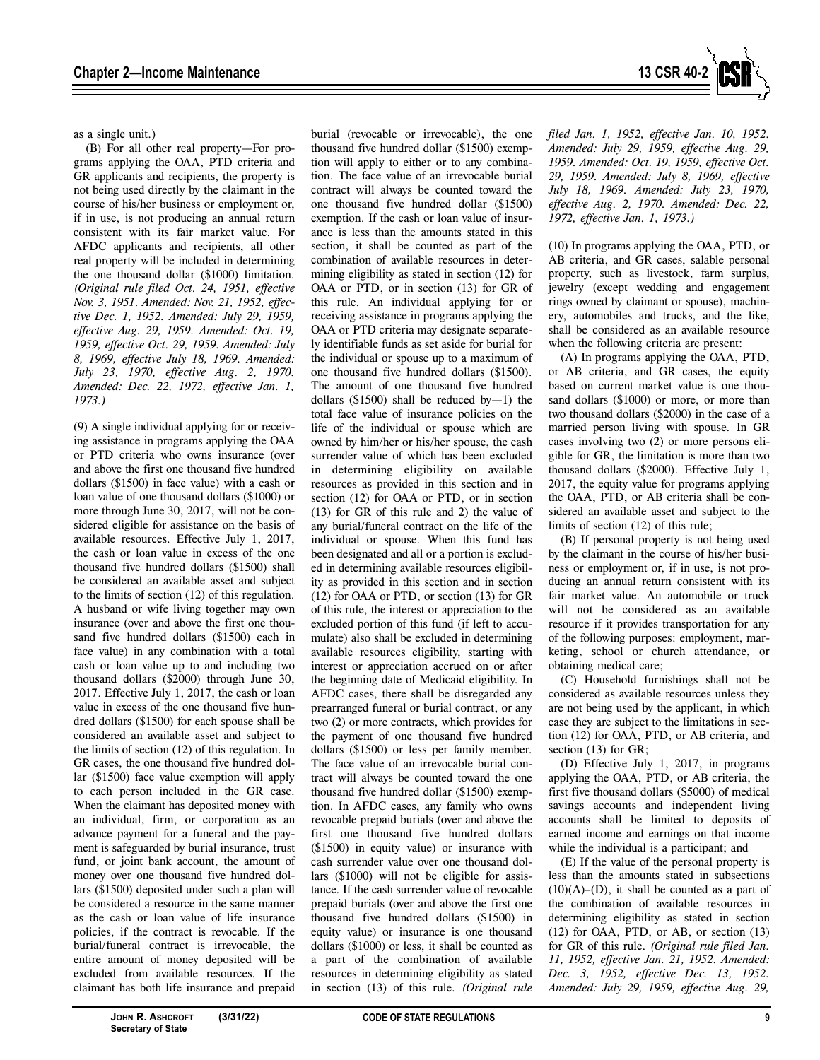as a single unit.)

(B) For all other real property—For programs applying the OAA, PTD criteria and GR applicants and recipients, the property is not being used directly by the claimant in the course of his/her business or employment or, if in use, is not producing an annual return consistent with its fair market value. For AFDC applicants and recipients, all other real property will be included in determining the one thousand dollar ($1000) limitation. *(Original rule filed Oct. 24, 1951, effective Nov. 3, 1951. Amended: Nov. 21, 1952, effective Dec. 1, 1952. Amended: July 29, 1959, effective Aug. 29, 1959. Amended: Oct. 19, 1959, effective Oct. 29, 1959. Amended: July 8, 1969, effective July 18, 1969. Amended: July 23, 1970, effective Aug. 2, 1970. Amended: Dec. 22, 1972, effective Jan. 1, 1973.)*

(9) A single individual applying for or receiving assistance in programs applying the OAA or PTD criteria who owns insurance (over and above the first one thousand five hundred dollars ($1500) in face value) with a cash or loan value of one thousand dollars ($1000) or more through June 30, 2017, will not be considered eligible for assistance on the basis of available resources. Effective July 1, 2017, the cash or loan value in excess of the one thousand five hundred dollars ($1500) shall be considered an available asset and subject to the limits of section (12) of this regulation. A husband or wife living together may own insurance (over and above the first one thousand five hundred dollars ($1500) each in face value) in any combination with a total cash or loan value up to and including two thousand dollars ($2000) through June 30, 2017. Effective July 1, 2017, the cash or loan value in excess of the one thousand five hundred dollars ($1500) for each spouse shall be considered an available asset and subject to the limits of section (12) of this regulation. In GR cases, the one thousand five hundred dollar ($1500) face value exemption will apply to each person included in the GR case. When the claimant has deposited money with an individual, firm, or corporation as an advance payment for a funeral and the payment is safeguarded by burial insurance, trust fund, or joint bank account, the amount of money over one thousand five hundred dollars ($1500) deposited under such a plan will be considered a resource in the same manner as the cash or loan value of life insurance policies, if the contract is revocable. If the burial/funeral contract is irrevocable, the entire amount of money deposited will be excluded from available resources. If the claimant has both life insurance and prepaid burial (revocable or irrevocable), the one thousand five hundred dollar ($1500) exemption will apply to either or to any combination. The face value of an irrevocable burial contract will always be counted toward the one thousand five hundred dollar ($1500) exemption. If the cash or loan value of insurance is less than the amounts stated in this section, it shall be counted as part of the combination of available resources in determining eligibility as stated in section (12) for OAA or PTD, or in section (13) for GR of this rule. An individual applying for or receiving assistance in programs applying the OAA or PTD criteria may designate separately identifiable funds as set aside for burial for the individual or spouse up to a maximum of one thousand five hundred dollars ($1500). The amount of one thousand five hundred dollars ($1500) shall be reduced by—1) the total face value of insurance policies on the life of the individual or spouse which are owned by him/her or his/her spouse, the cash surrender value of which has been excluded in determining eligibility on available resources as provided in this section and in section (12) for OAA or PTD, or in section (13) for GR of this rule and 2) the value of any burial/funeral contract on the life of the individual or spouse. When this fund has been designated and all or a portion is excluded in determining available resources eligibility as provided in this section and in section (12) for OAA or PTD, or section (13) for GR of this rule, the interest or appreciation to the excluded portion of this fund (if left to accumulate) also shall be excluded in determining available resources eligibility, starting with interest or appreciation accrued on or after the beginning date of Medicaid eligibility. In AFDC cases, there shall be disregarded any prearranged funeral or burial contract, or any two (2) or more contracts, which provides for the payment of one thousand five hundred dollars ($1500) or less per family member. The face value of an irrevocable burial contract will always be counted toward the one thousand five hundred dollar ($1500) exemption. In AFDC cases, any family who owns revocable prepaid burials (over and above the first one thousand five hundred dollars ($1500) in equity value) or insurance with cash surrender value over one thousand dollars ($1000) will not be eligible for assistance. If the cash surrender value of revocable prepaid burials (over and above the first one thousand five hundred dollars ($1500) in equity value) or insurance is one thousand dollars ($1000) or less, it shall be counted as a part of the combination of available resources in determining eligibility as stated in section (13) of this rule. *(Original rule filed Jan. 1, 1952, effective Jan. 10, 1952. Amended: July 29, 1959, effective Aug. 29, 1959. Amended: Oct. 19, 1959, effective Oct. 29, 1959. Amended: July 8, 1969, effective July 18, 1969. Amended: July 23, 1970, effective Aug. 2, 1970. Amended: Dec. 22, 1972, effective Jan. 1, 1973.)*

(10) In programs applying the OAA, PTD, or AB criteria, and GR cases, salable personal property, such as livestock, farm surplus, jewelry (except wedding and engagement rings owned by claimant or spouse), machinery, automobiles and trucks, and the like, shall be considered as an available resource when the following criteria are present:

(A) In programs applying the OAA, PTD, or AB criteria, and GR cases, the equity based on current market value is one thousand dollars ($1000) or more, or more than two thousand dollars ($2000) in the case of a married person living with spouse. In GR cases involving two (2) or more persons eligible for GR, the limitation is more than two thousand dollars ($2000). Effective July 1, 2017, the equity value for programs applying the OAA, PTD, or AB criteria shall be considered an available asset and subject to the limits of section (12) of this rule;

(B) If personal property is not being used by the claimant in the course of his/her business or employment or, if in use, is not producing an annual return consistent with its fair market value. An automobile or truck will not be considered as an available resource if it provides transportation for any of the following purposes: employment, marketing, school or church attendance, or obtaining medical care;

(C) Household furnishings shall not be considered as available resources unless they are not being used by the applicant, in which case they are subject to the limitations in section (12) for OAA, PTD, or AB criteria, and section (13) for GR;

(D) Effective July 1, 2017, in programs applying the OAA, PTD, or AB criteria, the first five thousand dollars ($5000) of medical savings accounts and independent living accounts shall be limited to deposits of earned income and earnings on that income while the individual is a participant; and

(E) If the value of the personal property is less than the amounts stated in subsections (10)(A)–(D), it shall be counted as a part of the combination of available resources in determining eligibility as stated in section (12) for OAA, PTD, or AB, or section (13) for GR of this rule. *(Original rule filed Jan. 11, 1952, effective Jan. 21, 1952. Amended: Dec. 3, 1952, effective Dec. 13, 1952. Amended: July 29, 1959, effective Aug. 29,*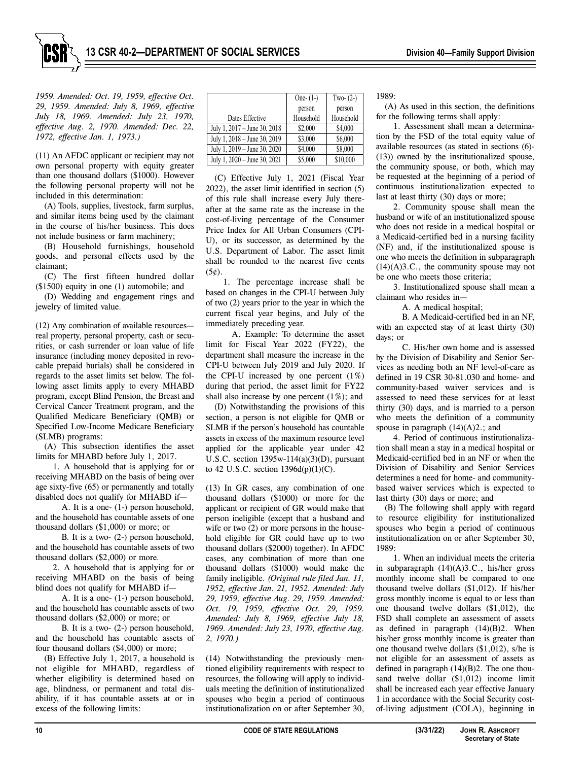*1959. Amended: Oct. 19, 1959, effective Oct. 29, 1959. Amended: July 8, 1969, effective July 18, 1969. Amended: July 23, 1970, effective Aug. 2, 1970. Amended: Dec. 22, 1972, effective Jan. 1, 1973.)*

(11) An AFDC applicant or recipient may not own personal property with equity greater than one thousand dollars ($1000). However the following personal property will not be included in this determination:

(A) Tools, supplies, livestock, farm surplus, and similar items being used by the claimant in the course of his/her business. This does not include business or farm machinery;

(B) Household furnishings, household goods, and personal effects used by the claimant;

(C) The first fifteen hundred dollar ($1500) equity in one (1) automobile; and

(D) Wedding and engagement rings and jewelry of limited value.

(12) Any combination of available resources—real property, personal property, cash or securities, or cash surrender or loan value of life insurance (including money deposited in revocable prepaid burials) shall be considered in regards to the asset limits set below. The following asset limits apply to every MHABD program, except Blind Pension, the Breast and Cervical Cancer Treatment program, and the Qualified Medicare Beneficiary (QMB) or Specified Low-Income Medicare Beneficiary (SLMB) programs:

(A) This subsection identifies the asset limits for MHABD before July 1, 2017.

1. A household that is applying for or receiving MHABD on the basis of being over age sixty-five (65) or permanently and totally disabled does not qualify for MHABD if—

A. It is a one- (1-) person household, and the household has countable assets of one thousand dollars ($1,000) or more; or

B. It is a two- (2-) person household, and the household has countable assets of two thousand dollars ($2,000) or more.

2. A household that is applying for or receiving MHABD on the basis of being blind does not qualify for MHABD if—

A. It is a one- (1-) person household, and the household has countable assets of two thousand dollars ($2,000) or more; or

B. It is a two- (2-) person household, and the household has countable assets of four thousand dollars ($4,000) or more;

(B) Effective July 1, 2017, a household is not eligible for MHABD, regardless of whether eligibility is determined based on age, blindness, or permanent and total disability, if it has countable assets at or in excess of the following limits:

| Dates Effective | One- (1-) person Household | Two- (2-) person Household |
|---|---|---|
| July 1, 2017 – June 30, 2018 | $2,000 | $4,000 |
| July 1, 2018 – June 30, 2019 | $3,000 | $6,000 |
| July 1, 2019 – June 30, 2020 | $4,000 | $8,000 |
| July 1, 2020 – June 30, 2021 | $5,000 | $10,000 |

(C) Effective July 1, 2021 (Fiscal Year 2022), the asset limit identified in section (5) of this rule shall increase every July thereafter at the same rate as the increase in the cost-of-living percentage of the Consumer Price Index for All Urban Consumers (CPI-U), or its successor, as determined by the U.S. Department of Labor. The asset limit shall be rounded to the nearest five cents (5¢).

1. The percentage increase shall be based on changes in the CPI-U between July of two (2) years prior to the year in which the current fiscal year begins, and July of the immediately preceding year.

A. Example: To determine the asset limit for Fiscal Year 2022 (FY22), the department shall measure the increase in the CPI-U between July 2019 and July 2020. If the CPI-U increased by one percent (1%) during that period, the asset limit for FY22 shall also increase by one percent (1%); and

(D) Notwithstanding the provisions of this section, a person is not eligible for QMB or SLMB if the person's household has countable assets in excess of the maximum resource level applied for the applicable year under 42 U.S.C. section 1395w-114(a)(3)(D), pursuant to 42 U.S.C. section 1396d(p)(1)(C).

(13) In GR cases, any combination of one thousand dollars ($1000) or more for the applicant or recipient of GR would make that person ineligible (except that a husband and wife or two (2) or more persons in the household eligible for GR could have up to two thousand dollars ($2000) together). In AFDC cases, any combination of more than one thousand dollars ($1000) would make the family ineligible. *(Original rule filed Jan. 11, 1952, effective Jan. 21, 1952. Amended: July 29, 1959, effective Aug. 29, 1959. Amended: Oct. 19, 1959, effective Oct. 29, 1959. Amended: July 8, 1969, effective July 18, 1969. Amended: July 23, 1970, effective Aug. 2, 1970.)*

(14) Notwithstanding the previously mentioned eligibility requirements with respect to resources, the following will apply to individuals meeting the definition of institutionalized spouses who begin a period of continuous institutionalization on or after September 30, 1989:

(A) As used in this section, the definitions for the following terms shall apply:

1. Assessment shall mean a determination by the FSD of the total equity value of available resources (as stated in sections (6)-(13)) owned by the institutionalized spouse, the community spouse, or both, which may be requested at the beginning of a period of continuous institutionalization expected to last at least thirty (30) days or more;

2. Community spouse shall mean the husband or wife of an institutionalized spouse who does not reside in a medical hospital or a Medicaid-certified bed in a nursing facility (NF) and, if the institutionalized spouse is one who meets the definition in subparagraph (14)(A)3.C., the community spouse may not be one who meets those criteria;

3. Institutionalized spouse shall mean a claimant who resides in—

A. A medical hospital;

B. A Medicaid-certified bed in an NF, with an expected stay of at least thirty (30) days; or

C. His/her own home and is assessed by the Division of Disability and Senior Services as needing both an NF level-of-care as defined in 19 CSR 30-81.030 and home- and community-based waiver services and is assessed to need these services for at least thirty (30) days, and is married to a person who meets the definition of a community spouse in paragraph (14)(A)2.; and

4. Period of continuous institutionalization shall mean a stay in a medical hospital or Medicaid-certified bed in an NF or when the Division of Disability and Senior Services determines a need for home- and community-based waiver services which is expected to last thirty (30) days or more; and

(B) The following shall apply with regard to resource eligibility for institutionalized spouses who begin a period of continuous institutionalization on or after September 30, 1989:

1. When an individual meets the criteria in subparagraph (14)(A)3.C., his/her gross monthly income shall be compared to one thousand twelve dollars ($1,012). If his/her gross monthly income is equal to or less than one thousand twelve dollars ($1,012), the FSD shall complete an assessment of assets as defined in paragraph (14)(B)2. When his/her gross monthly income is greater than one thousand twelve dollars ($1,012), s/he is not eligible for an assessment of assets as defined in paragraph (14)(B)2. The one thousand twelve dollar ($1,012) income limit shall be increased each year effective January 1 in accordance with the Social Security cost-of-living adjustment (COLA), beginning in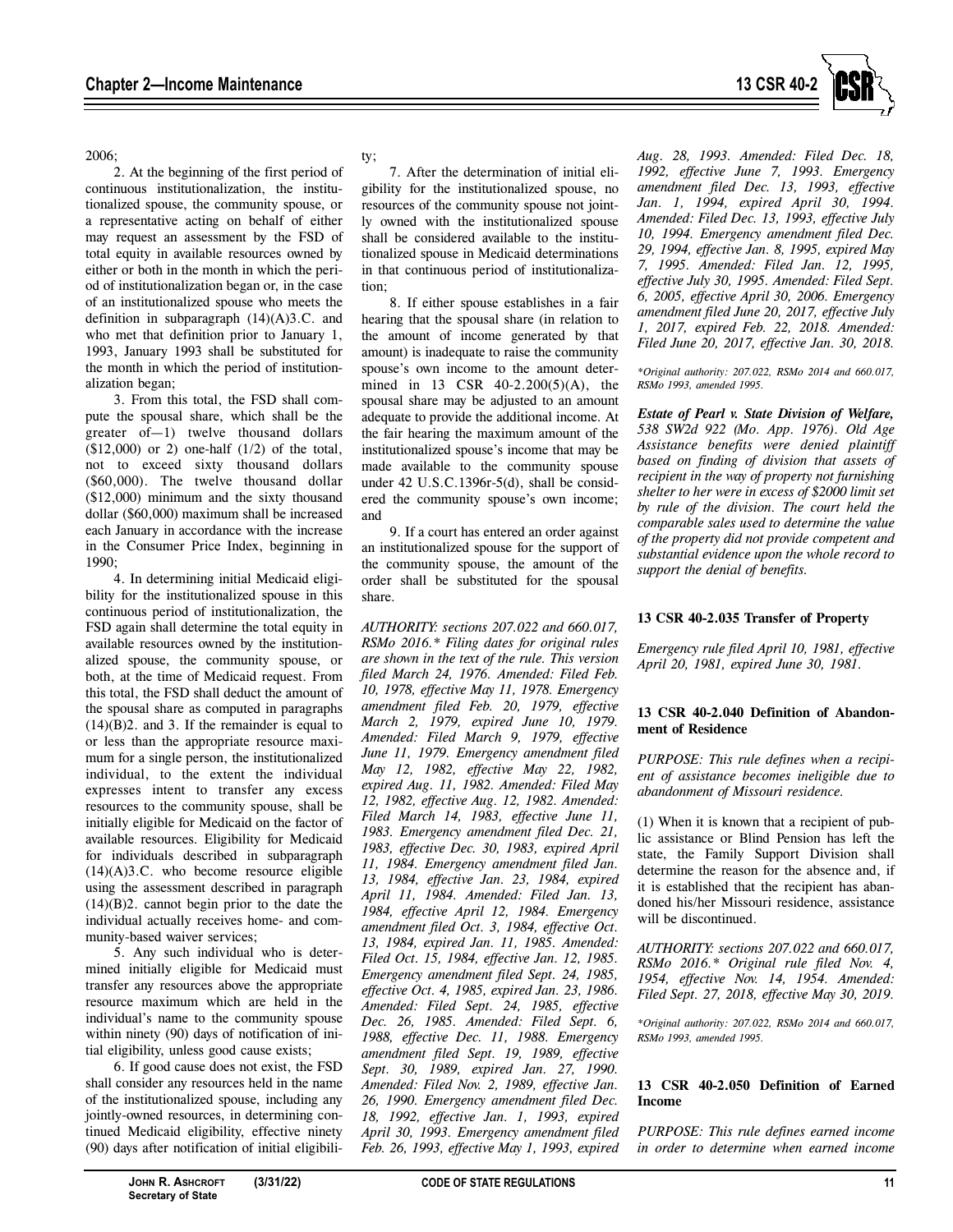2006;

2. At the beginning of the first period of continuous institutionalization, the institutionalized spouse, the community spouse, or a representative acting on behalf of either may request an assessment by the FSD of total equity in available resources owned by either or both in the month in which the period of institutionalization began or, in the case of an institutionalized spouse who meets the definition in subparagraph (14)(A)3.C. and who met that definition prior to January 1, 1993, January 1993 shall be substituted for the month in which the period of institutionalization began;

3. From this total, the FSD shall compute the spousal share, which shall be the greater of—1) twelve thousand dollars ($12,000) or 2) one-half (1/2) of the total, not to exceed sixty thousand dollars ($60,000). The twelve thousand dollar ($12,000) minimum and the sixty thousand dollar ($60,000) maximum shall be increased each January in accordance with the increase in the Consumer Price Index, beginning in 1990;

4. In determining initial Medicaid eligibility for the institutionalized spouse in this continuous period of institutionalization, the FSD again shall determine the total equity in available resources owned by the institutionalized spouse, the community spouse, or both, at the time of Medicaid request. From this total, the FSD shall deduct the amount of the spousal share as computed in paragraphs (14)(B)2. and 3. If the remainder is equal to or less than the appropriate resource maximum for a single person, the institutionalized individual, to the extent the individual expresses intent to transfer any excess resources to the community spouse, shall be initially eligible for Medicaid on the factor of available resources. Eligibility for Medicaid for individuals described in subparagraph (14)(A)3.C. who become resource eligible using the assessment described in paragraph (14)(B)2. cannot begin prior to the date the individual actually receives home- and community-based waiver services;

5. Any such individual who is determined initially eligible for Medicaid must transfer any resources above the appropriate resource maximum which are held in the individual's name to the community spouse within ninety (90) days of notification of initial eligibility, unless good cause exists;

6. If good cause does not exist, the FSD shall consider any resources held in the name of the institutionalized spouse, including any jointly-owned resources, in determining continued Medicaid eligibility, effective ninety (90) days after notification of initial eligibility;

7. After the determination of initial eligibility for the institutionalized spouse, no resources of the community spouse not jointly owned with the institutionalized spouse shall be considered available to the institutionalized spouse in Medicaid determinations in that continuous period of institutionalization;

8. If either spouse establishes in a fair hearing that the spousal share (in relation to the amount of income generated by that amount) is inadequate to raise the community spouse's own income to the amount determined in 13 CSR 40-2.200(5)(A), the spousal share may be adjusted to an amount adequate to provide the additional income. At the fair hearing the maximum amount of the institutionalized spouse's income that may be made available to the community spouse under 42 U.S.C.1396r-5(d), shall be considered the community spouse's own income; and

9. If a court has entered an order against an institutionalized spouse for the support of the community spouse, the amount of the order shall be substituted for the spousal share.

*AUTHORITY: sections 207.022 and 660.017, RSMo 2016.\* Filing dates for original rules are shown in the text of the rule. This version filed March 24, 1976. Amended: Filed Feb. 10, 1978, effective May 11, 1978. Emergency amendment filed Feb. 20, 1979, effective March 2, 1979, expired June 10, 1979. Amended: Filed March 9, 1979, effective June 11, 1979. Emergency amendment filed May 12, 1982, effective May 22, 1982, expired Aug. 11, 1982. Amended: Filed May 12, 1982, effective Aug. 12, 1982. Amended: Filed March 14, 1983, effective June 11, 1983. Emergency amendment filed Dec. 21, 1983, effective Dec. 30, 1983, expired April 11, 1984. Emergency amendment filed Jan. 13, 1984, effective Jan. 23, 1984, expired April 11, 1984. Amended: Filed Jan. 13, 1984, effective April 12, 1984. Emergency amendment filed Oct. 3, 1984, effective Oct. 13, 1984, expired Jan. 11, 1985. Amended: Filed Oct. 15, 1984, effective Jan. 12, 1985. Emergency amendment filed Sept. 24, 1985, effective Oct. 4, 1985, expired Jan. 23, 1986. Amended: Filed Sept. 24, 1985, effective Dec. 26, 1985. Amended: Filed Sept. 6, 1988, effective Dec. 11, 1988. Emergency amendment filed Sept. 19, 1989, effective Sept. 30, 1989, expired Jan. 27, 1990. Amended: Filed Nov. 2, 1989, effective Jan. 26, 1990. Emergency amendment filed Dec. 18, 1992, effective Jan. 1, 1993, expired April 30, 1993. Emergency amendment filed Feb. 26, 1993, effective May 1, 1993, expired Aug. 28, 1993. Amended: Filed Dec. 18, 1992, effective June 7, 1993. Emergency amendment filed Dec. 13, 1993, effective Jan. 1, 1994, expired April 30, 1994. Amended: Filed Dec. 13, 1993, effective July 10, 1994. Emergency amendment filed Dec. 29, 1994, effective Jan. 8, 1995, expired May 7, 1995. Amended: Filed Jan. 12, 1995, effective July 30, 1995. Amended: Filed Sept. 6, 2005, effective April 30, 2006. Emergency amendment filed June 20, 2017, effective July 1, 2017, expired Feb. 22, 2018. Amended: Filed June 20, 2017, effective Jan. 30, 2018.*

*\*Original authority: 207.022, RSMo 2014 and 660.017, RSMo 1993, amended 1995.*

***Estate of Pearl v. State Division of Welfare**, 538 SW2d 922 (Mo. App. 1976). Old Age Assistance benefits were denied plaintiff based on finding of division that assets of recipient in the way of property not furnishing shelter to her were in excess of $2000 limit set by rule of the division. The court held the comparable sales used to determine the value of the property did not provide competent and substantial evidence upon the whole record to support the denial of benefits.*

### 13 CSR 40-2.035 Transfer of Property

*Emergency rule filed April 10, 1981, effective April 20, 1981, expired June 30, 1981.*

### 13 CSR 40-2.040 Definition of Abandonment of Residence

*PURPOSE: This rule defines when a recipient of assistance becomes ineligible due to abandonment of Missouri residence.*

(1) When it is known that a recipient of public assistance or Blind Pension has left the state, the Family Support Division shall determine the reason for the absence and, if it is established that the recipient has abandoned his/her Missouri residence, assistance will be discontinued.

*AUTHORITY: sections 207.022 and 660.017, RSMo 2016.\* Original rule filed Nov. 4, 1954, effective Nov. 14, 1954. Amended: Filed Sept. 27, 2018, effective May 30, 2019.*

*\*Original authority: 207.022, RSMo 2014 and 660.017, RSMo 1993, amended 1995.*

### 13 CSR 40-2.050 Definition of Earned Income

*PURPOSE: This rule defines earned income in order to determine when earned income*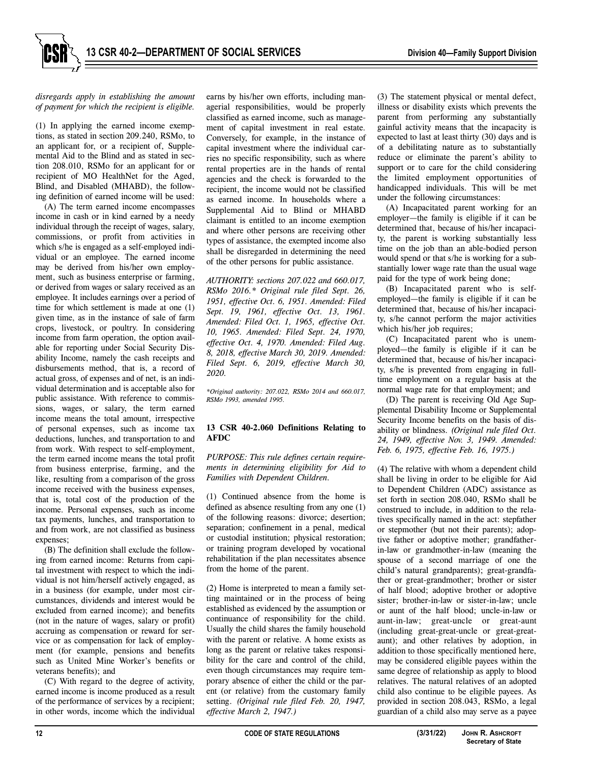*disregards apply in establishing the amount of payment for which the recipient is eligible.*

(1) In applying the earned income exemptions, as stated in section 209.240, RSMo, to an applicant for, or a recipient of, Supplemental Aid to the Blind and as stated in section 208.010, RSMo for an applicant for or recipient of MO HealthNet for the Aged, Blind, and Disabled (MHABD), the following definition of earned income will be used:

(A) The term earned income encompasses income in cash or in kind earned by a needy individual through the receipt of wages, salary, commissions, or profit from activities in which s/he is engaged as a self-employed individual or an employee. The earned income may be derived from his/her own employment, such as business enterprise or farming, or derived from wages or salary received as an employee. It includes earnings over a period of time for which settlement is made at one (1) given time, as in the instance of sale of farm crops, livestock, or poultry. In considering income from farm operation, the option available for reporting under Social Security Disability Income, namely the cash receipts and disbursements method, that is, a record of actual gross, of expenses and of net, is an individual determination and is acceptable also for public assistance. With reference to commissions, wages, or salary, the term earned income means the total amount, irrespective of personal expenses, such as income tax deductions, lunches, and transportation to and from work. With respect to self-employment, the term earned income means the total profit from business enterprise, farming, and the like, resulting from a comparison of the gross income received with the business expenses, that is, total cost of the production of the income. Personal expenses, such as income tax payments, lunches, and transportation to and from work, are not classified as business expenses;

(B) The definition shall exclude the following from earned income: Returns from capital investment with respect to which the individual is not him/herself actively engaged, as in a business (for example, under most circumstances, dividends and interest would be excluded from earned income); and benefits (not in the nature of wages, salary or profit) accruing as compensation or reward for service or as compensation for lack of employment (for example, pensions and benefits such as United Mine Worker's benefits or veterans benefits); and

(C) With regard to the degree of activity, earned income is income produced as a result of the performance of services by a recipient; in other words, income which the individual earns by his/her own efforts, including managerial responsibilities, would be properly classified as earned income, such as management of capital investment in real estate. Conversely, for example, in the instance of capital investment where the individual carries no specific responsibility, such as where rental properties are in the hands of rental agencies and the check is forwarded to the recipient, the income would not be classified as earned income. In households where a Supplemental Aid to Blind or MHABD claimant is entitled to an income exemption and where other persons are receiving other types of assistance, the exempted income also shall be disregarded in determining the need of the other persons for public assistance.

*AUTHORITY: sections 207.022 and 660.017, RSMo 2016.\* Original rule filed Sept. 26, 1951, effective Oct. 6, 1951. Amended: Filed Sept. 19, 1961, effective Oct. 13, 1961. Amended: Filed Oct. 1, 1965, effective Oct. 10, 1965. Amended: Filed Sept. 24, 1970, effective Oct. 4, 1970. Amended: Filed Aug. 8, 2018, effective March 30, 2019. Amended: Filed Sept. 6, 2019, effective March 30, 2020.*

*\*Original authority: 207.022, RSMo 2014 and 660.017, RSMo 1993, amended 1995.*

**13 CSR 40-2.060 Definitions Relating to AFDC**

*PURPOSE: This rule defines certain requirements in determining eligibility for Aid to Families with Dependent Children.*

(1) Continued absence from the home is defined as absence resulting from any one (1) of the following reasons: divorce; desertion; separation; confinement in a penal, medical or custodial institution; physical restoration; or training program developed by vocational rehabilitation if the plan necessitates absence from the home of the parent.

(2) Home is interpreted to mean a family setting maintained or in the process of being established as evidenced by the assumption or continuance of responsibility for the child. Usually the child shares the family household with the parent or relative. A home exists as long as the parent or relative takes responsibility for the care and control of the child, even though circumstances may require temporary absence of either the child or the parent (or relative) from the customary family setting. *(Original rule filed Feb. 20, 1947, effective March 2, 1947.)*

(3) The statement physical or mental defect, illness or disability exists which prevents the parent from performing any substantially gainful activity means that the incapacity is expected to last at least thirty (30) days and is of a debilitating nature as to substantially reduce or eliminate the parent's ability to support or to care for the child considering the limited employment opportunities of handicapped individuals. This will be met under the following circumstances:

(A) Incapacitated parent working for an employer—the family is eligible if it can be determined that, because of his/her incapacity, the parent is working substantially less time on the job than an able-bodied person would spend or that s/he is working for a substantially lower wage rate than the usual wage paid for the type of work being done;

(B) Incapacitated parent who is self-employed—the family is eligible if it can be determined that, because of his/her incapacity, s/he cannot perform the major activities which his/her job requires;

(C) Incapacitated parent who is unemployed—the family is eligible if it can be determined that, because of his/her incapacity, s/he is prevented from engaging in full-time employment on a regular basis at the normal wage rate for that employment; and

(D) The parent is receiving Old Age Supplemental Disability Income or Supplemental Security Income benefits on the basis of disability or blindness. *(Original rule filed Oct. 24, 1949, effective Nov. 3, 1949. Amended: Feb. 6, 1975, effective Feb. 16, 1975.)*

(4) The relative with whom a dependent child shall be living in order to be eligible for Aid to Dependent Children (ADC) assistance as set forth in section 208.040, RSMo shall be construed to include, in addition to the relatives specifically named in the act: stepfather or stepmother (but not their parents); adoptive father or adoptive mother; grandfather-in-law or grandmother-in-law (meaning the spouse of a second marriage of one the child's natural grandparents); great-grandfather or great-grandmother; brother or sister of half blood; adoptive brother or adoptive sister; brother-in-law or sister-in-law; uncle or aunt of the half blood; uncle-in-law or aunt-in-law; great-uncle or great-aunt (including great-great-uncle or great-great-aunt); and other relatives by adoption, in addition to those specifically mentioned here, may be considered eligible payees within the same degree of relationship as apply to blood relatives. The natural relatives of an adopted child also continue to be eligible payees. As provided in section 208.043, RSMo, a legal guardian of a child also may serve as a payee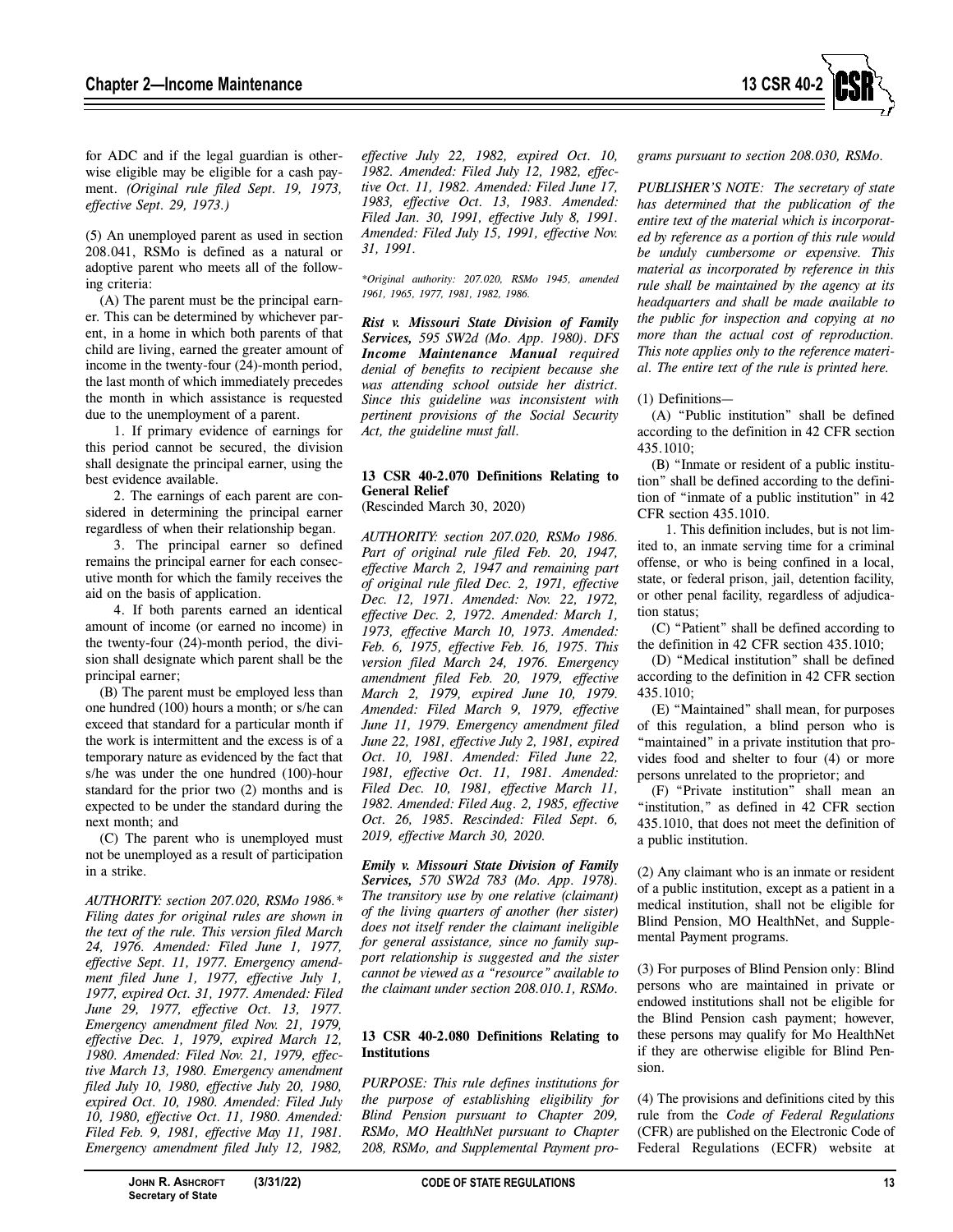for ADC and if the legal guardian is otherwise eligible may be eligible for a cash payment. *(Original rule filed Sept. 19, 1973, effective Sept. 29, 1973.)*

(5) An unemployed parent as used in section 208.041, RSMo is defined as a natural or adoptive parent who meets all of the following criteria:

(A) The parent must be the principal earner. This can be determined by whichever parent, in a home in which both parents of that child are living, earned the greater amount of income in the twenty-four (24)-month period, the last month of which immediately precedes the month in which assistance is requested due to the unemployment of a parent.

1. If primary evidence of earnings for this period cannot be secured, the division shall designate the principal earner, using the best evidence available.

2. The earnings of each parent are considered in determining the principal earner regardless of when their relationship began.

3. The principal earner so defined remains the principal earner for each consecutive month for which the family receives the aid on the basis of application.

4. If both parents earned an identical amount of income (or earned no income) in the twenty-four (24)-month period, the division shall designate which parent shall be the principal earner;

(B) The parent must be employed less than one hundred (100) hours a month; or s/he can exceed that standard for a particular month if the work is intermittent and the excess is of a temporary nature as evidenced by the fact that s/he was under the one hundred (100)-hour standard for the prior two (2) months and is expected to be under the standard during the next month; and

(C) The parent who is unemployed must not be unemployed as a result of participation in a strike.

*AUTHORITY: section 207.020, RSMo 1986.\* Filing dates for original rules are shown in the text of the rule. This version filed March 24, 1976. Amended: Filed June 1, 1977, effective Sept. 11, 1977. Emergency amendment filed June 1, 1977, effective July 1, 1977, expired Oct. 31, 1977. Amended: Filed June 29, 1977, effective Oct. 13, 1977. Emergency amendment filed Nov. 21, 1979, effective Dec. 1, 1979, expired March 12, 1980. Amended: Filed Nov. 21, 1979, effective March 13, 1980. Emergency amendment filed July 10, 1980, effective July 20, 1980, expired Oct. 10, 1980. Amended: Filed July 10, 1980, effective Oct. 11, 1980. Amended: Filed Feb. 9, 1981, effective May 11, 1981. Emergency amendment filed July 12, 1982, effective July 22, 1982, expired Oct. 10, 1982. Amended: Filed July 12, 1982, effective Oct. 11, 1982. Amended: Filed June 17, 1983, effective Oct. 13, 1983. Amended: Filed Jan. 30, 1991, effective July 8, 1991. Amended: Filed July 15, 1991, effective Nov. 31, 1991.*

*\*Original authority: 207.020, RSMo 1945, amended 1961, 1965, 1977, 1981, 1982, 1986.*

***Rist v. Missouri State Division of Family Services,** 595 SW2d (Mo. App. 1980). **DFS Income Maintenance Manual** required denial of benefits to recipient because she was attending school outside her district. Since this guideline was inconsistent with pertinent provisions of the Social Security Act, the guideline must fall.*

### 13 CSR 40-2.070 Definitions Relating to General Relief
(Rescinded March 30, 2020)

*AUTHORITY: section 207.020, RSMo 1986. Part of original rule filed Feb. 20, 1947, effective March 2, 1947 and remaining part of original rule filed Dec. 2, 1971, effective Dec. 12, 1971. Amended: Nov. 22, 1972, effective Dec. 2, 1972. Amended: March 1, 1973, effective March 10, 1973. Amended: Feb. 6, 1975, effective Feb. 16, 1975. This version filed March 24, 1976. Emergency amendment filed Feb. 20, 1979, effective March 2, 1979, expired June 10, 1979. Amended: Filed March 9, 1979, effective June 11, 1979. Emergency amendment filed June 22, 1981, effective July 2, 1981, expired Oct. 10, 1981. Amended: Filed June 22, 1981, effective Oct. 11, 1981. Amended: Filed Dec. 10, 1981, effective March 11, 1982. Amended: Filed Aug. 2, 1985, effective Oct. 26, 1985. Rescinded: Filed Sept. 6, 2019, effective March 30, 2020.*

***Emily v. Missouri State Division of Family Services,** 570 SW2d 783 (Mo. App. 1978). The transitory use by one relative (claimant) of the living quarters of another (her sister) does not itself render the claimant ineligible for general assistance, since no family support relationship is suggested and the sister cannot be viewed as a "resource" available to the claimant under section 208.010.1, RSMo.*

### 13 CSR 40-2.080 Definitions Relating to Institutions

*PURPOSE: This rule defines institutions for the purpose of establishing eligibility for Blind Pension pursuant to Chapter 209, RSMo, MO HealthNet pursuant to Chapter 208, RSMo, and Supplemental Payment programs pursuant to section 208.030, RSMo.*

*PUBLISHER'S NOTE: The secretary of state has determined that the publication of the entire text of the material which is incorporated by reference as a portion of this rule would be unduly cumbersome or expensive. This material as incorporated by reference in this rule shall be maintained by the agency at its headquarters and shall be made available to the public for inspection and copying at no more than the actual cost of reproduction. This note applies only to the reference material. The entire text of the rule is printed here.*

(1) Definitions—

(A) "Public institution" shall be defined according to the definition in 42 CFR section 435.1010;

(B) "Inmate or resident of a public institution" shall be defined according to the definition of "inmate of a public institution" in 42 CFR section 435.1010.

1. This definition includes, but is not limited to, an inmate serving time for a criminal offense, or who is being confined in a local, state, or federal prison, jail, detention facility, or other penal facility, regardless of adjudication status;

(C) "Patient" shall be defined according to the definition in 42 CFR section 435.1010;

(D) "Medical institution" shall be defined according to the definition in 42 CFR section 435.1010;

(E) "Maintained" shall mean, for purposes of this regulation, a blind person who is "maintained" in a private institution that provides food and shelter to four (4) or more persons unrelated to the proprietor; and

(F) "Private institution" shall mean an "institution," as defined in 42 CFR section 435.1010, that does not meet the definition of a public institution.

(2) Any claimant who is an inmate or resident of a public institution, except as a patient in a medical institution, shall not be eligible for Blind Pension, MO HealthNet, and Supplemental Payment programs.

(3) For purposes of Blind Pension only: Blind persons who are maintained in private or endowed institutions shall not be eligible for the Blind Pension cash payment; however, these persons may qualify for Mo HealthNet if they are otherwise eligible for Blind Pension.

(4) The provisions and definitions cited by this rule from the *Code of Federal Regulations* (CFR) are published on the Electronic Code of Federal Regulations (ECFR) website at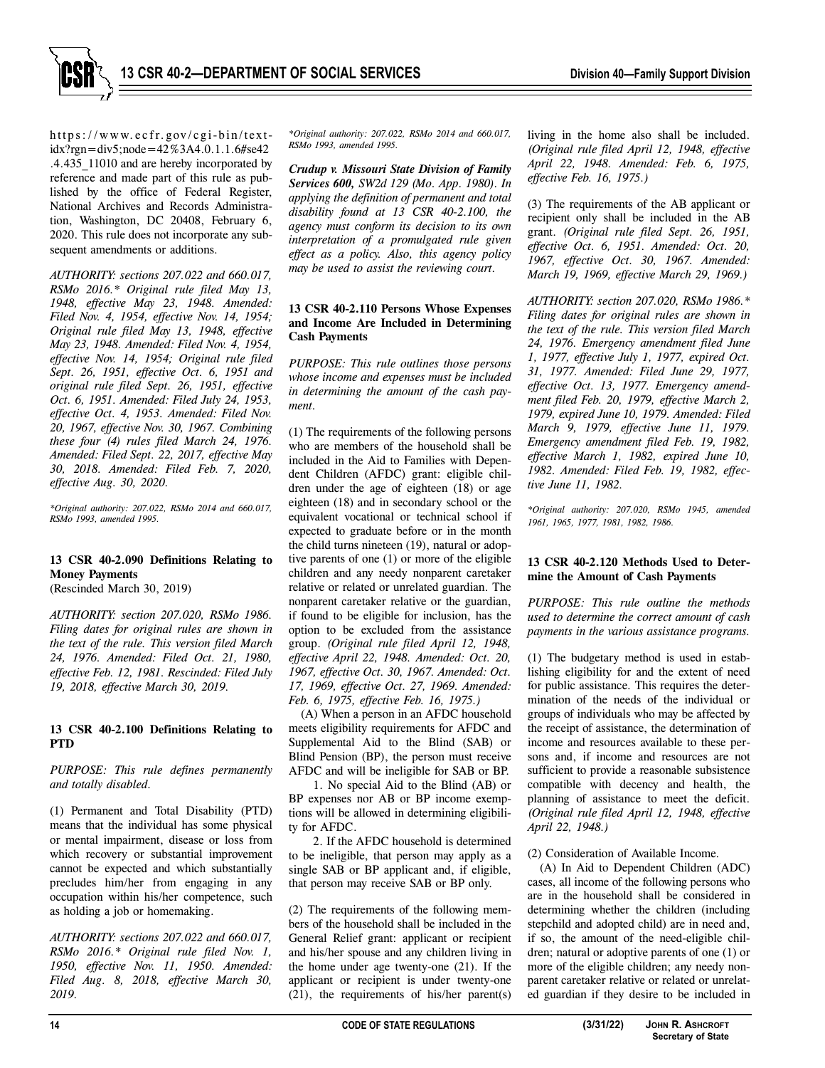https://www.ecfr.gov/cgi-bin/text-idx?rgn=div5;node=42%3A4.0.1.1.6#se42.4.435_11010 and are hereby incorporated by reference and made part of this rule as published by the office of Federal Register, National Archives and Records Administration, Washington, DC 20408, February 6, 2020. This rule does not incorporate any subsequent amendments or additions.

*AUTHORITY: sections 207.022 and 660.017, RSMo 2016.\* Original rule filed May 13, 1948, effective May 23, 1948. Amended: Filed Nov. 4, 1954, effective Nov. 14, 1954; Original rule filed May 13, 1948, effective May 23, 1948. Amended: Filed Nov. 4, 1954, effective Nov. 14, 1954; Original rule filed Sept. 26, 1951, effective Oct. 6, 1951 and original rule filed Sept. 26, 1951, effective Oct. 6, 1951. Amended: Filed July 24, 1953, effective Oct. 4, 1953. Amended: Filed Nov. 20, 1967, effective Nov. 30, 1967. Combining these four (4) rules filed March 24, 1976. Amended: Filed Sept. 22, 2017, effective May 30, 2018. Amended: Filed Feb. 7, 2020, effective Aug. 30, 2020.*

*\*Original authority: 207.022, RSMo 2014 and 660.017, RSMo 1993, amended 1995.*

### 13 CSR 40-2.090 Definitions Relating to Money Payments

(Rescinded March 30, 2019)

*AUTHORITY: section 207.020, RSMo 1986. Filing dates for original rules are shown in the text of the rule. This version filed March 24, 1976. Amended: Filed Oct. 21, 1980, effective Feb. 12, 1981. Rescinded: Filed July 19, 2018, effective March 30, 2019.*

### 13 CSR 40-2.100 Definitions Relating to PTD

*PURPOSE: This rule defines permanently and totally disabled.*

(1) Permanent and Total Disability (PTD) means that the individual has some physical or mental impairment, disease or loss from which recovery or substantial improvement cannot be expected and which substantially precludes him/her from engaging in any occupation within his/her competence, such as holding a job or homemaking.

*AUTHORITY: sections 207.022 and 660.017, RSMo 2016.\* Original rule filed Nov. 1, 1950, effective Nov. 11, 1950. Amended: Filed Aug. 8, 2018, effective March 30, 2019.*

*\*Original authority: 207.022, RSMo 2014 and 660.017, RSMo 1993, amended 1995.*

***Crudup v. Missouri State Division of Family Services 600,** SW2d 129 (Mo. App. 1980). In applying the definition of permanent and total disability found at 13 CSR 40-2.100, the agency must conform its decision to its own interpretation of a promulgated rule given effect as a policy. Also, this agency policy may be used to assist the reviewing court.*

### 13 CSR 40-2.110 Persons Whose Expenses and Income Are Included in Determining Cash Payments

*PURPOSE: This rule outlines those persons whose income and expenses must be included in determining the amount of the cash payment.*

(1) The requirements of the following persons who are members of the household shall be included in the Aid to Families with Dependent Children (AFDC) grant: eligible children under the age of eighteen (18) or age eighteen (18) and in secondary school or the equivalent vocational or technical school if expected to graduate before or in the month the child turns nineteen (19), natural or adoptive parents of one (1) or more of the eligible children and any needy nonparent caretaker relative or related or unrelated guardian. The nonparent caretaker relative or the guardian, if found to be eligible for inclusion, has the option to be excluded from the assistance group. *(Original rule filed April 12, 1948, effective April 22, 1948. Amended: Oct. 20, 1967, effective Oct. 30, 1967. Amended: Oct. 17, 1969, effective Oct. 27, 1969. Amended: Feb. 6, 1975, effective Feb. 16, 1975.)*

(A) When a person in an AFDC household meets eligibility requirements for AFDC and Supplemental Aid to the Blind (SAB) or Blind Pension (BP), the person must receive AFDC and will be ineligible for SAB or BP.

1. No special Aid to the Blind (AB) or BP expenses nor AB or BP income exemptions will be allowed in determining eligibility for AFDC.

2. If the AFDC household is determined to be ineligible, that person may apply as a single SAB or BP applicant and, if eligible, that person may receive SAB or BP only.

(2) The requirements of the following members of the household shall be included in the General Relief grant: applicant or recipient and his/her spouse and any children living in the home under age twenty-one (21). If the applicant or recipient is under twenty-one (21), the requirements of his/her parent(s) living in the home also shall be included. *(Original rule filed April 12, 1948, effective April 22, 1948. Amended: Feb. 6, 1975, effective Feb. 16, 1975.)*

(3) The requirements of the AB applicant or recipient only shall be included in the AB grant. *(Original rule filed Sept. 26, 1951, effective Oct. 6, 1951. Amended: Oct. 20, 1967, effective Oct. 30, 1967. Amended: March 19, 1969, effective March 29, 1969.)*

*AUTHORITY: section 207.020, RSMo 1986.\* Filing dates for original rules are shown in the text of the rule. This version filed March 24, 1976. Emergency amendment filed June 1, 1977, effective July 1, 1977, expired Oct. 31, 1977. Amended: Filed June 29, 1977, effective Oct. 13, 1977. Emergency amendment filed Feb. 20, 1979, effective March 2, 1979, expired June 10, 1979. Amended: Filed March 9, 1979, effective June 11, 1979. Emergency amendment filed Feb. 19, 1982, effective March 1, 1982, expired June 10, 1982. Amended: Filed Feb. 19, 1982, effective June 11, 1982.*

*\*Original authority: 207.020, RSMo 1945, amended 1961, 1965, 1977, 1981, 1982, 1986.*

### 13 CSR 40-2.120 Methods Used to Determine the Amount of Cash Payments

*PURPOSE: This rule outline the methods used to determine the correct amount of cash payments in the various assistance programs.*

(1) The budgetary method is used in establishing eligibility for and the extent of need for public assistance. This requires the determination of the needs of the individual or groups of individuals who may be affected by the receipt of assistance, the determination of income and resources available to these persons and, if income and resources are not sufficient to provide a reasonable subsistence compatible with decency and health, the planning of assistance to meet the deficit. *(Original rule filed April 12, 1948, effective April 22, 1948.)*

(2) Consideration of Available Income.

(A) In Aid to Dependent Children (ADC) cases, all income of the following persons who are in the household shall be considered in determining whether the children (including stepchild and adopted child) are in need and, if so, the amount of the need-eligible children; natural or adoptive parents of one (1) or more of the eligible children; any needy nonparent caretaker relative or related or unrelated guardian if they desire to be included in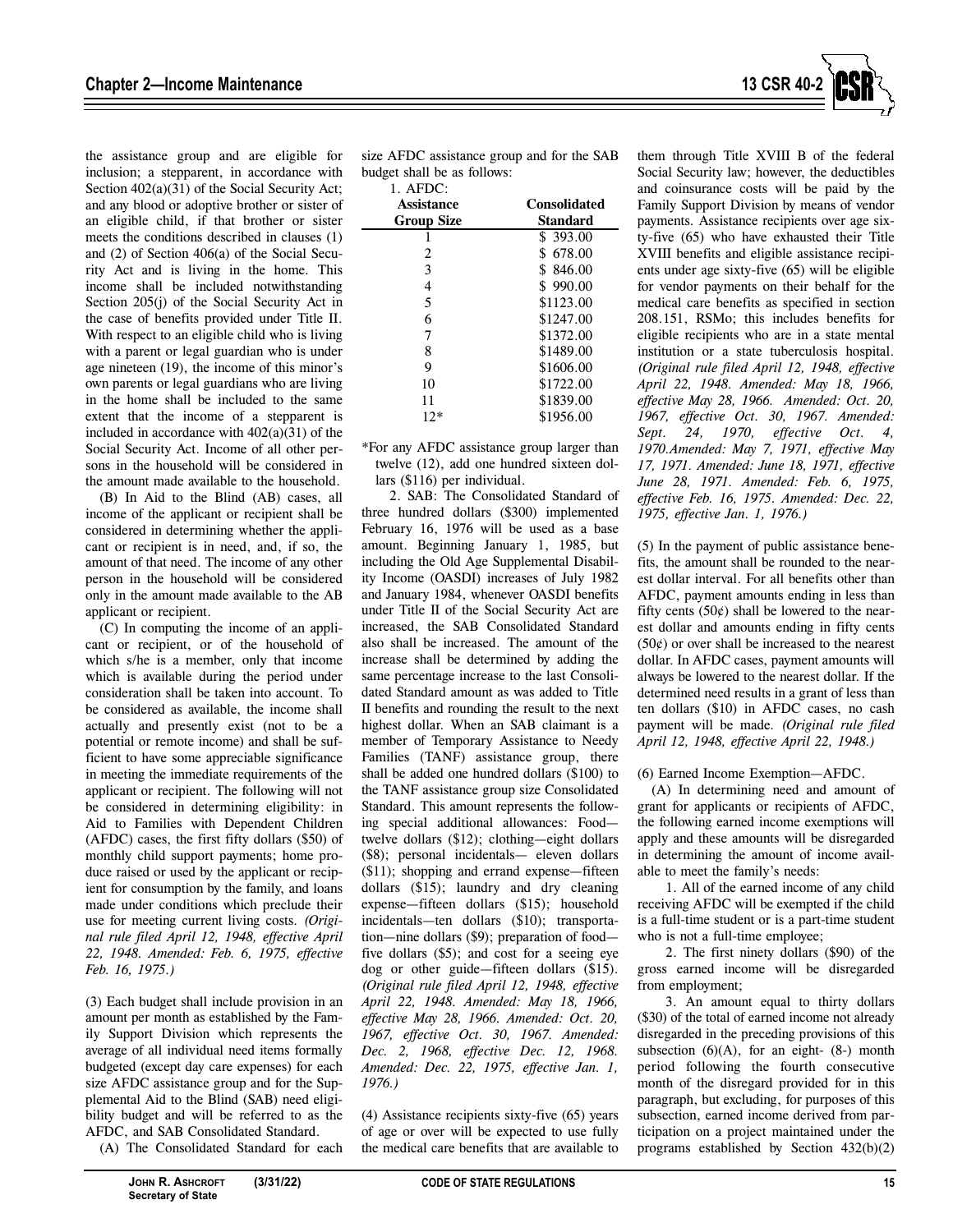the assistance group and are eligible for inclusion; a stepparent, in accordance with Section 402(a)(31) of the Social Security Act; and any blood or adoptive brother or sister of an eligible child, if that brother or sister meets the conditions described in clauses (1) and (2) of Section 406(a) of the Social Security Act and is living in the home. This income shall be included notwithstanding Section 205(j) of the Social Security Act in the case of benefits provided under Title II. With respect to an eligible child who is living with a parent or legal guardian who is under age nineteen (19), the income of this minor's own parents or legal guardians who are living in the home shall be included to the same extent that the income of a stepparent is included in accordance with 402(a)(31) of the Social Security Act. Income of all other persons in the household will be considered in the amount made available to the household.

(B) In Aid to the Blind (AB) cases, all income of the applicant or recipient shall be considered in determining whether the applicant or recipient is in need, and, if so, the amount of that need. The income of any other person in the household will be considered only in the amount made available to the AB applicant or recipient.

(C) In computing the income of an applicant or recipient, or of the household of which s/he is a member, only that income which is available during the period under consideration shall be taken into account. To be considered as available, the income shall actually and presently exist (not to be a potential or remote income) and shall be sufficient to have some appreciable significance in meeting the immediate requirements of the applicant or recipient. The following will not be considered in determining eligibility: in Aid to Families with Dependent Children (AFDC) cases, the first fifty dollars ($50) of monthly child support payments; home produce raised or used by the applicant or recipient for consumption by the family, and loans made under conditions which preclude their use for meeting current living costs. *(Original rule filed April 12, 1948, effective April 22, 1948. Amended: Feb. 6, 1975, effective Feb. 16, 1975.)*

(3) Each budget shall include provision in an amount per month as established by the Family Support Division which represents the average of all individual need items formally budgeted (except day care expenses) for each size AFDC assistance group and for the Supplemental Aid to the Blind (SAB) need eligibility budget and will be referred to as the AFDC, and SAB Consolidated Standard.

(A) The Consolidated Standard for each size AFDC assistance group and for the SAB budget shall be as follows:

1. AFDC:

| Assistance Group Size | Consolidated Standard |
|---|---|
| 1 | $ 393.00 |
| 2 | $ 678.00 |
| 3 | $ 846.00 |
| 4 | $ 990.00 |
| 5 | $1123.00 |
| 6 | $1247.00 |
| 7 | $1372.00 |
| 8 | $1489.00 |
| 9 | $1606.00 |
| 10 | $1722.00 |
| 11 | $1839.00 |
| 12* | $1956.00 |

*For any AFDC assistance group larger than twelve (12), add one hundred sixteen dollars ($116) per individual.

2. SAB: The Consolidated Standard of three hundred dollars ($300) implemented February 16, 1976 will be used as a base amount. Beginning January 1, 1985, but including the Old Age Supplemental Disability Income (OASDI) increases of July 1982 and January 1984, whenever OASDI benefits under Title II of the Social Security Act are increased, the SAB Consolidated Standard also shall be increased. The amount of the increase shall be determined by adding the same percentage increase to the last Consolidated Standard amount as was added to Title II benefits and rounding the result to the next highest dollar. When an SAB claimant is a member of Temporary Assistance to Needy Families (TANF) assistance group, there shall be added one hundred dollars ($100) to the TANF assistance group size Consolidated Standard. This amount represents the following special additional allowances: Food—twelve dollars ($12); clothing—eight dollars ($8); personal incidentals— eleven dollars ($11); shopping and errand expense—fifteen dollars ($15); laundry and dry cleaning expense—fifteen dollars ($15); household incidentals—ten dollars ($10); transportation—nine dollars ($9); preparation of food—five dollars ($5); and cost for a seeing eye dog or other guide—fifteen dollars ($15). *(Original rule filed April 12, 1948, effective April 22, 1948. Amended: May 18, 1966, effective May 28, 1966. Amended: Oct. 20, 1967, effective Oct. 30, 1967. Amended: Dec. 2, 1968, effective Dec. 12, 1968. Amended: Dec. 22, 1975, effective Jan. 1, 1976.)*

(4) Assistance recipients sixty-five (65) years of age or over will be expected to use fully the medical care benefits that are available to them through Title XVIII B of the federal Social Security law; however, the deductibles and coinsurance costs will be paid by the Family Support Division by means of vendor payments. Assistance recipients over age sixty-five (65) who have exhausted their Title XVIII benefits and eligible assistance recipients under age sixty-five (65) will be eligible for vendor payments on their behalf for the medical care benefits as specified in section 208.151, RSMo; this includes benefits for eligible recipients who are in a state mental institution or a state tuberculosis hospital. *(Original rule filed April 12, 1948, effective April 22, 1948. Amended: May 18, 1966, effective May 28, 1966. Amended: Oct. 20, 1967, effective Oct. 30, 1967. Amended: Sept. 24, 1970, effective Oct. 4, 1970. Amended: May 7, 1971, effective May 17, 1971. Amended: June 18, 1971, effective June 28, 1971. Amended: Feb. 6, 1975, effective Feb. 16, 1975. Amended: Dec. 22, 1975, effective Jan. 1, 1976.)*

(5) In the payment of public assistance benefits, the amount shall be rounded to the nearest dollar interval. For all benefits other than AFDC, payment amounts ending in less than fifty cents (50¢) shall be lowered to the nearest dollar and amounts ending in fifty cents (50¢) or over shall be increased to the nearest dollar. In AFDC cases, payment amounts will always be lowered to the nearest dollar. If the determined need results in a grant of less than ten dollars ($10) in AFDC cases, no cash payment will be made. *(Original rule filed April 12, 1948, effective April 22, 1948.)*

(6) Earned Income Exemption—AFDC.

(A) In determining need and amount of grant for applicants or recipients of AFDC, the following earned income exemptions will apply and these amounts will be disregarded in determining the amount of income available to meet the family's needs:

1. All of the earned income of any child receiving AFDC will be exempted if the child is a full-time student or is a part-time student who is not a full-time employee;

2. The first ninety dollars ($90) of the gross earned income will be disregarded from employment;

3. An amount equal to thirty dollars ($30) of the total of earned income not already disregarded in the preceding provisions of this subsection (6)(A), for an eight- (8-) month period following the fourth consecutive month of the disregard provided for in this paragraph, but excluding, for purposes of this subsection, earned income derived from participation on a project maintained under the programs established by Section 432(b)(2)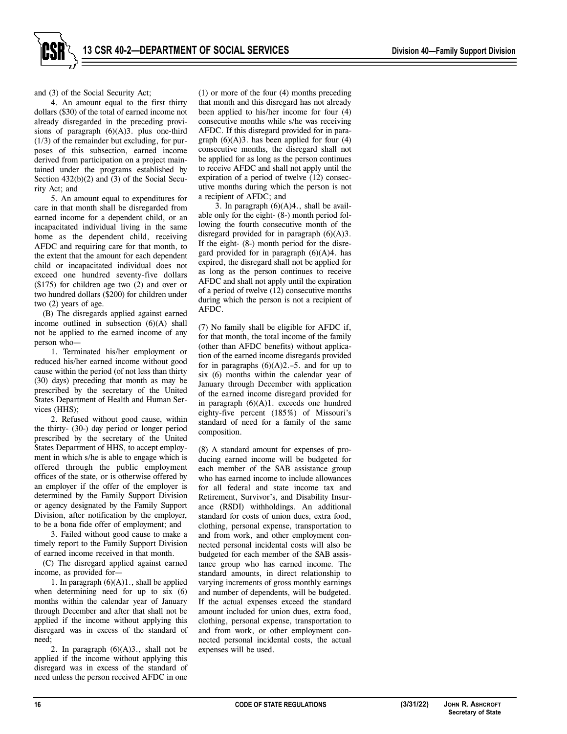and (3) of the Social Security Act;

4. An amount equal to the first thirty dollars ($30) of the total of earned income not already disregarded in the preceding provisions of paragraph (6)(A)3. plus one-third (1/3) of the remainder but excluding, for purposes of this subsection, earned income derived from participation on a project maintained under the programs established by Section 432(b)(2) and (3) of the Social Security Act; and

5. An amount equal to expenditures for care in that month shall be disregarded from earned income for a dependent child, or an incapacitated individual living in the same home as the dependent child, receiving AFDC and requiring care for that month, to the extent that the amount for each dependent child or incapacitated individual does not exceed one hundred seventy-five dollars ($175) for children age two (2) and over or two hundred dollars ($200) for children under two (2) years of age.

(B) The disregards applied against earned income outlined in subsection (6)(A) shall not be applied to the earned income of any person who—

1. Terminated his/her employment or reduced his/her earned income without good cause within the period (of not less than thirty (30) days) preceding that month as may be prescribed by the secretary of the United States Department of Health and Human Services (HHS);

2. Refused without good cause, within the thirty- (30-) day period or longer period prescribed by the secretary of the United States Department of HHS, to accept employment in which s/he is able to engage which is offered through the public employment offices of the state, or is otherwise offered by an employer if the offer of the employer is determined by the Family Support Division or agency designated by the Family Support Division, after notification by the employer, to be a bona fide offer of employment; and

3. Failed without good cause to make a timely report to the Family Support Division of earned income received in that month.

(C) The disregard applied against earned income, as provided for—

1. In paragraph (6)(A)1., shall be applied when determining need for up to six (6) months within the calendar year of January through December and after that shall not be applied if the income without applying this disregard was in excess of the standard of need;

2. In paragraph (6)(A)3., shall not be applied if the income without applying this disregard was in excess of the standard of need unless the person received AFDC in one (1) or more of the four (4) months preceding that month and this disregard has not already been applied to his/her income for four (4) consecutive months while s/he was receiving AFDC. If this disregard provided for in paragraph (6)(A)3. has been applied for four (4) consecutive months, the disregard shall not be applied for as long as the person continues to receive AFDC and shall not apply until the expiration of a period of twelve (12) consecutive months during which the person is not a recipient of AFDC; and

3. In paragraph (6)(A)4., shall be available only for the eight- (8-) month period following the fourth consecutive month of the disregard provided for in paragraph (6)(A)3. If the eight- (8-) month period for the disregard provided for in paragraph (6)(A)4. has expired, the disregard shall not be applied for as long as the person continues to receive AFDC and shall not apply until the expiration of a period of twelve (12) consecutive months during which the person is not a recipient of AFDC.

(7) No family shall be eligible for AFDC if, for that month, the total income of the family (other than AFDC benefits) without application of the earned income disregards provided for in paragraphs (6)(A)2.–5. and for up to six (6) months within the calendar year of January through December with application of the earned income disregard provided for in paragraph (6)(A)1. exceeds one hundred eighty-five percent (185%) of Missouri's standard of need for a family of the same composition.

(8) A standard amount for expenses of producing earned income will be budgeted for each member of the SAB assistance group who has earned income to include allowances for all federal and state income tax and Retirement, Survivor's, and Disability Insurance (RSDI) withholdings. An additional standard for costs of union dues, extra food, clothing, personal expense, transportation to and from work, and other employment connected personal incidental costs will also be budgeted for each member of the SAB assistance group who has earned income. The standard amounts, in direct relationship to varying increments of gross monthly earnings and number of dependents, will be budgeted. If the actual expenses exceed the standard amount included for union dues, extra food, clothing, personal expense, transportation to and from work, or other employment connected personal incidental costs, the actual expenses will be used.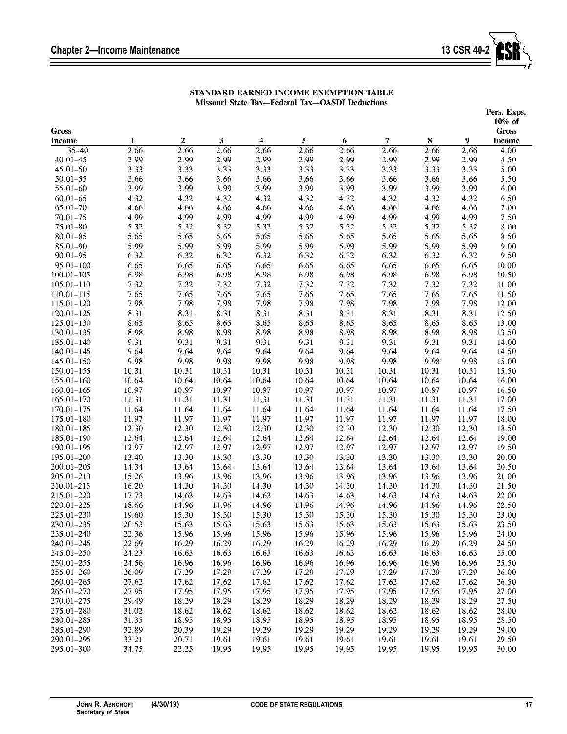**STANDARD EARNED INCOME EXEMPTION TABLE**
**Missouri State Tax—Federal Tax—OASDI Deductions**

| Gross Income | 1 | 2 | 3 | 4 | 5 | 6 | 7 | 8 | 9 | Pers. Exps. 10% of Gross Income |
|---|---|---|---|---|---|---|---|---|---|---|
| 35–40 | 2.66 | 2.66 | 2.66 | 2.66 | 2.66 | 2.66 | 2.66 | 2.66 | 2.66 | 4.00 |
| 40.01–45 | 2.99 | 2.99 | 2.99 | 2.99 | 2.99 | 2.99 | 2.99 | 2.99 | 2.99 | 4.50 |
| 45.01–50 | 3.33 | 3.33 | 3.33 | 3.33 | 3.33 | 3.33 | 3.33 | 3.33 | 3.33 | 5.00 |
| 50.01–55 | 3.66 | 3.66 | 3.66 | 3.66 | 3.66 | 3.66 | 3.66 | 3.66 | 3.66 | 5.50 |
| 55.01–60 | 3.99 | 3.99 | 3.99 | 3.99 | 3.99 | 3.99 | 3.99 | 3.99 | 3.99 | 6.00 |
| 60.01–65 | 4.32 | 4.32 | 4.32 | 4.32 | 4.32 | 4.32 | 4.32 | 4.32 | 4.32 | 6.50 |
| 65.01–70 | 4.66 | 4.66 | 4.66 | 4.66 | 4.66 | 4.66 | 4.66 | 4.66 | 4.66 | 7.00 |
| 70.01–75 | 4.99 | 4.99 | 4.99 | 4.99 | 4.99 | 4.99 | 4.99 | 4.99 | 4.99 | 7.50 |
| 75.01–80 | 5.32 | 5.32 | 5.32 | 5.32 | 5.32 | 5.32 | 5.32 | 5.32 | 5.32 | 8.00 |
| 80.01–85 | 5.65 | 5.65 | 5.65 | 5.65 | 5.65 | 5.65 | 5.65 | 5.65 | 5.65 | 8.50 |
| 85.01–90 | 5.99 | 5.99 | 5.99 | 5.99 | 5.99 | 5.99 | 5.99 | 5.99 | 5.99 | 9.00 |
| 90.01–95 | 6.32 | 6.32 | 6.32 | 6.32 | 6.32 | 6.32 | 6.32 | 6.32 | 6.32 | 9.50 |
| 95.01–100 | 6.65 | 6.65 | 6.65 | 6.65 | 6.65 | 6.65 | 6.65 | 6.65 | 6.65 | 10.00 |
| 100.01–105 | 6.98 | 6.98 | 6.98 | 6.98 | 6.98 | 6.98 | 6.98 | 6.98 | 6.98 | 10.50 |
| 105.01–110 | 7.32 | 7.32 | 7.32 | 7.32 | 7.32 | 7.32 | 7.32 | 7.32 | 7.32 | 11.00 |
| 110.01–115 | 7.65 | 7.65 | 7.65 | 7.65 | 7.65 | 7.65 | 7.65 | 7.65 | 7.65 | 11.50 |
| 115.01–120 | 7.98 | 7.98 | 7.98 | 7.98 | 7.98 | 7.98 | 7.98 | 7.98 | 7.98 | 12.00 |
| 120.01–125 | 8.31 | 8.31 | 8.31 | 8.31 | 8.31 | 8.31 | 8.31 | 8.31 | 8.31 | 12.50 |
| 125.01–130 | 8.65 | 8.65 | 8.65 | 8.65 | 8.65 | 8.65 | 8.65 | 8.65 | 8.65 | 13.00 |
| 130.01–135 | 8.98 | 8.98 | 8.98 | 8.98 | 8.98 | 8.98 | 8.98 | 8.98 | 8.98 | 13.50 |
| 135.01–140 | 9.31 | 9.31 | 9.31 | 9.31 | 9.31 | 9.31 | 9.31 | 9.31 | 9.31 | 14.00 |
| 140.01–145 | 9.64 | 9.64 | 9.64 | 9.64 | 9.64 | 9.64 | 9.64 | 9.64 | 9.64 | 14.50 |
| 145.01–150 | 9.98 | 9.98 | 9.98 | 9.98 | 9.98 | 9.98 | 9.98 | 9.98 | 9.98 | 15.00 |
| 150.01–155 | 10.31 | 10.31 | 10.31 | 10.31 | 10.31 | 10.31 | 10.31 | 10.31 | 10.31 | 15.50 |
| 155.01–160 | 10.64 | 10.64 | 10.64 | 10.64 | 10.64 | 10.64 | 10.64 | 10.64 | 10.64 | 16.00 |
| 160.01–165 | 10.97 | 10.97 | 10.97 | 10.97 | 10.97 | 10.97 | 10.97 | 10.97 | 10.97 | 16.50 |
| 165.01–170 | 11.31 | 11.31 | 11.31 | 11.31 | 11.31 | 11.31 | 11.31 | 11.31 | 11.31 | 17.00 |
| 170.01–175 | 11.64 | 11.64 | 11.64 | 11.64 | 11.64 | 11.64 | 11.64 | 11.64 | 11.64 | 17.50 |
| 175.01–180 | 11.97 | 11.97 | 11.97 | 11.97 | 11.97 | 11.97 | 11.97 | 11.97 | 11.97 | 18.00 |
| 180.01–185 | 12.30 | 12.30 | 12.30 | 12.30 | 12.30 | 12.30 | 12.30 | 12.30 | 12.30 | 18.50 |
| 185.01–190 | 12.64 | 12.64 | 12.64 | 12.64 | 12.64 | 12.64 | 12.64 | 12.64 | 12.64 | 19.00 |
| 190.01–195 | 12.97 | 12.97 | 12.97 | 12.97 | 12.97 | 12.97 | 12.97 | 12.97 | 12.97 | 19.50 |
| 195.01–200 | 13.40 | 13.30 | 13.30 | 13.30 | 13.30 | 13.30 | 13.30 | 13.30 | 13.30 | 20.00 |
| 200.01–205 | 14.34 | 13.64 | 13.64 | 13.64 | 13.64 | 13.64 | 13.64 | 13.64 | 13.64 | 20.50 |
| 205.01–210 | 15.26 | 13.96 | 13.96 | 13.96 | 13.96 | 13.96 | 13.96 | 13.96 | 13.96 | 21.00 |
| 210.01–215 | 16.20 | 14.30 | 14.30 | 14.30 | 14.30 | 14.30 | 14.30 | 14.30 | 14.30 | 21.50 |
| 215.01–220 | 17.73 | 14.63 | 14.63 | 14.63 | 14.63 | 14.63 | 14.63 | 14.63 | 14.63 | 22.00 |
| 220.01–225 | 18.66 | 14.96 | 14.96 | 14.96 | 14.96 | 14.96 | 14.96 | 14.96 | 14.96 | 22.50 |
| 225.01–230 | 19.60 | 15.30 | 15.30 | 15.30 | 15.30 | 15.30 | 15.30 | 15.30 | 15.30 | 23.00 |
| 230.01–235 | 20.53 | 15.63 | 15.63 | 15.63 | 15.63 | 15.63 | 15.63 | 15.63 | 15.63 | 23.50 |
| 235.01–240 | 22.36 | 15.96 | 15.96 | 15.96 | 15.96 | 15.96 | 15.96 | 15.96 | 15.96 | 24.00 |
| 240.01–245 | 22.69 | 16.29 | 16.29 | 16.29 | 16.29 | 16.29 | 16.29 | 16.29 | 16.29 | 24.50 |
| 245.01–250 | 24.23 | 16.63 | 16.63 | 16.63 | 16.63 | 16.63 | 16.63 | 16.63 | 16.63 | 25.00 |
| 250.01–255 | 24.56 | 16.96 | 16.96 | 16.96 | 16.96 | 16.96 | 16.96 | 16.96 | 16.96 | 25.50 |
| 255.01–260 | 26.09 | 17.29 | 17.29 | 17.29 | 17.29 | 17.29 | 17.29 | 17.29 | 17.29 | 26.00 |
| 260.01–265 | 27.62 | 17.62 | 17.62 | 17.62 | 17.62 | 17.62 | 17.62 | 17.62 | 17.62 | 26.50 |
| 265.01–270 | 27.95 | 17.95 | 17.95 | 17.95 | 17.95 | 17.95 | 17.95 | 17.95 | 17.95 | 27.00 |
| 270.01–275 | 29.49 | 18.29 | 18.29 | 18.29 | 18.29 | 18.29 | 18.29 | 18.29 | 18.29 | 27.50 |
| 275.01–280 | 31.02 | 18.62 | 18.62 | 18.62 | 18.62 | 18.62 | 18.62 | 18.62 | 18.62 | 28.00 |
| 280.01–285 | 31.35 | 18.95 | 18.95 | 18.95 | 18.95 | 18.95 | 18.95 | 18.95 | 18.95 | 28.50 |
| 285.01–290 | 32.89 | 20.39 | 19.29 | 19.29 | 19.29 | 19.29 | 19.29 | 19.29 | 19.29 | 29.00 |
| 290.01–295 | 33.21 | 20.71 | 19.61 | 19.61 | 19.61 | 19.61 | 19.61 | 19.61 | 19.61 | 29.50 |
| 295.01–300 | 34.75 | 22.25 | 19.95 | 19.95 | 19.95 | 19.95 | 19.95 | 19.95 | 19.95 | 30.00 |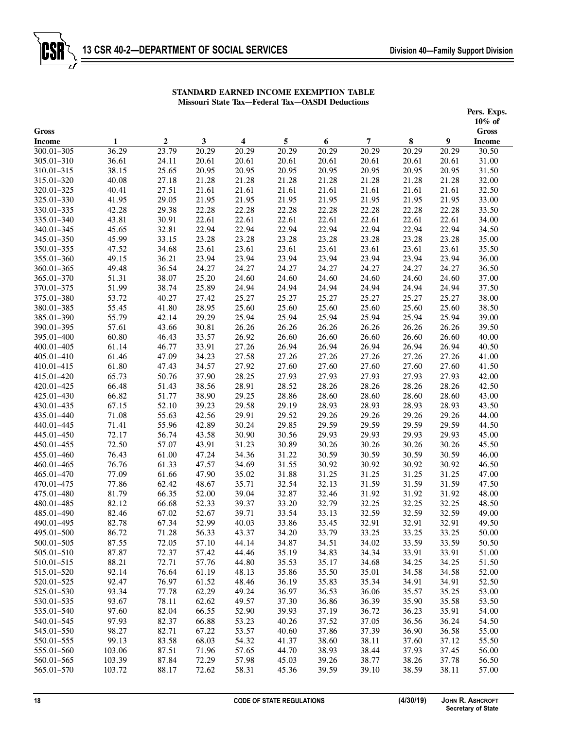**STANDARD EARNED INCOME EXEMPTION TABLE**
**Missouri State Tax—Federal Tax—OASDI Deductions**

| Gross Income | 1 | 2 | 3 | 4 | 5 | 6 | 7 | 8 | 9 | Pers. Exps. 10% of Gross Income |
|---|---|---|---|---|---|---|---|---|---|---|
| 300.01–305 | 36.29 | 23.79 | 20.29 | 20.29 | 20.29 | 20.29 | 20.29 | 20.29 | 20.29 | 30.50 |
| 305.01–310 | 36.61 | 24.11 | 20.61 | 20.61 | 20.61 | 20.61 | 20.61 | 20.61 | 20.61 | 31.00 |
| 310.01–315 | 38.15 | 25.65 | 20.95 | 20.95 | 20.95 | 20.95 | 20.95 | 20.95 | 20.95 | 31.50 |
| 315.01–320 | 40.08 | 27.18 | 21.28 | 21.28 | 21.28 | 21.28 | 21.28 | 21.28 | 21.28 | 32.00 |
| 320.01–325 | 40.41 | 27.51 | 21.61 | 21.61 | 21.61 | 21.61 | 21.61 | 21.61 | 21.61 | 32.50 |
| 325.01–330 | 41.95 | 29.05 | 21.95 | 21.95 | 21.95 | 21.95 | 21.95 | 21.95 | 21.95 | 33.00 |
| 330.01–335 | 42.28 | 29.38 | 22.28 | 22.28 | 22.28 | 22.28 | 22.28 | 22.28 | 22.28 | 33.50 |
| 335.01–340 | 43.81 | 30.91 | 22.61 | 22.61 | 22.61 | 22.61 | 22.61 | 22.61 | 22.61 | 34.00 |
| 340.01–345 | 45.65 | 32.81 | 22.94 | 22.94 | 22.94 | 22.94 | 22.94 | 22.94 | 22.94 | 34.50 |
| 345.01–350 | 45.99 | 33.15 | 23.28 | 23.28 | 23.28 | 23.28 | 23.28 | 23.28 | 23.28 | 35.00 |
| 350.01–355 | 47.52 | 34.68 | 23.61 | 23.61 | 23.61 | 23.61 | 23.61 | 23.61 | 23.61 | 35.50 |
| 355.01–360 | 49.15 | 36.21 | 23.94 | 23.94 | 23.94 | 23.94 | 23.94 | 23.94 | 23.94 | 36.00 |
| 360.01–365 | 49.48 | 36.54 | 24.27 | 24.27 | 24.27 | 24.27 | 24.27 | 24.27 | 24.27 | 36.50 |
| 365.01–370 | 51.31 | 38.07 | 25.20 | 24.60 | 24.60 | 24.60 | 24.60 | 24.60 | 24.60 | 37.00 |
| 370.01–375 | 51.99 | 38.74 | 25.89 | 24.94 | 24.94 | 24.94 | 24.94 | 24.94 | 24.94 | 37.50 |
| 375.01–380 | 53.72 | 40.27 | 27.42 | 25.27 | 25.27 | 25.27 | 25.27 | 25.27 | 25.27 | 38.00 |
| 380.01–385 | 55.45 | 41.80 | 28.95 | 25.60 | 25.60 | 25.60 | 25.60 | 25.60 | 25.60 | 38.50 |
| 385.01–390 | 55.79 | 42.14 | 29.29 | 25.94 | 25.94 | 25.94 | 25.94 | 25.94 | 25.94 | 39.00 |
| 390.01–395 | 57.61 | 43.66 | 30.81 | 26.26 | 26.26 | 26.26 | 26.26 | 26.26 | 26.26 | 39.50 |
| 395.01–400 | 60.80 | 46.43 | 33.57 | 26.92 | 26.60 | 26.60 | 26.60 | 26.60 | 26.60 | 40.00 |
| 400.01–405 | 61.14 | 46.77 | 33.91 | 27.26 | 26.94 | 26.94 | 26.94 | 26.94 | 26.94 | 40.50 |
| 405.01–410 | 61.46 | 47.09 | 34.23 | 27.58 | 27.26 | 27.26 | 27.26 | 27.26 | 27.26 | 41.00 |
| 410.01–415 | 61.80 | 47.43 | 34.57 | 27.92 | 27.60 | 27.60 | 27.60 | 27.60 | 27.60 | 41.50 |
| 415.01–420 | 65.73 | 50.76 | 37.90 | 28.25 | 27.93 | 27.93 | 27.93 | 27.93 | 27.93 | 42.00 |
| 420.01–425 | 66.48 | 51.43 | 38.56 | 28.91 | 28.52 | 28.26 | 28.26 | 28.26 | 28.26 | 42.50 |
| 425.01–430 | 66.82 | 51.77 | 38.90 | 29.25 | 28.86 | 28.60 | 28.60 | 28.60 | 28.60 | 43.00 |
| 430.01–435 | 67.15 | 52.10 | 39.23 | 29.58 | 29.19 | 28.93 | 28.93 | 28.93 | 28.93 | 43.50 |
| 435.01–440 | 71.08 | 55.63 | 42.56 | 29.91 | 29.52 | 29.26 | 29.26 | 29.26 | 29.26 | 44.00 |
| 440.01–445 | 71.41 | 55.96 | 42.89 | 30.24 | 29.85 | 29.59 | 29.59 | 29.59 | 29.59 | 44.50 |
| 445.01–450 | 72.17 | 56.74 | 43.58 | 30.90 | 30.56 | 29.93 | 29.93 | 29.93 | 29.93 | 45.00 |
| 450.01–455 | 72.50 | 57.07 | 43.91 | 31.23 | 30.89 | 30.26 | 30.26 | 30.26 | 30.26 | 45.50 |
| 455.01–460 | 76.43 | 61.00 | 47.24 | 34.36 | 31.22 | 30.59 | 30.59 | 30.59 | 30.59 | 46.00 |
| 460.01–465 | 76.76 | 61.33 | 47.57 | 34.69 | 31.55 | 30.92 | 30.92 | 30.92 | 30.92 | 46.50 |
| 465.01–470 | 77.09 | 61.66 | 47.90 | 35.02 | 31.88 | 31.25 | 31.25 | 31.25 | 31.25 | 47.00 |
| 470.01–475 | 77.86 | 62.42 | 48.67 | 35.71 | 32.54 | 32.13 | 31.59 | 31.59 | 31.59 | 47.50 |
| 475.01–480 | 81.79 | 66.35 | 52.00 | 39.04 | 32.87 | 32.46 | 31.92 | 31.92 | 31.92 | 48.00 |
| 480.01–485 | 82.12 | 66.68 | 52.33 | 39.37 | 33.20 | 32.79 | 32.25 | 32.25 | 32.25 | 48.50 |
| 485.01–490 | 82.46 | 67.02 | 52.67 | 39.71 | 33.54 | 33.13 | 32.59 | 32.59 | 32.59 | 49.00 |
| 490.01–495 | 82.78 | 67.34 | 52.99 | 40.03 | 33.86 | 33.45 | 32.91 | 32.91 | 32.91 | 49.50 |
| 495.01–500 | 86.72 | 71.28 | 56.33 | 43.37 | 34.20 | 33.79 | 33.25 | 33.25 | 33.25 | 50.00 |
| 500.01–505 | 87.55 | 72.05 | 57.10 | 44.14 | 34.87 | 34.51 | 34.02 | 33.59 | 33.59 | 50.50 |
| 505.01–510 | 87.87 | 72.37 | 57.42 | 44.46 | 35.19 | 34.83 | 34.34 | 33.91 | 33.91 | 51.00 |
| 510.01–515 | 88.21 | 72.71 | 57.76 | 44.80 | 35.53 | 35.17 | 34.68 | 34.25 | 34.25 | 51.50 |
| 515.01–520 | 92.14 | 76.64 | 61.19 | 48.13 | 35.86 | 35.50 | 35.01 | 34.58 | 34.58 | 52.00 |
| 520.01–525 | 92.47 | 76.97 | 61.52 | 48.46 | 36.19 | 35.83 | 35.34 | 34.91 | 34.91 | 52.50 |
| 525.01–530 | 93.34 | 77.78 | 62.29 | 49.24 | 36.97 | 36.53 | 36.06 | 35.57 | 35.25 | 53.00 |
| 530.01–535 | 93.67 | 78.11 | 62.62 | 49.57 | 37.30 | 36.86 | 36.39 | 35.90 | 35.58 | 53.50 |
| 535.01–540 | 97.60 | 82.04 | 66.55 | 52.90 | 39.93 | 37.19 | 36.72 | 36.23 | 35.91 | 54.00 |
| 540.01–545 | 97.93 | 82.37 | 66.88 | 53.23 | 40.26 | 37.52 | 37.05 | 36.56 | 36.24 | 54.50 |
| 545.01–550 | 98.27 | 82.71 | 67.22 | 53.57 | 40.60 | 37.86 | 37.39 | 36.90 | 36.58 | 55.00 |
| 550.01–555 | 99.13 | 83.58 | 68.03 | 54.32 | 41.37 | 38.60 | 38.11 | 37.60 | 37.12 | 55.50 |
| 555.01–560 | 103.06 | 87.51 | 71.96 | 57.65 | 44.70 | 38.93 | 38.44 | 37.93 | 37.45 | 56.00 |
| 560.01–565 | 103.39 | 87.84 | 72.29 | 57.98 | 45.03 | 39.26 | 38.77 | 38.26 | 37.78 | 56.50 |
| 565.01–570 | 103.72 | 88.17 | 72.62 | 58.31 | 45.36 | 39.59 | 39.10 | 38.59 | 38.11 | 57.00 |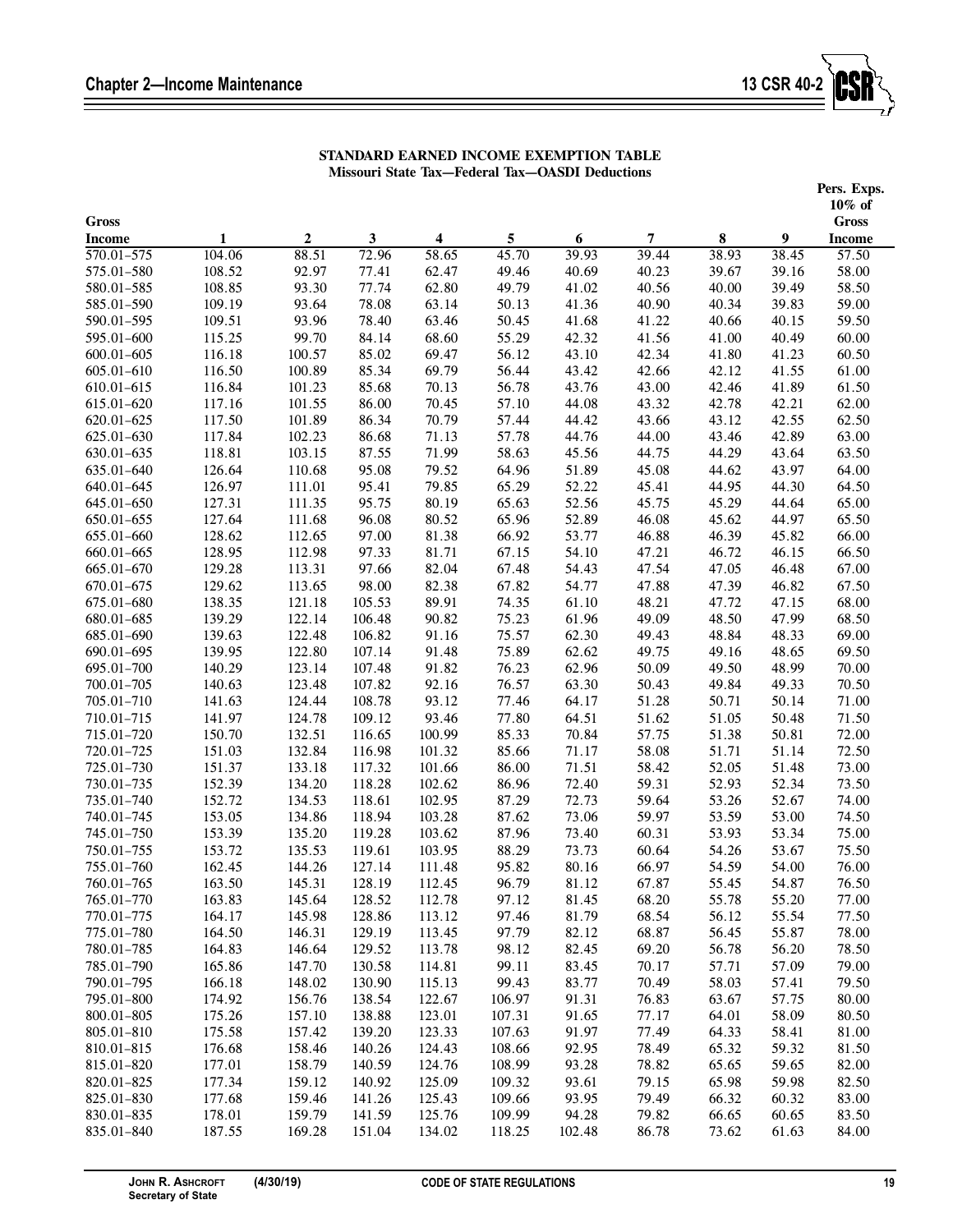**STANDARD EARNED INCOME EXEMPTION TABLE**
**Missouri State Tax—Federal Tax—OASDI Deductions**

| Gross Income | 1 | 2 | 3 | 4 | 5 | 6 | 7 | 8 | 9 | Pers. Exps. 10% of Gross Income |
|---|---|---|---|---|---|---|---|---|---|---|
| 570.01–575 | 104.06 | 88.51 | 72.96 | 58.65 | 45.70 | 39.93 | 39.44 | 38.93 | 38.45 | 57.50 |
| 575.01–580 | 108.52 | 92.97 | 77.41 | 62.47 | 49.46 | 40.69 | 40.23 | 39.67 | 39.16 | 58.00 |
| 580.01–585 | 108.85 | 93.30 | 77.74 | 62.80 | 49.79 | 41.02 | 40.56 | 40.00 | 39.49 | 58.50 |
| 585.01–590 | 109.19 | 93.64 | 78.08 | 63.14 | 50.13 | 41.36 | 40.90 | 40.34 | 39.83 | 59.00 |
| 590.01–595 | 109.51 | 93.96 | 78.40 | 63.46 | 50.45 | 41.68 | 41.22 | 40.66 | 40.15 | 59.50 |
| 595.01–600 | 115.25 | 99.70 | 84.14 | 68.60 | 55.29 | 42.32 | 41.56 | 41.00 | 40.49 | 60.00 |
| 600.01–605 | 116.18 | 100.57 | 85.02 | 69.47 | 56.12 | 43.10 | 42.34 | 41.80 | 41.23 | 60.50 |
| 605.01–610 | 116.50 | 100.89 | 85.34 | 69.79 | 56.44 | 43.42 | 42.66 | 42.12 | 41.55 | 61.00 |
| 610.01–615 | 116.84 | 101.23 | 85.68 | 70.13 | 56.78 | 43.76 | 43.00 | 42.46 | 41.89 | 61.50 |
| 615.01–620 | 117.16 | 101.55 | 86.00 | 70.45 | 57.10 | 44.08 | 43.32 | 42.78 | 42.21 | 62.00 |
| 620.01–625 | 117.50 | 101.89 | 86.34 | 70.79 | 57.44 | 44.42 | 43.66 | 43.12 | 42.55 | 62.50 |
| 625.01–630 | 117.84 | 102.23 | 86.68 | 71.13 | 57.78 | 44.76 | 44.00 | 43.46 | 42.89 | 63.00 |
| 630.01–635 | 118.81 | 103.15 | 87.55 | 71.99 | 58.63 | 45.56 | 44.75 | 44.29 | 43.64 | 63.50 |
| 635.01–640 | 126.64 | 110.68 | 95.08 | 79.52 | 64.96 | 51.89 | 45.08 | 44.62 | 43.97 | 64.00 |
| 640.01–645 | 126.97 | 111.01 | 95.41 | 79.85 | 65.29 | 52.22 | 45.41 | 44.95 | 44.30 | 64.50 |
| 645.01–650 | 127.31 | 111.35 | 95.75 | 80.19 | 65.63 | 52.56 | 45.75 | 45.29 | 44.64 | 65.00 |
| 650.01–655 | 127.64 | 111.68 | 96.08 | 80.52 | 65.96 | 52.89 | 46.08 | 45.62 | 44.97 | 65.50 |
| 655.01–660 | 128.62 | 112.65 | 97.00 | 81.38 | 66.92 | 53.77 | 46.88 | 46.39 | 45.82 | 66.00 |
| 660.01–665 | 128.95 | 112.98 | 97.33 | 81.71 | 67.15 | 54.10 | 47.21 | 46.72 | 46.15 | 66.50 |
| 665.01–670 | 129.28 | 113.31 | 97.66 | 82.04 | 67.48 | 54.43 | 47.54 | 47.05 | 46.48 | 67.00 |
| 670.01–675 | 129.62 | 113.65 | 98.00 | 82.38 | 67.82 | 54.77 | 47.88 | 47.39 | 46.82 | 67.50 |
| 675.01–680 | 138.35 | 121.18 | 105.53 | 89.91 | 74.35 | 61.10 | 48.21 | 47.72 | 47.15 | 68.00 |
| 680.01–685 | 139.29 | 122.14 | 106.48 | 90.82 | 75.23 | 61.96 | 49.09 | 48.50 | 47.99 | 68.50 |
| 685.01–690 | 139.63 | 122.48 | 106.82 | 91.16 | 75.57 | 62.30 | 49.43 | 48.84 | 48.33 | 69.00 |
| 690.01–695 | 139.95 | 122.80 | 107.14 | 91.48 | 75.89 | 62.62 | 49.75 | 49.16 | 48.65 | 69.50 |
| 695.01–700 | 140.29 | 123.14 | 107.48 | 91.82 | 76.23 | 62.96 | 50.09 | 49.50 | 48.99 | 70.00 |
| 700.01–705 | 140.63 | 123.48 | 107.82 | 92.16 | 76.57 | 63.30 | 50.43 | 49.84 | 49.33 | 70.50 |
| 705.01–710 | 141.63 | 124.44 | 108.78 | 93.12 | 77.46 | 64.17 | 51.28 | 50.71 | 50.14 | 71.00 |
| 710.01–715 | 141.97 | 124.78 | 109.12 | 93.46 | 77.80 | 64.51 | 51.62 | 51.05 | 50.48 | 71.50 |
| 715.01–720 | 150.70 | 132.51 | 116.65 | 100.99 | 85.33 | 70.84 | 57.75 | 51.38 | 50.81 | 72.00 |
| 720.01–725 | 151.03 | 132.84 | 116.98 | 101.32 | 85.66 | 71.17 | 58.08 | 51.71 | 51.14 | 72.50 |
| 725.01–730 | 151.37 | 133.18 | 117.32 | 101.66 | 86.00 | 71.51 | 58.42 | 52.05 | 51.48 | 73.00 |
| 730.01–735 | 152.39 | 134.20 | 118.28 | 102.62 | 86.96 | 72.40 | 59.31 | 52.93 | 52.34 | 73.50 |
| 735.01–740 | 152.72 | 134.53 | 118.61 | 102.95 | 87.29 | 72.73 | 59.64 | 53.26 | 52.67 | 74.00 |
| 740.01–745 | 153.05 | 134.86 | 118.94 | 103.28 | 87.62 | 73.06 | 59.97 | 53.59 | 53.00 | 74.50 |
| 745.01–750 | 153.39 | 135.20 | 119.28 | 103.62 | 87.96 | 73.40 | 60.31 | 53.93 | 53.34 | 75.00 |
| 750.01–755 | 153.72 | 135.53 | 119.61 | 103.95 | 88.29 | 73.73 | 60.64 | 54.26 | 53.67 | 75.50 |
| 755.01–760 | 162.45 | 144.26 | 127.14 | 111.48 | 95.82 | 80.16 | 66.97 | 54.59 | 54.00 | 76.00 |
| 760.01–765 | 163.50 | 145.31 | 128.19 | 112.45 | 96.79 | 81.12 | 67.87 | 55.45 | 54.87 | 76.50 |
| 765.01–770 | 163.83 | 145.64 | 128.52 | 112.78 | 97.12 | 81.45 | 68.20 | 55.78 | 55.20 | 77.00 |
| 770.01–775 | 164.17 | 145.98 | 128.86 | 113.12 | 97.46 | 81.79 | 68.54 | 56.12 | 55.54 | 77.50 |
| 775.01–780 | 164.50 | 146.31 | 129.19 | 113.45 | 97.79 | 82.12 | 68.87 | 56.45 | 55.87 | 78.00 |
| 780.01–785 | 164.83 | 146.64 | 129.52 | 113.78 | 98.12 | 82.45 | 69.20 | 56.78 | 56.20 | 78.50 |
| 785.01–790 | 165.86 | 147.70 | 130.58 | 114.81 | 99.11 | 83.45 | 70.17 | 57.71 | 57.09 | 79.00 |
| 790.01–795 | 166.18 | 148.02 | 130.90 | 115.13 | 99.43 | 83.77 | 70.49 | 58.03 | 57.41 | 79.50 |
| 795.01–800 | 174.92 | 156.76 | 138.54 | 122.67 | 106.97 | 91.31 | 76.83 | 63.67 | 57.75 | 80.00 |
| 800.01–805 | 175.26 | 157.10 | 138.88 | 123.01 | 107.31 | 91.65 | 77.17 | 64.01 | 58.09 | 80.50 |
| 805.01–810 | 175.58 | 157.42 | 139.20 | 123.33 | 107.63 | 91.97 | 77.49 | 64.33 | 58.41 | 81.00 |
| 810.01–815 | 176.68 | 158.46 | 140.26 | 124.43 | 108.66 | 92.95 | 78.49 | 65.32 | 59.32 | 81.50 |
| 815.01–820 | 177.01 | 158.79 | 140.59 | 124.76 | 108.99 | 93.28 | 78.82 | 65.65 | 59.65 | 82.00 |
| 820.01–825 | 177.34 | 159.12 | 140.92 | 125.09 | 109.32 | 93.61 | 79.15 | 65.98 | 59.98 | 82.50 |
| 825.01–830 | 177.68 | 159.46 | 141.26 | 125.43 | 109.66 | 93.95 | 79.49 | 66.32 | 60.32 | 83.00 |
| 830.01–835 | 178.01 | 159.79 | 141.59 | 125.76 | 109.99 | 94.28 | 79.82 | 66.65 | 60.65 | 83.50 |
| 835.01–840 | 187.55 | 169.28 | 151.04 | 134.02 | 118.25 | 102.48 | 86.78 | 73.62 | 61.63 | 84.00 |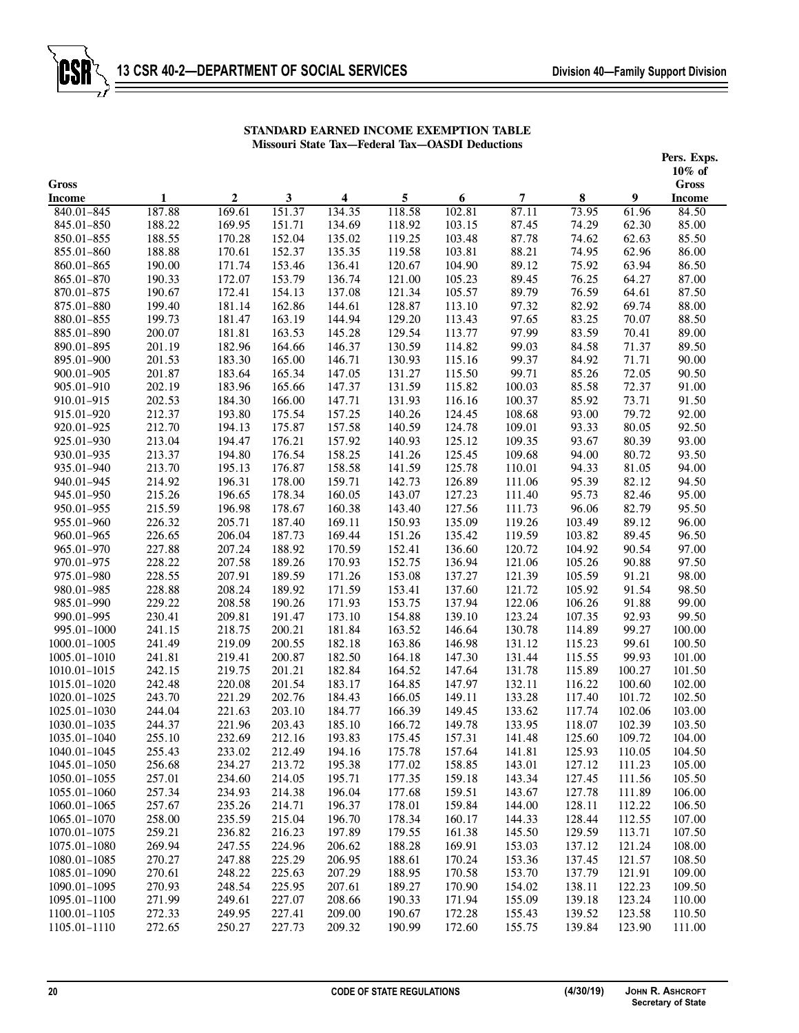**STANDARD EARNED INCOME EXEMPTION TABLE**
**Missouri State Tax—Federal Tax—OASDI Deductions**

| Gross Income | 1 | 2 | 3 | 4 | 5 | 6 | 7 | 8 | 9 | Pers. Exps. 10% of Gross Income |
|---|---|---|---|---|---|---|---|---|---|---|
| 840.01–845 | 187.88 | 169.61 | 151.37 | 134.35 | 118.58 | 102.81 | 87.11 | 73.95 | 61.96 | 84.50 |
| 845.01–850 | 188.22 | 169.95 | 151.71 | 134.69 | 118.92 | 103.15 | 87.45 | 74.29 | 62.30 | 85.00 |
| 850.01–855 | 188.55 | 170.28 | 152.04 | 135.02 | 119.25 | 103.48 | 87.78 | 74.62 | 62.63 | 85.50 |
| 855.01–860 | 188.88 | 170.61 | 152.37 | 135.35 | 119.58 | 103.81 | 88.21 | 74.95 | 62.96 | 86.00 |
| 860.01–865 | 190.00 | 171.74 | 153.46 | 136.41 | 120.67 | 104.90 | 89.12 | 75.92 | 63.94 | 86.50 |
| 865.01–870 | 190.33 | 172.07 | 153.79 | 136.74 | 121.00 | 105.23 | 89.45 | 76.25 | 64.27 | 87.00 |
| 870.01–875 | 190.67 | 172.41 | 154.13 | 137.08 | 121.34 | 105.57 | 89.79 | 76.59 | 64.61 | 87.50 |
| 875.01–880 | 199.40 | 181.14 | 162.86 | 144.61 | 128.87 | 113.10 | 97.32 | 82.92 | 69.74 | 88.00 |
| 880.01–855 | 199.73 | 181.47 | 163.19 | 144.94 | 129.20 | 113.43 | 97.65 | 83.25 | 70.07 | 88.50 |
| 885.01–890 | 200.07 | 181.81 | 163.53 | 145.28 | 129.54 | 113.77 | 97.99 | 83.59 | 70.41 | 89.00 |
| 890.01–895 | 201.19 | 182.96 | 164.66 | 146.37 | 130.59 | 114.82 | 99.03 | 84.58 | 71.37 | 89.50 |
| 895.01–900 | 201.53 | 183.30 | 165.00 | 146.71 | 130.93 | 115.16 | 99.37 | 84.92 | 71.71 | 90.00 |
| 900.01–905 | 201.87 | 183.64 | 165.34 | 147.05 | 131.27 | 115.50 | 99.71 | 85.26 | 72.05 | 90.50 |
| 905.01–910 | 202.19 | 183.96 | 165.66 | 147.37 | 131.59 | 115.82 | 100.03 | 85.58 | 72.37 | 91.00 |
| 910.01–915 | 202.53 | 184.30 | 166.00 | 147.71 | 131.93 | 116.16 | 100.37 | 85.92 | 73.71 | 91.50 |
| 915.01–920 | 212.37 | 193.80 | 175.54 | 157.25 | 140.26 | 124.45 | 108.68 | 93.00 | 79.72 | 92.00 |
| 920.01–925 | 212.70 | 194.13 | 175.87 | 157.58 | 140.59 | 124.78 | 109.01 | 93.33 | 80.05 | 92.50 |
| 925.01–930 | 213.04 | 194.47 | 176.21 | 157.92 | 140.93 | 125.12 | 109.35 | 93.67 | 80.39 | 93.00 |
| 930.01–935 | 213.37 | 194.80 | 176.54 | 158.25 | 141.26 | 125.45 | 109.68 | 94.00 | 80.72 | 93.50 |
| 935.01–940 | 213.70 | 195.13 | 176.87 | 158.58 | 141.59 | 125.78 | 110.01 | 94.33 | 81.05 | 94.00 |
| 940.01–945 | 214.92 | 196.31 | 178.00 | 159.71 | 142.73 | 126.89 | 111.06 | 95.39 | 82.12 | 94.50 |
| 945.01–950 | 215.26 | 196.65 | 178.34 | 160.05 | 143.07 | 127.23 | 111.40 | 95.73 | 82.46 | 95.00 |
| 950.01–955 | 215.59 | 196.98 | 178.67 | 160.38 | 143.40 | 127.56 | 111.73 | 96.06 | 82.79 | 95.50 |
| 955.01–960 | 226.32 | 205.71 | 187.40 | 169.11 | 150.93 | 135.09 | 119.26 | 103.49 | 89.12 | 96.00 |
| 960.01–965 | 226.65 | 206.04 | 187.73 | 169.44 | 151.26 | 135.42 | 119.59 | 103.82 | 89.45 | 96.50 |
| 965.01–970 | 227.88 | 207.24 | 188.92 | 170.59 | 152.41 | 136.60 | 120.72 | 104.92 | 90.54 | 97.00 |
| 970.01–975 | 228.22 | 207.58 | 189.26 | 170.93 | 152.75 | 136.94 | 121.06 | 105.26 | 90.88 | 97.50 |
| 975.01–980 | 228.55 | 207.91 | 189.59 | 171.26 | 153.08 | 137.27 | 121.39 | 105.59 | 91.21 | 98.00 |
| 980.01–985 | 228.88 | 208.24 | 189.92 | 171.59 | 153.41 | 137.60 | 121.72 | 105.92 | 91.54 | 98.50 |
| 985.01–990 | 229.22 | 208.58 | 190.26 | 171.93 | 153.75 | 137.94 | 122.06 | 106.26 | 91.88 | 99.00 |
| 990.01–995 | 230.41 | 209.81 | 191.47 | 173.10 | 154.88 | 139.10 | 123.24 | 107.35 | 92.93 | 99.50 |
| 995.01–1000 | 241.15 | 218.75 | 200.21 | 181.84 | 163.52 | 146.64 | 130.78 | 114.89 | 99.27 | 100.00 |
| 1000.01–1005 | 241.49 | 219.09 | 200.55 | 182.18 | 163.86 | 146.98 | 131.12 | 115.23 | 99.61 | 100.50 |
| 1005.01–1010 | 241.81 | 219.41 | 200.87 | 182.50 | 164.18 | 147.30 | 131.44 | 115.55 | 99.93 | 101.00 |
| 1010.01–1015 | 242.15 | 219.75 | 201.21 | 182.84 | 164.52 | 147.64 | 131.78 | 115.89 | 100.27 | 101.50 |
| 1015.01–1020 | 242.48 | 220.08 | 201.54 | 183.17 | 164.85 | 147.97 | 132.11 | 116.22 | 100.60 | 102.00 |
| 1020.01–1025 | 243.70 | 221.29 | 202.76 | 184.43 | 166.05 | 149.11 | 133.28 | 117.40 | 101.72 | 102.50 |
| 1025.01–1030 | 244.04 | 221.63 | 203.10 | 184.77 | 166.39 | 149.45 | 133.62 | 117.74 | 102.06 | 103.00 |
| 1030.01–1035 | 244.37 | 221.96 | 203.43 | 185.10 | 166.72 | 149.78 | 133.95 | 118.07 | 102.39 | 103.50 |
| 1035.01–1040 | 255.10 | 232.69 | 212.16 | 193.83 | 175.45 | 157.31 | 141.48 | 125.60 | 109.72 | 104.00 |
| 1040.01–1045 | 255.43 | 233.02 | 212.49 | 194.16 | 175.78 | 157.64 | 141.81 | 125.93 | 110.05 | 104.50 |
| 1045.01–1050 | 256.68 | 234.27 | 213.72 | 195.38 | 177.02 | 158.85 | 143.01 | 127.12 | 111.23 | 105.00 |
| 1050.01–1055 | 257.01 | 234.60 | 214.05 | 195.71 | 177.35 | 159.18 | 143.34 | 127.45 | 111.56 | 105.50 |
| 1055.01–1060 | 257.34 | 234.93 | 214.38 | 196.04 | 177.68 | 159.51 | 143.67 | 127.78 | 111.89 | 106.00 |
| 1060.01–1065 | 257.67 | 235.26 | 214.71 | 196.37 | 178.01 | 159.84 | 144.00 | 128.11 | 112.22 | 106.50 |
| 1065.01–1070 | 258.00 | 235.59 | 215.04 | 196.70 | 178.34 | 160.17 | 144.33 | 128.44 | 112.55 | 107.00 |
| 1070.01–1075 | 259.21 | 236.82 | 216.23 | 197.89 | 179.55 | 161.38 | 145.50 | 129.59 | 113.71 | 107.50 |
| 1075.01–1080 | 269.94 | 247.55 | 224.96 | 206.62 | 188.28 | 169.91 | 153.03 | 137.12 | 121.24 | 108.00 |
| 1080.01–1085 | 270.27 | 247.88 | 225.29 | 206.95 | 188.61 | 170.24 | 153.36 | 137.45 | 121.57 | 108.50 |
| 1085.01–1090 | 270.61 | 248.22 | 225.63 | 207.29 | 188.95 | 170.58 | 153.70 | 137.79 | 121.91 | 109.00 |
| 1090.01–1095 | 270.93 | 248.54 | 225.95 | 207.61 | 189.27 | 170.90 | 154.02 | 138.11 | 122.23 | 109.50 |
| 1095.01–1100 | 271.99 | 249.61 | 227.07 | 208.66 | 190.33 | 171.94 | 155.09 | 139.18 | 123.24 | 110.00 |
| 1100.01–1105 | 272.33 | 249.95 | 227.41 | 209.00 | 190.67 | 172.28 | 155.43 | 139.52 | 123.58 | 110.50 |
| 1105.01–1110 | 272.65 | 250.27 | 227.73 | 209.32 | 190.99 | 172.60 | 155.75 | 139.84 | 123.90 | 111.00 |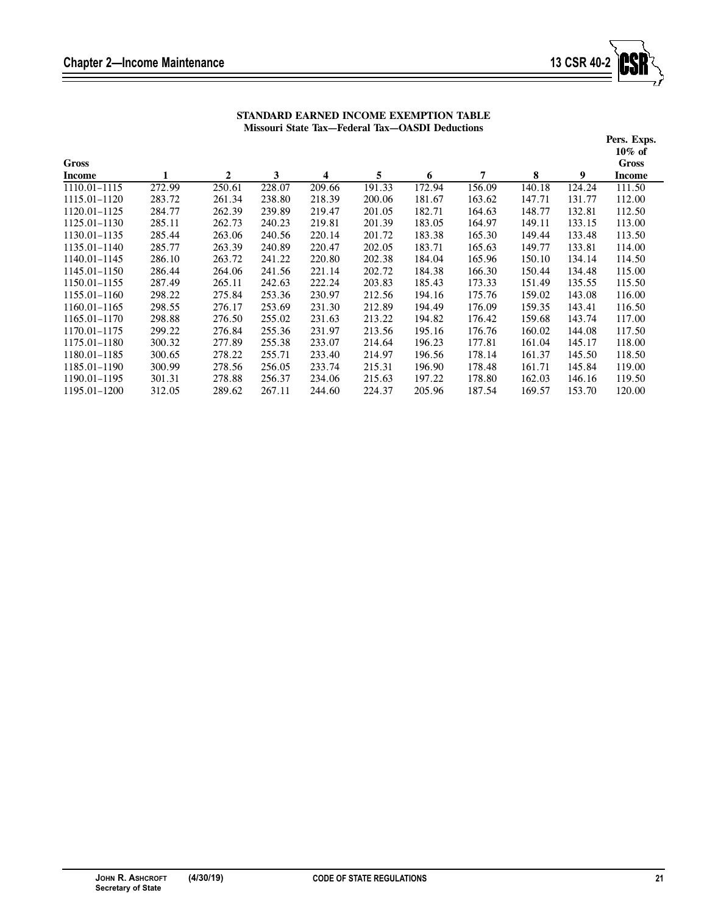**STANDARD EARNED INCOME EXEMPTION TABLE**
**Missouri State Tax—Federal Tax—OASDI Deductions**

| Gross Income | 1 | 2 | 3 | 4 | 5 | 6 | 7 | 8 | 9 | Pers. Exps. 10% of Gross Income |
|---|---|---|---|---|---|---|---|---|---|---|
| 1110.01–1115 | 272.99 | 250.61 | 228.07 | 209.66 | 191.33 | 172.94 | 156.09 | 140.18 | 124.24 | 111.50 |
| 1115.01–1120 | 283.72 | 261.34 | 238.80 | 218.39 | 200.06 | 181.67 | 163.62 | 147.71 | 131.77 | 112.00 |
| 1120.01–1125 | 284.77 | 262.39 | 239.89 | 219.47 | 201.05 | 182.71 | 164.63 | 148.77 | 132.81 | 112.50 |
| 1125.01–1130 | 285.11 | 262.73 | 240.23 | 219.81 | 201.39 | 183.05 | 164.97 | 149.11 | 133.15 | 113.00 |
| 1130.01–1135 | 285.44 | 263.06 | 240.56 | 220.14 | 201.72 | 183.38 | 165.30 | 149.44 | 133.48 | 113.50 |
| 1135.01–1140 | 285.77 | 263.39 | 240.89 | 220.47 | 202.05 | 183.71 | 165.63 | 149.77 | 133.81 | 114.00 |
| 1140.01–1145 | 286.10 | 263.72 | 241.22 | 220.80 | 202.38 | 184.04 | 165.96 | 150.10 | 134.14 | 114.50 |
| 1145.01–1150 | 286.44 | 264.06 | 241.56 | 221.14 | 202.72 | 184.38 | 166.30 | 150.44 | 134.48 | 115.00 |
| 1150.01–1155 | 287.49 | 265.11 | 242.63 | 222.24 | 203.83 | 185.43 | 173.33 | 151.49 | 135.55 | 115.50 |
| 1155.01–1160 | 298.22 | 275.84 | 253.36 | 230.97 | 212.56 | 194.16 | 175.76 | 159.02 | 143.08 | 116.00 |
| 1160.01–1165 | 298.55 | 276.17 | 253.69 | 231.30 | 212.89 | 194.49 | 176.09 | 159.35 | 143.41 | 116.50 |
| 1165.01–1170 | 298.88 | 276.50 | 255.02 | 231.63 | 213.22 | 194.82 | 176.42 | 159.68 | 143.74 | 117.00 |
| 1170.01–1175 | 299.22 | 276.84 | 255.36 | 231.97 | 213.56 | 195.16 | 176.76 | 160.02 | 144.08 | 117.50 |
| 1175.01–1180 | 300.32 | 277.89 | 255.38 | 233.07 | 214.64 | 196.23 | 177.81 | 161.04 | 145.17 | 118.00 |
| 1180.01–1185 | 300.65 | 278.22 | 255.71 | 233.40 | 214.97 | 196.56 | 178.14 | 161.37 | 145.50 | 118.50 |
| 1185.01–1190 | 300.99 | 278.56 | 256.05 | 233.74 | 215.31 | 196.90 | 178.48 | 161.71 | 145.84 | 119.00 |
| 1190.01–1195 | 301.31 | 278.88 | 256.37 | 234.06 | 215.63 | 197.22 | 178.80 | 162.03 | 146.16 | 119.50 |
| 1195.01–1200 | 312.05 | 289.62 | 267.11 | 244.60 | 224.37 | 205.96 | 187.54 | 169.57 | 153.70 | 120.00 |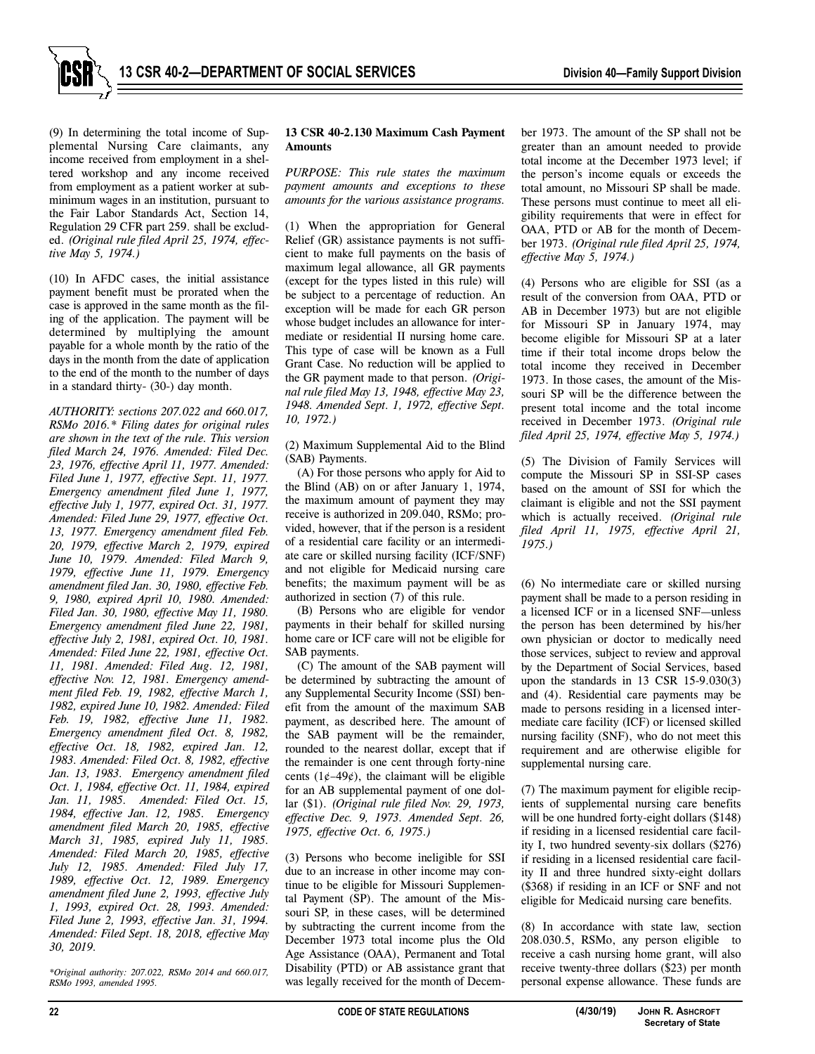(9) In determining the total income of Supplemental Nursing Care claimants, any income received from employment in a sheltered workshop and any income received from employment as a patient worker at subminimum wages in an institution, pursuant to the Fair Labor Standards Act, Section 14, Regulation 29 CFR part 259. shall be excluded. *(Original rule filed April 25, 1974, effective May 5, 1974.)*

(10) In AFDC cases, the initial assistance payment benefit must be prorated when the case is approved in the same month as the filing of the application. The payment will be determined by multiplying the amount payable for a whole month by the ratio of the days in the month from the date of application to the end of the month to the number of days in a standard thirty- (30-) day month.

*AUTHORITY: sections 207.022 and 660.017, RSMo 2016.\* Filing dates for original rules are shown in the text of the rule. This version filed March 24, 1976. Amended: Filed Dec. 23, 1976, effective April 11, 1977. Amended: Filed June 1, 1977, effective Sept. 11, 1977. Emergency amendment filed June 1, 1977, effective July 1, 1977, expired Oct. 31, 1977. Amended: Filed June 29, 1977, effective Oct. 13, 1977. Emergency amendment filed Feb. 20, 1979, effective March 2, 1979, expired June 10, 1979. Amended: Filed March 9, 1979, effective June 11, 1979. Emergency amendment filed Jan. 30, 1980, effective Feb. 9, 1980, expired April 10, 1980. Amended: Filed Jan. 30, 1980, effective May 11, 1980. Emergency amendment filed June 22, 1981, effective July 2, 1981, expired Oct. 10, 1981. Amended: Filed June 22, 1981, effective Oct. 11, 1981. Amended: Filed Aug. 12, 1981, effective Nov. 12, 1981. Emergency amendment filed Feb. 19, 1982, effective March 1, 1982, expired June 10, 1982. Amended: Filed Feb. 19, 1982, effective June 11, 1982. Emergency amendment filed Oct. 8, 1982, effective Oct. 18, 1982, expired Jan. 12, 1983. Amended: Filed Oct. 8, 1982, effective Jan. 13, 1983. Emergency amendment filed Oct. 1, 1984, effective Oct. 11, 1984, expired Jan. 11, 1985. Amended: Filed Oct. 15, 1984, effective Jan. 12, 1985. Emergency amendment filed March 20, 1985, effective March 31, 1985, expired July 11, 1985. Amended: Filed March 20, 1985, effective July 12, 1985. Amended: Filed July 17, 1989, effective Oct. 12, 1989. Emergency amendment filed June 2, 1993, effective July 1, 1993, expired Oct. 28, 1993. Amended: Filed June 2, 1993, effective Jan. 31, 1994. Amended: Filed Sept. 18, 2018, effective May 30, 2019.*

*\*Original authority: 207.022, RSMo 2014 and 660.017, RSMo 1993, amended 1995.*

**13 CSR 40-2.130 Maximum Cash Payment Amounts**

*PURPOSE: This rule states the maximum payment amounts and exceptions to these amounts for the various assistance programs.*

(1) When the appropriation for General Relief (GR) assistance payments is not sufficient to make full payments on the basis of maximum legal allowance, all GR payments (except for the types listed in this rule) will be subject to a percentage of reduction. An exception will be made for each GR person whose budget includes an allowance for intermediate or residential II nursing home care. This type of case will be known as a Full Grant Case. No reduction will be applied to the GR payment made to that person. *(Original rule filed May 13, 1948, effective May 23, 1948. Amended Sept. 1, 1972, effective Sept. 10, 1972.)*

(2) Maximum Supplemental Aid to the Blind (SAB) Payments.

(A) For those persons who apply for Aid to the Blind (AB) on or after January 1, 1974, the maximum amount of payment they may receive is authorized in 209.040, RSMo; provided, however, that if the person is a resident of a residential care facility or an intermediate care or skilled nursing facility (ICF/SNF) and not eligible for Medicaid nursing care benefits; the maximum payment will be as authorized in section (7) of this rule.

(B) Persons who are eligible for vendor payments in their behalf for skilled nursing home care or ICF care will not be eligible for SAB payments.

(C) The amount of the SAB payment will be determined by subtracting the amount of any Supplemental Security Income (SSI) benefit from the amount of the maximum SAB payment, as described here. The amount of the SAB payment will be the remainder, rounded to the nearest dollar, except that if the remainder is one cent through forty-nine cents (1¢–49¢), the claimant will be eligible for an AB supplemental payment of one dollar ($1). *(Original rule filed Nov. 29, 1973, effective Dec. 9, 1973. Amended Sept. 26, 1975, effective Oct. 6, 1975.)*

(3) Persons who become ineligible for SSI due to an increase in other income may continue to be eligible for Missouri Supplemental Payment (SP). The amount of the Missouri SP, in these cases, will be determined by subtracting the current income from the December 1973 total income plus the Old Age Assistance (OAA), Permanent and Total Disability (PTD) or AB assistance grant that was legally received for the month of December 1973. The amount of the SP shall not be greater than an amount needed to provide total income at the December 1973 level; if the person's income equals or exceeds the total amount, no Missouri SP shall be made. These persons must continue to meet all eligibility requirements that were in effect for OAA, PTD or AB for the month of December 1973. *(Original rule filed April 25, 1974, effective May 5, 1974.)*

(4) Persons who are eligible for SSI (as a result of the conversion from OAA, PTD or AB in December 1973) but are not eligible for Missouri SP in January 1974, may become eligible for Missouri SP at a later time if their total income drops below the total income they received in December 1973. In those cases, the amount of the Missouri SP will be the difference between the present total income and the total income received in December 1973. *(Original rule filed April 25, 1974, effective May 5, 1974.)*

(5) The Division of Family Services will compute the Missouri SP in SSI-SP cases based on the amount of SSI for which the claimant is eligible and not the SSI payment which is actually received. *(Original rule filed April 11, 1975, effective April 21, 1975.)*

(6) No intermediate care or skilled nursing payment shall be made to a person residing in a licensed ICF or in a licensed SNF—unless the person has been determined by his/her own physician or doctor to medically need those services, subject to review and approval by the Department of Social Services, based upon the standards in 13 CSR 15-9.030(3) and (4). Residential care payments may be made to persons residing in a licensed intermediate care facility (ICF) or licensed skilled nursing facility (SNF), who do not meet this requirement and are otherwise eligible for supplemental nursing care.

(7) The maximum payment for eligible recipients of supplemental nursing care benefits will be one hundred forty-eight dollars ($148) if residing in a licensed residential care facility I, two hundred seventy-six dollars ($276) if residing in a licensed residential care facility II and three hundred sixty-eight dollars ($368) if residing in an ICF or SNF and not eligible for Medicaid nursing care benefits.

(8) In accordance with state law, section 208.030.5, RSMo, any person eligible to receive a cash nursing home grant, will also receive twenty-three dollars ($23) per month personal expense allowance. These funds are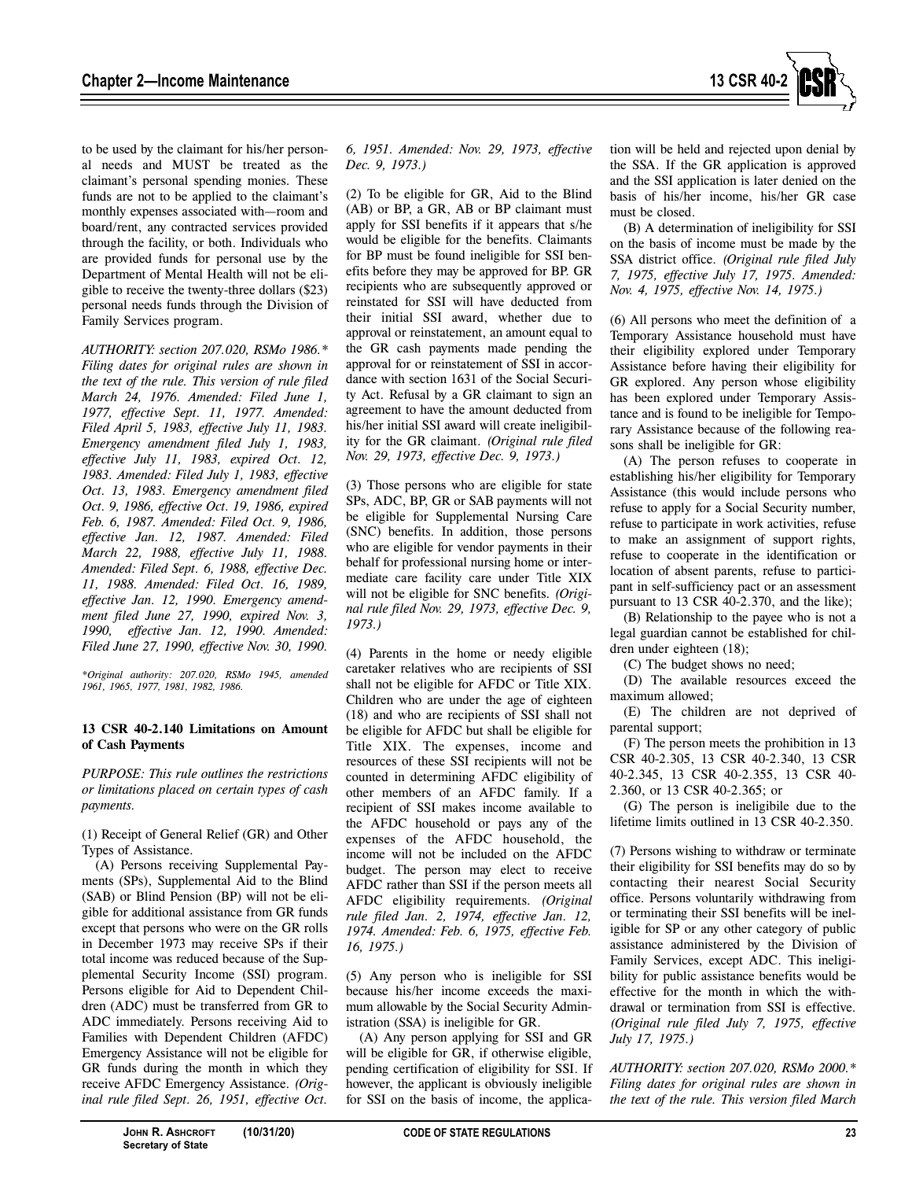to be used by the claimant for his/her personal needs and MUST be treated as the claimant's personal spending monies. These funds are not to be applied to the claimant's monthly expenses associated with—room and board/rent, any contracted services provided through the facility, or both. Individuals who are provided funds for personal use by the Department of Mental Health will not be eligible to receive the twenty-three dollars ($23) personal needs funds through the Division of Family Services program.

*AUTHORITY: section 207.020, RSMo 1986.\* Filing dates for original rules are shown in the text of the rule. This version of rule filed March 24, 1976. Amended: Filed June 1, 1977, effective Sept. 11, 1977. Amended: Filed April 5, 1983, effective July 11, 1983. Emergency amendment filed July 1, 1983, effective July 11, 1983, expired Oct. 12, 1983. Amended: Filed July 1, 1983, effective Oct. 13, 1983. Emergency amendment filed Oct. 9, 1986, effective Oct. 19, 1986, expired Feb. 6, 1987. Amended: Filed Oct. 9, 1986, effective Jan. 12, 1987. Amended: Filed March 22, 1988, effective July 11, 1988. Amended: Filed Sept. 6, 1988, effective Dec. 11, 1988. Amended: Filed Oct. 16, 1989, effective Jan. 12, 1990. Emergency amendment filed June 27, 1990, expired Nov. 3, 1990, effective Jan. 12, 1990. Amended: Filed June 27, 1990, effective Nov. 30, 1990.*

*\*Original authority: 207.020, RSMo 1945, amended 1961, 1965, 1977, 1981, 1982, 1986.*

**13 CSR 40-2.140 Limitations on Amount of Cash Payments**

*PURPOSE: This rule outlines the restrictions or limitations placed on certain types of cash payments.*

(1) Receipt of General Relief (GR) and Other Types of Assistance.

(A) Persons receiving Supplemental Payments (SPs), Supplemental Aid to the Blind (SAB) or Blind Pension (BP) will not be eligible for additional assistance from GR funds except that persons who were on the GR rolls in December 1973 may receive SPs if their total income was reduced because of the Supplemental Security Income (SSI) program. Persons eligible for Aid to Dependent Children (ADC) must be transferred from GR to ADC immediately. Persons receiving Aid to Families with Dependent Children (AFDC) Emergency Assistance will not be eligible for GR funds during the month in which they receive AFDC Emergency Assistance. *(Original rule filed Sept. 26, 1951, effective Oct. 6, 1951. Amended: Nov. 29, 1973, effective Dec. 9, 1973.)*

(2) To be eligible for GR, Aid to the Blind (AB) or BP, a GR, AB or BP claimant must apply for SSI benefits if it appears that s/he would be eligible for the benefits. Claimants for BP must be found ineligible for SSI benefits before they may be approved for BP. GR recipients who are subsequently approved or reinstated for SSI will have deducted from their initial SSI award, whether due to approval or reinstatement, an amount equal to the GR cash payments made pending the approval for or reinstatement of SSI in accordance with section 1631 of the Social Security Act. Refusal by a GR claimant to sign an agreement to have the amount deducted from his/her initial SSI award will create ineligibility for the GR claimant. *(Original rule filed Nov. 29, 1973, effective Dec. 9, 1973.)*

(3) Those persons who are eligible for state SPs, ADC, BP, GR or SAB payments will not be eligible for Supplemental Nursing Care (SNC) benefits. In addition, those persons who are eligible for vendor payments in their behalf for professional nursing home or intermediate care facility care under Title XIX will not be eligible for SNC benefits. *(Original rule filed Nov. 29, 1973, effective Dec. 9, 1973.)*

(4) Parents in the home or needy eligible caretaker relatives who are recipients of SSI shall not be eligible for AFDC or Title XIX. Children who are under the age of eighteen (18) and who are recipients of SSI shall not be eligible for AFDC but shall be eligible for Title XIX. The expenses, income and resources of these SSI recipients will not be counted in determining AFDC eligibility of other members of an AFDC family. If a recipient of SSI makes income available to the AFDC household or pays any of the expenses of the AFDC household, the income will not be included on the AFDC budget. The person may elect to receive AFDC rather than SSI if the person meets all AFDC eligibility requirements. *(Original rule filed Jan. 2, 1974, effective Jan. 12, 1974. Amended: Feb. 6, 1975, effective Feb. 16, 1975.)*

(5) Any person who is ineligible for SSI because his/her income exceeds the maximum allowable by the Social Security Administration (SSA) is ineligible for GR.

(A) Any person applying for SSI and GR will be eligible for GR, if otherwise eligible, pending certification of eligibility for SSI. If however, the applicant is obviously ineligible for SSI on the basis of income, the application will be held and rejected upon denial by the SSA. If the GR application is approved and the SSI application is later denied on the basis of his/her income, his/her GR case must be closed.

(B) A determination of ineligibility for SSI on the basis of income must be made by the SSA district office. *(Original rule filed July 7, 1975, effective July 17, 1975. Amended: Nov. 4, 1975, effective Nov. 14, 1975.)*

(6) All persons who meet the definition of a Temporary Assistance household must have their eligibility explored under Temporary Assistance before having their eligibility for GR explored. Any person whose eligibility has been explored under Temporary Assistance and is found to be ineligible for Temporary Assistance because of the following reasons shall be ineligible for GR:

(A) The person refuses to cooperate in establishing his/her eligibility for Temporary Assistance (this would include persons who refuse to apply for a Social Security number, refuse to participate in work activities, refuse to make an assignment of support rights, refuse to cooperate in the identification or location of absent parents, refuse to participant in self-sufficiency pact or an assessment pursuant to 13 CSR 40-2.370, and the like);

(B) Relationship to the payee who is not a legal guardian cannot be established for children under eighteen (18);

(C) The budget shows no need;

(D) The available resources exceed the maximum allowed;

(E) The children are not deprived of parental support;

(F) The person meets the prohibition in 13 CSR 40-2.305, 13 CSR 40-2.340, 13 CSR 40-2.345, 13 CSR 40-2.355, 13 CSR 40-2.360, or 13 CSR 40-2.365; or

(G) The person is ineligibile due to the lifetime limits outlined in 13 CSR 40-2.350.

(7) Persons wishing to withdraw or terminate their eligibility for SSI benefits may do so by contacting their nearest Social Security office. Persons voluntarily withdrawing from or terminating their SSI benefits will be ineligible for SP or any other category of public assistance administered by the Division of Family Services, except ADC. This ineligibility for public assistance benefits would be effective for the month in which the withdrawal or termination from SSI is effective. *(Original rule filed July 7, 1975, effective July 17, 1975.)*

*AUTHORITY: section 207.020, RSMo 2000.\* Filing dates for original rules are shown in the text of the rule. This version filed March*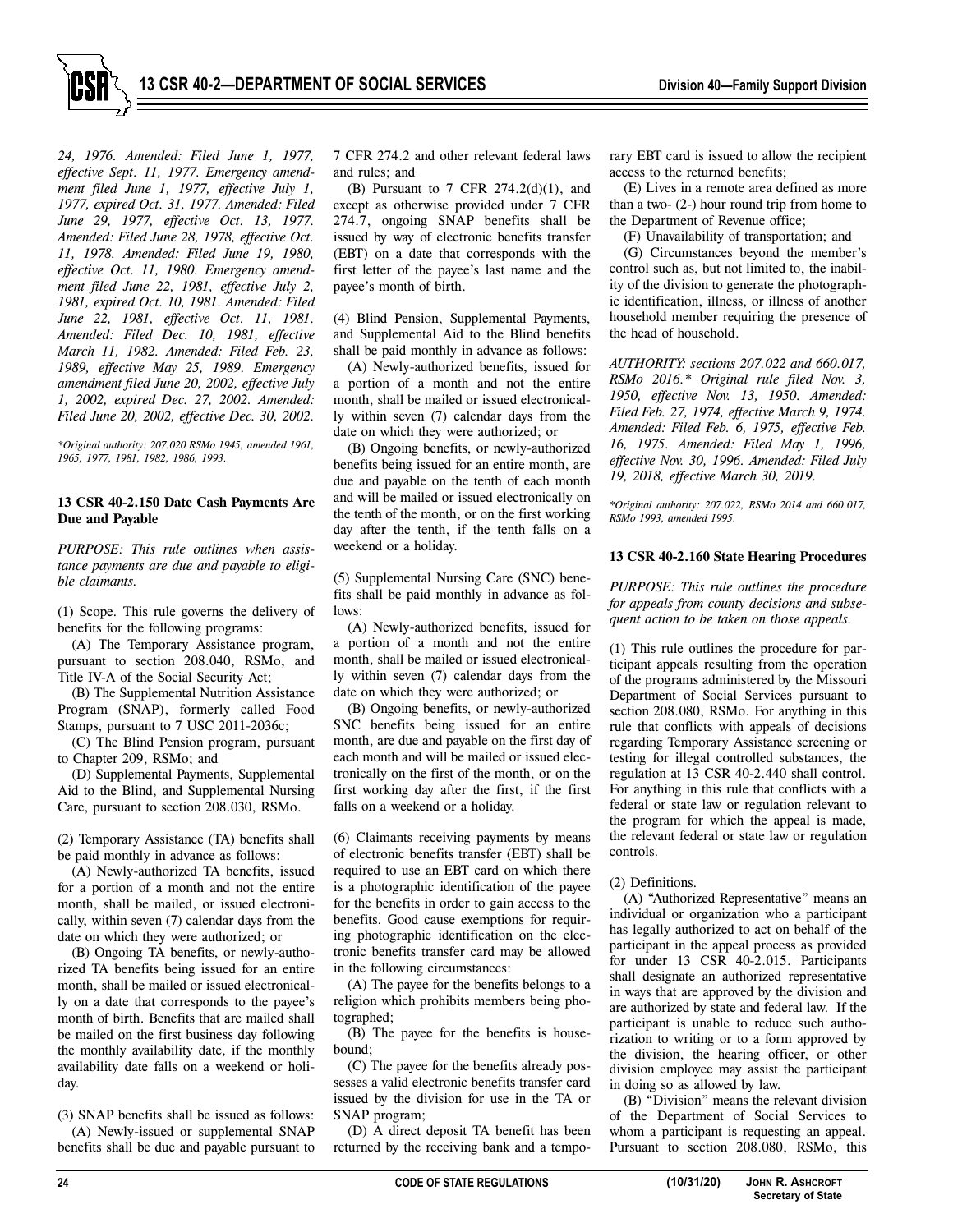*24, 1976. Amended: Filed June 1, 1977, effective Sept. 11, 1977. Emergency amendment filed June 1, 1977, effective July 1, 1977, expired Oct. 31, 1977. Amended: Filed June 29, 1977, effective Oct. 13, 1977. Amended: Filed June 28, 1978, effective Oct. 11, 1978. Amended: Filed June 19, 1980, effective Oct. 11, 1980. Emergency amendment filed June 22, 1981, effective July 2, 1981, expired Oct. 10, 1981. Amended: Filed June 22, 1981, effective Oct. 11, 1981. Amended: Filed Dec. 10, 1981, effective March 11, 1982. Amended: Filed Feb. 23, 1989, effective May 25, 1989. Emergency amendment filed June 20, 2002, effective July 1, 2002, expired Dec. 27, 2002. Amended: Filed June 20, 2002, effective Dec. 30, 2002.*

*\*Original authority: 207.020 RSMo 1945, amended 1961, 1965, 1977, 1981, 1982, 1986, 1993.*

### 13 CSR 40-2.150 Date Cash Payments Are Due and Payable

*PURPOSE: This rule outlines when assistance payments are due and payable to eligible claimants.*

(1) Scope. This rule governs the delivery of benefits for the following programs:

(A) The Temporary Assistance program, pursuant to section 208.040, RSMo, and Title IV-A of the Social Security Act;

(B) The Supplemental Nutrition Assistance Program (SNAP), formerly called Food Stamps, pursuant to 7 USC 2011-2036c;

(C) The Blind Pension program, pursuant to Chapter 209, RSMo; and

(D) Supplemental Payments, Supplemental Aid to the Blind, and Supplemental Nursing Care, pursuant to section 208.030, RSMo.

(2) Temporary Assistance (TA) benefits shall be paid monthly in advance as follows:

(A) Newly-authorized TA benefits, issued for a portion of a month and not the entire month, shall be mailed, or issued electronically, within seven (7) calendar days from the date on which they were authorized; or

(B) Ongoing TA benefits, or newly-authorized TA benefits being issued for an entire month, shall be mailed or issued electronically on a date that corresponds to the payee's month of birth. Benefits that are mailed shall be mailed on the first business day following the monthly availability date, if the monthly availability date falls on a weekend or holiday.

(3) SNAP benefits shall be issued as follows:

(A) Newly-issued or supplemental SNAP benefits shall be due and payable pursuant to 7 CFR 274.2 and other relevant federal laws and rules; and

(B) Pursuant to 7 CFR 274.2(d)(1), and except as otherwise provided under 7 CFR 274.7, ongoing SNAP benefits shall be issued by way of electronic benefits transfer (EBT) on a date that corresponds with the first letter of the payee's last name and the payee's month of birth.

(4) Blind Pension, Supplemental Payments, and Supplemental Aid to the Blind benefits shall be paid monthly in advance as follows:

(A) Newly-authorized benefits, issued for a portion of a month and not the entire month, shall be mailed or issued electronically within seven (7) calendar days from the date on which they were authorized; or

(B) Ongoing benefits, or newly-authorized benefits being issued for an entire month, are due and payable on the tenth of each month and will be mailed or issued electronically on the tenth of the month, or on the first working day after the tenth, if the tenth falls on a weekend or a holiday.

(5) Supplemental Nursing Care (SNC) benefits shall be paid monthly in advance as follows:

(A) Newly-authorized benefits, issued for a portion of a month and not the entire month, shall be mailed or issued electronically within seven (7) calendar days from the date on which they were authorized; or

(B) Ongoing benefits, or newly-authorized SNC benefits being issued for an entire month, are due and payable on the first day of each month and will be mailed or issued electronically on the first of the month, or on the first working day after the first, if the first falls on a weekend or a holiday.

(6) Claimants receiving payments by means of electronic benefits transfer (EBT) shall be required to use an EBT card on which there is a photographic identification of the payee for the benefits in order to gain access to the benefits. Good cause exemptions for requiring photographic identification on the electronic benefits transfer card may be allowed in the following circumstances:

(A) The payee for the benefits belongs to a religion which prohibits members being photographed;

(B) The payee for the benefits is housebound;

(C) The payee for the benefits already possesses a valid electronic benefits transfer card issued by the division for use in the TA or SNAP program;

(D) A direct deposit TA benefit has been returned by the receiving bank and a temporary EBT card is issued to allow the recipient access to the returned benefits;

(E) Lives in a remote area defined as more than a two- (2-) hour round trip from home to the Department of Revenue office;

(F) Unavailability of transportation; and

(G) Circumstances beyond the member's control such as, but not limited to, the inability of the division to generate the photographic identification, illness, or illness of another household member requiring the presence of the head of household.

*AUTHORITY: sections 207.022 and 660.017, RSMo 2016.\* Original rule filed Nov. 3, 1950, effective Nov. 13, 1950. Amended: Filed Feb. 27, 1974, effective March 9, 1974. Amended: Filed Feb. 6, 1975, effective Feb. 16, 1975. Amended: Filed May 1, 1996, effective Nov. 30, 1996. Amended: Filed July 19, 2018, effective March 30, 2019.*

*\*Original authority: 207.022, RSMo 2014 and 660.017, RSMo 1993, amended 1995.*

### 13 CSR 40-2.160 State Hearing Procedures

*PURPOSE: This rule outlines the procedure for appeals from county decisions and subsequent action to be taken on those appeals.*

(1) This rule outlines the procedure for participant appeals resulting from the operation of the programs administered by the Missouri Department of Social Services pursuant to section 208.080, RSMo. For anything in this rule that conflicts with appeals of decisions regarding Temporary Assistance screening or testing for illegal controlled substances, the regulation at 13 CSR 40-2.440 shall control. For anything in this rule that conflicts with a federal or state law or regulation relevant to the program for which the appeal is made, the relevant federal or state law or regulation controls.

(2) Definitions.

(A) "Authorized Representative" means an individual or organization who a participant has legally authorized to act on behalf of the participant in the appeal process as provided for under 13 CSR 40-2.015. Participants shall designate an authorized representative in ways that are approved by the division and are authorized by state and federal law. If the participant is unable to reduce such authorization to writing or to a form approved by the division, the hearing officer, or other division employee may assist the participant in doing so as allowed by law.

(B) "Division" means the relevant division of the Department of Social Services to whom a participant is requesting an appeal. Pursuant to section 208.080, RSMo, this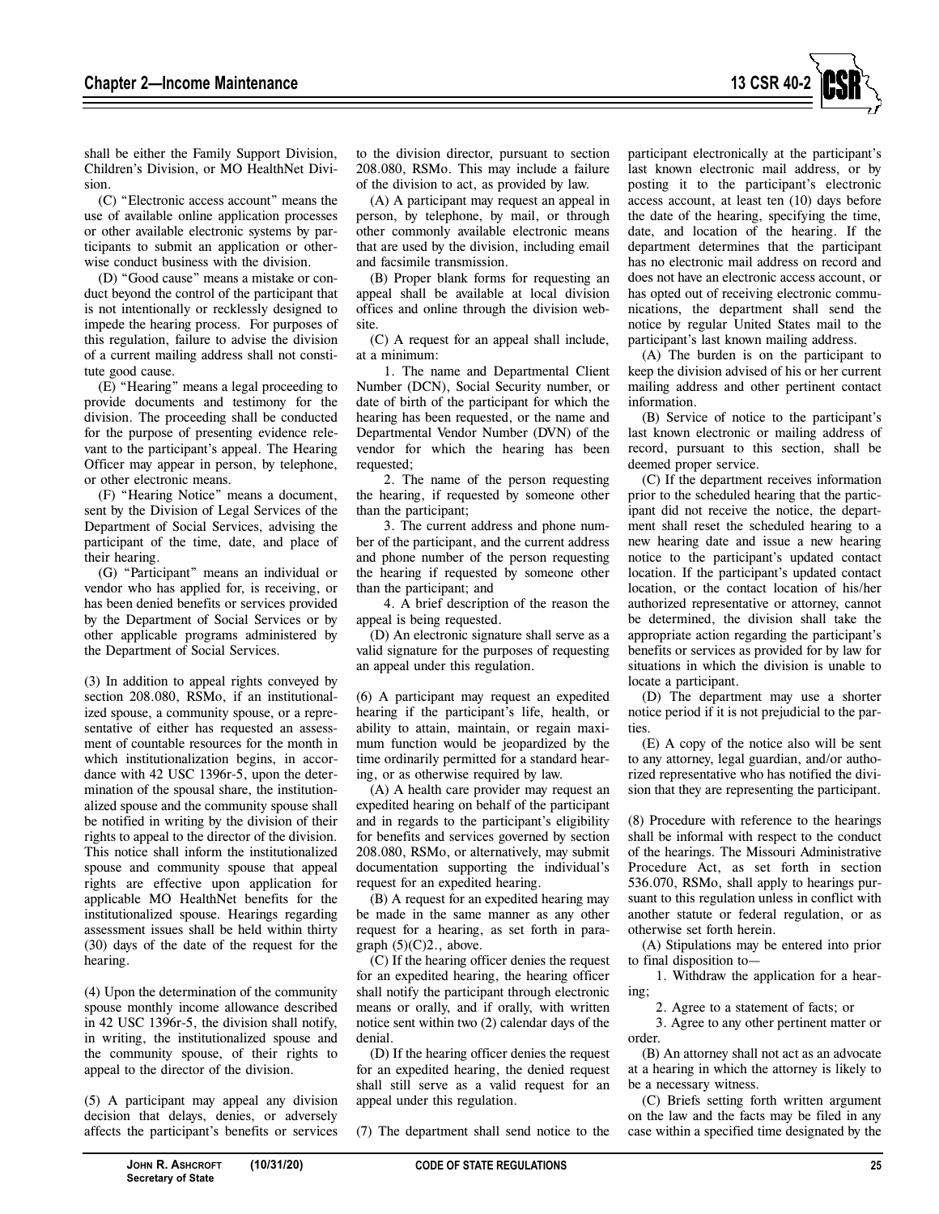shall be either the Family Support Division, Children's Division, or MO HealthNet Division.

(C) "Electronic access account" means the use of available online application processes or other available electronic systems by participants to submit an application or otherwise conduct business with the division.

(D) "Good cause" means a mistake or conduct beyond the control of the participant that is not intentionally or recklessly designed to impede the hearing process. For purposes of this regulation, failure to advise the division of a current mailing address shall not constitute good cause.

(E) "Hearing" means a legal proceeding to provide documents and testimony for the division. The proceeding shall be conducted for the purpose of presenting evidence relevant to the participant's appeal. The Hearing Officer may appear in person, by telephone, or other electronic means.

(F) "Hearing Notice" means a document, sent by the Division of Legal Services of the Department of Social Services, advising the participant of the time, date, and place of their hearing.

(G) "Participant" means an individual or vendor who has applied for, is receiving, or has been denied benefits or services provided by the Department of Social Services or by other applicable programs administered by the Department of Social Services.

(3) In addition to appeal rights conveyed by section 208.080, RSMo, if an institutionalized spouse, a community spouse, or a representative of either has requested an assessment of countable resources for the month in which institutionalization begins, in accordance with 42 USC 1396r-5, upon the determination of the spousal share, the institutionalized spouse and the community spouse shall be notified in writing by the division of their rights to appeal to the director of the division. This notice shall inform the institutionalized spouse and community spouse that appeal rights are effective upon application for applicable MO HealthNet benefits for the institutionalized spouse. Hearings regarding assessment issues shall be held within thirty (30) days of the date of the request for the hearing.

(4) Upon the determination of the community spouse monthly income allowance described in 42 USC 1396r-5, the division shall notify, in writing, the institutionalized spouse and the community spouse, of their rights to appeal to the director of the division.

(5) A participant may appeal any division decision that delays, denies, or adversely affects the participant's benefits or services to the division director, pursuant to section 208.080, RSMo. This may include a failure of the division to act, as provided by law.

(A) A participant may request an appeal in person, by telephone, by mail, or through other commonly available electronic means that are used by the division, including email and facsimile transmission.

(B) Proper blank forms for requesting an appeal shall be available at local division offices and online through the division website.

(C) A request for an appeal shall include, at a minimum:

1. The name and Departmental Client Number (DCN), Social Security number, or date of birth of the participant for which the hearing has been requested, or the name and Departmental Vendor Number (DVN) of the vendor for which the hearing has been requested;

2. The name of the person requesting the hearing, if requested by someone other than the participant;

3. The current address and phone number of the participant, and the current address and phone number of the person requesting the hearing if requested by someone other than the participant; and

4. A brief description of the reason the appeal is being requested.

(D) An electronic signature shall serve as a valid signature for the purposes of requesting an appeal under this regulation.

(6) A participant may request an expedited hearing if the participant's life, health, or ability to attain, maintain, or regain maximum function would be jeopardized by the time ordinarily permitted for a standard hearing, or as otherwise required by law.

(A) A health care provider may request an expedited hearing on behalf of the participant and in regards to the participant's eligibility for benefits and services governed by section 208.080, RSMo, or alternatively, may submit documentation supporting the individual's request for an expedited hearing.

(B) A request for an expedited hearing may be made in the same manner as any other request for a hearing, as set forth in paragraph (5)(C)2., above.

(C) If the hearing officer denies the request for an expedited hearing, the hearing officer shall notify the participant through electronic means or orally, and if orally, with written notice sent within two (2) calendar days of the denial.

(D) If the hearing officer denies the request for an expedited hearing, the denied request shall still serve as a valid request for an appeal under this regulation.

(7) The department shall send notice to the participant electronically at the participant's last known electronic mail address, or by posting it to the participant's electronic access account, at least ten (10) days before the date of the hearing, specifying the time, date, and location of the hearing. If the department determines that the participant has no electronic mail address on record and does not have an electronic access account, or has opted out of receiving electronic communications, the department shall send the notice by regular United States mail to the participant's last known mailing address.

(A) The burden is on the participant to keep the division advised of his or her current mailing address and other pertinent contact information.

(B) Service of notice to the participant's last known electronic or mailing address of record, pursuant to this section, shall be deemed proper service.

(C) If the department receives information prior to the scheduled hearing that the participant did not receive the notice, the department shall reset the scheduled hearing to a new hearing date and issue a new hearing notice to the participant's updated contact location. If the participant's updated contact location, or the contact location of his/her authorized representative or attorney, cannot be determined, the division shall take the appropriate action regarding the participant's benefits or services as provided for by law for situations in which the division is unable to locate a participant.

(D) The department may use a shorter notice period if it is not prejudicial to the parties.

(E) A copy of the notice also will be sent to any attorney, legal guardian, and/or authorized representative who has notified the division that they are representing the participant.

(8) Procedure with reference to the hearings shall be informal with respect to the conduct of the hearings. The Missouri Administrative Procedure Act, as set forth in section 536.070, RSMo, shall apply to hearings pursuant to this regulation unless in conflict with another statute or federal regulation, or as otherwise set forth herein.

(A) Stipulations may be entered into prior to final disposition to—

1. Withdraw the application for a hearing;

2. Agree to a statement of facts; or

3. Agree to any other pertinent matter or order.

(B) An attorney shall not act as an advocate at a hearing in which the attorney is likely to be a necessary witness.

(C) Briefs setting forth written argument on the law and the facts may be filed in any case within a specified time designated by the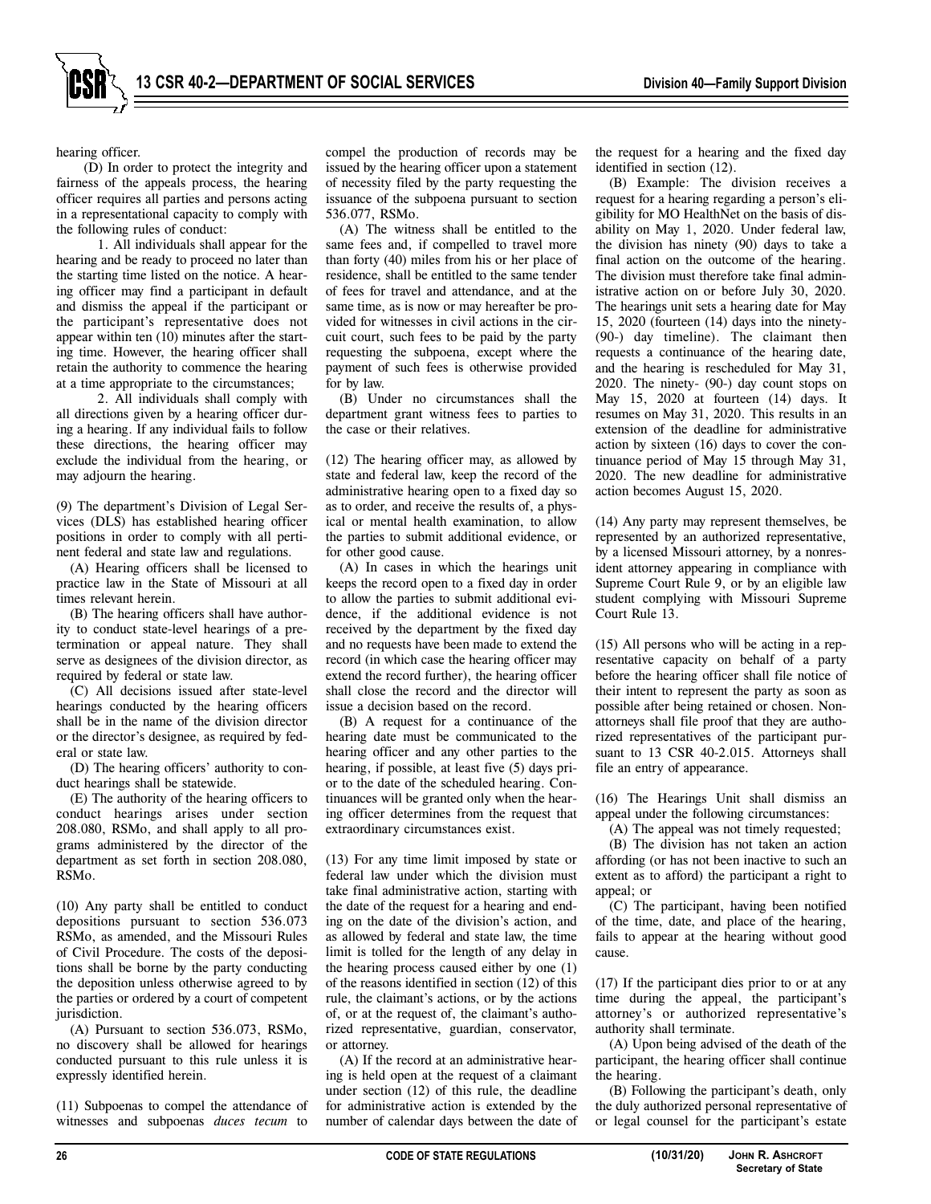hearing officer.

(D) In order to protect the integrity and fairness of the appeals process, the hearing officer requires all parties and persons acting in a representational capacity to comply with the following rules of conduct:

1. All individuals shall appear for the hearing and be ready to proceed no later than the starting time listed on the notice. A hearing officer may find a participant in default and dismiss the appeal if the participant or the participant's representative does not appear within ten (10) minutes after the starting time. However, the hearing officer shall retain the authority to commence the hearing at a time appropriate to the circumstances;

2. All individuals shall comply with all directions given by a hearing officer during a hearing. If any individual fails to follow these directions, the hearing officer may exclude the individual from the hearing, or may adjourn the hearing.

(9) The department's Division of Legal Services (DLS) has established hearing officer positions in order to comply with all pertinent federal and state law and regulations.

(A) Hearing officers shall be licensed to practice law in the State of Missouri at all times relevant herein.

(B) The hearing officers shall have authority to conduct state-level hearings of a pretermination or appeal nature. They shall serve as designees of the division director, as required by federal or state law.

(C) All decisions issued after state-level hearings conducted by the hearing officers shall be in the name of the division director or the director's designee, as required by federal or state law.

(D) The hearing officers' authority to conduct hearings shall be statewide.

(E) The authority of the hearing officers to conduct hearings arises under section 208.080, RSMo, and shall apply to all programs administered by the director of the department as set forth in section 208.080, RSMo.

(10) Any party shall be entitled to conduct depositions pursuant to section 536.073 RSMo, as amended, and the Missouri Rules of Civil Procedure. The costs of the depositions shall be borne by the party conducting the deposition unless otherwise agreed to by the parties or ordered by a court of competent jurisdiction.

(A) Pursuant to section 536.073, RSMo, no discovery shall be allowed for hearings conducted pursuant to this rule unless it is expressly identified herein.

(11) Subpoenas to compel the attendance of witnesses and subpoenas *duces tecum* to compel the production of records may be issued by the hearing officer upon a statement of necessity filed by the party requesting the issuance of the subpoena pursuant to section 536.077, RSMo.

(A) The witness shall be entitled to the same fees and, if compelled to travel more than forty (40) miles from his or her place of residence, shall be entitled to the same tender of fees for travel and attendance, and at the same time, as is now or may hereafter be provided for witnesses in civil actions in the circuit court, such fees to be paid by the party requesting the subpoena, except where the payment of such fees is otherwise provided for by law.

(B) Under no circumstances shall the department grant witness fees to parties to the case or their relatives.

(12) The hearing officer may, as allowed by state and federal law, keep the record of the administrative hearing open to a fixed day so as to order, and receive the results of, a physical or mental health examination, to allow the parties to submit additional evidence, or for other good cause.

(A) In cases in which the hearings unit keeps the record open to a fixed day in order to allow the parties to submit additional evidence, if the additional evidence is not received by the department by the fixed day and no requests have been made to extend the record (in which case the hearing officer may extend the record further), the hearing officer shall close the record and the director will issue a decision based on the record.

(B) A request for a continuance of the hearing date must be communicated to the hearing officer and any other parties to the hearing, if possible, at least five (5) days prior to the date of the scheduled hearing. Continuances will be granted only when the hearing officer determines from the request that extraordinary circumstances exist.

(13) For any time limit imposed by state or federal law under which the division must take final administrative action, starting with the date of the request for a hearing and ending on the date of the division's action, and as allowed by federal and state law, the time limit is tolled for the length of any delay in the hearing process caused either by one (1) of the reasons identified in section (12) of this rule, the claimant's actions, or by the actions of, or at the request of, the claimant's authorized representative, guardian, conservator, or attorney.

(A) If the record at an administrative hearing is held open at the request of a claimant under section (12) of this rule, the deadline for administrative action is extended by the number of calendar days between the date of the request for a hearing and the fixed day identified in section (12).

(B) Example: The division receives a request for a hearing regarding a person's eligibility for MO HealthNet on the basis of disability on May 1, 2020. Under federal law, the division has ninety (90) days to take a final action on the outcome of the hearing. The division must therefore take final administrative action on or before July 30, 2020. The hearings unit sets a hearing date for May 15, 2020 (fourteen (14) days into the ninety- (90-) day timeline). The claimant then requests a continuance of the hearing date, and the hearing is rescheduled for May 31, 2020. The ninety- (90-) day count stops on May 15, 2020 at fourteen (14) days. It resumes on May 31, 2020. This results in an extension of the deadline for administrative action by sixteen (16) days to cover the continuance period of May 15 through May 31, 2020. The new deadline for administrative action becomes August 15, 2020.

(14) Any party may represent themselves, be represented by an authorized representative, by a licensed Missouri attorney, by a nonresident attorney appearing in compliance with Supreme Court Rule 9, or by an eligible law student complying with Missouri Supreme Court Rule 13.

(15) All persons who will be acting in a representative capacity on behalf of a party before the hearing officer shall file notice of their intent to represent the party as soon as possible after being retained or chosen. Nonattorneys shall file proof that they are authorized representatives of the participant pursuant to 13 CSR 40-2.015. Attorneys shall file an entry of appearance.

(16) The Hearings Unit shall dismiss an appeal under the following circumstances:

(A) The appeal was not timely requested;

(B) The division has not taken an action affording (or has not been inactive to such an extent as to afford) the participant a right to appeal; or

(C) The participant, having been notified of the time, date, and place of the hearing, fails to appear at the hearing without good cause.

(17) If the participant dies prior to or at any time during the appeal, the participant's attorney's or authorized representative's authority shall terminate.

(A) Upon being advised of the death of the participant, the hearing officer shall continue the hearing.

(B) Following the participant's death, only the duly authorized personal representative of or legal counsel for the participant's estate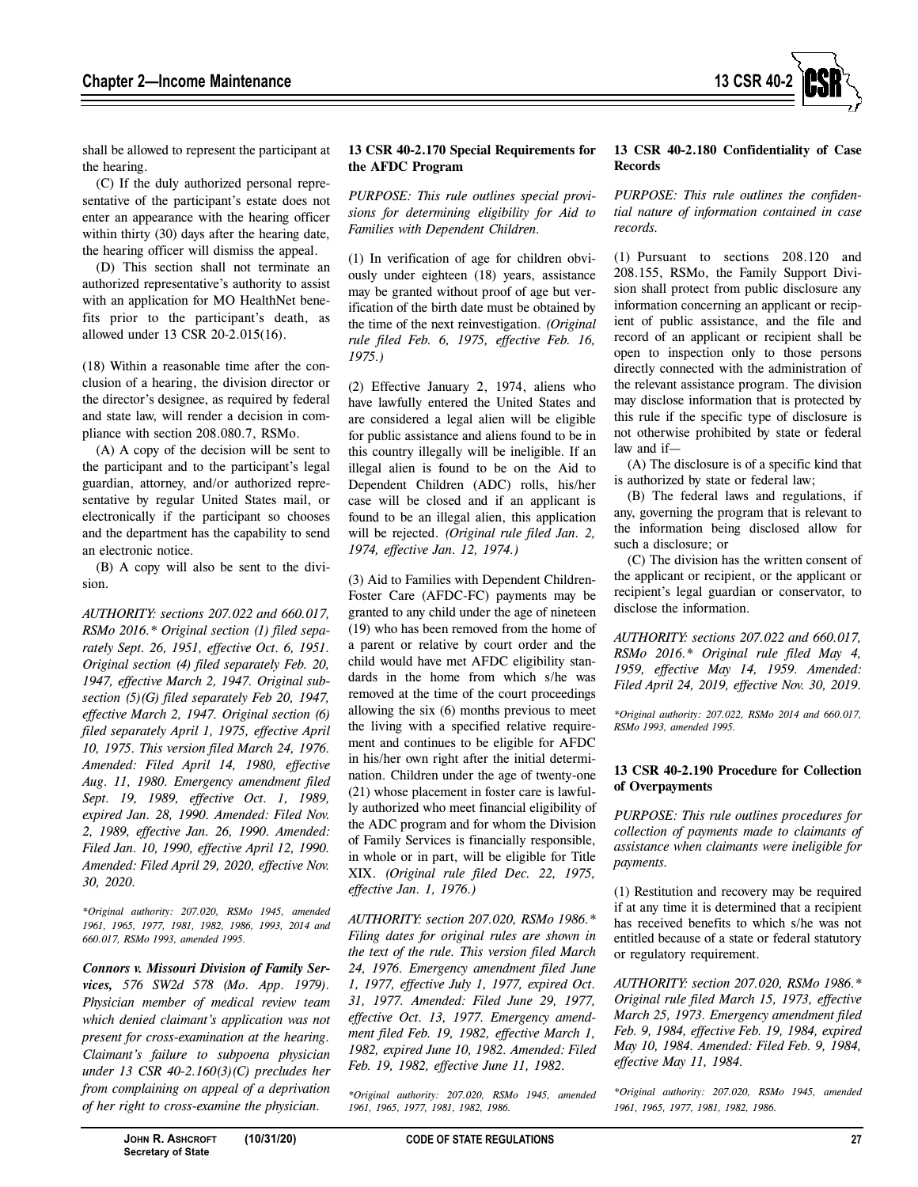shall be allowed to represent the participant at the hearing.

(C) If the duly authorized personal representative of the participant's estate does not enter an appearance with the hearing officer within thirty (30) days after the hearing date, the hearing officer will dismiss the appeal.

(D) This section shall not terminate an authorized representative's authority to assist with an application for MO HealthNet benefits prior to the participant's death, as allowed under 13 CSR 20-2.015(16).

(18) Within a reasonable time after the conclusion of a hearing, the division director or the director's designee, as required by federal and state law, will render a decision in compliance with section 208.080.7, RSMo.

(A) A copy of the decision will be sent to the participant and to the participant's legal guardian, attorney, and/or authorized representative by regular United States mail, or electronically if the participant so chooses and the department has the capability to send an electronic notice.

(B) A copy will also be sent to the division.

*AUTHORITY: sections 207.022 and 660.017, RSMo 2016.\* Original section (1) filed separately Sept. 26, 1951, effective Oct. 6, 1951. Original section (4) filed separately Feb. 20, 1947, effective March 2, 1947. Original subsection (5)(G) filed separately Feb 20, 1947, effective March 2, 1947. Original section (6) filed separately April 1, 1975, effective April 10, 1975. This version filed March 24, 1976. Amended: Filed April 14, 1980, effective Aug. 11, 1980. Emergency amendment filed Sept. 19, 1989, effective Oct. 1, 1989, expired Jan. 28, 1990. Amended: Filed Nov. 2, 1989, effective Jan. 26, 1990. Amended: Filed Jan. 10, 1990, effective April 12, 1990. Amended: Filed April 29, 2020, effective Nov. 30, 2020.*

*\*Original authority: 207.020, RSMo 1945, amended 1961, 1965, 1977, 1981, 1982, 1986, 1993, 2014 and 660.017, RSMo 1993, amended 1995.*

***Connors v. Missouri Division of Family Services**, 576 SW2d 578 (Mo. App. 1979). Physician member of medical review team which denied claimant's application was not present for cross-examination at the hearing. Claimant's failure to subpoena physician under 13 CSR 40-2.160(3)(C) precludes her from complaining on appeal of a deprivation of her right to cross-examine the physician.*

### 13 CSR 40-2.170 Special Requirements for the AFDC Program

*PURPOSE: This rule outlines special provisions for determining eligibility for Aid to Families with Dependent Children.*

(1) In verification of age for children obviously under eighteen (18) years, assistance may be granted without proof of age but verification of the birth date must be obtained by the time of the next reinvestigation. *(Original rule filed Feb. 6, 1975, effective Feb. 16, 1975.)*

(2) Effective January 2, 1974, aliens who have lawfully entered the United States and are considered a legal alien will be eligible for public assistance and aliens found to be in this country illegally will be ineligible. If an illegal alien is found to be on the Aid to Dependent Children (ADC) rolls, his/her case will be closed and if an applicant is found to be an illegal alien, this application will be rejected. *(Original rule filed Jan. 2, 1974, effective Jan. 12, 1974.)*

(3) Aid to Families with Dependent Children-Foster Care (AFDC-FC) payments may be granted to any child under the age of nineteen (19) who has been removed from the home of a parent or relative by court order and the child would have met AFDC eligibility standards in the home from which s/he was removed at the time of the court proceedings allowing the six (6) months previous to meet the living with a specified relative requirement and continues to be eligible for AFDC in his/her own right after the initial determination. Children under the age of twenty-one (21) whose placement in foster care is lawfully authorized who meet financial eligibility of the ADC program and for whom the Division of Family Services is financially responsible, in whole or in part, will be eligible for Title XIX. *(Original rule filed Dec. 22, 1975, effective Jan. 1, 1976.)*

*AUTHORITY: section 207.020, RSMo 1986.\* Filing dates for original rules are shown in the text of the rule. This version filed March 24, 1976. Emergency amendment filed June 1, 1977, effective July 1, 1977, expired Oct. 31, 1977. Amended: Filed June 29, 1977, effective Oct. 13, 1977. Emergency amendment filed Feb. 19, 1982, effective March 1, 1982, expired June 10, 1982. Amended: Filed Feb. 19, 1982, effective June 11, 1982.*

*\*Original authority: 207.020, RSMo 1945, amended 1961, 1965, 1977, 1981, 1982, 1986.*

### 13 CSR 40-2.180 Confidentiality of Case Records

*PURPOSE: This rule outlines the confidential nature of information contained in case records.*

(1) Pursuant to sections 208.120 and 208.155, RSMo, the Family Support Division shall protect from public disclosure any information concerning an applicant or recipient of public assistance, and the file and record of an applicant or recipient shall be open to inspection only to those persons directly connected with the administration of the relevant assistance program. The division may disclose information that is protected by this rule if the specific type of disclosure is not otherwise prohibited by state or federal law and if—

(A) The disclosure is of a specific kind that is authorized by state or federal law;

(B) The federal laws and regulations, if any, governing the program that is relevant to the information being disclosed allow for such a disclosure; or

(C) The division has the written consent of the applicant or recipient, or the applicant or recipient's legal guardian or conservator, to disclose the information.

*AUTHORITY: sections 207.022 and 660.017, RSMo 2016.\* Original rule filed May 4, 1959, effective May 14, 1959. Amended: Filed April 24, 2019, effective Nov. 30, 2019.*

*\*Original authority: 207.022, RSMo 2014 and 660.017, RSMo 1993, amended 1995.*

### 13 CSR 40-2.190 Procedure for Collection of Overpayments

*PURPOSE: This rule outlines procedures for collection of payments made to claimants of assistance when claimants were ineligible for payments.*

(1) Restitution and recovery may be required if at any time it is determined that a recipient has received benefits to which s/he was not entitled because of a state or federal statutory or regulatory requirement.

*AUTHORITY: section 207.020, RSMo 1986.\* Original rule filed March 15, 1973, effective March 25, 1973. Emergency amendment filed Feb. 9, 1984, effective Feb. 19, 1984, expired May 10, 1984. Amended: Filed Feb. 9, 1984, effective May 11, 1984.*

*\*Original authority: 207.020, RSMo 1945, amended 1961, 1965, 1977, 1981, 1982, 1986.*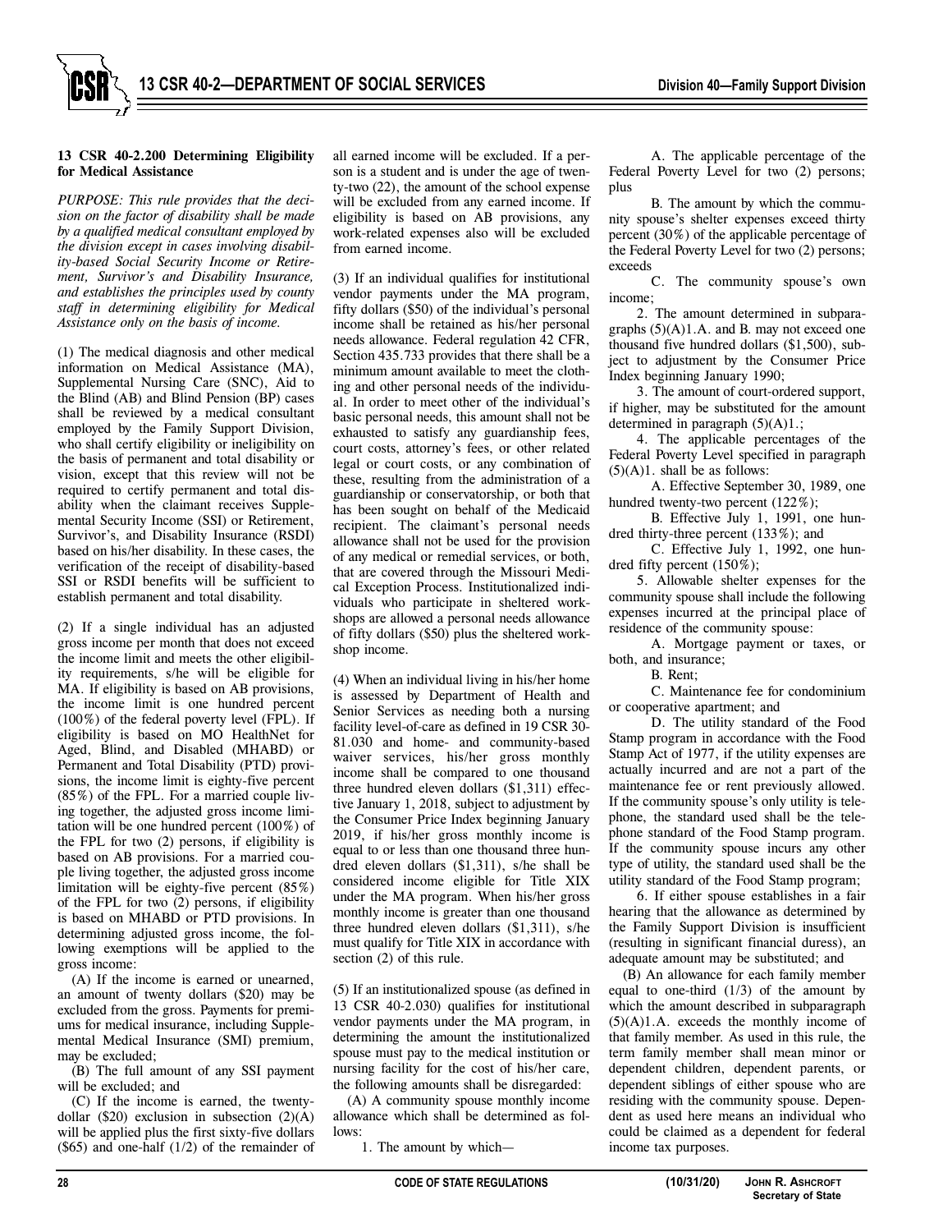**13 CSR 40-2.200 Determining Eligibility for Medical Assistance**

*PURPOSE: This rule provides that the decision on the factor of disability shall be made by a qualified medical consultant employed by the division except in cases involving disability-based Social Security Income or Retirement, Survivor's and Disability Insurance, and establishes the principles used by county staff in determining eligibility for Medical Assistance only on the basis of income.*

(1) The medical diagnosis and other medical information on Medical Assistance (MA), Supplemental Nursing Care (SNC), Aid to the Blind (AB) and Blind Pension (BP) cases shall be reviewed by a medical consultant employed by the Family Support Division, who shall certify eligibility or ineligibility on the basis of permanent and total disability or vision, except that this review will not be required to certify permanent and total disability when the claimant receives Supplemental Security Income (SSI) or Retirement, Survivor's, and Disability Insurance (RSDI) based on his/her disability. In these cases, the verification of the receipt of disability-based SSI or RSDI benefits will be sufficient to establish permanent and total disability.

(2) If a single individual has an adjusted gross income per month that does not exceed the income limit and meets the other eligibility requirements, s/he will be eligible for MA. If eligibility is based on AB provisions, the income limit is one hundred percent (100%) of the federal poverty level (FPL). If eligibility is based on MO HealthNet for Aged, Blind, and Disabled (MHABD) or Permanent and Total Disability (PTD) provisions, the income limit is eighty-five percent (85%) of the FPL. For a married couple living together, the adjusted gross income limitation will be one hundred percent (100%) of the FPL for two (2) persons, if eligibility is based on AB provisions. For a married couple living together, the adjusted gross income limitation will be eighty-five percent (85%) of the FPL for two (2) persons, if eligibility is based on MHABD or PTD provisions. In determining adjusted gross income, the following exemptions will be applied to the gross income:

(A) If the income is earned or unearned, an amount of twenty dollars ($20) may be excluded from the gross. Payments for premiums for medical insurance, including Supplemental Medical Insurance (SMI) premium, may be excluded;

(B) The full amount of any SSI payment will be excluded; and

(C) If the income is earned, the twenty-dollar ($20) exclusion in subsection (2)(A) will be applied plus the first sixty-five dollars ($65) and one-half (1/2) of the remainder of all earned income will be excluded. If a person is a student and is under the age of twenty-two (22), the amount of the school expense will be excluded from any earned income. If eligibility is based on AB provisions, any work-related expenses also will be excluded from earned income.

(3) If an individual qualifies for institutional vendor payments under the MA program, fifty dollars ($50) of the individual's personal income shall be retained as his/her personal needs allowance. Federal regulation 42 CFR, Section 435.733 provides that there shall be a minimum amount available to meet the clothing and other personal needs of the individual. In order to meet other of the individual's basic personal needs, this amount shall not be exhausted to satisfy any guardianship fees, court costs, attorney's fees, or other related legal or court costs, or any combination of these, resulting from the administration of a guardianship or conservatorship, or both that has been sought on behalf of the Medicaid recipient. The claimant's personal needs allowance shall not be used for the provision of any medical or remedial services, or both, that are covered through the Missouri Medical Exception Process. Institutionalized individuals who participate in sheltered workshops are allowed a personal needs allowance of fifty dollars ($50) plus the sheltered workshop income.

(4) When an individual living in his/her home is assessed by Department of Health and Senior Services as needing both a nursing facility level-of-care as defined in 19 CSR 30-81.030 and home- and community-based waiver services, his/her gross monthly income shall be compared to one thousand three hundred eleven dollars ($1,311) effective January 1, 2018, subject to adjustment by the Consumer Price Index beginning January 2019, if his/her gross monthly income is equal to or less than one thousand three hundred eleven dollars ($1,311), s/he shall be considered income eligible for Title XIX under the MA program. When his/her gross monthly income is greater than one thousand three hundred eleven dollars ($1,311), s/he must qualify for Title XIX in accordance with section (2) of this rule.

(5) If an institutionalized spouse (as defined in 13 CSR 40-2.030) qualifies for institutional vendor payments under the MA program, in determining the amount the institutionalized spouse must pay to the medical institution or nursing facility for the cost of his/her care, the following amounts shall be disregarded:

(A) A community spouse monthly income allowance which shall be determined as follows:

1. The amount by which—

A. The applicable percentage of the Federal Poverty Level for two (2) persons; plus

B. The amount by which the community spouse's shelter expenses exceed thirty percent (30%) of the applicable percentage of the Federal Poverty Level for two (2) persons; exceeds

C. The community spouse's own income;

2. The amount determined in subparagraphs (5)(A)1.A. and B. may not exceed one thousand five hundred dollars ($1,500), subject to adjustment by the Consumer Price Index beginning January 1990;

3. The amount of court-ordered support, if higher, may be substituted for the amount determined in paragraph (5)(A)1.;

4. The applicable percentages of the Federal Poverty Level specified in paragraph (5)(A)1. shall be as follows:

A. Effective September 30, 1989, one hundred twenty-two percent (122%);

B. Effective July 1, 1991, one hundred thirty-three percent (133%); and

C. Effective July 1, 1992, one hundred fifty percent (150%);

5. Allowable shelter expenses for the community spouse shall include the following expenses incurred at the principal place of residence of the community spouse:

A. Mortgage payment or taxes, or both, and insurance;

B. Rent;

C. Maintenance fee for condominium or cooperative apartment; and

D. The utility standard of the Food Stamp program in accordance with the Food Stamp Act of 1977, if the utility expenses are actually incurred and are not a part of the maintenance fee or rent previously allowed. If the community spouse's only utility is telephone, the standard used shall be the telephone standard of the Food Stamp program. If the community spouse incurs any other type of utility, the standard used shall be the utility standard of the Food Stamp program;

6. If either spouse establishes in a fair hearing that the allowance as determined by the Family Support Division is insufficient (resulting in significant financial duress), an adequate amount may be substituted; and

(B) An allowance for each family member equal to one-third (1/3) of the amount by which the amount described in subparagraph (5)(A)1.A. exceeds the monthly income of that family member. As used in this rule, the term family member shall mean minor or dependent children, dependent parents, or dependent siblings of either spouse who are residing with the community spouse. Dependent as used here means an individual who could be claimed as a dependent for federal income tax purposes.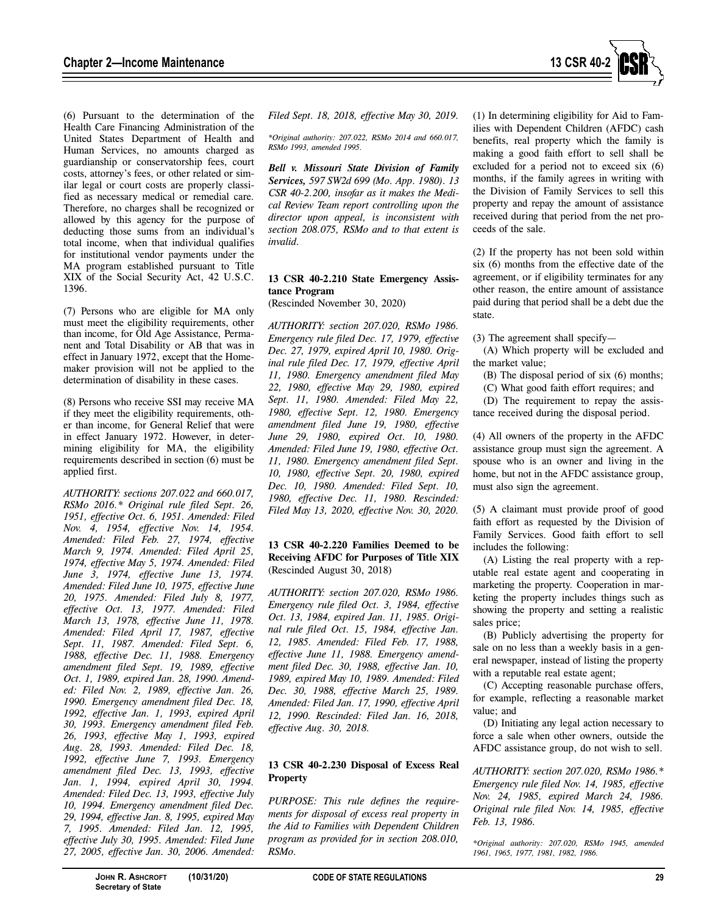(6) Pursuant to the determination of the Health Care Financing Administration of the United States Department of Health and Human Services, no amounts charged as guardianship or conservatorship fees, court costs, attorney's fees, or other related or similar legal or court costs are properly classified as necessary medical or remedial care. Therefore, no charges shall be recognized or allowed by this agency for the purpose of deducting those sums from an individual's total income, when that individual qualifies for institutional vendor payments under the MA program established pursuant to Title XIX of the Social Security Act, 42 U.S.C. 1396.

(7) Persons who are eligible for MA only must meet the eligibility requirements, other than income, for Old Age Assistance, Permanent and Total Disability or AB that was in effect in January 1972, except that the Homemaker provision will not be applied to the determination of disability in these cases.

(8) Persons who receive SSI may receive MA if they meet the eligibility requirements, other than income, for General Relief that were in effect January 1972. However, in determining eligibility for MA, the eligibility requirements described in section (6) must be applied first.

*AUTHORITY: sections 207.022 and 660.017, RSMo 2016.\* Original rule filed Sept. 26, 1951, effective Oct. 6, 1951. Amended: Filed Nov. 4, 1954, effective Nov. 14, 1954. Amended: Filed Feb. 27, 1974, effective March 9, 1974. Amended: Filed April 25, 1974, effective May 5, 1974. Amended: Filed June 3, 1974, effective June 13, 1974. Amended: Filed June 10, 1975, effective June 20, 1975. Amended: Filed July 8, 1977, effective Oct. 13, 1977. Amended: Filed March 13, 1978, effective June 11, 1978. Amended: Filed April 17, 1987, effective Sept. 11, 1987. Amended: Filed Sept. 6, 1988, effective Dec. 11, 1988. Emergency amendment filed Sept. 19, 1989, effective Oct. 1, 1989, expired Jan. 28, 1990. Amended: Filed Nov. 2, 1989, effective Jan. 26, 1990. Emergency amendment filed Dec. 18, 1992, effective Jan. 1, 1993, expired April 30, 1993. Emergency amendment filed Feb. 26, 1993, effective May 1, 1993, expired Aug. 28, 1993. Amended: Filed Dec. 18, 1992, effective June 7, 1993. Emergency amendment filed Dec. 13, 1993, effective Jan. 1, 1994, expired April 30, 1994. Amended: Filed Dec. 13, 1993, effective July 10, 1994. Emergency amendment filed Dec. 29, 1994, effective Jan. 8, 1995, expired May 7, 1995. Amended: Filed Jan. 12, 1995, effective July 30, 1995. Amended: Filed June 27, 2005, effective Jan. 30, 2006. Amended: Filed Sept. 18, 2018, effective May 30, 2019.*

*\*Original authority: 207.022, RSMo 2014 and 660.017, RSMo 1993, amended 1995.*

***Bell v. Missouri State Division of Family Services**, 597 SW2d 699 (Mo. App. 1980). 13 CSR 40-2.200, insofar as it makes the Medical Review Team report controlling upon the director upon appeal, is inconsistent with section 208.075, RSMo and to that extent is invalid.*

**13 CSR 40-2.210 State Emergency Assistance Program**
(Rescinded November 30, 2020)

*AUTHORITY: section 207.020, RSMo 1986. Emergency rule filed Dec. 17, 1979, effective Dec. 27, 1979, expired April 10, 1980. Original rule filed Dec. 17, 1979, effective April 11, 1980. Emergency amendment filed May 22, 1980, effective May 29, 1980, expired Sept. 11, 1980. Amended: Filed May 22, 1980, effective Sept. 12, 1980. Emergency amendment filed June 19, 1980, effective June 29, 1980, expired Oct. 10, 1980. Amended: Filed June 19, 1980, effective Oct. 11, 1980. Emergency amendment filed Sept. 10, 1980, effective Sept. 20, 1980, expired Dec. 10, 1980. Amended: Filed Sept. 10, 1980, effective Dec. 11, 1980. Rescinded: Filed May 13, 2020, effective Nov. 30, 2020.*

**13 CSR 40-2.220 Families Deemed to be Receiving AFDC for Purposes of Title XIX**
(Rescinded August 30, 2018)

*AUTHORITY: section 207.020, RSMo 1986. Emergency rule filed Oct. 3, 1984, effective Oct. 13, 1984, expired Jan. 11, 1985. Original rule filed Oct. 15, 1984, effective Jan. 12, 1985. Amended: Filed Feb. 17, 1988, effective June 11, 1988. Emergency amendment filed Dec. 30, 1988, effective Jan. 10, 1989, expired May 10, 1989. Amended: Filed Dec. 30, 1988, effective March 25, 1989. Amended: Filed Jan. 17, 1990, effective April 12, 1990. Rescinded: Filed Jan. 16, 2018, effective Aug. 30, 2018.*

**13 CSR 40-2.230 Disposal of Excess Real Property**

*PURPOSE: This rule defines the requirements for disposal of excess real property in the Aid to Families with Dependent Children program as provided for in section 208.010, RSMo.*

(1) In determining eligibility for Aid to Families with Dependent Children (AFDC) cash benefits, real property which the family is making a good faith effort to sell shall be excluded for a period not to exceed six (6) months, if the family agrees in writing with the Division of Family Services to sell this property and repay the amount of assistance received during that period from the net proceeds of the sale.

(2) If the property has not been sold within six (6) months from the effective date of the agreement, or if eligibility terminates for any other reason, the entire amount of assistance paid during that period shall be a debt due the state.

(3) The agreement shall specify—

(A) Which property will be excluded and the market value;

(B) The disposal period of six (6) months;

(C) What good faith effort requires; and

(D) The requirement to repay the assistance received during the disposal period.

(4) All owners of the property in the AFDC assistance group must sign the agreement. A spouse who is an owner and living in the home, but not in the AFDC assistance group, must also sign the agreement.

(5) A claimant must provide proof of good faith effort as requested by the Division of Family Services. Good faith effort to sell includes the following:

(A) Listing the real property with a reputable real estate agent and cooperating in marketing the property. Cooperation in marketing the property includes things such as showing the property and setting a realistic sales price;

(B) Publicly advertising the property for sale on no less than a weekly basis in a general newspaper, instead of listing the property with a reputable real estate agent;

(C) Accepting reasonable purchase offers, for example, reflecting a reasonable market value; and

(D) Initiating any legal action necessary to force a sale when other owners, outside the AFDC assistance group, do not wish to sell.

*AUTHORITY: section 207.020, RSMo 1986.\* Emergency rule filed Nov. 14, 1985, effective Nov. 24, 1985, expired March 24, 1986. Original rule filed Nov. 14, 1985, effective Feb. 13, 1986.*

*\*Original authority: 207.020, RSMo 1945, amended 1961, 1965, 1977, 1981, 1982, 1986.*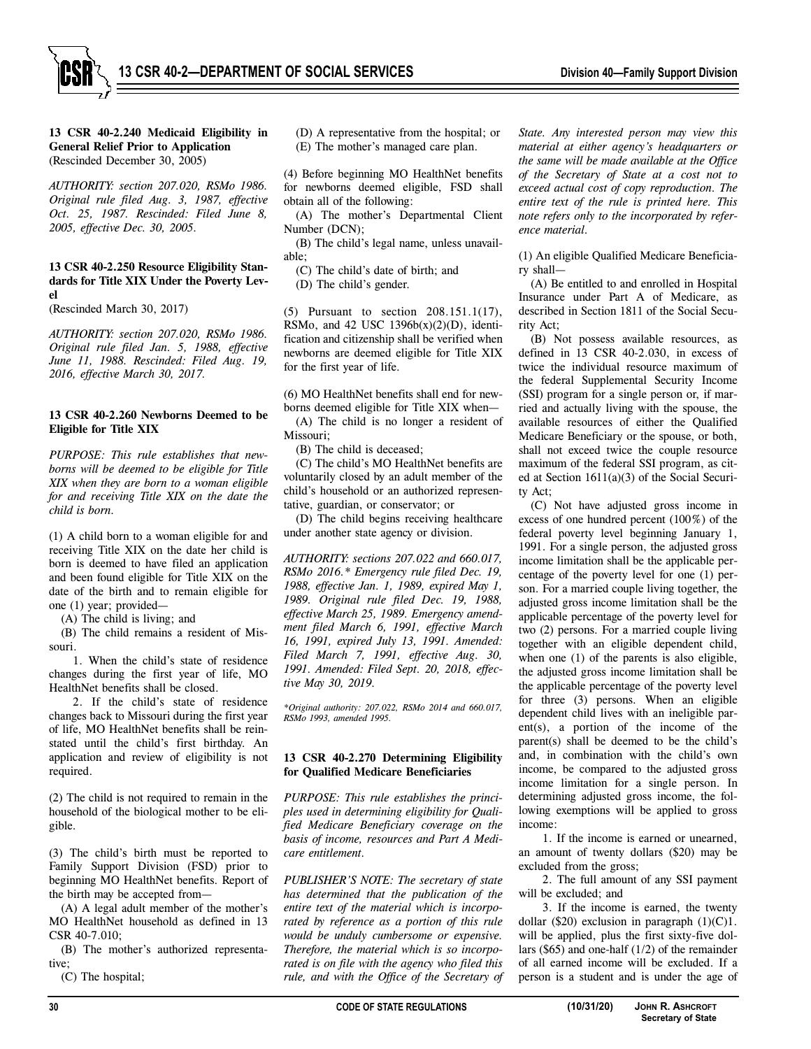**13 CSR 40-2.240 Medicaid Eligibility in General Relief Prior to Application**
(Rescinded December 30, 2005)

*AUTHORITY: section 207.020, RSMo 1986. Original rule filed Aug. 3, 1987, effective Oct. 25, 1987. Rescinded: Filed June 8, 2005, effective Dec. 30, 2005.*

**13 CSR 40-2.250 Resource Eligibility Standards for Title XIX Under the Poverty Level**
(Rescinded March 30, 2017)

*AUTHORITY: section 207.020, RSMo 1986. Original rule filed Jan. 5, 1988, effective June 11, 1988. Rescinded: Filed Aug. 19, 2016, effective March 30, 2017.*

**13 CSR 40-2.260 Newborns Deemed to be Eligible for Title XIX**

*PURPOSE: This rule establishes that newborns will be deemed to be eligible for Title XIX when they are born to a woman eligible for and receiving Title XIX on the date the child is born.*

(1) A child born to a woman eligible for and receiving Title XIX on the date her child is born is deemed to have filed an application and been found eligible for Title XIX on the date of the birth and to remain eligible for one (1) year; provided—

(A) The child is living; and

(B) The child remains a resident of Missouri.

1. When the child's state of residence changes during the first year of life, MO HealthNet benefits shall be closed.

2. If the child's state of residence changes back to Missouri during the first year of life, MO HealthNet benefits shall be reinstated until the child's first birthday. An application and review of eligibility is not required.

(2) The child is not required to remain in the household of the biological mother to be eligible.

(3) The child's birth must be reported to Family Support Division (FSD) prior to beginning MO HealthNet benefits. Report of the birth may be accepted from—

(A) A legal adult member of the mother's MO HealthNet household as defined in 13 CSR 40-7.010;

(B) The mother's authorized representative;

(C) The hospital;

(D) A representative from the hospital; or

(E) The mother's managed care plan.

(4) Before beginning MO HealthNet benefits for newborns deemed eligible, FSD shall obtain all of the following:

(A) The mother's Departmental Client Number (DCN);

(B) The child's legal name, unless unavailable;

(C) The child's date of birth; and

(D) The child's gender.

(5) Pursuant to section 208.151.1(17), RSMo, and 42 USC 1396b(x)(2)(D), identification and citizenship shall be verified when newborns are deemed eligible for Title XIX for the first year of life.

(6) MO HealthNet benefits shall end for newborns deemed eligible for Title XIX when—

(A) The child is no longer a resident of Missouri;

(B) The child is deceased;

(C) The child's MO HealthNet benefits are voluntarily closed by an adult member of the child's household or an authorized representative, guardian, or conservator; or

(D) The child begins receiving healthcare under another state agency or division.

*AUTHORITY: sections 207.022 and 660.017, RSMo 2016.\* Emergency rule filed Dec. 19, 1988, effective Jan. 1, 1989, expired May 1, 1989. Original rule filed Dec. 19, 1988, effective March 25, 1989. Emergency amendment filed March 6, 1991, effective March 16, 1991, expired July 13, 1991. Amended: Filed March 7, 1991, effective Aug. 30, 1991. Amended: Filed Sept. 20, 2018, effective May 30, 2019.*

*\*Original authority: 207.022, RSMo 2014 and 660.017, RSMo 1993, amended 1995.*

**13 CSR 40-2.270 Determining Eligibility for Qualified Medicare Beneficiaries**

*PURPOSE: This rule establishes the principles used in determining eligibility for Qualified Medicare Beneficiary coverage on the basis of income, resources and Part A Medicare entitlement.*

*PUBLISHER'S NOTE: The secretary of state has determined that the publication of the entire text of the material which is incorporated by reference as a portion of this rule would be unduly cumbersome or expensive. Therefore, the material which is so incorporated is on file with the agency who filed this rule, and with the Office of the Secretary of State. Any interested person may view this material at either agency's headquarters or the same will be made available at the Office of the Secretary of State at a cost not to exceed actual cost of copy reproduction. The entire text of the rule is printed here. This note refers only to the incorporated by reference material.*

(1) An eligible Qualified Medicare Beneficiary shall—

(A) Be entitled to and enrolled in Hospital Insurance under Part A of Medicare, as described in Section 1811 of the Social Security Act;

(B) Not possess available resources, as defined in 13 CSR 40-2.030, in excess of twice the individual resource maximum of the federal Supplemental Security Income (SSI) program for a single person or, if married and actually living with the spouse, the available resources of either the Qualified Medicare Beneficiary or the spouse, or both, shall not exceed twice the couple resource maximum of the federal SSI program, as cited at Section 1611(a)(3) of the Social Security Act;

(C) Not have adjusted gross income in excess of one hundred percent (100%) of the federal poverty level beginning January 1, 1991. For a single person, the adjusted gross income limitation shall be the applicable percentage of the poverty level for one (1) person. For a married couple living together, the adjusted gross income limitation shall be the applicable percentage of the poverty level for two (2) persons. For a married couple living together with an eligible dependent child, when one (1) of the parents is also eligible, the adjusted gross income limitation shall be the applicable percentage of the poverty level for three (3) persons. When an eligible dependent child lives with an ineligible parent(s), a portion of the income of the parent(s) shall be deemed to be the child's and, in combination with the child's own income, be compared to the adjusted gross income limitation for a single person. In determining adjusted gross income, the following exemptions will be applied to gross income:

1. If the income is earned or unearned, an amount of twenty dollars ($20) may be excluded from the gross;

2. The full amount of any SSI payment will be excluded; and

3. If the income is earned, the twenty dollar ($20) exclusion in paragraph (1)(C)1. will be applied, plus the first sixty-five dollars ($65) and one-half (1/2) of the remainder of all earned income will be excluded. If a person is a student and is under the age of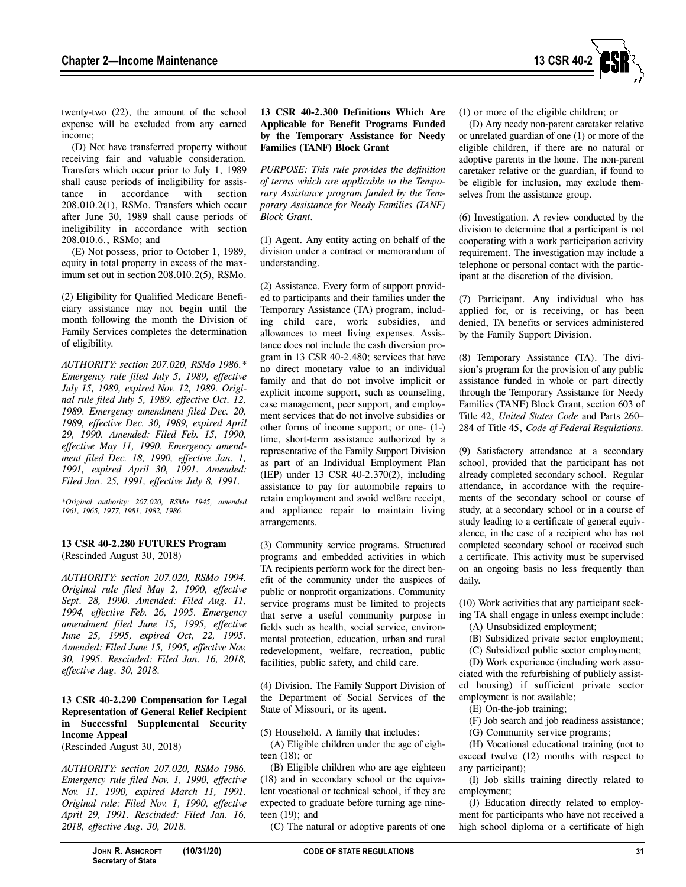twenty-two (22), the amount of the school expense will be excluded from any earned income;

(D) Not have transferred property without receiving fair and valuable consideration. Transfers which occur prior to July 1, 1989 shall cause periods of ineligibility for assistance in accordance with section 208.010.2(1), RSMo. Transfers which occur after June 30, 1989 shall cause periods of ineligibility in accordance with section 208.010.6., RSMo; and

(E) Not possess, prior to October 1, 1989, equity in total property in excess of the maximum set out in section 208.010.2(5), RSMo.

(2) Eligibility for Qualified Medicare Beneficiary assistance may not begin until the month following the month the Division of Family Services completes the determination of eligibility.

*AUTHORITY: section 207.020, RSMo 1986.\* Emergency rule filed July 5, 1989, effective July 15, 1989, expired Nov. 12, 1989. Original rule filed July 5, 1989, effective Oct. 12, 1989. Emergency amendment filed Dec. 20, 1989, effective Dec. 30, 1989, expired April 29, 1990. Amended: Filed Feb. 15, 1990, effective May 11, 1990. Emergency amendment filed Dec. 18, 1990, effective Jan. 1, 1991, expired April 30, 1991. Amended: Filed Jan. 25, 1991, effective July 8, 1991.*

*\*Original authority: 207.020, RSMo 1945, amended 1961, 1965, 1977, 1981, 1982, 1986.*

**13 CSR 40-2.280 FUTURES Program**
(Rescinded August 30, 2018)

*AUTHORITY: section 207.020, RSMo 1994. Original rule filed May 2, 1990, effective Sept. 28, 1990. Amended: Filed Aug. 11, 1994, effective Feb. 26, 1995. Emergency amendment filed June 15, 1995, effective June 25, 1995, expired Oct, 22, 1995. Amended: Filed June 15, 1995, effective Nov. 30, 1995. Rescinded: Filed Jan. 16, 2018, effective Aug. 30, 2018.*

**13 CSR 40-2.290 Compensation for Legal Representation of General Relief Recipient in Successful Supplemental Security Income Appeal**
(Rescinded August 30, 2018)

*AUTHORITY: section 207.020, RSMo 1986. Emergency rule filed Nov. 1, 1990, effective Nov. 11, 1990, expired March 11, 1991. Original rule: Filed Nov. 1, 1990, effective April 29, 1991. Rescinded: Filed Jan. 16, 2018, effective Aug. 30, 2018.*

**13 CSR 40-2.300 Definitions Which Are Applicable for Benefit Programs Funded by the Temporary Assistance for Needy Families (TANF) Block Grant**

*PURPOSE: This rule provides the definition of terms which are applicable to the Temporary Assistance program funded by the Temporary Assistance for Needy Families (TANF) Block Grant.*

(1) Agent. Any entity acting on behalf of the division under a contract or memorandum of understanding.

(2) Assistance. Every form of support provided to participants and their families under the Temporary Assistance (TA) program, including child care, work subsidies, and allowances to meet living expenses. Assistance does not include the cash diversion program in 13 CSR 40-2.480; services that have no direct monetary value to an individual family and that do not involve implicit or explicit income support, such as counseling, case management, peer support, and employment services that do not involve subsidies or other forms of income support; or one- (1-) time, short-term assistance authorized by a representative of the Family Support Division as part of an Individual Employment Plan (IEP) under 13 CSR 40-2.370(2), including assistance to pay for automobile repairs to retain employment and avoid welfare receipt, and appliance repair to maintain living arrangements.

(3) Community service programs. Structured programs and embedded activities in which TA recipients perform work for the direct benefit of the community under the auspices of public or nonprofit organizations. Community service programs must be limited to projects that serve a useful community purpose in fields such as health, social service, environmental protection, education, urban and rural redevelopment, welfare, recreation, public facilities, public safety, and child care.

(4) Division. The Family Support Division of the Department of Social Services of the State of Missouri, or its agent.

(5) Household. A family that includes:

(A) Eligible children under the age of eighteen (18); or

(B) Eligible children who are age eighteen (18) and in secondary school or the equivalent vocational or technical school, if they are expected to graduate before turning age nineteen (19); and

(C) The natural or adoptive parents of one (1) or more of the eligible children; or

(D) Any needy non-parent caretaker relative or unrelated guardian of one (1) or more of the eligible children, if there are no natural or adoptive parents in the home. The non-parent caretaker relative or the guardian, if found to be eligible for inclusion, may exclude themselves from the assistance group.

(6) Investigation. A review conducted by the division to determine that a participant is not cooperating with a work participation activity requirement. The investigation may include a telephone or personal contact with the participant at the discretion of the division.

(7) Participant. Any individual who has applied for, or is receiving, or has been denied, TA benefits or services administered by the Family Support Division.

(8) Temporary Assistance (TA). The division's program for the provision of any public assistance funded in whole or part directly through the Temporary Assistance for Needy Families (TANF) Block Grant, section 603 of Title 42, *United States Code* and Parts 260–284 of Title 45, *Code of Federal Regulations.*

(9) Satisfactory attendance at a secondary school, provided that the participant has not already completed secondary school. Regular attendance, in accordance with the requirements of the secondary school or course of study, at a secondary school or in a course of study leading to a certificate of general equivalence, in the case of a recipient who has not completed secondary school or received such a certificate. This activity must be supervised on an ongoing basis no less frequently than daily.

(10) Work activities that any participant seeking TA shall engage in unless exempt include:

(A) Unsubsidized employment;

(B) Subsidized private sector employment;

(C) Subsidized public sector employment;

(D) Work experience (including work associated with the refurbishing of publicly assisted housing) if sufficient private sector employment is not available;

(E) On-the-job training;

(F) Job search and job readiness assistance;

(G) Community service programs;

(H) Vocational educational training (not to exceed twelve (12) months with respect to any participant);

(I) Job skills training directly related to employment;

(J) Education directly related to employment for participants who have not received a high school diploma or a certificate of high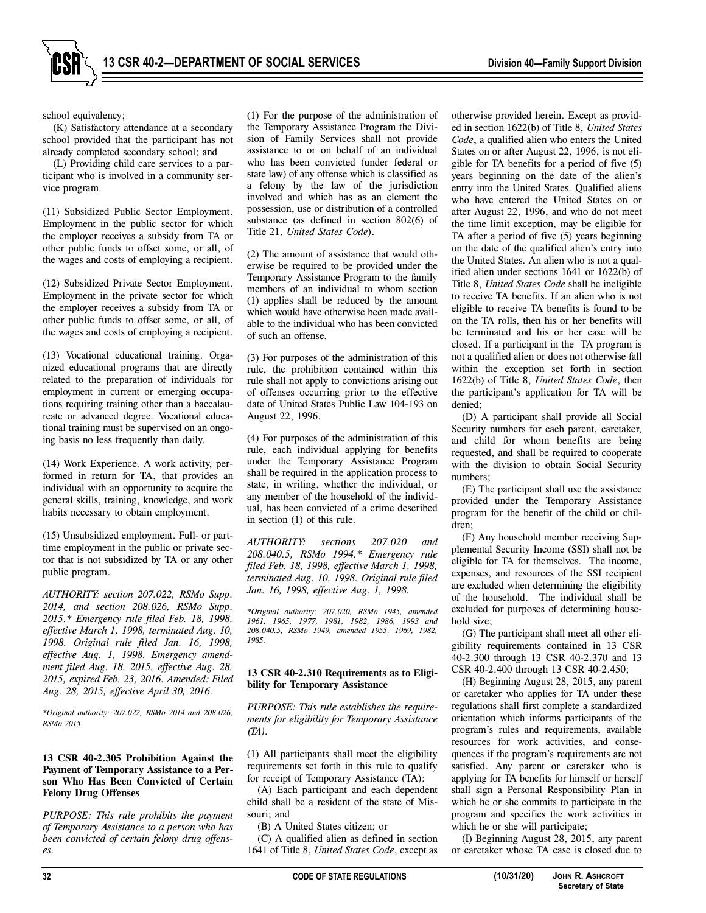school equivalency;

(K) Satisfactory attendance at a secondary school provided that the participant has not already completed secondary school; and

(L) Providing child care services to a participant who is involved in a community service program.

(11) Subsidized Public Sector Employment. Employment in the public sector for which the employer receives a subsidy from TA or other public funds to offset some, or all, of the wages and costs of employing a recipient.

(12) Subsidized Private Sector Employment. Employment in the private sector for which the employer receives a subsidy from TA or other public funds to offset some, or all, of the wages and costs of employing a recipient.

(13) Vocational educational training. Organized educational programs that are directly related to the preparation of individuals for employment in current or emerging occupations requiring training other than a baccalaureate or advanced degree. Vocational educational training must be supervised on an ongoing basis no less frequently than daily.

(14) Work Experience. A work activity, performed in return for TA, that provides an individual with an opportunity to acquire the general skills, training, knowledge, and work habits necessary to obtain employment.

(15) Unsubsidized employment. Full- or part-time employment in the public or private sector that is not subsidized by TA or any other public program.

*AUTHORITY: section 207.022, RSMo Supp. 2014, and section 208.026, RSMo Supp. 2015.\* Emergency rule filed Feb. 18, 1998, effective March 1, 1998, terminated Aug. 10, 1998. Original rule filed Jan. 16, 1998, effective Aug. 1, 1998. Emergency amendment filed Aug. 18, 2015, effective Aug. 28, 2015, expired Feb. 23, 2016. Amended: Filed Aug. 28, 2015, effective April 30, 2016.*

*\*Original authority: 207.022, RSMo 2014 and 208.026, RSMo 2015.*

**13 CSR 40-2.305 Prohibition Against the Payment of Temporary Assistance to a Person Who Has Been Convicted of Certain Felony Drug Offenses**

*PURPOSE: This rule prohibits the payment of Temporary Assistance to a person who has been convicted of certain felony drug offenses.*

(1) For the purpose of the administration of the Temporary Assistance Program the Division of Family Services shall not provide assistance to or on behalf of an individual who has been convicted (under federal or state law) of any offense which is classified as a felony by the law of the jurisdiction involved and which has as an element the possession, use or distribution of a controlled substance (as defined in section 802(6) of Title 21, *United States Code*).

(2) The amount of assistance that would otherwise be required to be provided under the Temporary Assistance Program to the family members of an individual to whom section (1) applies shall be reduced by the amount which would have otherwise been made available to the individual who has been convicted of such an offense.

(3) For purposes of the administration of this rule, the prohibition contained within this rule shall not apply to convictions arising out of offenses occurring prior to the effective date of United States Public Law 104-193 on August 22, 1996.

(4) For purposes of the administration of this rule, each individual applying for benefits under the Temporary Assistance Program shall be required in the application process to state, in writing, whether the individual, or any member of the household of the individual, has been convicted of a crime described in section (1) of this rule.

*AUTHORITY: sections 207.020 and 208.040.5, RSMo 1994.\* Emergency rule filed Feb. 18, 1998, effective March 1, 1998, terminated Aug. 10, 1998. Original rule filed Jan. 16, 1998, effective Aug. 1, 1998.*

*\*Original authority: 207.020, RSMo 1945, amended 1961, 1965, 1977, 1981, 1982, 1986, 1993 and 208.040.5, RSMo 1949, amended 1955, 1969, 1982, 1985.*

**13 CSR 40-2.310 Requirements as to Eligibility for Temporary Assistance**

*PURPOSE: This rule establishes the requirements for eligibility for Temporary Assistance (TA).*

(1) All participants shall meet the eligibility requirements set forth in this rule to qualify for receipt of Temporary Assistance (TA):

(A) Each participant and each dependent child shall be a resident of the state of Missouri; and

(B) A United States citizen; or

(C) A qualified alien as defined in section 1641 of Title 8, *United States Code*, except as otherwise provided herein. Except as provided in section 1622(b) of Title 8, *United States Code*, a qualified alien who enters the United States on or after August 22, 1996, is not eligible for TA benefits for a period of five (5) years beginning on the date of the alien's entry into the United States. Qualified aliens who have entered the United States on or after August 22, 1996, and who do not meet the time limit exception, may be eligible for TA after a period of five (5) years beginning on the date of the qualified alien's entry into the United States. An alien who is not a qualified alien under sections 1641 or 1622(b) of Title 8, *United States Code* shall be ineligible to receive TA benefits. If an alien who is not eligible to receive TA benefits is found to be on the TA rolls, then his or her benefits will be terminated and his or her case will be closed. If a participant in the TA program is not a qualified alien or does not otherwise fall within the exception set forth in section 1622(b) of Title 8, *United States Code*, then the participant's application for TA will be denied;

(D) A participant shall provide all Social Security numbers for each parent, caretaker, and child for whom benefits are being requested, and shall be required to cooperate with the division to obtain Social Security numbers;

(E) The participant shall use the assistance provided under the Temporary Assistance program for the benefit of the child or children;

(F) Any household member receiving Supplemental Security Income (SSI) shall not be eligible for TA for themselves. The income, expenses, and resources of the SSI recipient are excluded when determining the eligibility of the household. The individual shall be excluded for purposes of determining household size;

(G) The participant shall meet all other eligibility requirements contained in 13 CSR 40-2.300 through 13 CSR 40-2.370 and 13 CSR 40-2.400 through 13 CSR 40-2.450;

(H) Beginning August 28, 2015, any parent or caretaker who applies for TA under these regulations shall first complete a standardized orientation which informs participants of the program's rules and requirements, available resources for work activities, and consequences if the program's requirements are not satisfied. Any parent or caretaker who is applying for TA benefits for himself or herself shall sign a Personal Responsibility Plan in which he or she commits to participate in the program and specifies the work activities in which he or she will participate;

(I) Beginning August 28, 2015, any parent or caretaker whose TA case is closed due to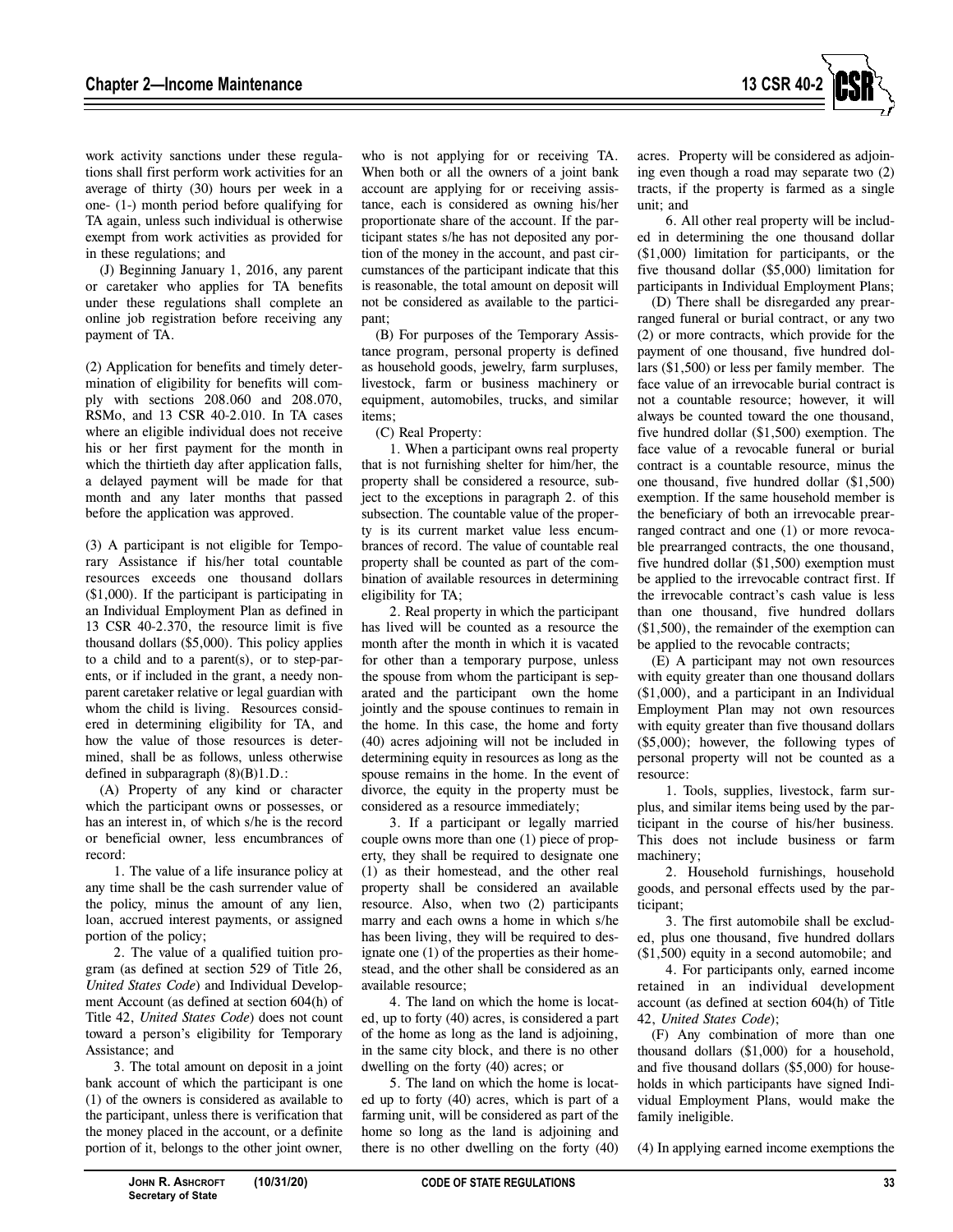work activity sanctions under these regulations shall first perform work activities for an average of thirty (30) hours per week in a one- (1-) month period before qualifying for TA again, unless such individual is otherwise exempt from work activities as provided for in these regulations; and

(J) Beginning January 1, 2016, any parent or caretaker who applies for TA benefits under these regulations shall complete an online job registration before receiving any payment of TA.

(2) Application for benefits and timely determination of eligibility for benefits will comply with sections 208.060 and 208.070, RSMo, and 13 CSR 40-2.010. In TA cases where an eligible individual does not receive his or her first payment for the month in which the thirtieth day after application falls, a delayed payment will be made for that month and any later months that passed before the application was approved.

(3) A participant is not eligible for Temporary Assistance if his/her total countable resources exceeds one thousand dollars ($1,000). If the participant is participating in an Individual Employment Plan as defined in 13 CSR 40-2.370, the resource limit is five thousand dollars ($5,000). This policy applies to a child and to a parent(s), or to step-parents, or if included in the grant, a needy non-parent caretaker relative or legal guardian with whom the child is living. Resources considered in determining eligibility for TA, and how the value of those resources is determined, shall be as follows, unless otherwise defined in subparagraph (8)(B)1.D.:

(A) Property of any kind or character which the participant owns or possesses, or has an interest in, of which s/he is the record or beneficial owner, less encumbrances of record:

1. The value of a life insurance policy at any time shall be the cash surrender value of the policy, minus the amount of any lien, loan, accrued interest payments, or assigned portion of the policy;

2. The value of a qualified tuition program (as defined at section 529 of Title 26, *United States Code*) and Individual Development Account (as defined at section 604(h) of Title 42, *United States Code*) does not count toward a person's eligibility for Temporary Assistance; and

3. The total amount on deposit in a joint bank account of which the participant is one (1) of the owners is considered as available to the participant, unless there is verification that the money placed in the account, or a definite portion of it, belongs to the other joint owner, who is not applying for or receiving TA. When both or all the owners of a joint bank account are applying for or receiving assistance, each is considered as owning his/her proportionate share of the account. If the participant states s/he has not deposited any portion of the money in the account, and past circumstances of the participant indicate that this is reasonable, the total amount on deposit will not be considered as available to the participant;

(B) For purposes of the Temporary Assistance program, personal property is defined as household goods, jewelry, farm surpluses, livestock, farm or business machinery or equipment, automobiles, trucks, and similar items;

(C) Real Property:

1. When a participant owns real property that is not furnishing shelter for him/her, the property shall be considered a resource, subject to the exceptions in paragraph 2. of this subsection. The countable value of the property is its current market value less encumbrances of record. The value of countable real property shall be counted as part of the combination of available resources in determining eligibility for TA;

2. Real property in which the participant has lived will be counted as a resource the month after the month in which it is vacated for other than a temporary purpose, unless the spouse from whom the participant is separated and the participant own the home jointly and the spouse continues to remain in the home. In this case, the home and forty (40) acres adjoining will not be included in determining equity in resources as long as the spouse remains in the home. In the event of divorce, the equity in the property must be considered as a resource immediately;

3. If a participant or legally married couple owns more than one (1) piece of property, they shall be required to designate one (1) as their homestead, and the other real property shall be considered an available resource. Also, when two (2) participants marry and each owns a home in which s/he has been living, they will be required to designate one (1) of the properties as their homestead, and the other shall be considered as an available resource;

4. The land on which the home is located, up to forty (40) acres, is considered a part of the home as long as the land is adjoining, in the same city block, and there is no other dwelling on the forty (40) acres; or

5. The land on which the home is located up to forty (40) acres, which is part of a farming unit, will be considered as part of the home so long as the land is adjoining and there is no other dwelling on the forty (40) acres. Property will be considered as adjoining even though a road may separate two (2) tracts, if the property is farmed as a single unit; and

6. All other real property will be included in determining the one thousand dollar ($1,000) limitation for participants, or the five thousand dollar ($5,000) limitation for participants in Individual Employment Plans;

(D) There shall be disregarded any prearranged funeral or burial contract, or any two (2) or more contracts, which provide for the payment of one thousand, five hundred dollars ($1,500) or less per family member. The face value of an irrevocable burial contract is not a countable resource; however, it will always be counted toward the one thousand, five hundred dollar ($1,500) exemption. The face value of a revocable funeral or burial contract is a countable resource, minus the one thousand, five hundred dollar ($1,500) exemption. If the same household member is the beneficiary of both an irrevocable prearranged contract and one (1) or more revocable prearranged contracts, the one thousand, five hundred dollar ($1,500) exemption must be applied to the irrevocable contract first. If the irrevocable contract's cash value is less than one thousand, five hundred dollars ($1,500), the remainder of the exemption can be applied to the revocable contracts;

(E) A participant may not own resources with equity greater than one thousand dollars ($1,000), and a participant in an Individual Employment Plan may not own resources with equity greater than five thousand dollars ($5,000); however, the following types of personal property will not be counted as a resource:

1. Tools, supplies, livestock, farm surplus, and similar items being used by the participant in the course of his/her business. This does not include business or farm machinery;

2. Household furnishings, household goods, and personal effects used by the participant;

3. The first automobile shall be excluded, plus one thousand, five hundred dollars ($1,500) equity in a second automobile; and

4. For participants only, earned income retained in an individual development account (as defined at section 604(h) of Title 42, *United States Code*);

(F) Any combination of more than one thousand dollars ($1,000) for a household, and five thousand dollars ($5,000) for households in which participants have signed Individual Employment Plans, would make the family ineligible.

(4) In applying earned income exemptions the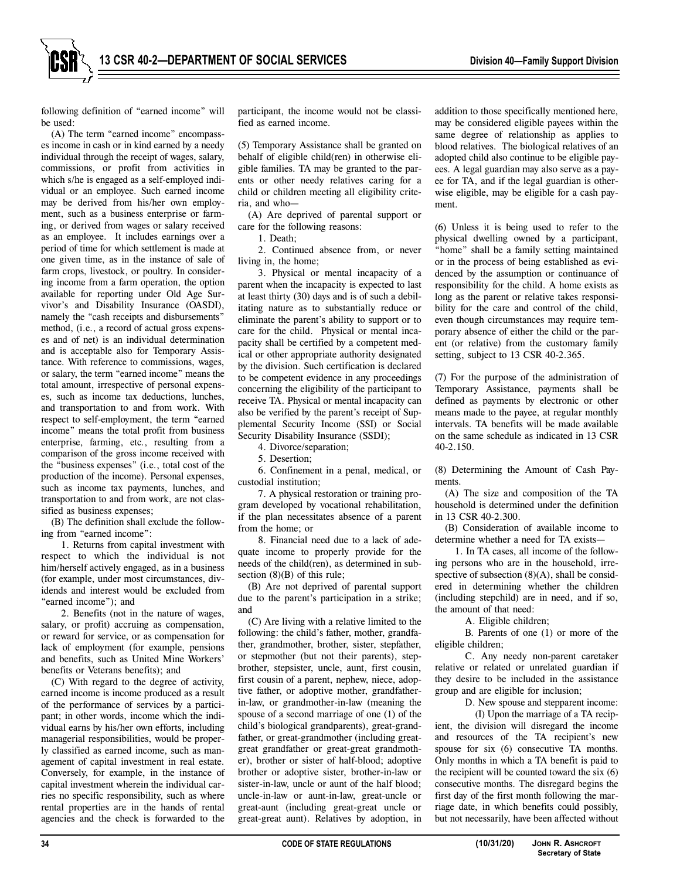following definition of "earned income" will be used:

(A) The term "earned income" encompasses income in cash or in kind earned by a needy individual through the receipt of wages, salary, commissions, or profit from activities in which s/he is engaged as a self-employed individual or an employee. Such earned income may be derived from his/her own employment, such as a business enterprise or farming, or derived from wages or salary received as an employee. It includes earnings over a period of time for which settlement is made at one given time, as in the instance of sale of farm crops, livestock, or poultry. In considering income from a farm operation, the option available for reporting under Old Age Survivor's and Disability Insurance (OASDI), namely the "cash receipts and disbursements" method, (i.e., a record of actual gross expenses and of net) is an individual determination and is acceptable also for Temporary Assistance. With reference to commissions, wages, or salary, the term "earned income" means the total amount, irrespective of personal expenses, such as income tax deductions, lunches, and transportation to and from work. With respect to self-employment, the term "earned income" means the total profit from business enterprise, farming, etc., resulting from a comparison of the gross income received with the "business expenses" (i.e., total cost of the production of the income). Personal expenses, such as income tax payments, lunches, and transportation to and from work, are not classified as business expenses;

(B) The definition shall exclude the following from "earned income":

1. Returns from capital investment with respect to which the individual is not him/herself actively engaged, as in a business (for example, under most circumstances, dividends and interest would be excluded from "earned income"); and

2. Benefits (not in the nature of wages, salary, or profit) accruing as compensation, or reward for service, or as compensation for lack of employment (for example, pensions and benefits, such as United Mine Workers' benefits or Veterans benefits); and

(C) With regard to the degree of activity, earned income is income produced as a result of the performance of services by a participant; in other words, income which the individual earns by his/her own efforts, including managerial responsibilities, would be properly classified as earned income, such as management of capital investment in real estate. Conversely, for example, in the instance of capital investment wherein the individual carries no specific responsibility, such as where rental properties are in the hands of rental agencies and the check is forwarded to the participant, the income would not be classified as earned income.

(5) Temporary Assistance shall be granted on behalf of eligible child(ren) in otherwise eligible families. TA may be granted to the parents or other needy relatives caring for a child or children meeting all eligibility criteria, and who—

(A) Are deprived of parental support or care for the following reasons:

1. Death;

2. Continued absence from, or never living in, the home;

3. Physical or mental incapacity of a parent when the incapacity is expected to last at least thirty (30) days and is of such a debilitating nature as to substantially reduce or eliminate the parent's ability to support or to care for the child. Physical or mental incapacity shall be certified by a competent medical or other appropriate authority designated by the division. Such certification is declared to be competent evidence in any proceedings concerning the eligibility of the participant to receive TA. Physical or mental incapacity can also be verified by the parent's receipt of Supplemental Security Income (SSI) or Social Security Disability Insurance (SSDI);

4. Divorce/separation;

5. Desertion;

6. Confinement in a penal, medical, or custodial institution;

7. A physical restoration or training program developed by vocational rehabilitation, if the plan necessitates absence of a parent from the home; or

8. Financial need due to a lack of adequate income to properly provide for the needs of the child(ren), as determined in subsection (8)(B) of this rule;

(B) Are not deprived of parental support due to the parent's participation in a strike; and

(C) Are living with a relative limited to the following: the child's father, mother, grandfather, grandmother, brother, sister, stepfather, or stepmother (but not their parents), stepbrother, stepsister, uncle, aunt, first cousin, first cousin of a parent, nephew, niece, adoptive father, or adoptive mother, grandfather-in-law, or grandmother-in-law (meaning the spouse of a second marriage of one (1) of the child's biological grandparents), great-grandfather, or great-grandmother (including great-great grandfather or great-great grandmother), brother or sister of half-blood; adoptive brother or adoptive sister, brother-in-law or sister-in-law, uncle or aunt of the half blood; uncle-in-law or aunt-in-law, great-uncle or great-aunt (including great-great uncle or great-great aunt). Relatives by adoption, in addition to those specifically mentioned here, may be considered eligible payees within the same degree of relationship as applies to blood relatives. The biological relatives of an adopted child also continue to be eligible payees. A legal guardian may also serve as a payee for TA, and if the legal guardian is otherwise eligible, may be eligible for a cash payment.

(6) Unless it is being used to refer to the physical dwelling owned by a participant, "home" shall be a family setting maintained or in the process of being established as evidenced by the assumption or continuance of responsibility for the child. A home exists as long as the parent or relative takes responsibility for the care and control of the child, even though circumstances may require temporary absence of either the child or the parent (or relative) from the customary family setting, subject to 13 CSR 40-2.365.

(7) For the purpose of the administration of Temporary Assistance, payments shall be defined as payments by electronic or other means made to the payee, at regular monthly intervals. TA benefits will be made available on the same schedule as indicated in 13 CSR 40-2.150.

(8) Determining the Amount of Cash Payments.

(A) The size and composition of the TA household is determined under the definition in 13 CSR 40-2.300.

(B) Consideration of available income to determine whether a need for TA exists—

1. In TA cases, all income of the following persons who are in the household, irrespective of subsection (8)(A), shall be considered in determining whether the children (including stepchild) are in need, and if so, the amount of that need:

A. Eligible children;

B. Parents of one (1) or more of the eligible children;

C. Any needy non-parent caretaker relative or related or unrelated guardian if they desire to be included in the assistance group and are eligible for inclusion;

D. New spouse and stepparent income:

(I) Upon the marriage of a TA recipient, the division will disregard the income and resources of the TA recipient's new spouse for six (6) consecutive TA months. Only months in which a TA benefit is paid to the recipient will be counted toward the six (6) consecutive months. The disregard begins the first day of the first month following the marriage date, in which benefits could possibly, but not necessarily, have been affected without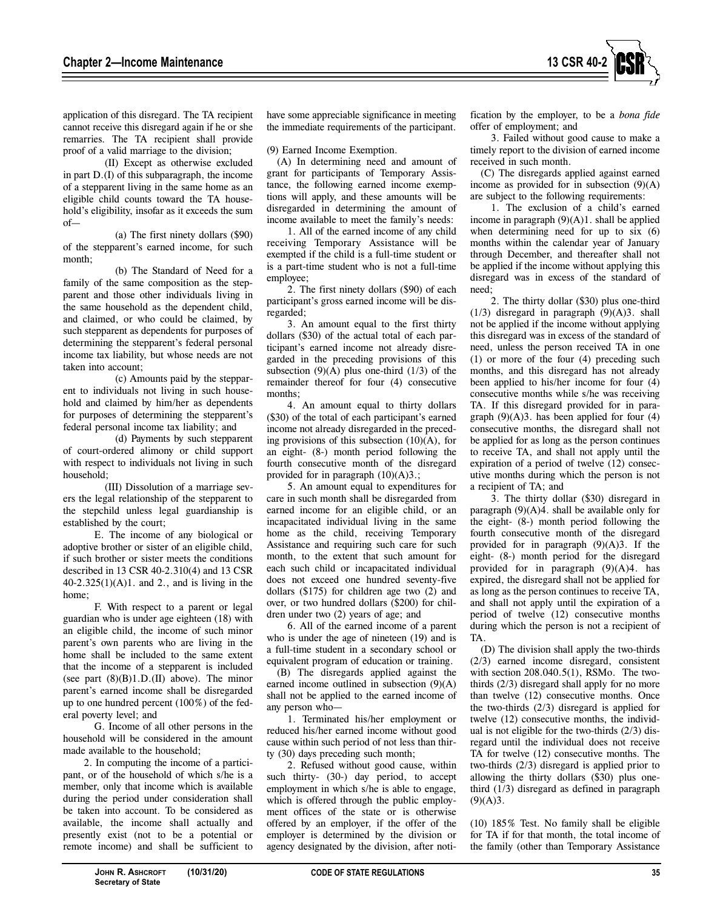application of this disregard. The TA recipient cannot receive this disregard again if he or she remarries. The TA recipient shall provide proof of a valid marriage to the division;

(II) Except as otherwise excluded in part D.(I) of this subparagraph, the income of a stepparent living in the same home as an eligible child counts toward the TA household's eligibility, insofar as it exceeds the sum of—

(a) The first ninety dollars ($90) of the stepparent's earned income, for such month;

(b) The Standard of Need for a family of the same composition as the stepparent and those other individuals living in the same household as the dependent child, and claimed, or who could be claimed, by such stepparent as dependents for purposes of determining the stepparent's federal personal income tax liability, but whose needs are not taken into account;

(c) Amounts paid by the stepparent to individuals not living in such household and claimed by him/her as dependents for purposes of determining the stepparent's federal personal income tax liability; and

(d) Payments by such stepparent of court-ordered alimony or child support with respect to individuals not living in such household;

(III) Dissolution of a marriage severs the legal relationship of the stepparent to the stepchild unless legal guardianship is established by the court;

E. The income of any biological or adoptive brother or sister of an eligible child, if such brother or sister meets the conditions described in 13 CSR 40-2.310(4) and 13 CSR 40-2.325(1)(A)1. and 2., and is living in the home;

F. With respect to a parent or legal guardian who is under age eighteen (18) with an eligible child, the income of such minor parent's own parents who are living in the home shall be included to the same extent that the income of a stepparent is included (see part (8)(B)1.D.(II) above). The minor parent's earned income shall be disregarded up to one hundred percent (100%) of the federal poverty level; and

G. Income of all other persons in the household will be considered in the amount made available to the household;

2. In computing the income of a participant, or of the household of which s/he is a member, only that income which is available during the period under consideration shall be taken into account. To be considered as available, the income shall actually and presently exist (not to be a potential or remote income) and shall be sufficient to have some appreciable significance in meeting the immediate requirements of the participant.

(9) Earned Income Exemption.

(A) In determining need and amount of grant for participants of Temporary Assistance, the following earned income exemptions will apply, and these amounts will be disregarded in determining the amount of income available to meet the family's needs:

1. All of the earned income of any child receiving Temporary Assistance will be exempted if the child is a full-time student or is a part-time student who is not a full-time employee;

2. The first ninety dollars ($90) of each participant's gross earned income will be disregarded;

3. An amount equal to the first thirty dollars ($30) of the actual total of each participant's earned income not already disregarded in the preceding provisions of this subsection (9)(A) plus one-third (1/3) of the remainder thereof for four (4) consecutive months;

4. An amount equal to thirty dollars ($30) of the total of each participant's earned income not already disregarded in the preceding provisions of this subsection (10)(A), for an eight- (8-) month period following the fourth consecutive month of the disregard provided for in paragraph (10)(A)3.;

5. An amount equal to expenditures for care in such month shall be disregarded from earned income for an eligible child, or an incapacitated individual living in the same home as the child, receiving Temporary Assistance and requiring such care for such month, to the extent that such amount for each such child or incapacitated individual does not exceed one hundred seventy-five dollars ($175) for children age two (2) and over, or two hundred dollars ($200) for children under two (2) years of age; and

6. All of the earned income of a parent who is under the age of nineteen (19) and is a full-time student in a secondary school or equivalent program of education or training.

(B) The disregards applied against the earned income outlined in subsection (9)(A) shall not be applied to the earned income of any person who—

1. Terminated his/her employment or reduced his/her earned income without good cause within such period of not less than thirty (30) days preceding such month;

2. Refused without good cause, within such thirty- (30-) day period, to accept employment in which s/he is able to engage, which is offered through the public employment offices of the state or is otherwise offered by an employer, if the offer of the employer is determined by the division or agency designated by the division, after notification by the employer, to be a *bona fide* offer of employment; and

3. Failed without good cause to make a timely report to the division of earned income received in such month.

(C) The disregards applied against earned income as provided for in subsection (9)(A) are subject to the following requirements:

1. The exclusion of a child's earned income in paragraph (9)(A)1. shall be applied when determining need for up to six (6) months within the calendar year of January through December, and thereafter shall not be applied if the income without applying this disregard was in excess of the standard of need;

2. The thirty dollar ($30) plus one-third (1/3) disregard in paragraph (9)(A)3. shall not be applied if the income without applying this disregard was in excess of the standard of need, unless the person received TA in one (1) or more of the four (4) preceding such months, and this disregard has not already been applied to his/her income for four (4) consecutive months while s/he was receiving TA. If this disregard provided for in paragraph (9)(A)3. has been applied for four (4) consecutive months, the disregard shall not be applied for as long as the person continues to receive TA, and shall not apply until the expiration of a period of twelve (12) consecutive months during which the person is not a recipient of TA; and

3. The thirty dollar ($30) disregard in paragraph (9)(A)4. shall be available only for the eight- (8-) month period following the fourth consecutive month of the disregard provided for in paragraph (9)(A)3. If the eight- (8-) month period for the disregard provided for in paragraph (9)(A)4. has expired, the disregard shall not be applied for as long as the person continues to receive TA, and shall not apply until the expiration of a period of twelve (12) consecutive months during which the person is not a recipient of TA.

(D) The division shall apply the two-thirds (2/3) earned income disregard, consistent with section 208.040.5(1), RSMo. The two-thirds (2/3) disregard shall apply for no more than twelve (12) consecutive months. Once the two-thirds (2/3) disregard is applied for twelve (12) consecutive months, the individual is not eligible for the two-thirds (2/3) disregard until the individual does not receive TA for twelve (12) consecutive months. The two-thirds (2/3) disregard is applied prior to allowing the thirty dollars ($30) plus one-third (1/3) disregard as defined in paragraph (9)(A)3.

(10) 185% Test. No family shall be eligible for TA if for that month, the total income of the family (other than Temporary Assistance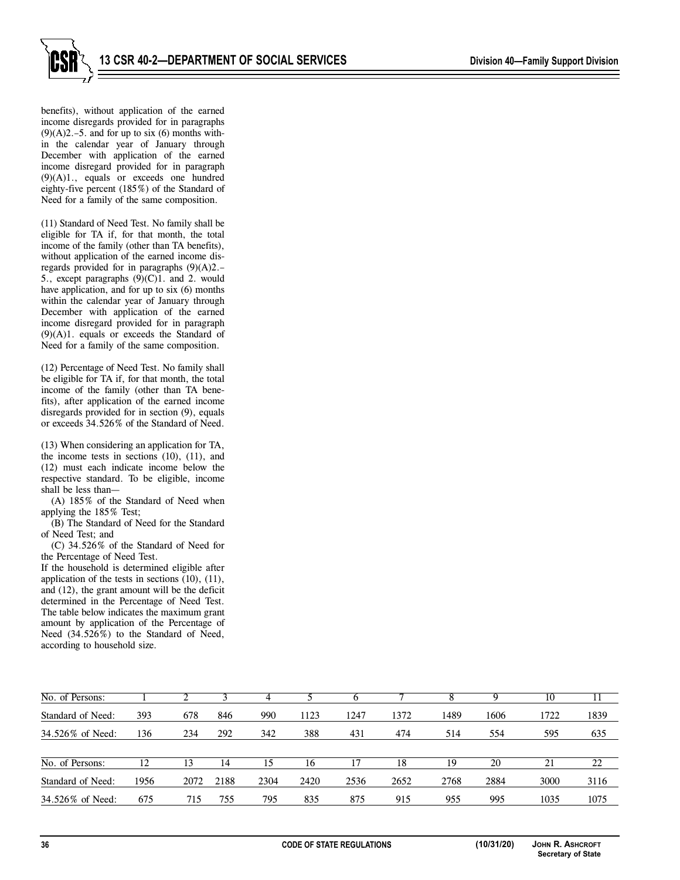benefits), without application of the earned income disregards provided for in paragraphs (9)(A)2.–5. and for up to six (6) months within the calendar year of January through December with application of the earned income disregard provided for in paragraph (9)(A)1., equals or exceeds one hundred eighty-five percent (185%) of the Standard of Need for a family of the same composition.

(11) Standard of Need Test. No family shall be eligible for TA if, for that month, the total income of the family (other than TA benefits), without application of the earned income disregards provided for in paragraphs (9)(A)2.–5., except paragraphs (9)(C)1. and 2. would have application, and for up to six (6) months within the calendar year of January through December with application of the earned income disregard provided for in paragraph (9)(A)1. equals or exceeds the Standard of Need for a family of the same composition.

(12) Percentage of Need Test. No family shall be eligible for TA if, for that month, the total income of the family (other than TA benefits), after application of the earned income disregards provided for in section (9), equals or exceeds 34.526% of the Standard of Need.

(13) When considering an application for TA, the income tests in sections (10), (11), and (12) must each indicate income below the respective standard. To be eligible, income shall be less than—

(A) 185% of the Standard of Need when applying the 185% Test;

(B) The Standard of Need for the Standard of Need Test; and

(C) 34.526% of the Standard of Need for the Percentage of Need Test.

If the household is determined eligible after application of the tests in sections (10), (11), and (12), the grant amount will be the deficit determined in the Percentage of Need Test. The table below indicates the maximum grant amount by application of the Percentage of Need (34.526%) to the Standard of Need, according to household size.

| No. of Persons: | 1 | 2 | 3 | 4 | 5 | 6 | 7 | 8 | 9 | 10 | 11 |
|---|---|---|---|---|---|---|---|---|---|---|---|
| Standard of Need: | 393 | 678 | 846 | 990 | 1123 | 1247 | 1372 | 1489 | 1606 | 1722 | 1839 |
| 34.526% of Need: | 136 | 234 | 292 | 342 | 388 | 431 | 474 | 514 | 554 | 595 | 635 |

| No. of Persons: | 12 | 13 | 14 | 15 | 16 | 17 | 18 | 19 | 20 | 21 | 22 |
|---|---|---|---|---|---|---|---|---|---|---|---|
| Standard of Need: | 1956 | 2072 | 2188 | 2304 | 2420 | 2536 | 2652 | 2768 | 2884 | 3000 | 3116 |
| 34.526% of Need: | 675 | 715 | 755 | 795 | 835 | 875 | 915 | 955 | 995 | 1035 | 1075 |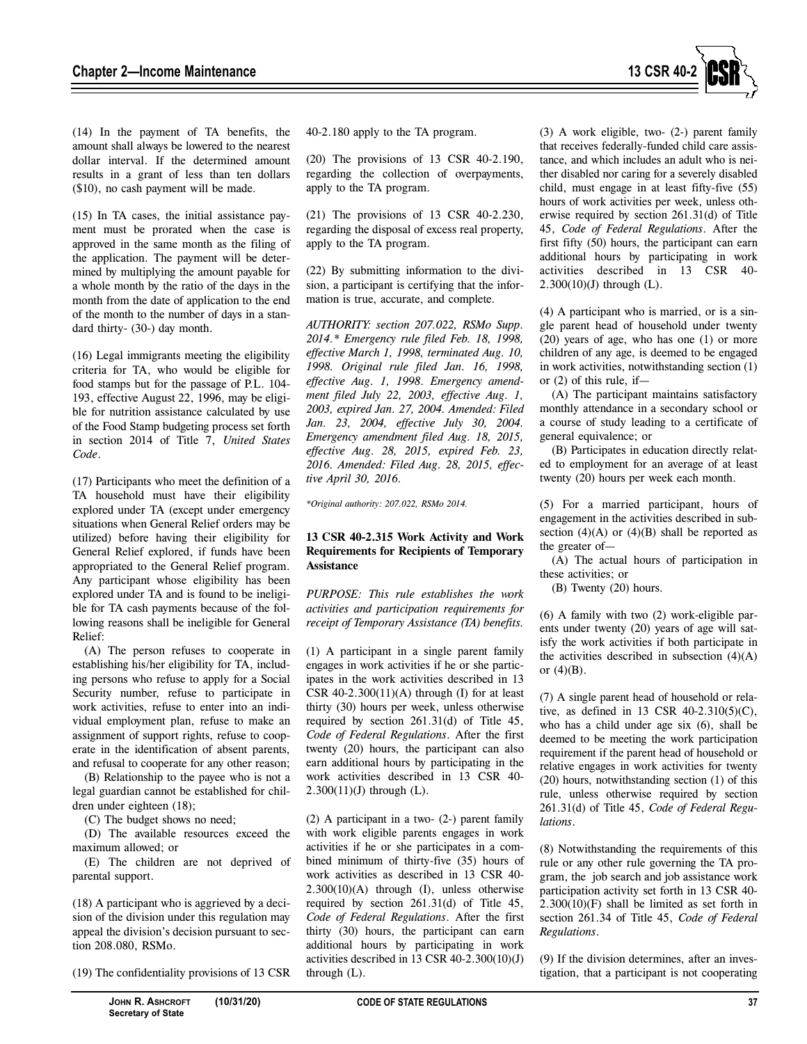(14) In the payment of TA benefits, the amount shall always be lowered to the nearest dollar interval. If the determined amount results in a grant of less than ten dollars ($10), no cash payment will be made.

(15) In TA cases, the initial assistance payment must be prorated when the case is approved in the same month as the filing of the application. The payment will be determined by multiplying the amount payable for a whole month by the ratio of the days in the month from the date of application to the end of the month to the number of days in a standard thirty- (30-) day month.

(16) Legal immigrants meeting the eligibility criteria for TA, who would be eligible for food stamps but for the passage of P.L. 104-193, effective August 22, 1996, may be eligible for nutrition assistance calculated by use of the Food Stamp budgeting process set forth in section 2014 of Title 7, *United States Code*.

(17) Participants who meet the definition of a TA household must have their eligibility explored under TA (except under emergency situations when General Relief orders may be utilized) before having their eligibility for General Relief explored, if funds have been appropriated to the General Relief program. Any participant whose eligibility has been explored under TA and is found to be ineligible for TA cash payments because of the following reasons shall be ineligible for General Relief:

(A) The person refuses to cooperate in establishing his/her eligibility for TA, including persons who refuse to apply for a Social Security number, refuse to participate in work activities, refuse to enter into an individual employment plan, refuse to make an assignment of support rights, refuse to cooperate in the identification of absent parents, and refusal to cooperate for any other reason;

(B) Relationship to the payee who is not a legal guardian cannot be established for children under eighteen (18);

(C) The budget shows no need;

(D) The available resources exceed the maximum allowed; or

(E) The children are not deprived of parental support.

(18) A participant who is aggrieved by a decision of the division under this regulation may appeal the division's decision pursuant to section 208.080, RSMo.

(19) The confidentiality provisions of 13 CSR 40-2.180 apply to the TA program.

(20) The provisions of 13 CSR 40-2.190, regarding the collection of overpayments, apply to the TA program.

(21) The provisions of 13 CSR 40-2.230, regarding the disposal of excess real property, apply to the TA program.

(22) By submitting information to the division, a participant is certifying that the information is true, accurate, and complete.

*AUTHORITY: section 207.022, RSMo Supp. 2014.\* Emergency rule filed Feb. 18, 1998, effective March 1, 1998, terminated Aug. 10, 1998. Original rule filed Jan. 16, 1998, effective Aug. 1, 1998. Emergency amendment filed July 22, 2003, effective Aug. 1, 2003, expired Jan. 27, 2004. Amended: Filed Jan. 23, 2004, effective July 30, 2004. Emergency amendment filed Aug. 18, 2015, effective Aug. 28, 2015, expired Feb. 23, 2016. Amended: Filed Aug. 28, 2015, effective April 30, 2016.*

*\*Original authority: 207.022, RSMo 2014.*

**13 CSR 40-2.315 Work Activity and Work Requirements for Recipients of Temporary Assistance**

*PURPOSE: This rule establishes the work activities and participation requirements for receipt of Temporary Assistance (TA) benefits.*

(1) A participant in a single parent family engages in work activities if he or she participates in the work activities described in 13 CSR 40-2.300(11)(A) through (I) for at least thirty (30) hours per week, unless otherwise required by section 261.31(d) of Title 45, *Code of Federal Regulations*. After the first twenty (20) hours, the participant can also earn additional hours by participating in the work activities described in 13 CSR 40-2.300(11)(J) through (L).

(2) A participant in a two- (2-) parent family with work eligible parents engages in work activities if he or she participates in a combined minimum of thirty-five (35) hours of work activities as described in 13 CSR 40-2.300(10)(A) through (I), unless otherwise required by section 261.31(d) of Title 45, *Code of Federal Regulations*. After the first thirty (30) hours, the participant can earn additional hours by participating in work activities described in 13 CSR 40-2.300(10)(J) through (L).

(3) A work eligible, two- (2-) parent family that receives federally-funded child care assistance, and which includes an adult who is neither disabled nor caring for a severely disabled child, must engage in at least fifty-five (55) hours of work activities per week, unless otherwise required by section 261.31(d) of Title 45, *Code of Federal Regulations*. After the first fifty (50) hours, the participant can earn additional hours by participating in work activities described in 13 CSR 40-2.300(10)(J) through (L).

(4) A participant who is married, or is a single parent head of household under twenty (20) years of age, who has one (1) or more children of any age, is deemed to be engaged in work activities, notwithstanding section (1) or (2) of this rule, if—

(A) The participant maintains satisfactory monthly attendance in a secondary school or a course of study leading to a certificate of general equivalence; or

(B) Participates in education directly related to employment for an average of at least twenty (20) hours per week each month.

(5) For a married participant, hours of engagement in the activities described in subsection (4)(A) or (4)(B) shall be reported as the greater of—

(A) The actual hours of participation in these activities; or

(B) Twenty (20) hours.

(6) A family with two (2) work-eligible parents under twenty (20) years of age will satisfy the work activities if both participate in the activities described in subsection (4)(A) or (4)(B).

(7) A single parent head of household or relative, as defined in 13 CSR 40-2.310(5)(C), who has a child under age six (6), shall be deemed to be meeting the work participation requirement if the parent head of household or relative engages in work activities for twenty (20) hours, notwithstanding section (1) of this rule, unless otherwise required by section 261.31(d) of Title 45, *Code of Federal Regulations*.

(8) Notwithstanding the requirements of this rule or any other rule governing the TA program, the job search and job assistance work participation activity set forth in 13 CSR 40-2.300(10)(F) shall be limited as set forth in section 261.34 of Title 45, *Code of Federal Regulations*.

(9) If the division determines, after an investigation, that a participant is not cooperating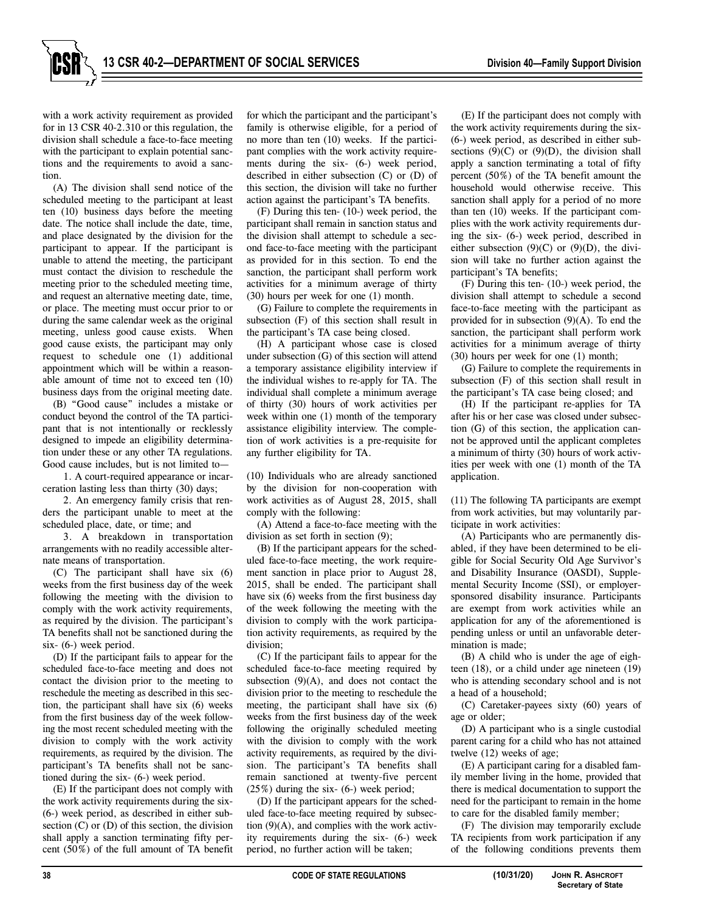with a work activity requirement as provided for in 13 CSR 40-2.310 or this regulation, the division shall schedule a face-to-face meeting with the participant to explain potential sanctions and the requirements to avoid a sanction.

(A) The division shall send notice of the scheduled meeting to the participant at least ten (10) business days before the meeting date. The notice shall include the date, time, and place designated by the division for the participant to appear. If the participant is unable to attend the meeting, the participant must contact the division to reschedule the meeting prior to the scheduled meeting time, and request an alternative meeting date, time, or place. The meeting must occur prior to or during the same calendar week as the original meeting, unless good cause exists. When good cause exists, the participant may only request to schedule one (1) additional appointment which will be within a reasonable amount of time not to exceed ten (10) business days from the original meeting date.

(B) "Good cause" includes a mistake or conduct beyond the control of the TA participant that is not intentionally or recklessly designed to impede an eligibility determination under these or any other TA regulations. Good cause includes, but is not limited to—

1. A court-required appearance or incarceration lasting less than thirty (30) days;

2. An emergency family crisis that renders the participant unable to meet at the scheduled place, date, or time; and

3. A breakdown in transportation arrangements with no readily accessible alternate means of transportation.

(C) The participant shall have six (6) weeks from the first business day of the week following the meeting with the division to comply with the work activity requirements, as required by the division. The participant's TA benefits shall not be sanctioned during the six- (6-) week period.

(D) If the participant fails to appear for the scheduled face-to-face meeting and does not contact the division prior to the meeting to reschedule the meeting as described in this section, the participant shall have six (6) weeks from the first business day of the week following the most recent scheduled meeting with the division to comply with the work activity requirements, as required by the division. The participant's TA benefits shall not be sanctioned during the six- (6-) week period.

(E) If the participant does not comply with the work activity requirements during the six- (6-) week period, as described in either subsection (C) or (D) of this section, the division shall apply a sanction terminating fifty percent (50%) of the full amount of TA benefit for which the participant and the participant's family is otherwise eligible, for a period of no more than ten (10) weeks. If the participant complies with the work activity requirements during the six- (6-) week period, described in either subsection (C) or (D) of this section, the division will take no further action against the participant's TA benefits.

(F) During this ten- (10-) week period, the participant shall remain in sanction status and the division shall attempt to schedule a second face-to-face meeting with the participant as provided for in this section. To end the sanction, the participant shall perform work activities for a minimum average of thirty (30) hours per week for one (1) month.

(G) Failure to complete the requirements in subsection (F) of this section shall result in the participant's TA case being closed.

(H) A participant whose case is closed under subsection (G) of this section will attend a temporary assistance eligibility interview if the individual wishes to re-apply for TA. The individual shall complete a minimum average of thirty (30) hours of work activities per week within one (1) month of the temporary assistance eligibility interview. The completion of work activities is a pre-requisite for any further eligibility for TA.

(10) Individuals who are already sanctioned by the division for non-cooperation with work activities as of August 28, 2015, shall comply with the following:

(A) Attend a face-to-face meeting with the division as set forth in section (9);

(B) If the participant appears for the scheduled face-to-face meeting, the work requirement sanction in place prior to August 28, 2015, shall be ended. The participant shall have six (6) weeks from the first business day of the week following the meeting with the division to comply with the work participation activity requirements, as required by the division;

(C) If the participant fails to appear for the scheduled face-to-face meeting required by subsection (9)(A), and does not contact the division prior to the meeting to reschedule the meeting, the participant shall have six (6) weeks from the first business day of the week following the originally scheduled meeting with the division to comply with the work activity requirements, as required by the division. The participant's TA benefits shall remain sanctioned at twenty-five percent (25%) during the six- (6-) week period;

(D) If the participant appears for the scheduled face-to-face meeting required by subsection (9)(A), and complies with the work activity requirements during the six- (6-) week period, no further action will be taken;

(E) If the participant does not comply with the work activity requirements during the six- (6-) week period, as described in either subsections (9)(C) or (9)(D), the division shall apply a sanction terminating a total of fifty percent (50%) of the TA benefit amount the household would otherwise receive. This sanction shall apply for a period of no more than ten (10) weeks. If the participant complies with the work activity requirements during the six- (6-) week period, described in either subsection (9)(C) or (9)(D), the division will take no further action against the participant's TA benefits;

(F) During this ten- (10-) week period, the division shall attempt to schedule a second face-to-face meeting with the participant as provided for in subsection (9)(A). To end the sanction, the participant shall perform work activities for a minimum average of thirty (30) hours per week for one (1) month;

(G) Failure to complete the requirements in subsection (F) of this section shall result in the participant's TA case being closed; and

(H) If the participant re-applies for TA after his or her case was closed under subsection (G) of this section, the application cannot be approved until the applicant completes a minimum of thirty (30) hours of work activities per week with one (1) month of the TA application.

(11) The following TA participants are exempt from work activities, but may voluntarily participate in work activities:

(A) Participants who are permanently disabled, if they have been determined to be eligible for Social Security Old Age Survivor's and Disability Insurance (OASDI), Supplemental Security Income (SSI), or employer-sponsored disability insurance. Participants are exempt from work activities while an application for any of the aforementioned is pending unless or until an unfavorable determination is made;

(B) A child who is under the age of eighteen (18), or a child under age nineteen (19) who is attending secondary school and is not a head of a household;

(C) Caretaker-payees sixty (60) years of age or older;

(D) A participant who is a single custodial parent caring for a child who has not attained twelve (12) weeks of age;

(E) A participant caring for a disabled family member living in the home, provided that there is medical documentation to support the need for the participant to remain in the home to care for the disabled family member;

(F) The division may temporarily exclude TA recipients from work participation if any of the following conditions prevents them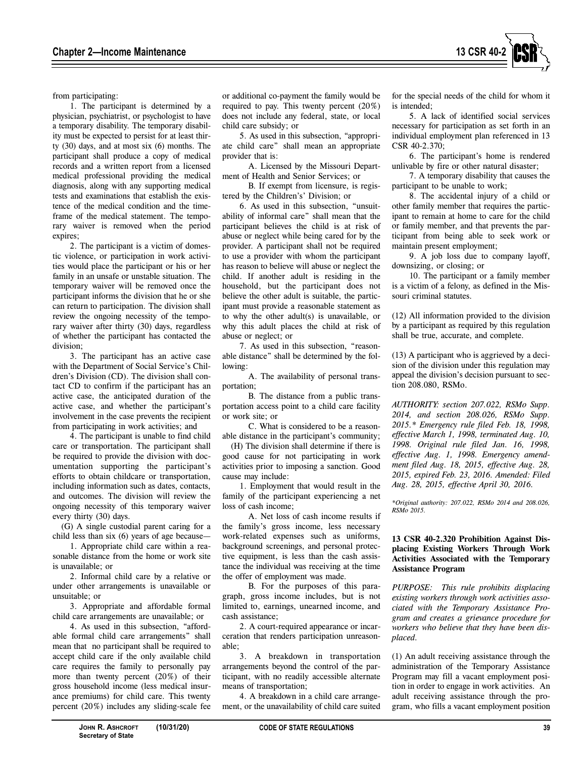from participating:

1. The participant is determined by a physician, psychiatrist, or psychologist to have a temporary disability. The temporary disability must be expected to persist for at least thirty (30) days, and at most six (6) months. The participant shall produce a copy of medical records and a written report from a licensed medical professional providing the medical diagnosis, along with any supporting medical tests and examinations that establish the existence of the medical condition and the timeframe of the medical statement. The temporary waiver is removed when the period expires;

2. The participant is a victim of domestic violence, or participation in work activities would place the participant or his or her family in an unsafe or unstable situation. The temporary waiver will be removed once the participant informs the division that he or she can return to participation. The division shall review the ongoing necessity of the temporary waiver after thirty (30) days, regardless of whether the participant has contacted the division;

3. The participant has an active case with the Department of Social Service's Children's Division (CD). The division shall contact CD to confirm if the participant has an active case, the anticipated duration of the active case, and whether the participant's involvement in the case prevents the recipient from participating in work activities; and

4. The participant is unable to find child care or transportation. The participant shall be required to provide the division with documentation supporting the participant's efforts to obtain childcare or transportation, including information such as dates, contacts, and outcomes. The division will review the ongoing necessity of this temporary waiver every thirty (30) days.

(G) A single custodial parent caring for a child less than six (6) years of age because—

1. Appropriate child care within a reasonable distance from the home or work site is unavailable; or

2. Informal child care by a relative or under other arrangements is unavailable or unsuitable; or

3. Appropriate and affordable formal child care arrangements are unavailable; or

4. As used in this subsection, "affordable formal child care arrangements" shall mean that no participant shall be required to accept child care if the only available child care requires the family to personally pay more than twenty percent (20%) of their gross household income (less medical insurance premiums) for child care. This twenty percent (20%) includes any sliding-scale fee or additional co-payment the family would be required to pay. This twenty percent (20%) does not include any federal, state, or local child care subsidy; or

5. As used in this subsection, "appropriate child care" shall mean an appropriate provider that is:

A. Licensed by the Missouri Department of Health and Senior Services; or

B. If exempt from licensure, is registered by the Childrens's Division; or

6. As used in this subsection, "unsuitability of informal care" shall mean that the participant believes the child is at risk of abuse or neglect while being cared for by the provider. A participant shall not be required to use a provider with whom the participant has reason to believe will abuse or neglect the child. If another adult is residing in the household, but the participant does not believe the other adult is suitable, the participant must provide a reasonable statement as to why the other adult(s) is unavailable, or why this adult places the child at risk of abuse or neglect; or

7. As used in this subsection, "reasonable distance" shall be determined by the following:

A. The availability of personal transportation;

B. The distance from a public transportation access point to a child care facility or work site; or

C. What is considered to be a reasonable distance in the participant's community;

(H) The division shall determine if there is good cause for not participating in work activities prior to imposing a sanction. Good cause may include:

1. Employment that would result in the family of the participant experiencing a net loss of cash income;

A. Net loss of cash income results if the family's gross income, less necessary work-related expenses such as uniforms, background screenings, and personal protective equipment, is less than the cash assistance the individual was receiving at the time the offer of employment was made.

B. For the purposes of this paragraph, gross income includes, but is not limited to, earnings, unearned income, and cash assistance;

2. A court-required appearance or incarceration that renders participation unreasonable;

3. A breakdown in transportation arrangements beyond the control of the participant, with no readily accessible alternate means of transportation;

4. A breakdown in a child care arrangement, or the unavailability of child care suited for the special needs of the child for whom it is intended;

5. A lack of identified social services necessary for participation as set forth in an individual employment plan referenced in 13 CSR 40-2.370;

6. The participant's home is rendered unlivable by fire or other natural disaster;

7. A temporary disability that causes the participant to be unable to work;

8. The accidental injury of a child or other family member that requires the participant to remain at home to care for the child or family member, and that prevents the participant from being able to seek work or maintain present employment;

9. A job loss due to company layoff, downsizing, or closing; or

10. The participant or a family member is a victim of a felony, as defined in the Missouri criminal statutes.

(12) All information provided to the division by a participant as required by this regulation shall be true, accurate, and complete.

(13) A participant who is aggrieved by a decision of the division under this regulation may appeal the division's decision pursuant to section 208.080, RSMo.

*AUTHORITY: section 207.022, RSMo Supp. 2014, and section 208.026, RSMo Supp. 2015.\* Emergency rule filed Feb. 18, 1998, effective March 1, 1998, terminated Aug. 10, 1998. Original rule filed Jan. 16, 1998, effective Aug. 1, 1998. Emergency amendment filed Aug. 18, 2015, effective Aug. 28, 2015, expired Feb. 23, 2016. Amended: Filed Aug. 28, 2015, effective April 30, 2016.*

*\*Original authority: 207.022, RSMo 2014 and 208.026, RSMo 2015.*

**13 CSR 40-2.320 Prohibition Against Displacing Existing Workers Through Work Activities Associated with the Temporary Assistance Program**

*PURPOSE: This rule prohibits displacing existing workers through work activities associated with the Temporary Assistance Program and creates a grievance procedure for workers who believe that they have been displaced.*

(1) An adult receiving assistance through the administration of the Temporary Assistance Program may fill a vacant employment position in order to engage in work activities. An adult receiving assistance through the program, who fills a vacant employment position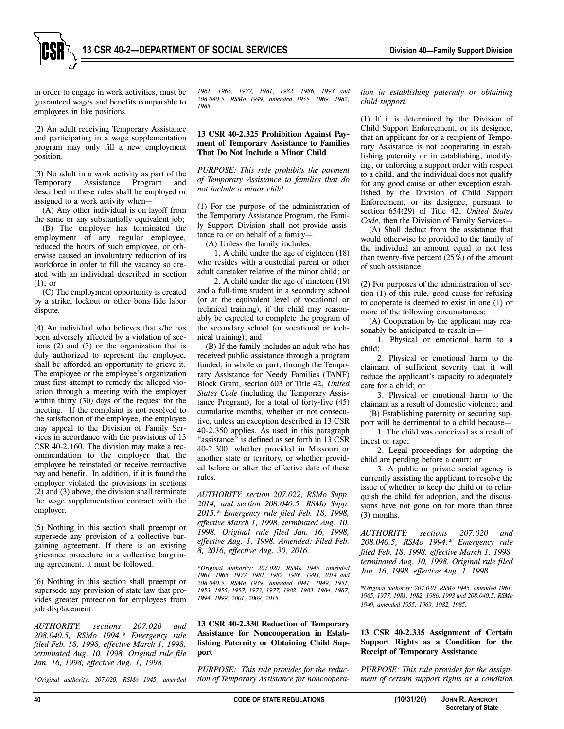in order to engage in work activities, must be guaranteed wages and benefits comparable to employees in like positions.

(2) An adult receiving Temporary Assistance and participating in a wage supplementation program may only fill a new employment position.

(3) No adult in a work activity as part of the Temporary Assistance Program and described in these rules shall be employed or assigned to a work activity when—

(A) Any other individual is on layoff from the same or any substantially equivalent job;

(B) The employer has terminated the employment of any regular employee, reduced the hours of such employee, or otherwise caused an involuntary reduction of its workforce in order to fill the vacancy so created with an individual described in section (1); or

(C) The employment opportunity is created by a strike, lockout or other bona fide labor dispute.

(4) An individual who believes that s/he has been adversely affected by a violation of sections (2) and (3) or the organization that is duly authorized to represent the employee, shall be afforded an opportunity to grieve it. The employee or the employee's organization must first attempt to remedy the alleged violation through a meeting with the employer within thirty (30) days of the request for the meeting. If the complaint is not resolved to the satisfaction of the employee, the employee may appeal to the Division of Family Services in accordance with the provisions of 13 CSR 40-2.160. The division may make a recommendation to the employer that the employee be reinstated or receive retroactive pay and benefit. In addition, if it is found the employer violated the provisions in sections (2) and (3) above, the division shall terminate the wage supplementation contract with the employer.

(5) Nothing in this section shall preempt or supersede any provision of a collective bargaining agreement. If there is an existing grievance procedure in a collective bargaining agreement, it must be followed.

(6) Nothing in this section shall preempt or supersede any provision of state law that provides greater protection for employees from job displacement.

*AUTHORITY: sections 207.020 and 208.040.5, RSMo 1994.\* Emergency rule filed Feb. 18, 1998, effective March 1, 1998, terminated Aug. 10, 1998. Original rule file Jan. 16, 1998, effective Aug. 1, 1998.*

*\*Original authority: 207.020, RSMo 1945, amended 1961, 1965, 1977, 1981, 1982, 1986, 1993 and 208.040.5, RSMo 1949, amended 1955, 1969, 1982, 1985.*

**13 CSR 40-2.325 Prohibition Against Payment of Temporary Assistance to Families That Do Not Include a Minor Child**

*PURPOSE: This rule prohibits the payment of Temporary Assistance to families that do not include a minor child.*

(1) For the purpose of the administration of the Temporary Assistance Program, the Family Support Division shall not provide assistance to or on behalf of a family—

(A) Unless the family includes:

1. A child under the age of eighteen (18) who resides with a custodial parent or other adult caretaker relative of the minor child; or

2. A child under the age of nineteen (19) and a full-time student in a secondary school (or at the equivalent level of vocational or technical training), if the child may reasonably be expected to complete the program of the secondary school (or vocational or technical training); and

(B) If the family includes an adult who has received public assistance through a program funded, in whole or part, through the Temporary Assistance for Needy Families (TANF) Block Grant, section 603 of Title 42, *United States Code* (including the Temporary Assistance Program), for a total of forty-five (45) cumulative months, whether or not consecutive, unless an exception described in 13 CSR 40-2.350 applies. As used in this paragraph "assistance" is defined as set forth in 13 CSR 40-2.300, whether provided in Missouri or another state or territory, or whether provided before or after the effective date of these rules.

*AUTHORITY: section 207.022, RSMo Supp. 2014, and section 208.040.5, RSMo Supp. 2015.\* Emergency rule filed Feb. 18, 1998, effective March 1, 1998, terminated Aug. 10, 1998. Original rule filed Jan. 16, 1998, effective Aug. 1, 1998. Amended: Filed Feb. 8, 2016, effective Aug. 30, 2016.*

*\*Original authority: 207.020, RSMo 1945, amended 1961, 1965, 1977, 1981, 1982, 1986, 1993, 2014 and 208.040.5, RSMo 1939, amended 1941, 1949, 1951, 1953, 1955, 1957, 1973, 1977, 1982, 1983, 1984, 1987, 1994, 1999, 2001, 2009, 2015.*

**13 CSR 40-2.330 Reduction of Temporary Assistance for Noncooperation in Establishing Paternity or Obtaining Child Support**

*PURPOSE: This rule provides for the reduction of Temporary Assistance for noncooperation in establishing paternity or obtaining child support.*

(1) If it is determined by the Division of Child Support Enforcement, or its designee, that an applicant for or a recipient of Temporary Assistance is not cooperating in establishing paternity or in establishing, modifying, or enforcing a support order with respect to a child, and the individual does not qualify for any good cause or other exception established by the Division of Child Support Enforcement, or its designee, pursuant to section 654(29) of Title 42, *United States Code*, then the Division of Family Services—

(A) Shall deduct from the assistance that would otherwise be provided to the family of the individual an amount equal to not less than twenty-five percent (25%) of the amount of such assistance.

(2) For purposes of the administration of section (1) of this rule, good cause for refusing to cooperate is deemed to exist in one (1) or more of the following circumstances:

(A) Cooperation by the applicant may reasonably be anticipated to result in—

1. Physical or emotional harm to a child;

2. Physical or emotional harm to the claimant of sufficient severity that it will reduce the applicant's capacity to adequately care for a child; or

3. Physical or emotional harm to the claimant as a result of domestic violence; and

(B) Establishing paternity or securing support will be detrimental to a child because—

1. The child was conceived as a result of incest or rape;

2. Legal proceedings for adopting the child are pending before a court; or

3. A public or private social agency is currently assisting the applicant to resolve the issue of whether to keep the child or to relinquish the child for adoption, and the discussions have not gone on for more than three (3) months.

*AUTHORITY: sections 207.020 and 208.040.5, RSMo 1994.\* Emergency rule filed Feb. 18, 1998, effective March 1, 1998, terminated Aug. 10, 1998. Original rule filed Jan. 16, 1998, effective Aug. 1, 1998.*

*\*Original authority: 207.020, RSMo 1945, amended 1961, 1965, 1977, 1981, 1982, 1986, 1993 and 208.040.5, RSMo 1949, amended 1955, 1969, 1982, 1985.*

**13 CSR 40-2.335 Assignment of Certain Support Rights as a Condition for the Receipt of Temporary Assistance**

*PURPOSE: This rule provides for the assignment of certain support rights as a condition*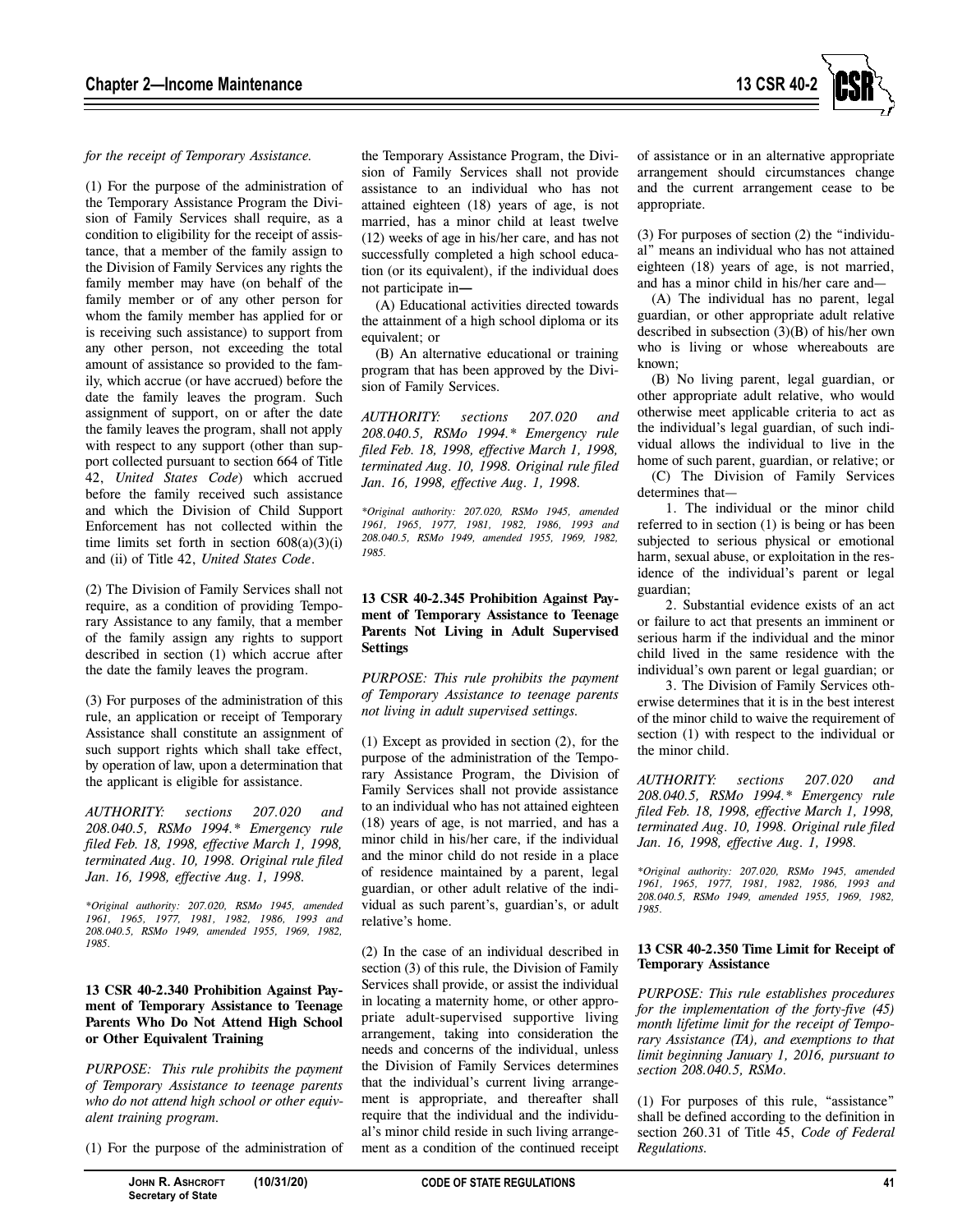*for the receipt of Temporary Assistance.*

(1) For the purpose of the administration of the Temporary Assistance Program the Division of Family Services shall require, as a condition to eligibility for the receipt of assistance, that a member of the family assign to the Division of Family Services any rights the family member may have (on behalf of the family member or of any other person for whom the family member has applied for or is receiving such assistance) to support from any other person, not exceeding the total amount of assistance so provided to the family, which accrue (or have accrued) before the date the family leaves the program. Such assignment of support, on or after the date the family leaves the program, shall not apply with respect to any support (other than support collected pursuant to section 664 of Title 42, *United States Code*) which accrued before the family received such assistance and which the Division of Child Support Enforcement has not collected within the time limits set forth in section 608(a)(3)(i) and (ii) of Title 42, *United States Code*.

(2) The Division of Family Services shall not require, as a condition of providing Temporary Assistance to any family, that a member of the family assign any rights to support described in section (1) which accrue after the date the family leaves the program.

(3) For purposes of the administration of this rule, an application or receipt of Temporary Assistance shall constitute an assignment of such support rights which shall take effect, by operation of law, upon a determination that the applicant is eligible for assistance.

*AUTHORITY: sections 207.020 and 208.040.5, RSMo 1994.\* Emergency rule filed Feb. 18, 1998, effective March 1, 1998, terminated Aug. 10, 1998. Original rule filed Jan. 16, 1998, effective Aug. 1, 1998.*

*\*Original authority: 207.020, RSMo 1945, amended 1961, 1965, 1977, 1981, 1982, 1986, 1993 and 208.040.5, RSMo 1949, amended 1955, 1969, 1982, 1985.*

### 13 CSR 40-2.340 Prohibition Against Payment of Temporary Assistance to Teenage Parents Who Do Not Attend High School or Other Equivalent Training

*PURPOSE: This rule prohibits the payment of Temporary Assistance to teenage parents who do not attend high school or other equivalent training program.*

(1) For the purpose of the administration of the Temporary Assistance Program, the Division of Family Services shall not provide assistance to an individual who has not attained eighteen (18) years of age, is not married, has a minor child at least twelve (12) weeks of age in his/her care, and has not successfully completed a high school education (or its equivalent), if the individual does not participate in—

(A) Educational activities directed towards the attainment of a high school diploma or its equivalent; or

(B) An alternative educational or training program that has been approved by the Division of Family Services.

*AUTHORITY: sections 207.020 and 208.040.5, RSMo 1994.\* Emergency rule filed Feb. 18, 1998, effective March 1, 1998, terminated Aug. 10, 1998. Original rule filed Jan. 16, 1998, effective Aug. 1, 1998.*

*\*Original authority: 207.020, RSMo 1945, amended 1961, 1965, 1977, 1981, 1982, 1986, 1993 and 208.040.5, RSMo 1949, amended 1955, 1969, 1982, 1985.*

### 13 CSR 40-2.345 Prohibition Against Payment of Temporary Assistance to Teenage Parents Not Living in Adult Supervised Settings

*PURPOSE: This rule prohibits the payment of Temporary Assistance to teenage parents not living in adult supervised settings.*

(1) Except as provided in section (2), for the purpose of the administration of the Temporary Assistance Program, the Division of Family Services shall not provide assistance to an individual who has not attained eighteen (18) years of age, is not married, and has a minor child in his/her care, if the individual and the minor child do not reside in a place of residence maintained by a parent, legal guardian, or other adult relative of the individual as such parent's, guardian's, or adult relative's home.

(2) In the case of an individual described in section (3) of this rule, the Division of Family Services shall provide, or assist the individual in locating a maternity home, or other appropriate adult-supervised supportive living arrangement, taking into consideration the needs and concerns of the individual, unless the Division of Family Services determines that the individual's current living arrangement is appropriate, and thereafter shall require that the individual and the individual's minor child reside in such living arrangement as a condition of the continued receipt of assistance or in an alternative appropriate arrangement should circumstances change and the current arrangement cease to be appropriate.

(3) For purposes of section (2) the "individual" means an individual who has not attained eighteen (18) years of age, is not married, and has a minor child in his/her care and—

(A) The individual has no parent, legal guardian, or other appropriate adult relative described in subsection (3)(B) of his/her own who is living or whose whereabouts are known;

(B) No living parent, legal guardian, or other appropriate adult relative, who would otherwise meet applicable criteria to act as the individual's legal guardian, of such individual allows the individual to live in the home of such parent, guardian, or relative; or

(C) The Division of Family Services determines that—

1. The individual or the minor child referred to in section (1) is being or has been subjected to serious physical or emotional harm, sexual abuse, or exploitation in the residence of the individual's parent or legal guardian;

2. Substantial evidence exists of an act or failure to act that presents an imminent or serious harm if the individual and the minor child lived in the same residence with the individual's own parent or legal guardian; or

3. The Division of Family Services otherwise determines that it is in the best interest of the minor child to waive the requirement of section (1) with respect to the individual or the minor child.

*AUTHORITY: sections 207.020 and 208.040.5, RSMo 1994.\* Emergency rule filed Feb. 18, 1998, effective March 1, 1998, terminated Aug. 10, 1998. Original rule filed Jan. 16, 1998, effective Aug. 1, 1998.*

*\*Original authority: 207.020, RSMo 1945, amended 1961, 1965, 1977, 1981, 1982, 1986, 1993 and 208.040.5, RSMo 1949, amended 1955, 1969, 1982, 1985.*

### 13 CSR 40-2.350 Time Limit for Receipt of Temporary Assistance

*PURPOSE: This rule establishes procedures for the implementation of the forty-five (45) month lifetime limit for the receipt of Temporary Assistance (TA), and exemptions to that limit beginning January 1, 2016, pursuant to section 208.040.5, RSMo.*

(1) For purposes of this rule, "assistance" shall be defined according to the definition in section 260.31 of Title 45, *Code of Federal Regulations.*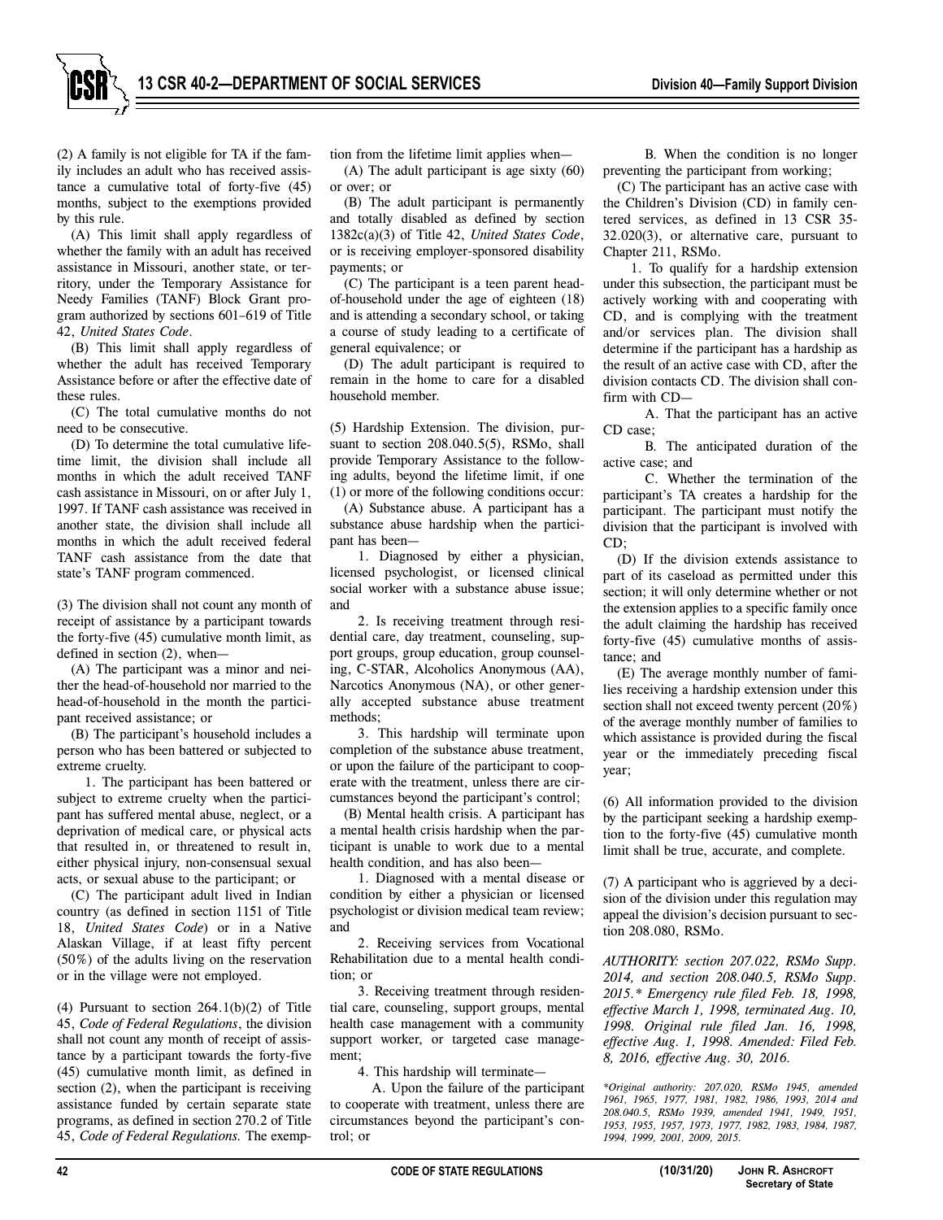(2) A family is not eligible for TA if the family includes an adult who has received assistance a cumulative total of forty-five (45) months, subject to the exemptions provided by this rule.

(A) This limit shall apply regardless of whether the family with an adult has received assistance in Missouri, another state, or territory, under the Temporary Assistance for Needy Families (TANF) Block Grant program authorized by sections 601–619 of Title 42, *United States Code*.

(B) This limit shall apply regardless of whether the adult has received Temporary Assistance before or after the effective date of these rules.

(C) The total cumulative months do not need to be consecutive.

(D) To determine the total cumulative lifetime limit, the division shall include all months in which the adult received TANF cash assistance in Missouri, on or after July 1, 1997. If TANF cash assistance was received in another state, the division shall include all months in which the adult received federal TANF cash assistance from the date that state's TANF program commenced.

(3) The division shall not count any month of receipt of assistance by a participant towards the forty-five (45) cumulative month limit, as defined in section (2), when—

(A) The participant was a minor and neither the head-of-household nor married to the head-of-household in the month the participant received assistance; or

(B) The participant's household includes a person who has been battered or subjected to extreme cruelty.

1. The participant has been battered or subject to extreme cruelty when the participant has suffered mental abuse, neglect, or a deprivation of medical care, or physical acts that resulted in, or threatened to result in, either physical injury, non-consensual sexual acts, or sexual abuse to the participant; or

(C) The participant adult lived in Indian country (as defined in section 1151 of Title 18, *United States Code*) or in a Native Alaskan Village, if at least fifty percent (50%) of the adults living on the reservation or in the village were not employed.

(4) Pursuant to section 264.1(b)(2) of Title 45, *Code of Federal Regulations*, the division shall not count any month of receipt of assistance by a participant towards the forty-five (45) cumulative month limit, as defined in section (2), when the participant is receiving assistance funded by certain separate state programs, as defined in section 270.2 of Title 45, *Code of Federal Regulations*. The exemption from the lifetime limit applies when—

(A) The adult participant is age sixty (60) or over; or

(B) The adult participant is permanently and totally disabled as defined by section 1382c(a)(3) of Title 42, *United States Code*, or is receiving employer-sponsored disability payments; or

(C) The participant is a teen parent head-of-household under the age of eighteen (18) and is attending a secondary school, or taking a course of study leading to a certificate of general equivalence; or

(D) The adult participant is required to remain in the home to care for a disabled household member.

(5) Hardship Extension. The division, pursuant to section 208.040.5(5), RSMo, shall provide Temporary Assistance to the following adults, beyond the lifetime limit, if one (1) or more of the following conditions occur:

(A) Substance abuse. A participant has a substance abuse hardship when the participant has been—

1. Diagnosed by either a physician, licensed psychologist, or licensed clinical social worker with a substance abuse issue; and

2. Is receiving treatment through residential care, day treatment, counseling, support groups, group education, group counseling, C-STAR, Alcoholics Anonymous (AA), Narcotics Anonymous (NA), or other generally accepted substance abuse treatment methods;

3. This hardship will terminate upon completion of the substance abuse treatment, or upon the failure of the participant to cooperate with the treatment, unless there are circumstances beyond the participant's control;

(B) Mental health crisis. A participant has a mental health crisis hardship when the participant is unable to work due to a mental health condition, and has also been—

1. Diagnosed with a mental disease or condition by either a physician or licensed psychologist or division medical team review; and

2. Receiving services from Vocational Rehabilitation due to a mental health condition; or

3. Receiving treatment through residential care, counseling, support groups, mental health case management with a community support worker, or targeted case management;

4. This hardship will terminate—

A. Upon the failure of the participant to cooperate with treatment, unless there are circumstances beyond the participant's control; or

B. When the condition is no longer preventing the participant from working;

(C) The participant has an active case with the Children's Division (CD) in family centered services, as defined in 13 CSR 35-32.020(3), or alternative care, pursuant to Chapter 211, RSMo.

1. To qualify for a hardship extension under this subsection, the participant must be actively working with and cooperating with CD, and is complying with the treatment and/or services plan. The division shall determine if the participant has a hardship as the result of an active case with CD, after the division contacts CD. The division shall confirm with CD—

A. That the participant has an active CD case;

B. The anticipated duration of the active case; and

C. Whether the termination of the participant's TA creates a hardship for the participant. The participant must notify the division that the participant is involved with CD;

(D) If the division extends assistance to part of its caseload as permitted under this section; it will only determine whether or not the extension applies to a specific family once the adult claiming the hardship has received forty-five (45) cumulative months of assistance; and

(E) The average monthly number of families receiving a hardship extension under this section shall not exceed twenty percent (20%) of the average monthly number of families to which assistance is provided during the fiscal year or the immediately preceding fiscal year;

(6) All information provided to the division by the participant seeking a hardship exemption to the forty-five (45) cumulative month limit shall be true, accurate, and complete.

(7) A participant who is aggrieved by a decision of the division under this regulation may appeal the division's decision pursuant to section 208.080, RSMo.

*AUTHORITY: section 207.022, RSMo Supp. 2014, and section 208.040.5, RSMo Supp. 2015.\* Emergency rule filed Feb. 18, 1998, effective March 1, 1998, terminated Aug. 10, 1998. Original rule filed Jan. 16, 1998, effective Aug. 1, 1998. Amended: Filed Feb. 8, 2016, effective Aug. 30, 2016.*

*\*Original authority: 207.020, RSMo 1945, amended 1961, 1965, 1977, 1981, 1982, 1986, 1993, 2014 and 208.040.5, RSMo 1939, amended 1941, 1949, 1951, 1953, 1955, 1957, 1973, 1977, 1982, 1983, 1984, 1987, 1994, 1999, 2001, 2009, 2015.*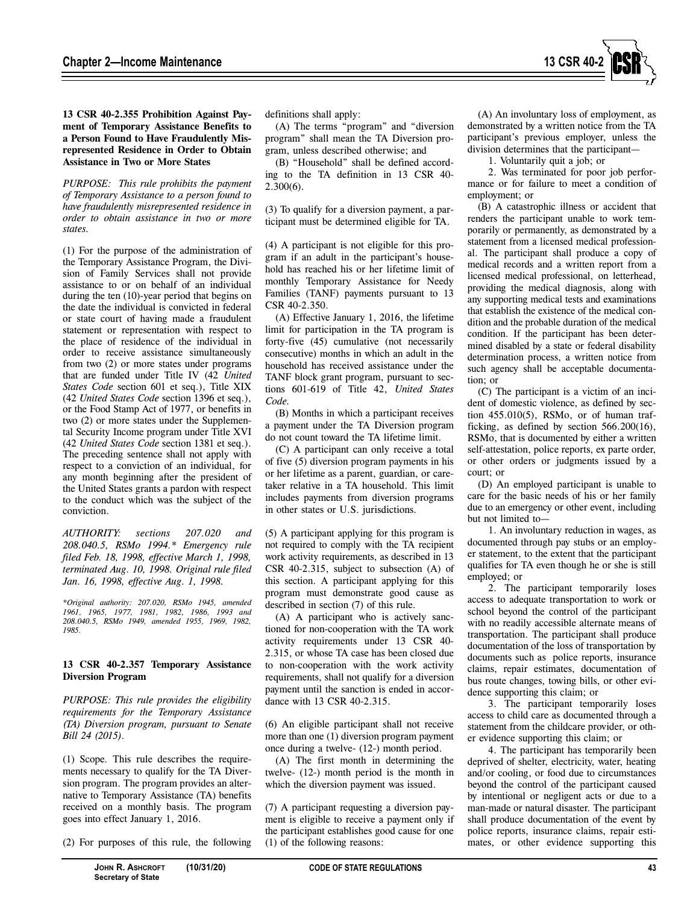**13 CSR 40-2.355 Prohibition Against Payment of Temporary Assistance Benefits to a Person Found to Have Fraudulently Misrepresented Residence in Order to Obtain Assistance in Two or More States**

*PURPOSE: This rule prohibits the payment of Temporary Assistance to a person found to have fraudulently misrepresented residence in order to obtain assistance in two or more states.*

(1) For the purpose of the administration of the Temporary Assistance Program, the Division of Family Services shall not provide assistance to or on behalf of an individual during the ten (10)-year period that begins on the date the individual is convicted in federal or state court of having made a fraudulent statement or representation with respect to the place of residence of the individual in order to receive assistance simultaneously from two (2) or more states under programs that are funded under Title IV (42 *United States Code* section 601 et seq.), Title XIX (42 *United States Code* section 1396 et seq.), or the Food Stamp Act of 1977, or benefits in two (2) or more states under the Supplemental Security Income program under Title XVI (42 *United States Code* section 1381 et seq.). The preceding sentence shall not apply with respect to a conviction of an individual, for any month beginning after the president of the United States grants a pardon with respect to the conduct which was the subject of the conviction.

*AUTHORITY: sections 207.020 and 208.040.5, RSMo 1994.\* Emergency rule filed Feb. 18, 1998, effective March 1, 1998, terminated Aug. 10, 1998. Original rule filed Jan. 16, 1998, effective Aug. 1, 1998.*

*\*Original authority: 207.020, RSMo 1945, amended 1961, 1965, 1977, 1981, 1982, 1986, 1993 and 208.040.5, RSMo 1949, amended 1955, 1969, 1982, 1985.*

**13 CSR 40-2.357 Temporary Assistance Diversion Program**

*PURPOSE: This rule provides the eligibility requirements for the Temporary Assistance (TA) Diversion program, pursuant to Senate Bill 24 (2015).*

(1) Scope. This rule describes the requirements necessary to qualify for the TA Diversion program. The program provides an alternative to Temporary Assistance (TA) benefits received on a monthly basis. The program goes into effect January 1, 2016.

(2) For purposes of this rule, the following definitions shall apply:

(A) The terms "program" and "diversion program" shall mean the TA Diversion program, unless described otherwise; and

(B) "Household" shall be defined according to the TA definition in 13 CSR 40-2.300(6).

(3) To qualify for a diversion payment, a participant must be determined eligible for TA.

(4) A participant is not eligible for this program if an adult in the participant's household has reached his or her lifetime limit of monthly Temporary Assistance for Needy Families (TANF) payments pursuant to 13 CSR 40-2.350.

(A) Effective January 1, 2016, the lifetime limit for participation in the TA program is forty-five (45) cumulative (not necessarily consecutive) months in which an adult in the household has received assistance under the TANF block grant program, pursuant to sections 601-619 of Title 42, *United States Code*.

(B) Months in which a participant receives a payment under the TA Diversion program do not count toward the TA lifetime limit.

(C) A participant can only receive a total of five (5) diversion program payments in his or her lifetime as a parent, guardian, or caretaker relative in a TA household. This limit includes payments from diversion programs in other states or U.S. jurisdictions.

(5) A participant applying for this program is not required to comply with the TA recipient work activity requirements, as described in 13 CSR 40-2.315, subject to subsection (A) of this section. A participant applying for this program must demonstrate good cause as described in section (7) of this rule.

(A) A participant who is actively sanctioned for non-cooperation with the TA work activity requirements under 13 CSR 40-2.315, or whose TA case has been closed due to non-cooperation with the work activity requirements, shall not qualify for a diversion payment until the sanction is ended in accordance with 13 CSR 40-2.315.

(6) An eligible participant shall not receive more than one (1) diversion program payment once during a twelve- (12-) month period.

(A) The first month in determining the twelve- (12-) month period is the month in which the diversion payment was issued.

(7) A participant requesting a diversion payment is eligible to receive a payment only if the participant establishes good cause for one (1) of the following reasons:

(A) An involuntary loss of employment, as demonstrated by a written notice from the TA participant's previous employer, unless the division determines that the participant—

1. Voluntarily quit a job; or

2. Was terminated for poor job performance or for failure to meet a condition of employment; or

(B) A catastrophic illness or accident that renders the participant unable to work temporarily or permanently, as demonstrated by a statement from a licensed medical professional. The participant shall produce a copy of medical records and a written report from a licensed medical professional, on letterhead, providing the medical diagnosis, along with any supporting medical tests and examinations that establish the existence of the medical condition and the probable duration of the medical condition. If the participant has been determined disabled by a state or federal disability determination process, a written notice from such agency shall be acceptable documentation; or

(C) The participant is a victim of an incident of domestic violence, as defined by section 455.010(5), RSMo, or of human trafficking, as defined by section 566.200(16), RSMo, that is documented by either a written self-attestation, police reports, ex parte order, or other orders or judgments issued by a court; or

(D) An employed participant is unable to care for the basic needs of his or her family due to an emergency or other event, including but not limited to—

1. An involuntary reduction in wages, as documented through pay stubs or an employer statement, to the extent that the participant qualifies for TA even though he or she is still employed; or

2. The participant temporarily loses access to adequate transportation to work or school beyond the control of the participant with no readily accessible alternate means of transportation. The participant shall produce documentation of the loss of transportation by documents such as police reports, insurance claims, repair estimates, documentation of bus route changes, towing bills, or other evidence supporting this claim; or

3. The participant temporarily loses access to child care as documented through a statement from the childcare provider, or other evidence supporting this claim; or

4. The participant has temporarily been deprived of shelter, electricity, water, heating and/or cooling, or food due to circumstances beyond the control of the participant caused by intentional or negligent acts or due to a man-made or natural disaster. The participant shall produce documentation of the event by police reports, insurance claims, repair estimates, or other evidence supporting this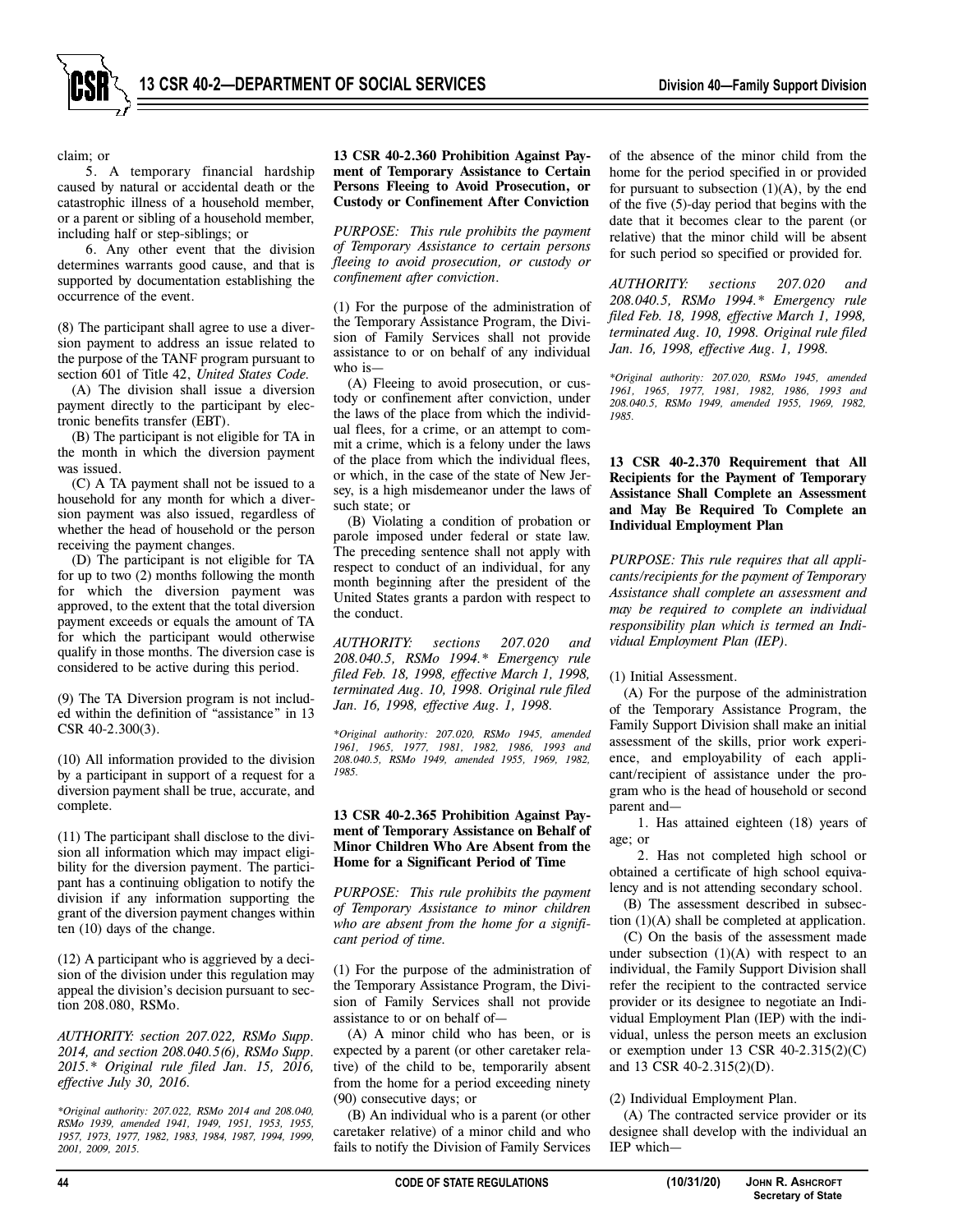claim; or

5. A temporary financial hardship caused by natural or accidental death or the catastrophic illness of a household member, or a parent or sibling of a household member, including half or step-siblings; or

6. Any other event that the division determines warrants good cause, and that is supported by documentation establishing the occurrence of the event.

(8) The participant shall agree to use a diversion payment to address an issue related to the purpose of the TANF program pursuant to section 601 of Title 42, *United States Code*.

(A) The division shall issue a diversion payment directly to the participant by electronic benefits transfer (EBT).

(B) The participant is not eligible for TA in the month in which the diversion payment was issued.

(C) A TA payment shall not be issued to a household for any month for which a diversion payment was also issued, regardless of whether the head of household or the person receiving the payment changes.

(D) The participant is not eligible for TA for up to two (2) months following the month for which the diversion payment was approved, to the extent that the total diversion payment exceeds or equals the amount of TA for which the participant would otherwise qualify in those months. The diversion case is considered to be active during this period.

(9) The TA Diversion program is not included within the definition of "assistance" in 13 CSR 40-2.300(3).

(10) All information provided to the division by a participant in support of a request for a diversion payment shall be true, accurate, and complete.

(11) The participant shall disclose to the division all information which may impact eligibility for the diversion payment. The participant has a continuing obligation to notify the division if any information supporting the grant of the diversion payment changes within ten (10) days of the change.

(12) A participant who is aggrieved by a decision of the division under this regulation may appeal the division's decision pursuant to section 208.080, RSMo.

*AUTHORITY: section 207.022, RSMo Supp. 2014, and section 208.040.5(6), RSMo Supp. 2015.\* Original rule filed Jan. 15, 2016, effective July 30, 2016.*

*\*Original authority: 207.022, RSMo 2014 and 208.040, RSMo 1939, amended 1941, 1949, 1951, 1953, 1955, 1957, 1973, 1977, 1982, 1983, 1984, 1987, 1994, 1999, 2001, 2009, 2015.*

**13 CSR 40-2.360 Prohibition Against Payment of Temporary Assistance to Certain Persons Fleeing to Avoid Prosecution, or Custody or Confinement After Conviction**

*PURPOSE: This rule prohibits the payment of Temporary Assistance to certain persons fleeing to avoid prosecution, or custody or confinement after conviction.*

(1) For the purpose of the administration of the Temporary Assistance Program, the Division of Family Services shall not provide assistance to or on behalf of any individual who is—

(A) Fleeing to avoid prosecution, or custody or confinement after conviction, under the laws of the place from which the individual flees, for a crime, or an attempt to commit a crime, which is a felony under the laws of the place from which the individual flees, or which, in the case of the state of New Jersey, is a high misdemeanor under the laws of such state; or

(B) Violating a condition of probation or parole imposed under federal or state law. The preceding sentence shall not apply with respect to conduct of an individual, for any month beginning after the president of the United States grants a pardon with respect to the conduct.

*AUTHORITY: sections 207.020 and 208.040.5, RSMo 1994.\* Emergency rule filed Feb. 18, 1998, effective March 1, 1998, terminated Aug. 10, 1998. Original rule filed Jan. 16, 1998, effective Aug. 1, 1998.*

*\*Original authority: 207.020, RSMo 1945, amended 1961, 1965, 1977, 1981, 1982, 1986, 1993 and 208.040.5, RSMo 1949, amended 1955, 1969, 1982, 1985.*

**13 CSR 40-2.365 Prohibition Against Payment of Temporary Assistance on Behalf of Minor Children Who Are Absent from the Home for a Significant Period of Time**

*PURPOSE: This rule prohibits the payment of Temporary Assistance to minor children who are absent from the home for a significant period of time.*

(1) For the purpose of the administration of the Temporary Assistance Program, the Division of Family Services shall not provide assistance to or on behalf of—

(A) A minor child who has been, or is expected by a parent (or other caretaker relative) of the child to be, temporarily absent from the home for a period exceeding ninety (90) consecutive days; or

(B) An individual who is a parent (or other caretaker relative) of a minor child and who fails to notify the Division of Family Services of the absence of the minor child from the home for the period specified in or provided for pursuant to subsection (1)(A), by the end of the five (5)-day period that begins with the date that it becomes clear to the parent (or relative) that the minor child will be absent for such period so specified or provided for.

*AUTHORITY: sections 207.020 and 208.040.5, RSMo 1994.\* Emergency rule filed Feb. 18, 1998, effective March 1, 1998, terminated Aug. 10, 1998. Original rule filed Jan. 16, 1998, effective Aug. 1, 1998.*

*\*Original authority: 207.020, RSMo 1945, amended 1961, 1965, 1977, 1981, 1982, 1986, 1993 and 208.040.5, RSMo 1949, amended 1955, 1969, 1982, 1985.*

**13 CSR 40-2.370 Requirement that All Recipients for the Payment of Temporary Assistance Shall Complete an Assessment and May Be Required To Complete an Individual Employment Plan**

*PURPOSE: This rule requires that all applicants/recipients for the payment of Temporary Assistance shall complete an assessment and may be required to complete an individual responsibility plan which is termed an Individual Employment Plan (IEP).*

(1) Initial Assessment.

(A) For the purpose of the administration of the Temporary Assistance Program, the Family Support Division shall make an initial assessment of the skills, prior work experience, and employability of each applicant/recipient of assistance under the program who is the head of household or second parent and—

1. Has attained eighteen (18) years of age; or

2. Has not completed high school or obtained a certificate of high school equivalency and is not attending secondary school.

(B) The assessment described in subsection (1)(A) shall be completed at application.

(C) On the basis of the assessment made under subsection (1)(A) with respect to an individual, the Family Support Division shall refer the recipient to the contracted service provider or its designee to negotiate an Individual Employment Plan (IEP) with the individual, unless the person meets an exclusion or exemption under 13 CSR 40-2.315(2)(C) and 13 CSR 40-2.315(2)(D).

(2) Individual Employment Plan.

(A) The contracted service provider or its designee shall develop with the individual an IEP which—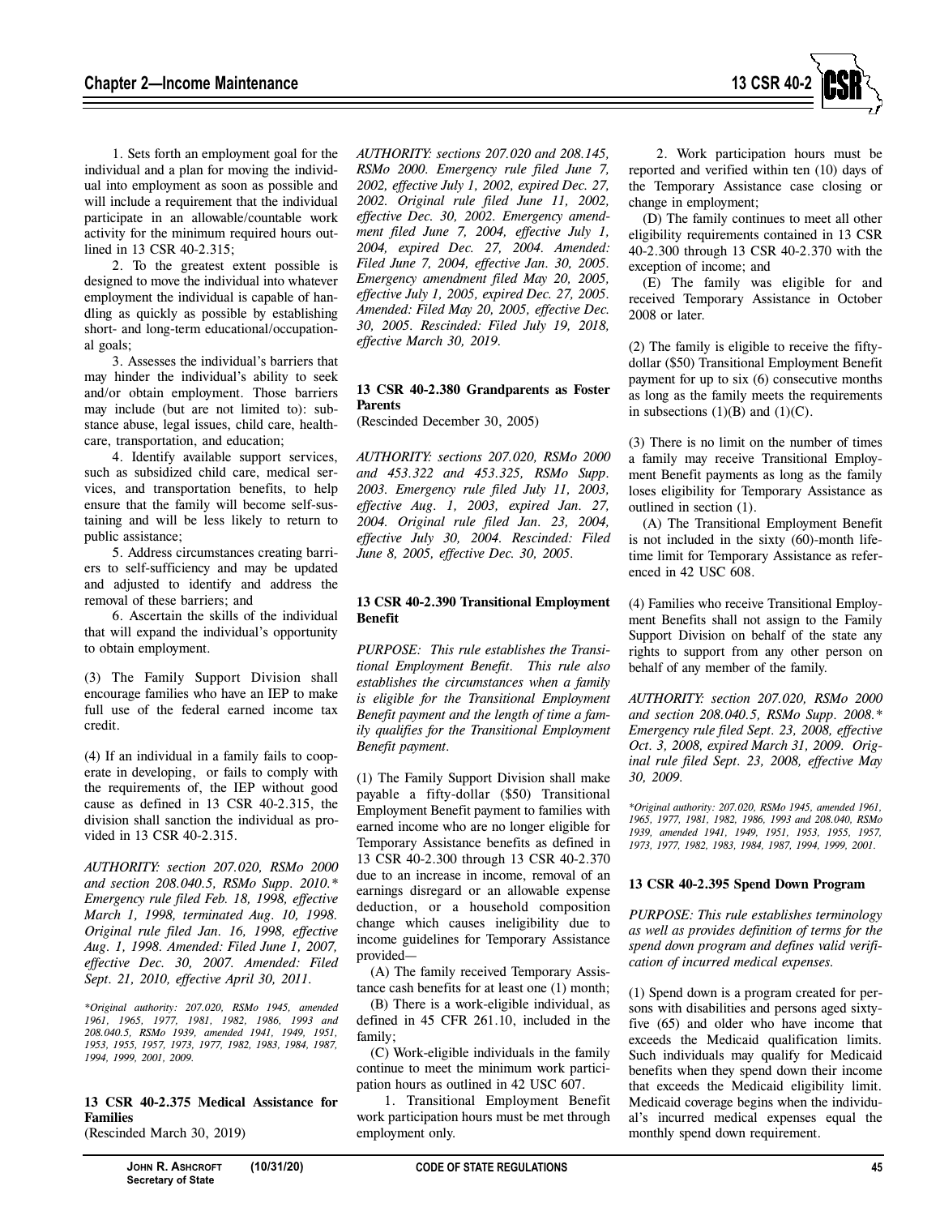1. Sets forth an employment goal for the individual and a plan for moving the individual into employment as soon as possible and will include a requirement that the individual participate in an allowable/countable work activity for the minimum required hours outlined in 13 CSR 40-2.315;

2. To the greatest extent possible is designed to move the individual into whatever employment the individual is capable of handling as quickly as possible by establishing short- and long-term educational/occupational goals;

3. Assesses the individual's barriers that may hinder the individual's ability to seek and/or obtain employment. Those barriers may include (but are not limited to): substance abuse, legal issues, child care, healthcare, transportation, and education;

4. Identify available support services, such as subsidized child care, medical services, and transportation benefits, to help ensure that the family will become self-sustaining and will be less likely to return to public assistance;

5. Address circumstances creating barriers to self-sufficiency and may be updated and adjusted to identify and address the removal of these barriers; and

6. Ascertain the skills of the individual that will expand the individual's opportunity to obtain employment.

(3) The Family Support Division shall encourage families who have an IEP to make full use of the federal earned income tax credit.

(4) If an individual in a family fails to cooperate in developing, or fails to comply with the requirements of, the IEP without good cause as defined in 13 CSR 40-2.315, the division shall sanction the individual as provided in 13 CSR 40-2.315.

*AUTHORITY: section 207.020, RSMo 2000 and section 208.040.5, RSMo Supp. 2010.\* Emergency rule filed Feb. 18, 1998, effective March 1, 1998, terminated Aug. 10, 1998. Original rule filed Jan. 16, 1998, effective Aug. 1, 1998. Amended: Filed June 1, 2007, effective Dec. 30, 2007. Amended: Filed Sept. 21, 2010, effective April 30, 2011.*

*\*Original authority: 207.020, RSMo 1945, amended 1961, 1965, 1977, 1981, 1982, 1986, 1993 and 208.040.5, RSMo 1939, amended 1941, 1949, 1951, 1953, 1955, 1957, 1973, 1977, 1982, 1983, 1984, 1987, 1994, 1999, 2001, 2009.*

**13 CSR 40-2.375 Medical Assistance for Families**
(Rescinded March 30, 2019)

*AUTHORITY: sections 207.020 and 208.145, RSMo 2000. Emergency rule filed June 7, 2002, effective July 1, 2002, expired Dec. 27, 2002. Original rule filed June 11, 2002, effective Dec. 30, 2002. Emergency amendment filed June 7, 2004, effective July 1, 2004, expired Dec. 27, 2004. Amended: Filed June 7, 2004, effective Jan. 30, 2005. Emergency amendment filed May 20, 2005, effective July 1, 2005, expired Dec. 27, 2005. Amended: Filed May 20, 2005, effective Dec. 30, 2005. Rescinded: Filed July 19, 2018, effective March 30, 2019.*

**13 CSR 40-2.380 Grandparents as Foster Parents**
(Rescinded December 30, 2005)

*AUTHORITY: sections 207.020, RSMo 2000 and 453.322 and 453.325, RSMo Supp. 2003. Emergency rule filed July 11, 2003, effective Aug. 1, 2003, expired Jan. 27, 2004. Original rule filed Jan. 23, 2004, effective July 30, 2004. Rescinded: Filed June 8, 2005, effective Dec. 30, 2005.*

**13 CSR 40-2.390 Transitional Employment Benefit**

*PURPOSE: This rule establishes the Transitional Employment Benefit. This rule also establishes the circumstances when a family is eligible for the Transitional Employment Benefit payment and the length of time a family qualifies for the Transitional Employment Benefit payment.*

(1) The Family Support Division shall make payable a fifty-dollar ($50) Transitional Employment Benefit payment to families with earned income who are no longer eligible for Temporary Assistance benefits as defined in 13 CSR 40-2.300 through 13 CSR 40-2.370 due to an increase in income, removal of an earnings disregard or an allowable expense deduction, or a household composition change which causes ineligibility due to income guidelines for Temporary Assistance provided—

(A) The family received Temporary Assistance cash benefits for at least one (1) month;

(B) There is a work-eligible individual, as defined in 45 CFR 261.10, included in the family;

(C) Work-eligible individuals in the family continue to meet the minimum work participation hours as outlined in 42 USC 607.

1. Transitional Employment Benefit work participation hours must be met through employment only.

2. Work participation hours must be reported and verified within ten (10) days of the Temporary Assistance case closing or change in employment;

(D) The family continues to meet all other eligibility requirements contained in 13 CSR 40-2.300 through 13 CSR 40-2.370 with the exception of income; and

(E) The family was eligible for and received Temporary Assistance in October 2008 or later.

(2) The family is eligible to receive the fifty-dollar ($50) Transitional Employment Benefit payment for up to six (6) consecutive months as long as the family meets the requirements in subsections (1)(B) and (1)(C).

(3) There is no limit on the number of times a family may receive Transitional Employment Benefit payments as long as the family loses eligibility for Temporary Assistance as outlined in section (1).

(A) The Transitional Employment Benefit is not included in the sixty (60)-month lifetime limit for Temporary Assistance as referenced in 42 USC 608.

(4) Families who receive Transitional Employment Benefits shall not assign to the Family Support Division on behalf of the state any rights to support from any other person on behalf of any member of the family.

*AUTHORITY: section 207.020, RSMo 2000 and section 208.040.5, RSMo Supp. 2008.\* Emergency rule filed Sept. 23, 2008, effective Oct. 3, 2008, expired March 31, 2009. Original rule filed Sept. 23, 2008, effective May 30, 2009.*

*\*Original authority: 207.020, RSMo 1945, amended 1961, 1965, 1977, 1981, 1982, 1986, 1993 and 208.040, RSMo 1939, amended 1941, 1949, 1951, 1953, 1955, 1957, 1973, 1977, 1982, 1983, 1984, 1987, 1994, 1999, 2001.*

**13 CSR 40-2.395 Spend Down Program**

*PURPOSE: This rule establishes terminology as well as provides definition of terms for the spend down program and defines valid verification of incurred medical expenses.*

(1) Spend down is a program created for persons with disabilities and persons aged sixty-five (65) and older who have income that exceeds the Medicaid qualification limits. Such individuals may qualify for Medicaid benefits when they spend down their income that exceeds the Medicaid eligibility limit. Medicaid coverage begins when the individual's incurred medical expenses equal the monthly spend down requirement.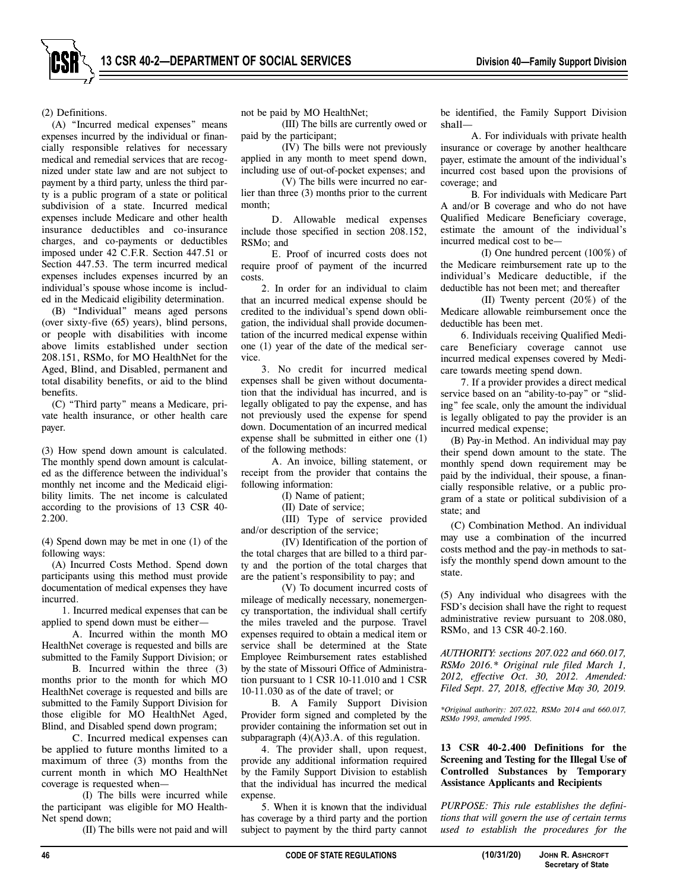(2) Definitions.

(A) "Incurred medical expenses" means expenses incurred by the individual or financially responsible relatives for necessary medical and remedial services that are recognized under state law and are not subject to payment by a third party, unless the third party is a public program of a state or political subdivision of a state. Incurred medical expenses include Medicare and other health insurance deductibles and co-insurance charges, and co-payments or deductibles imposed under 42 C.F.R. Section 447.51 or Section 447.53. The term incurred medical expenses includes expenses incurred by an individual's spouse whose income is included in the Medicaid eligibility determination.

(B) "Individual" means aged persons (over sixty-five (65) years), blind persons, or people with disabilities with income above limits established under section 208.151, RSMo, for MO HealthNet for the Aged, Blind, and Disabled, permanent and total disability benefits, or aid to the blind benefits.

(C) "Third party" means a Medicare, private health insurance, or other health care payer.

(3) How spend down amount is calculated. The monthly spend down amount is calculated as the difference between the individual's monthly net income and the Medicaid eligibility limits. The net income is calculated according to the provisions of 13 CSR 40-2.200.

(4) Spend down may be met in one (1) of the following ways:

(A) Incurred Costs Method. Spend down participants using this method must provide documentation of medical expenses they have incurred.

1. Incurred medical expenses that can be applied to spend down must be either—

A. Incurred within the month MO HealthNet coverage is requested and bills are submitted to the Family Support Division; or

B. Incurred within the three (3) months prior to the month for which MO HealthNet coverage is requested and bills are submitted to the Family Support Division for those eligible for MO HealthNet Aged, Blind, and Disabled spend down program;

C. Incurred medical expenses can be applied to future months limited to a maximum of three (3) months from the current month in which MO HealthNet coverage is requested when—

(I) The bills were incurred while the participant was eligible for MO HealthNet spend down;

(II) The bills were not paid and will not be paid by MO HealthNet;

(III) The bills are currently owed or paid by the participant;

(IV) The bills were not previously applied in any month to meet spend down, including use of out-of-pocket expenses; and

(V) The bills were incurred no earlier than three (3) months prior to the current month;

D. Allowable medical expenses include those specified in section 208.152, RSMo; and

E. Proof of incurred costs does not require proof of payment of the incurred costs.

2. In order for an individual to claim that an incurred medical expense should be credited to the individual's spend down obligation, the individual shall provide documentation of the incurred medical expense within one (1) year of the date of the medical service.

3. No credit for incurred medical expenses shall be given without documentation that the individual has incurred, and is legally obligated to pay the expense, and has not previously used the expense for spend down. Documentation of an incurred medical expense shall be submitted in either one (1) of the following methods:

A. An invoice, billing statement, or receipt from the provider that contains the following information:

(I) Name of patient;

(II) Date of service;

(III) Type of service provided and/or description of the service;

(IV) Identification of the portion of the total charges that are billed to a third party and the portion of the total charges that are the patient's responsibility to pay; and

(V) To document incurred costs of mileage of medically necessary, nonemergency transportation, the individual shall certify the miles traveled and the purpose. Travel expenses required to obtain a medical item or service shall be determined at the State Employee Reimbursement rates established by the state of Missouri Office of Administration pursuant to 1 CSR 10-11.010 and 1 CSR 10-11.030 as of the date of travel; or

B. A Family Support Division Provider form signed and completed by the provider containing the information set out in subparagraph (4)(A)3.A. of this regulation.

4. The provider shall, upon request, provide any additional information required by the Family Support Division to establish that the individual has incurred the medical expense.

5. When it is known that the individual has coverage by a third party and the portion subject to payment by the third party cannot be identified, the Family Support Division shall—

A. For individuals with private health insurance or coverage by another healthcare payer, estimate the amount of the individual's incurred cost based upon the provisions of coverage; and

B. For individuals with Medicare Part A and/or B coverage and who do not have Qualified Medicare Beneficiary coverage, estimate the amount of the individual's incurred medical cost to be—

(I) One hundred percent (100%) of the Medicare reimbursement rate up to the individual's Medicare deductible, if the deductible has not been met; and thereafter

(II) Twenty percent (20%) of the Medicare allowable reimbursement once the deductible has been met.

6. Individuals receiving Qualified Medicare Beneficiary coverage cannot use incurred medical expenses covered by Medicare towards meeting spend down.

7. If a provider provides a direct medical service based on an "ability-to-pay" or "sliding" fee scale, only the amount the individual is legally obligated to pay the provider is an incurred medical expense;

(B) Pay-in Method. An individual may pay their spend down amount to the state. The monthly spend down requirement may be paid by the individual, their spouse, a financially responsible relative, or a public program of a state or political subdivision of a state; and

(C) Combination Method. An individual may use a combination of the incurred costs method and the pay-in methods to satisfy the monthly spend down amount to the state.

(5) Any individual who disagrees with the FSD's decision shall have the right to request administrative review pursuant to 208.080, RSMo, and 13 CSR 40-2.160.

*AUTHORITY: sections 207.022 and 660.017, RSMo 2016.* Original rule filed March 1, 2012, effective Oct. 30, 2012. Amended: Filed Sept. 27, 2018, effective May 30, 2019.*

**Original authority: 207.022, RSMo 2014 and 660.017, RSMo 1993, amended 1995.*

**13 CSR 40-2.400 Definitions for the Screening and Testing for the Illegal Use of Controlled Substances by Temporary Assistance Applicants and Recipients**

*PURPOSE: This rule establishes the definitions that will govern the use of certain terms used to establish the procedures for the*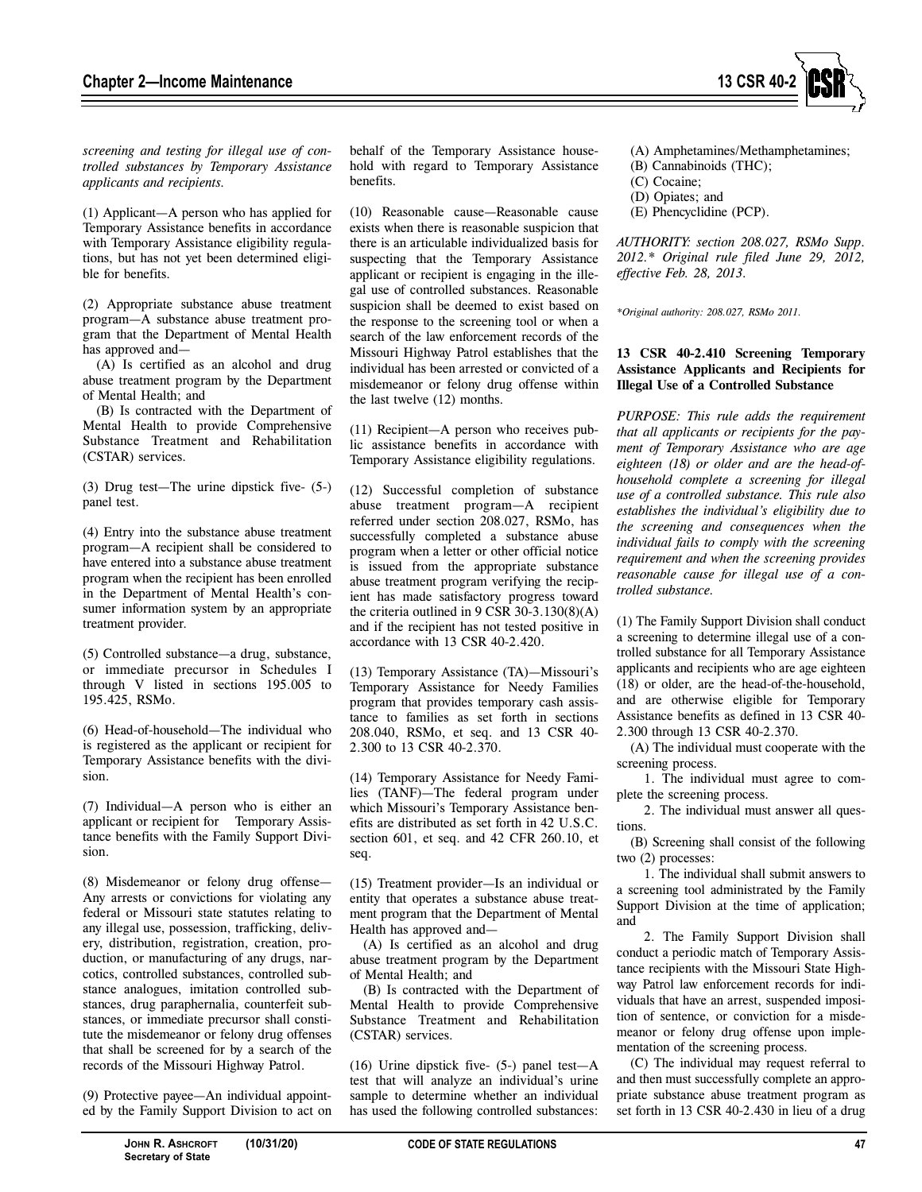*screening and testing for illegal use of controlled substances by Temporary Assistance applicants and recipients.*

(1) Applicant—A person who has applied for Temporary Assistance benefits in accordance with Temporary Assistance eligibility regulations, but has not yet been determined eligible for benefits.

(2) Appropriate substance abuse treatment program—A substance abuse treatment program that the Department of Mental Health has approved and—

(A) Is certified as an alcohol and drug abuse treatment program by the Department of Mental Health; and

(B) Is contracted with the Department of Mental Health to provide Comprehensive Substance Treatment and Rehabilitation (CSTAR) services.

(3) Drug test—The urine dipstick five- (5-) panel test.

(4) Entry into the substance abuse treatment program—A recipient shall be considered to have entered into a substance abuse treatment program when the recipient has been enrolled in the Department of Mental Health's consumer information system by an appropriate treatment provider.

(5) Controlled substance—a drug, substance, or immediate precursor in Schedules I through V listed in sections 195.005 to 195.425, RSMo.

(6) Head-of-household—The individual who is registered as the applicant or recipient for Temporary Assistance benefits with the division.

(7) Individual—A person who is either an applicant or recipient for Temporary Assistance benefits with the Family Support Division.

(8) Misdemeanor or felony drug offense—Any arrests or convictions for violating any federal or Missouri state statutes relating to any illegal use, possession, trafficking, delivery, distribution, registration, creation, production, or manufacturing of any drugs, narcotics, controlled substances, controlled substance analogues, imitation controlled substances, drug paraphernalia, counterfeit substances, or immediate precursor shall constitute the misdemeanor or felony drug offenses that shall be screened for by a search of the records of the Missouri Highway Patrol.

(9) Protective payee—An individual appointed by the Family Support Division to act on behalf of the Temporary Assistance household with regard to Temporary Assistance benefits.

(10) Reasonable cause—Reasonable cause exists when there is reasonable suspicion that there is an articulable individualized basis for suspecting that the Temporary Assistance applicant or recipient is engaging in the illegal use of controlled substances. Reasonable suspicion shall be deemed to exist based on the response to the screening tool or when a search of the law enforcement records of the Missouri Highway Patrol establishes that the individual has been arrested or convicted of a misdemeanor or felony drug offense within the last twelve (12) months.

(11) Recipient—A person who receives public assistance benefits in accordance with Temporary Assistance eligibility regulations.

(12) Successful completion of substance abuse treatment program—A recipient referred under section 208.027, RSMo, has successfully completed a substance abuse program when a letter or other official notice is issued from the appropriate substance abuse treatment program verifying the recipient has made satisfactory progress toward the criteria outlined in 9 CSR 30-3.130(8)(A) and if the recipient has not tested positive in accordance with 13 CSR 40-2.420.

(13) Temporary Assistance (TA)—Missouri's Temporary Assistance for Needy Families program that provides temporary cash assistance to families as set forth in sections 208.040, RSMo, et seq. and 13 CSR 40-2.300 to 13 CSR 40-2.370.

(14) Temporary Assistance for Needy Families (TANF)—The federal program under which Missouri's Temporary Assistance benefits are distributed as set forth in 42 U.S.C. section 601, et seq. and 42 CFR 260.10, et seq.

(15) Treatment provider—Is an individual or entity that operates a substance abuse treatment program that the Department of Mental Health has approved and—

(A) Is certified as an alcohol and drug abuse treatment program by the Department of Mental Health; and

(B) Is contracted with the Department of Mental Health to provide Comprehensive Substance Treatment and Rehabilitation (CSTAR) services.

(16) Urine dipstick five- (5-) panel test—A test that will analyze an individual's urine sample to determine whether an individual has used the following controlled substances:

(A) Amphetamines/Methamphetamines;

(B) Cannabinoids (THC);

(C) Cocaine;

(D) Opiates; and

(E) Phencyclidine (PCP).

*AUTHORITY: section 208.027, RSMo Supp. 2012.\* Original rule filed June 29, 2012, effective Feb. 28, 2013.*

*\*Original authority: 208.027, RSMo 2011.*

**13 CSR 40-2.410 Screening Temporary Assistance Applicants and Recipients for Illegal Use of a Controlled Substance**

*PURPOSE: This rule adds the requirement that all applicants or recipients for the payment of Temporary Assistance who are age eighteen (18) or older and are the head-of-household complete a screening for illegal use of a controlled substance. This rule also establishes the individual's eligibility due to the screening and consequences when the individual fails to comply with the screening requirement and when the screening provides reasonable cause for illegal use of a controlled substance.*

(1) The Family Support Division shall conduct a screening to determine illegal use of a controlled substance for all Temporary Assistance applicants and recipients who are age eighteen (18) or older, are the head-of-the-household, and are otherwise eligible for Temporary Assistance benefits as defined in 13 CSR 40-2.300 through 13 CSR 40-2.370.

(A) The individual must cooperate with the screening process.

1. The individual must agree to complete the screening process.

2. The individual must answer all questions.

(B) Screening shall consist of the following two (2) processes:

1. The individual shall submit answers to a screening tool administrated by the Family Support Division at the time of application; and

2. The Family Support Division shall conduct a periodic match of Temporary Assistance recipients with the Missouri State Highway Patrol law enforcement records for individuals that have an arrest, suspended imposition of sentence, or conviction for a misdemeanor or felony drug offense upon implementation of the screening process.

(C) The individual may request referral to and then must successfully complete an appropriate substance abuse treatment program as set forth in 13 CSR 40-2.430 in lieu of a drug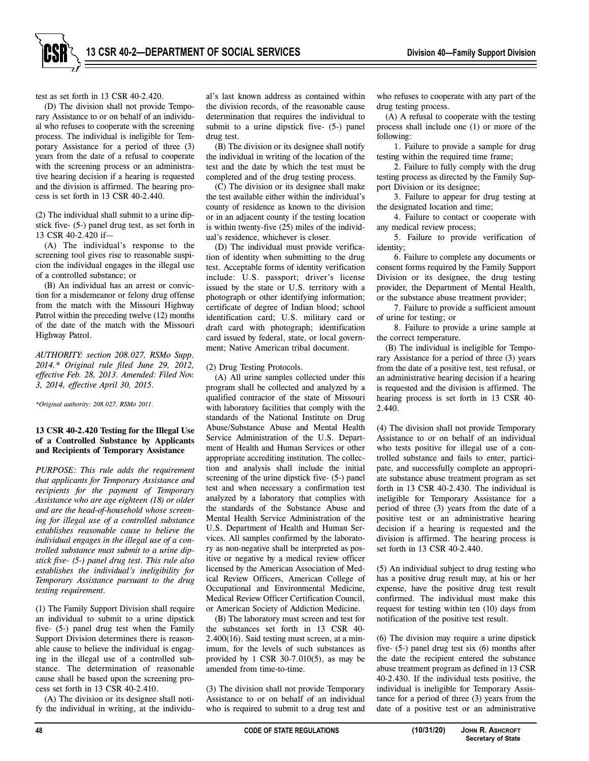test as set forth in 13 CSR 40-2.420.

(D) The division shall not provide Temporary Assistance to or on behalf of an individual who refuses to cooperate with the screening process. The individual is ineligible for Temporary Assistance for a period of three (3) years from the date of a refusal to cooperate with the screening process or an administrative hearing decision if a hearing is requested and the division is affirmed. The hearing process is set forth in 13 CSR 40-2.440.

(2) The individual shall submit to a urine dipstick five- (5-) panel drug test, as set forth in 13 CSR 40-2.420 if—

(A) The individual's response to the screening tool gives rise to reasonable suspicion the individual engages in the illegal use of a controlled substance; or

(B) An individual has an arrest or conviction for a misdemeanor or felony drug offense from the match with the Missouri Highway Patrol within the preceding twelve (12) months of the date of the match with the Missouri Highway Patrol.

*AUTHORITY: section 208.027, RSMo Supp. 2014.\* Original rule filed June 29, 2012, effective Feb. 28, 2013. Amended: Filed Nov. 3, 2014, effective April 30, 2015.*

*\*Original authority: 208.027, RSMo 2011.*

**13 CSR 40-2.420 Testing for the Illegal Use of a Controlled Substance by Applicants and Recipients of Temporary Assistance**

*PURPOSE: This rule adds the requirement that applicants for Temporary Assistance and recipients for the payment of Temporary Assistance who are age eighteen (18) or older and are the head-of-household whose screening for illegal use of a controlled substance establishes reasonable cause to believe the individual engages in the illegal use of a controlled substance must submit to a urine dipstick five- (5-) panel drug test. This rule also establishes the individual's ineligibility for Temporary Assistance pursuant to the drug testing requirement.*

(1) The Family Support Division shall require an individual to submit to a urine dipstick five- (5-) panel drug test when the Family Support Division determines there is reasonable cause to believe the individual is engaging in the illegal use of a controlled substance. The determination of reasonable cause shall be based upon the screening process set forth in 13 CSR 40-2.410.

(A) The division or its designee shall notify the individual in writing, at the individual's last known address as contained within the division records, of the reasonable cause determination that requires the individual to submit to a urine dipstick five- (5-) panel drug test.

(B) The division or its designee shall notify the individual in writing of the location of the test and the date by which the test must be completed and of the drug testing process.

(C) The division or its designee shall make the test available either within the individual's county of residence as known to the division or in an adjacent county if the testing location is within twenty-five (25) miles of the individual's residence, whichever is closer.

(D) The individual must provide verification of identity when submitting to the drug test. Acceptable forms of identity verification include: U.S. passport; driver's license issued by the state or U.S. territory with a photograph or other identifying information; certificate of degree of Indian blood; school identification card; U.S. military card or draft card with photograph; identification card issued by federal, state, or local government; Native American tribal document.

(2) Drug Testing Protocols.

(A) All urine samples collected under this program shall be collected and analyzed by a qualified contractor of the state of Missouri with laboratory facilities that comply with the standards of the National Institute on Drug Abuse/Substance Abuse and Mental Health Service Administration of the U.S. Department of Health and Human Services or other appropriate accrediting institution. The collection and analysis shall include the initial screening of the urine dipstick five- (5-) panel test and when necessary a confirmation test analyzed by a laboratory that complies with the standards of the Substance Abuse and Mental Health Service Administration of the U.S. Department of Health and Human Services. All samples confirmed by the laboratory as non-negative shall be interpreted as positive or negative by a medical review officer licensed by the American Association of Medical Review Officers, American College of Occupational and Environmental Medicine, Medical Review Officer Certification Council, or American Society of Addiction Medicine.

(B) The laboratory must screen and test for the substances set forth in 13 CSR 40-2.400(16). Said testing must screen, at a minimum, for the levels of such substances as provided by 1 CSR 30-7.010(5), as may be amended from time-to-time.

(3) The division shall not provide Temporary Assistance to or on behalf of an individual who is required to submit to a drug test and who refuses to cooperate with any part of the drug testing process.

(A) A refusal to cooperate with the testing process shall include one (1) or more of the following:

1. Failure to provide a sample for drug testing within the required time frame;

2. Failure to fully comply with the drug testing process as directed by the Family Support Division or its designee;

3. Failure to appear for drug testing at the designated location and time;

4. Failure to contact or cooperate with any medical review process;

5. Failure to provide verification of identity;

6. Failure to complete any documents or consent forms required by the Family Support Division or its designee, the drug testing provider, the Department of Mental Health, or the substance abuse treatment provider;

7. Failure to provide a sufficient amount of urine for testing; or

8. Failure to provide a urine sample at the correct temperature.

(B) The individual is ineligible for Temporary Assistance for a period of three (3) years from the date of a positive test, test refusal, or an administrative hearing decision if a hearing is requested and the division is affirmed. The hearing process is set forth in 13 CSR 40-2.440.

(4) The division shall not provide Temporary Assistance to or on behalf of an individual who tests positive for illegal use of a controlled substance and fails to enter, participate, and successfully complete an appropriate substance abuse treatment program as set forth in 13 CSR 40-2.430. The individual is ineligible for Temporary Assistance for a period of three (3) years from the date of a positive test or an administrative hearing decision if a hearing is requested and the division is affirmed. The hearing process is set forth in 13 CSR 40-2.440.

(5) An individual subject to drug testing who has a positive drug result may, at his or her expense, have the positive drug test result confirmed. The individual must make this request for testing within ten (10) days from notification of the positive test result.

(6) The division may require a urine dipstick five- (5-) panel drug test six (6) months after the date the recipient entered the substance abuse treatment program as defined in 13 CSR 40-2.430. If the individual tests positive, the individual is ineligible for Temporary Assistance for a period of three (3) years from the date of a positive test or an administrative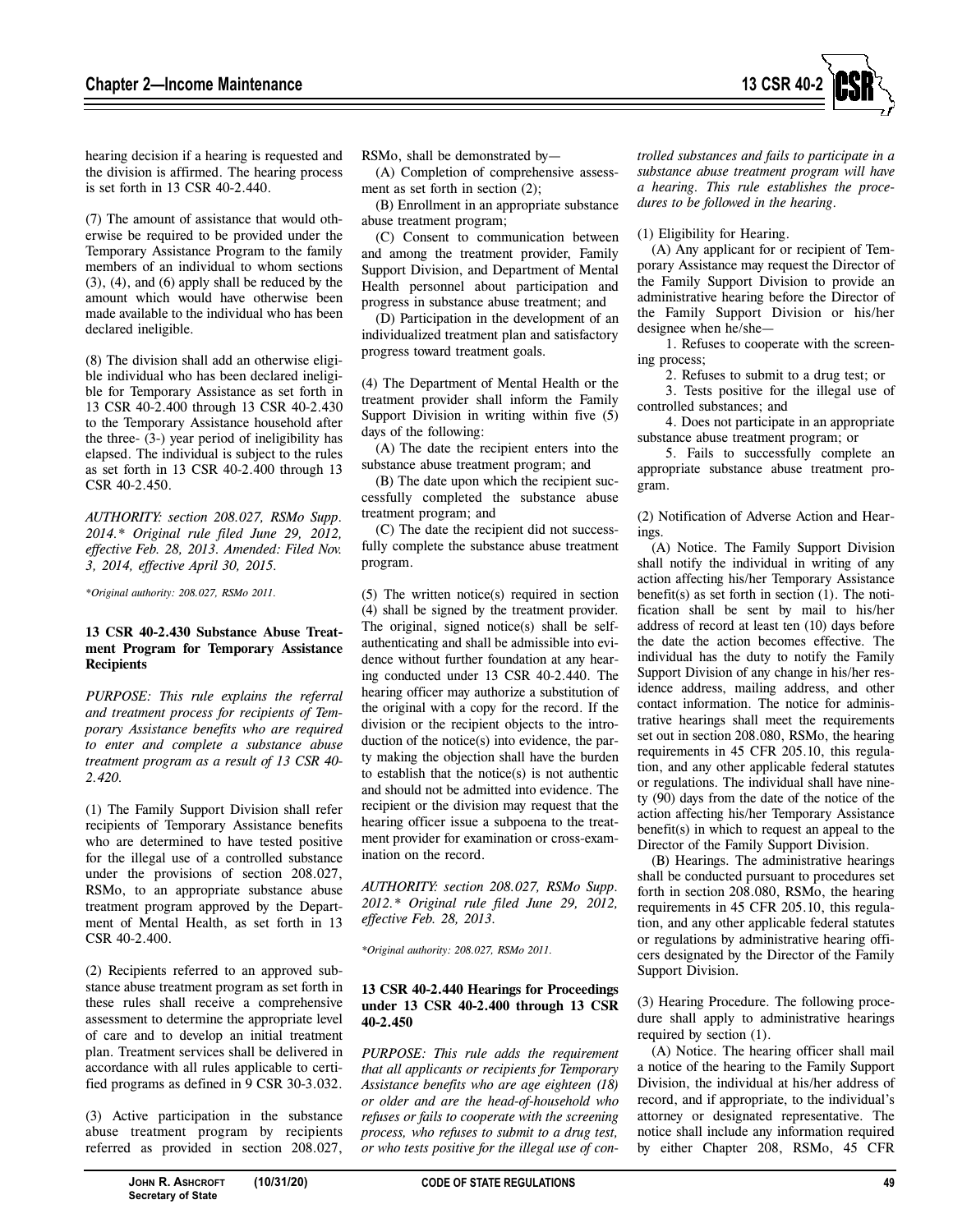hearing decision if a hearing is requested and the division is affirmed. The hearing process is set forth in 13 CSR 40-2.440.

(7) The amount of assistance that would otherwise be required to be provided under the Temporary Assistance Program to the family members of an individual to whom sections (3), (4), and (6) apply shall be reduced by the amount which would have otherwise been made available to the individual who has been declared ineligible.

(8) The division shall add an otherwise eligible individual who has been declared ineligible for Temporary Assistance as set forth in 13 CSR 40-2.400 through 13 CSR 40-2.430 to the Temporary Assistance household after the three- (3-) year period of ineligibility has elapsed. The individual is subject to the rules as set forth in 13 CSR 40-2.400 through 13 CSR 40-2.450.

*AUTHORITY: section 208.027, RSMo Supp. 2014.\* Original rule filed June 29, 2012, effective Feb. 28, 2013. Amended: Filed Nov. 3, 2014, effective April 30, 2015.*

*\*Original authority: 208.027, RSMo 2011.*

**13 CSR 40-2.430 Substance Abuse Treatment Program for Temporary Assistance Recipients**

*PURPOSE: This rule explains the referral and treatment process for recipients of Temporary Assistance benefits who are required to enter and complete a substance abuse treatment program as a result of 13 CSR 40-2.420.*

(1) The Family Support Division shall refer recipients of Temporary Assistance benefits who are determined to have tested positive for the illegal use of a controlled substance under the provisions of section 208.027, RSMo, to an appropriate substance abuse treatment program approved by the Department of Mental Health, as set forth in 13 CSR 40-2.400.

(2) Recipients referred to an approved substance abuse treatment program as set forth in these rules shall receive a comprehensive assessment to determine the appropriate level of care and to develop an initial treatment plan. Treatment services shall be delivered in accordance with all rules applicable to certified programs as defined in 9 CSR 30-3.032.

(3) Active participation in the substance abuse treatment program by recipients referred as provided in section 208.027, RSMo, shall be demonstrated by—

(A) Completion of comprehensive assessment as set forth in section (2);

(B) Enrollment in an appropriate substance abuse treatment program;

(C) Consent to communication between and among the treatment provider, Family Support Division, and Department of Mental Health personnel about participation and progress in substance abuse treatment; and

(D) Participation in the development of an individualized treatment plan and satisfactory progress toward treatment goals.

(4) The Department of Mental Health or the treatment provider shall inform the Family Support Division in writing within five (5) days of the following:

(A) The date the recipient enters into the substance abuse treatment program; and

(B) The date upon which the recipient successfully completed the substance abuse treatment program; and

(C) The date the recipient did not successfully complete the substance abuse treatment program.

(5) The written notice(s) required in section (4) shall be signed by the treatment provider. The original, signed notice(s) shall be self-authenticating and shall be admissible into evidence without further foundation at any hearing conducted under 13 CSR 40-2.440. The hearing officer may authorize a substitution of the original with a copy for the record. If the division or the recipient objects to the introduction of the notice(s) into evidence, the party making the objection shall have the burden to establish that the notice(s) is not authentic and should not be admitted into evidence. The recipient or the division may request that the hearing officer issue a subpoena to the treatment provider for examination or cross-examination on the record.

*AUTHORITY: section 208.027, RSMo Supp. 2012.\* Original rule filed June 29, 2012, effective Feb. 28, 2013.*

*\*Original authority: 208.027, RSMo 2011.*

**13 CSR 40-2.440 Hearings for Proceedings under 13 CSR 40-2.400 through 13 CSR 40-2.450**

*PURPOSE: This rule adds the requirement that all applicants or recipients for Temporary Assistance benefits who are age eighteen (18) or older and are the head-of-household who refuses or fails to cooperate with the screening process, who refuses to submit to a drug test, or who tests positive for the illegal use of controlled substances and fails to participate in a substance abuse treatment program will have a hearing. This rule establishes the procedures to be followed in the hearing.*

(1) Eligibility for Hearing.

(A) Any applicant for or recipient of Temporary Assistance may request the Director of the Family Support Division to provide an administrative hearing before the Director of the Family Support Division or his/her designee when he/she—

1. Refuses to cooperate with the screening process;

2. Refuses to submit to a drug test; or

3. Tests positive for the illegal use of controlled substances; and

4. Does not participate in an appropriate substance abuse treatment program; or

5. Fails to successfully complete an appropriate substance abuse treatment program.

(2) Notification of Adverse Action and Hearings.

(A) Notice. The Family Support Division shall notify the individual in writing of any action affecting his/her Temporary Assistance benefit(s) as set forth in section (1). The notification shall be sent by mail to his/her address of record at least ten (10) days before the date the action becomes effective. The individual has the duty to notify the Family Support Division of any change in his/her residence address, mailing address, and other contact information. The notice for administrative hearings shall meet the requirements set out in section 208.080, RSMo, the hearing requirements in 45 CFR 205.10, this regulation, and any other applicable federal statutes or regulations. The individual shall have ninety (90) days from the date of the notice of the action affecting his/her Temporary Assistance benefit(s) in which to request an appeal to the Director of the Family Support Division.

(B) Hearings. The administrative hearings shall be conducted pursuant to procedures set forth in section 208.080, RSMo, the hearing requirements in 45 CFR 205.10, this regulation, and any other applicable federal statutes or regulations by administrative hearing officers designated by the Director of the Family Support Division.

(3) Hearing Procedure. The following procedure shall apply to administrative hearings required by section (1).

(A) Notice. The hearing officer shall mail a notice of the hearing to the Family Support Division, the individual at his/her address of record, and if appropriate, to the individual's attorney or designated representative. The notice shall include any information required by either Chapter 208, RSMo, 45 CFR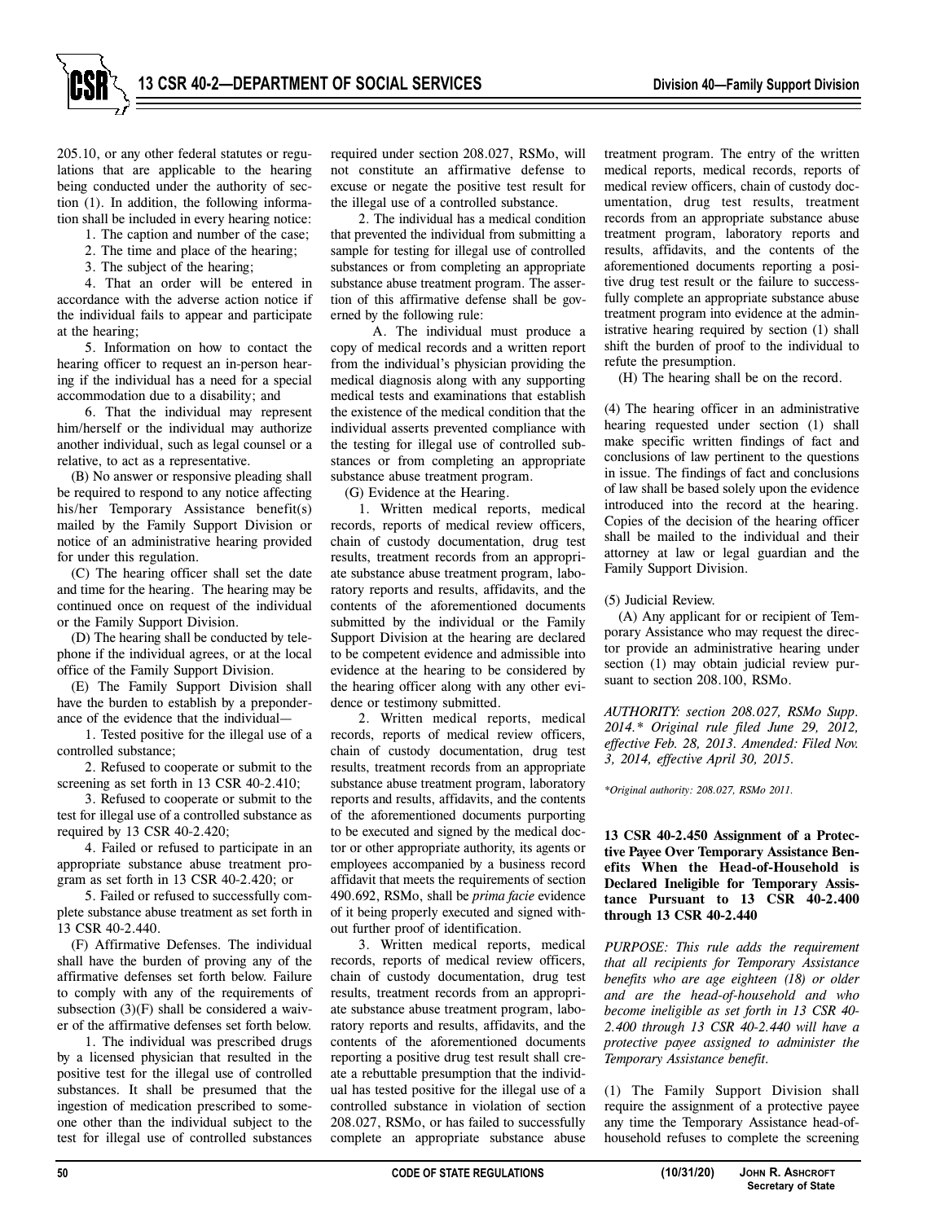205.10, or any other federal statutes or regulations that are applicable to the hearing being conducted under the authority of section (1). In addition, the following information shall be included in every hearing notice:

1. The caption and number of the case;
2. The time and place of the hearing;
3. The subject of the hearing;
4. That an order will be entered in accordance with the adverse action notice if the individual fails to appear and participate at the hearing;
5. Information on how to contact the hearing officer to request an in-person hearing if the individual has a need for a special accommodation due to a disability; and
6. That the individual may represent him/herself or the individual may authorize another individual, such as legal counsel or a relative, to act as a representative.

(B) No answer or responsive pleading shall be required to respond to any notice affecting his/her Temporary Assistance benefit(s) mailed by the Family Support Division or notice of an administrative hearing provided for under this regulation.

(C) The hearing officer shall set the date and time for the hearing. The hearing may be continued once on request of the individual or the Family Support Division.

(D) The hearing shall be conducted by telephone if the individual agrees, or at the local office of the Family Support Division.

(E) The Family Support Division shall have the burden to establish by a preponderance of the evidence that the individual—

1. Tested positive for the illegal use of a controlled substance;
2. Refused to cooperate or submit to the screening as set forth in 13 CSR 40-2.410;
3. Refused to cooperate or submit to the test for illegal use of a controlled substance as required by 13 CSR 40-2.420;
4. Failed or refused to participate in an appropriate substance abuse treatment program as set forth in 13 CSR 40-2.420; or
5. Failed or refused to successfully complete substance abuse treatment as set forth in 13 CSR 40-2.440.

(F) Affirmative Defenses. The individual shall have the burden of proving any of the affirmative defenses set forth below. Failure to comply with any of the requirements of subsection (3)(F) shall be considered a waiver of the affirmative defenses set forth below.

1. The individual was prescribed drugs by a licensed physician that resulted in the positive test for the illegal use of controlled substances. It shall be presumed that the ingestion of medication prescribed to someone other than the individual subject to the test for illegal use of controlled substances required under section 208.027, RSMo, will not constitute an affirmative defense to excuse or negate the positive test result for the illegal use of a controlled substance.

2. The individual has a medical condition that prevented the individual from submitting a sample for testing for illegal use of controlled substances or from completing an appropriate substance abuse treatment program. The assertion of this affirmative defense shall be governed by the following rule:

A. The individual must produce a copy of medical records and a written report from the individual's physician providing the medical diagnosis along with any supporting medical tests and examinations that establish the existence of the medical condition that the individual asserts prevented compliance with the testing for illegal use of controlled substances or from completing an appropriate substance abuse treatment program.

(G) Evidence at the Hearing.

1. Written medical reports, medical records, reports of medical review officers, chain of custody documentation, drug test results, treatment records from an appropriate substance abuse treatment program, laboratory reports and results, affidavits, and the contents of the aforementioned documents submitted by the individual or the Family Support Division at the hearing are declared to be competent evidence and admissible into evidence at the hearing to be considered by the hearing officer along with any other evidence or testimony submitted.

2. Written medical reports, medical records, reports of medical review officers, chain of custody documentation, drug test results, treatment records from an appropriate substance abuse treatment program, laboratory reports and results, affidavits, and the contents of the aforementioned documents purporting to be executed and signed by the medical doctor or other appropriate authority, its agents or employees accompanied by a business record affidavit that meets the requirements of section 490.692, RSMo, shall be *prima facie* evidence of it being properly executed and signed without further proof of identification.

3. Written medical reports, medical records, reports of medical review officers, chain of custody documentation, drug test results, treatment records from an appropriate substance abuse treatment program, laboratory reports and results, affidavits, and the contents of the aforementioned documents reporting a positive drug test result shall create a rebuttable presumption that the individual has tested positive for the illegal use of a controlled substance in violation of section 208.027, RSMo, or has failed to successfully complete an appropriate substance abuse treatment program. The entry of the written medical reports, medical records, reports of medical review officers, chain of custody documentation, drug test results, treatment records from an appropriate substance abuse treatment program, laboratory reports and results, affidavits, and the contents of the aforementioned documents reporting a positive drug test result or the failure to successfully complete an appropriate substance abuse treatment program into evidence at the administrative hearing required by section (1) shall shift the burden of proof to the individual to refute the presumption.

(H) The hearing shall be on the record.

(4) The hearing officer in an administrative hearing requested under section (1) shall make specific written findings of fact and conclusions of law pertinent to the questions in issue. The findings of fact and conclusions of law shall be based solely upon the evidence introduced into the record at the hearing. Copies of the decision of the hearing officer shall be mailed to the individual and their attorney at law or legal guardian and the Family Support Division.

(5) Judicial Review.

(A) Any applicant for or recipient of Temporary Assistance who may request the director provide an administrative hearing under section (1) may obtain judicial review pursuant to section 208.100, RSMo.

*AUTHORITY: section 208.027, RSMo Supp. 2014.\* Original rule filed June 29, 2012, effective Feb. 28, 2013. Amended: Filed Nov. 3, 2014, effective April 30, 2015.*

*\*Original authority: 208.027, RSMo 2011.*

**13 CSR 40-2.450 Assignment of a Protective Payee Over Temporary Assistance Benefits When the Head-of-Household is Declared Ineligible for Temporary Assistance Pursuant to 13 CSR 40-2.400 through 13 CSR 40-2.440**

*PURPOSE: This rule adds the requirement that all recipients for Temporary Assistance benefits who are age eighteen (18) or older and are the head-of-household and who become ineligible as set forth in 13 CSR 40-2.400 through 13 CSR 40-2.440 will have a protective payee assigned to administer the Temporary Assistance benefit.*

(1) The Family Support Division shall require the assignment of a protective payee any time the Temporary Assistance head-of-household refuses to complete the screening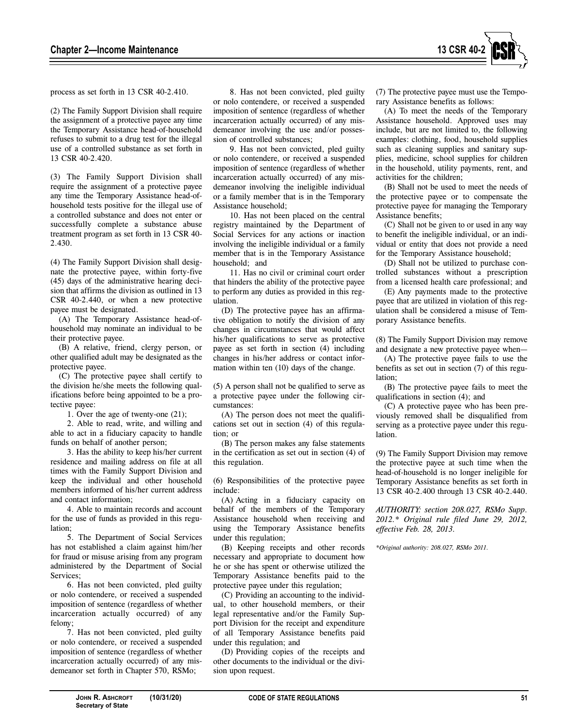process as set forth in 13 CSR 40-2.410.

(2) The Family Support Division shall require the assignment of a protective payee any time the Temporary Assistance head-of-household refuses to submit to a drug test for the illegal use of a controlled substance as set forth in 13 CSR 40-2.420.

(3) The Family Support Division shall require the assignment of a protective payee any time the Temporary Assistance head-of-household tests positive for the illegal use of a controlled substance and does not enter or successfully complete a substance abuse treatment program as set forth in 13 CSR 40-2.430.

(4) The Family Support Division shall designate the protective payee, within forty-five (45) days of the administrative hearing decision that affirms the division as outlined in 13 CSR 40-2.440, or when a new protective payee must be designated.

(A) The Temporary Assistance head-of-household may nominate an individual to be their protective payee.

(B) A relative, friend, clergy person, or other qualified adult may be designated as the protective payee.

(C) The protective payee shall certify to the division he/she meets the following qualifications before being appointed to be a protective payee:

1. Over the age of twenty-one (21);

2. Able to read, write, and willing and able to act in a fiduciary capacity to handle funds on behalf of another person;

3. Has the ability to keep his/her current residence and mailing address on file at all times with the Family Support Division and keep the individual and other household members informed of his/her current address and contact information;

4. Able to maintain records and account for the use of funds as provided in this regulation;

5. The Department of Social Services has not established a claim against him/her for fraud or misuse arising from any program administered by the Department of Social Services;

6. Has not been convicted, pled guilty or nolo contendere, or received a suspended imposition of sentence (regardless of whether incarceration actually occurred) of any felony;

7. Has not been convicted, pled guilty or nolo contendere, or received a suspended imposition of sentence (regardless of whether incarceration actually occurred) of any misdemeanor set forth in Chapter 570, RSMo;

8. Has not been convicted, pled guilty or nolo contendere, or received a suspended imposition of sentence (regardless of whether incarceration actually occurred) of any misdemeanor involving the use and/or possession of controlled substances;

9. Has not been convicted, pled guilty or nolo contendere, or received a suspended imposition of sentence (regardless of whether incarceration actually occurred) of any misdemeanor involving the ineligible individual or a family member that is in the Temporary Assistance household;

10. Has not been placed on the central registry maintained by the Department of Social Services for any actions or inaction involving the ineligible individual or a family member that is in the Temporary Assistance household; and

11. Has no civil or criminal court order that hinders the ability of the protective payee to perform any duties as provided in this regulation.

(D) The protective payee has an affirmative obligation to notify the division of any changes in circumstances that would affect his/her qualifications to serve as protective payee as set forth in section (4) including changes in his/her address or contact information within ten (10) days of the change.

(5) A person shall not be qualified to serve as a protective payee under the following circumstances:

(A) The person does not meet the qualifications set out in section (4) of this regulation; or

(B) The person makes any false statements in the certification as set out in section (4) of this regulation.

(6) Responsibilities of the protective payee include:

(A) Acting in a fiduciary capacity on behalf of the members of the Temporary Assistance household when receiving and using the Temporary Assistance benefits under this regulation;

(B) Keeping receipts and other records necessary and appropriate to document how he or she has spent or otherwise utilized the Temporary Assistance benefits paid to the protective payee under this regulation;

(C) Providing an accounting to the individual, to other household members, or their legal representative and/or the Family Support Division for the receipt and expenditure of all Temporary Assistance benefits paid under this regulation; and

(D) Providing copies of the receipts and other documents to the individual or the division upon request.

(7) The protective payee must use the Temporary Assistance benefits as follows:

(A) To meet the needs of the Temporary Assistance household. Approved uses may include, but are not limited to, the following examples: clothing, food, household supplies such as cleaning supplies and sanitary supplies, medicine, school supplies for children in the household, utility payments, rent, and activities for the children;

(B) Shall not be used to meet the needs of the protective payee or to compensate the protective payee for managing the Temporary Assistance benefits;

(C) Shall not be given to or used in any way to benefit the ineligible individual, or an individual or entity that does not provide a need for the Temporary Assistance household;

(D) Shall not be utilized to purchase controlled substances without a prescription from a licensed health care professional; and

(E) Any payments made to the protective payee that are utilized in violation of this regulation shall be considered a misuse of Temporary Assistance benefits.

(8) The Family Support Division may remove and designate a new protective payee when—

(A) The protective payee fails to use the benefits as set out in section (7) of this regulation;

(B) The protective payee fails to meet the qualifications in section (4); and

(C) A protective payee who has been previously removed shall be disqualified from serving as a protective payee under this regulation.

(9) The Family Support Division may remove the protective payee at such time when the head-of-household is no longer ineligible for Temporary Assistance benefits as set forth in 13 CSR 40-2.400 through 13 CSR 40-2.440.

*AUTHORITY: section 208.027, RSMo Supp. 2012.* Original rule filed June 29, 2012, effective Feb. 28, 2013.*

**Original authority: 208.027, RSMo 2011.*